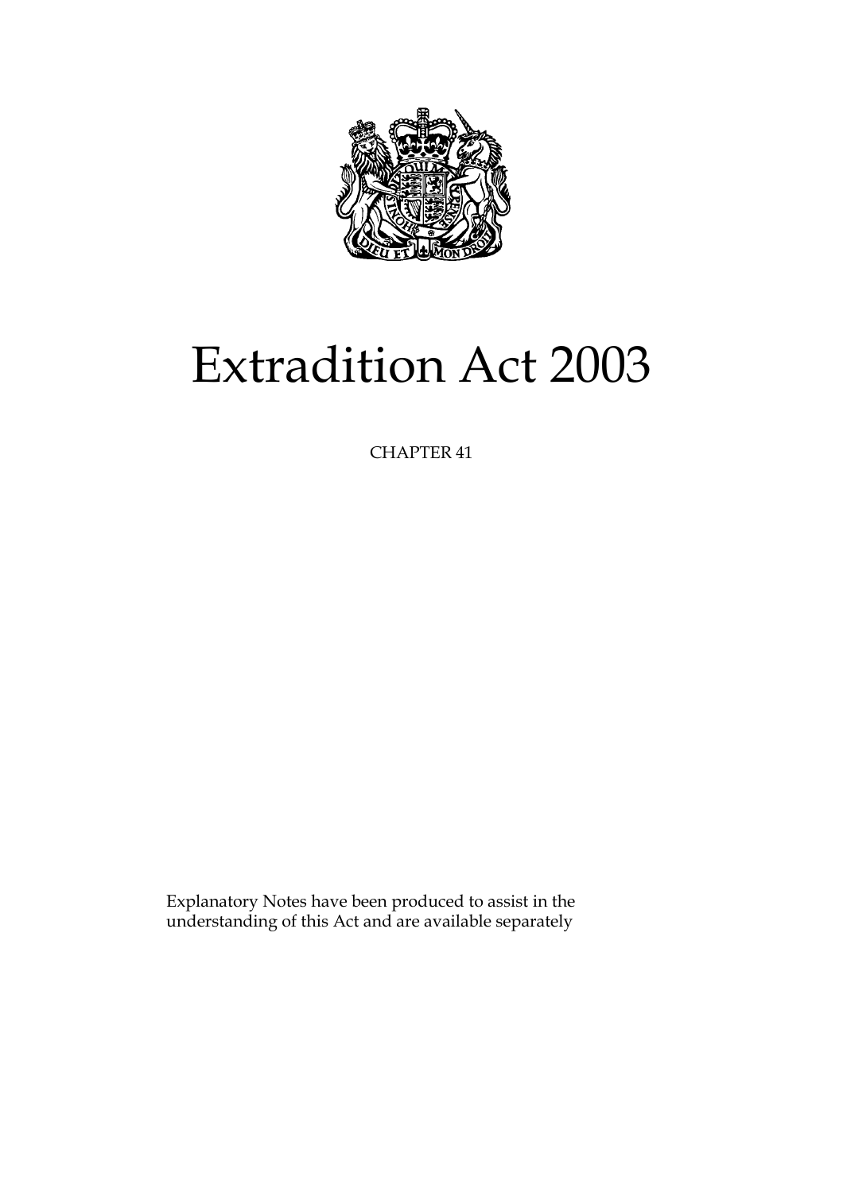# Extradition Act 2003

CHAPTER 41

Explanatory Notes have been produced to assist in the understanding of this Act and are available separately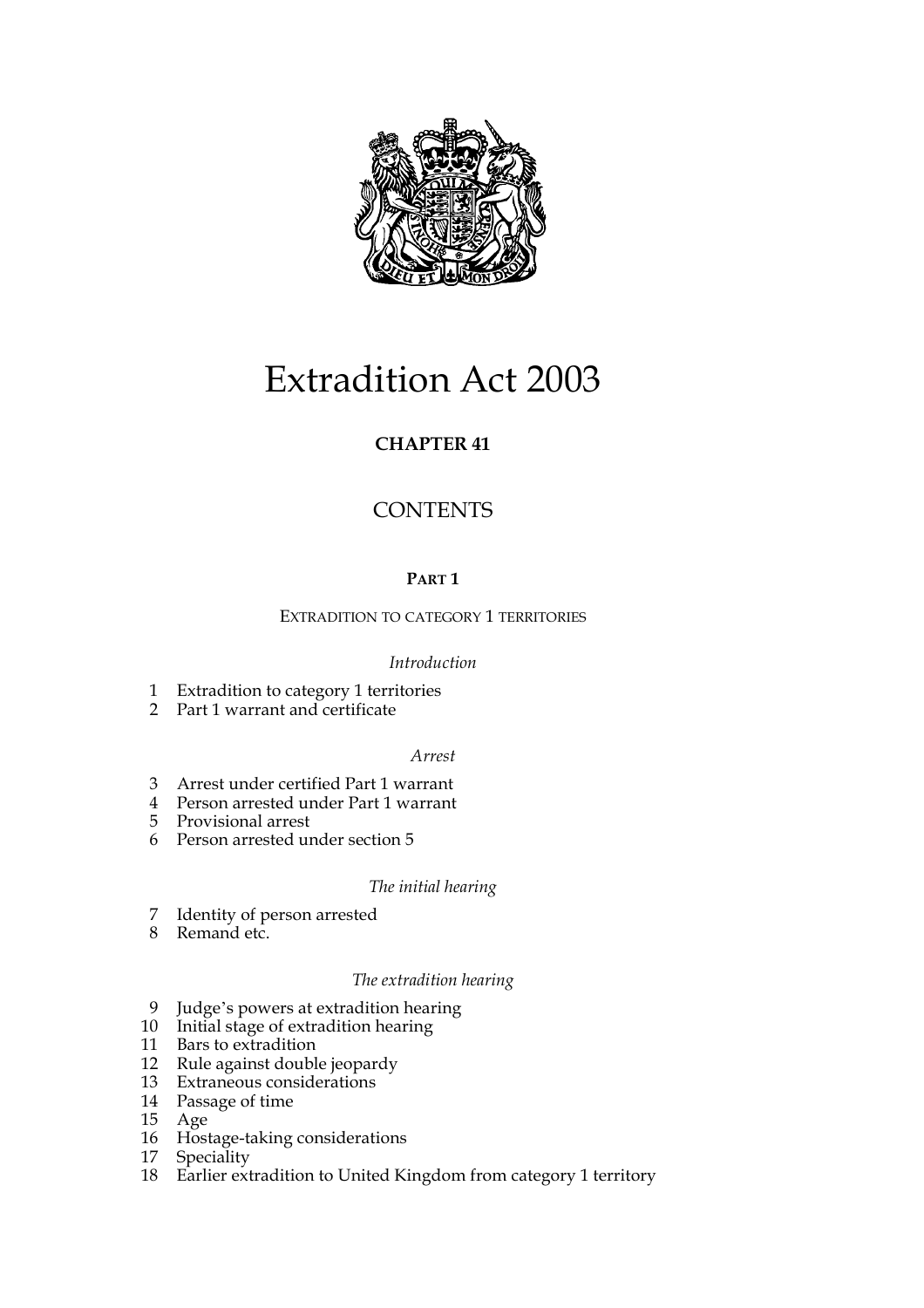# Extradition Act 2003

**CHAPTER 41**

## CONTENTS

**PART 1**

EXTRADITION TO CATEGORY 1 TERRITORIES

*Introduction*

1 Extradition to category 1 territories
2 Part 1 warrant and certificate

*Arrest*

3 Arrest under certified Part 1 warrant
4 Person arrested under Part 1 warrant
5 Provisional arrest
6 Person arrested under section 5

*The initial hearing*

7 Identity of person arrested
8 Remand etc.

*The extradition hearing*

9 Judge's powers at extradition hearing
10 Initial stage of extradition hearing
11 Bars to extradition
12 Rule against double jeopardy
13 Extraneous considerations
14 Passage of time
15 Age
16 Hostage-taking considerations
17 Speciality
18 Earlier extradition to United Kingdom from category 1 territory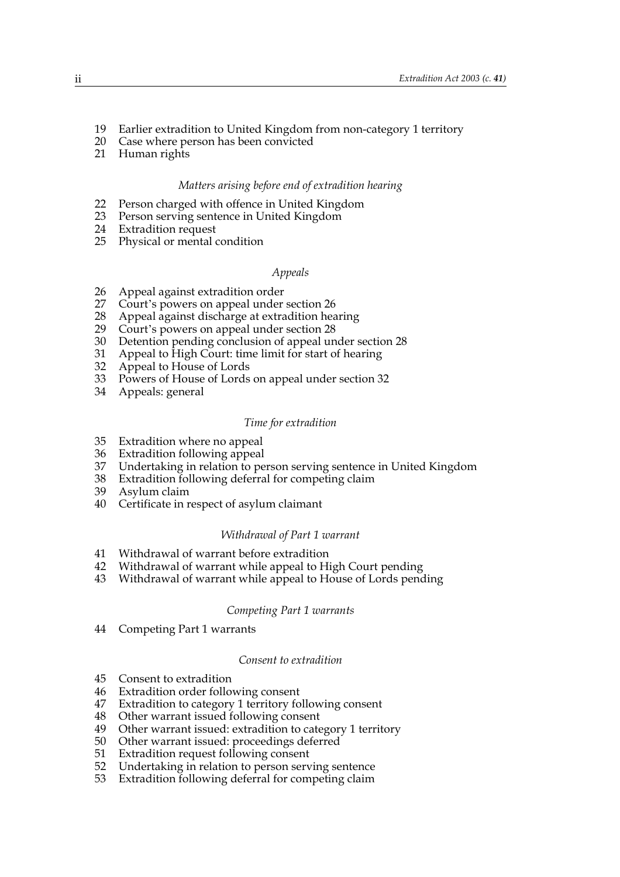19 Earlier extradition to United Kingdom from non-category 1 territory
20 Case where person has been convicted
21 Human rights

*Matters arising before end of extradition hearing*

22 Person charged with offence in United Kingdom
23 Person serving sentence in United Kingdom
24 Extradition request
25 Physical or mental condition

*Appeals*

26 Appeal against extradition order
27 Court's powers on appeal under section 26
28 Appeal against discharge at extradition hearing
29 Court's powers on appeal under section 28
30 Detention pending conclusion of appeal under section 28
31 Appeal to High Court: time limit for start of hearing
32 Appeal to House of Lords
33 Powers of House of Lords on appeal under section 32
34 Appeals: general

*Time for extradition*

35 Extradition where no appeal
36 Extradition following appeal
37 Undertaking in relation to person serving sentence in United Kingdom
38 Extradition following deferral for competing claim
39 Asylum claim
40 Certificate in respect of asylum claimant

*Withdrawal of Part 1 warrant*

41 Withdrawal of warrant before extradition
42 Withdrawal of warrant while appeal to High Court pending
43 Withdrawal of warrant while appeal to House of Lords pending

*Competing Part 1 warrants*

44 Competing Part 1 warrants

*Consent to extradition*

45 Consent to extradition
46 Extradition order following consent
47 Extradition to category 1 territory following consent
48 Other warrant issued following consent
49 Other warrant issued: extradition to category 1 territory
50 Other warrant issued: proceedings deferred
51 Extradition request following consent
52 Undertaking in relation to person serving sentence
53 Extradition following deferral for competing claim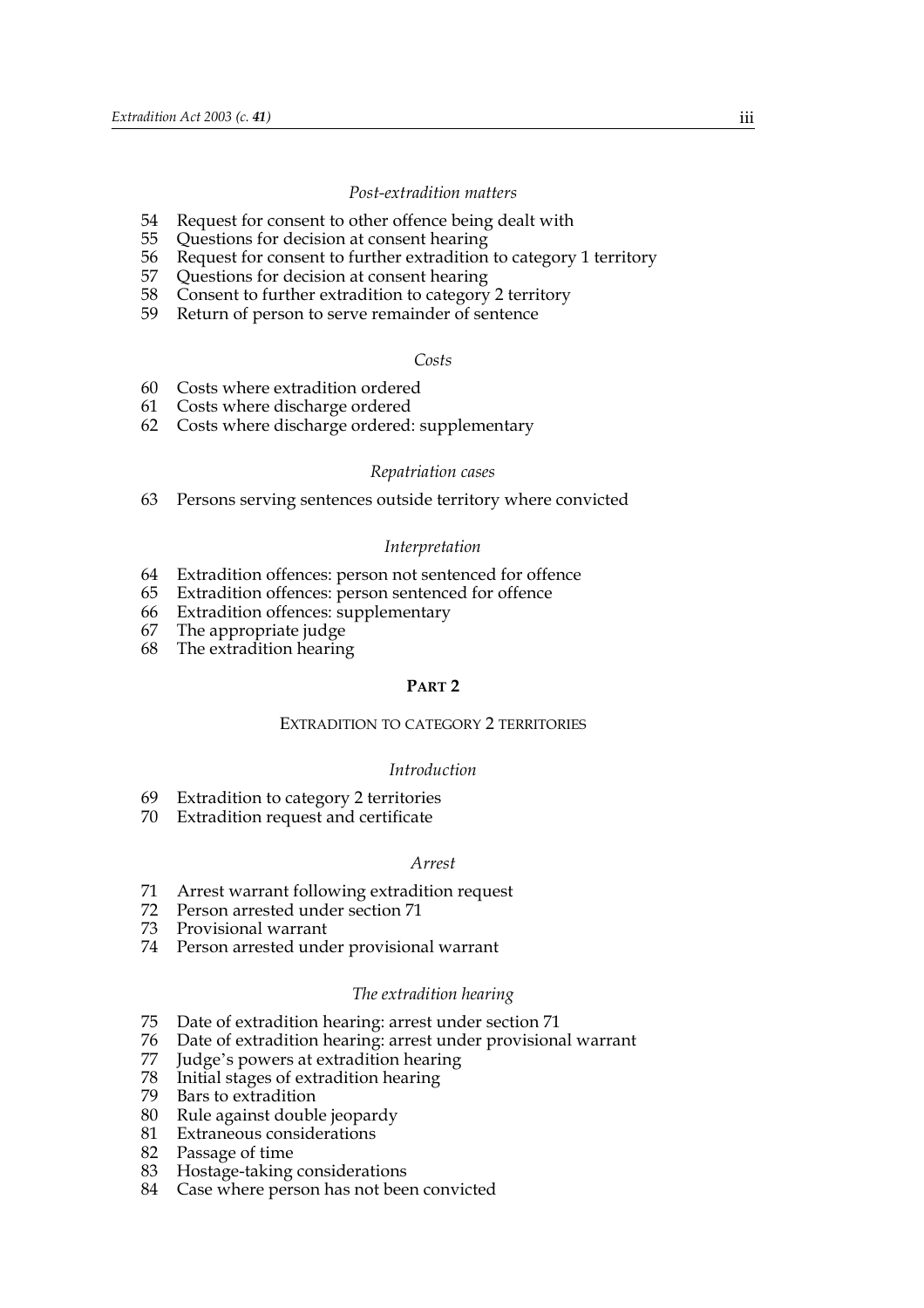*Post-extradition matters*

54 Request for consent to other offence being dealt with
55 Questions for decision at consent hearing
56 Request for consent to further extradition to category 1 territory
57 Questions for decision at consent hearing
58 Consent to further extradition to category 2 territory
59 Return of person to serve remainder of sentence

*Costs*

60 Costs where extradition ordered
61 Costs where discharge ordered
62 Costs where discharge ordered: supplementary

*Repatriation cases*

63 Persons serving sentences outside territory where convicted

*Interpretation*

64 Extradition offences: person not sentenced for offence
65 Extradition offences: person sentenced for offence
66 Extradition offences: supplementary
67 The appropriate judge
68 The extradition hearing

## PART 2

### EXTRADITION TO CATEGORY 2 TERRITORIES

*Introduction*

69 Extradition to category 2 territories
70 Extradition request and certificate

*Arrest*

71 Arrest warrant following extradition request
72 Person arrested under section 71
73 Provisional warrant
74 Person arrested under provisional warrant

*The extradition hearing*

75 Date of extradition hearing: arrest under section 71
76 Date of extradition hearing: arrest under provisional warrant
77 Judge's powers at extradition hearing
78 Initial stages of extradition hearing
79 Bars to extradition
80 Rule against double jeopardy
81 Extraneous considerations
82 Passage of time
83 Hostage-taking considerations
84 Case where person has not been convicted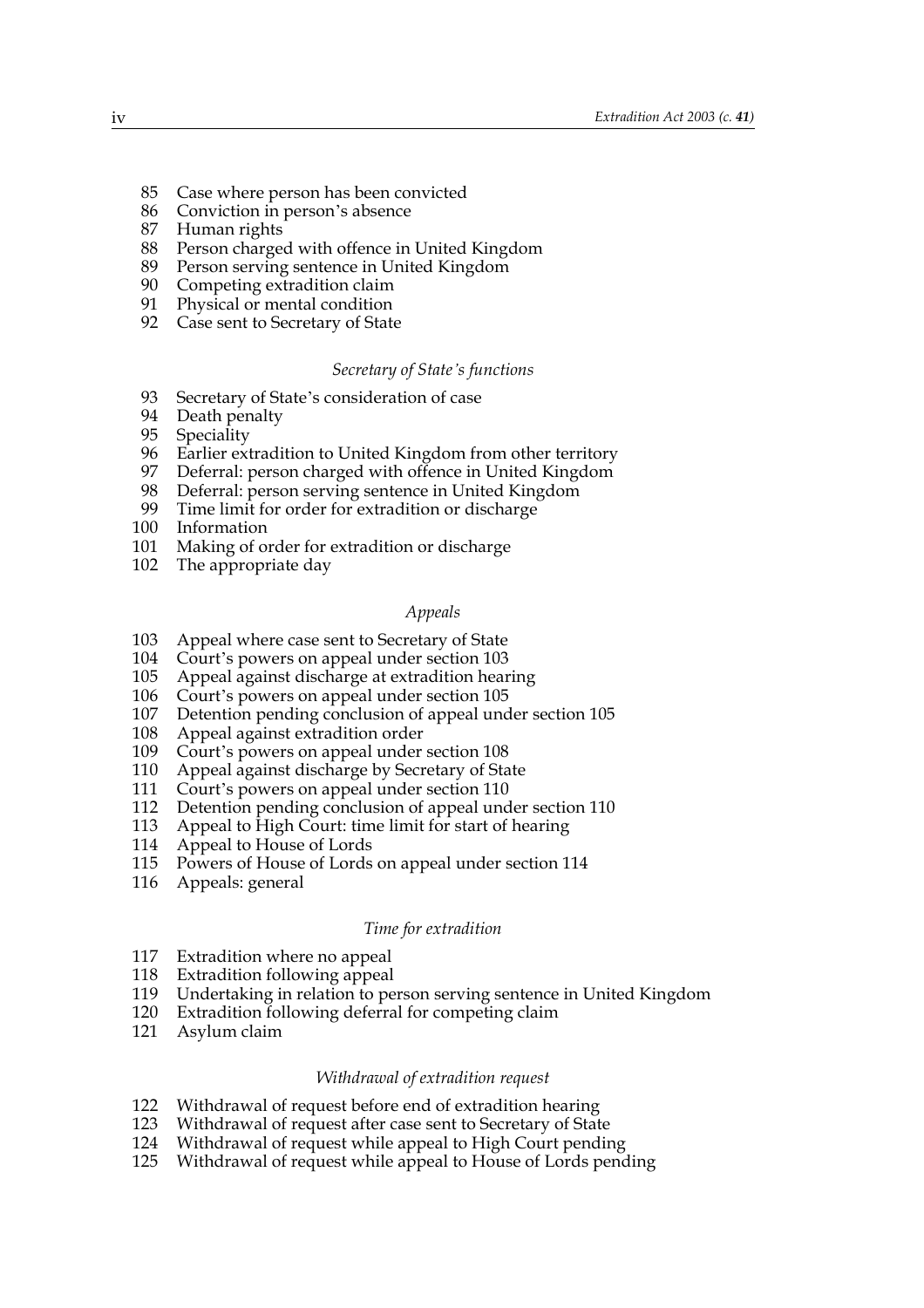85 Case where person has been convicted
86 Conviction in person's absence
87 Human rights
88 Person charged with offence in United Kingdom
89 Person serving sentence in United Kingdom
90 Competing extradition claim
91 Physical or mental condition
92 Case sent to Secretary of State

*Secretary of State's functions*

93 Secretary of State's consideration of case
94 Death penalty
95 Speciality
96 Earlier extradition to United Kingdom from other territory
97 Deferral: person charged with offence in United Kingdom
98 Deferral: person serving sentence in United Kingdom
99 Time limit for order for extradition or discharge
100 Information
101 Making of order for extradition or discharge
102 The appropriate day

*Appeals*

103 Appeal where case sent to Secretary of State
104 Court's powers on appeal under section 103
105 Appeal against discharge at extradition hearing
106 Court's powers on appeal under section 105
107 Detention pending conclusion of appeal under section 105
108 Appeal against extradition order
109 Court's powers on appeal under section 108
110 Appeal against discharge by Secretary of State
111 Court's powers on appeal under section 110
112 Detention pending conclusion of appeal under section 110
113 Appeal to High Court: time limit for start of hearing
114 Appeal to House of Lords
115 Powers of House of Lords on appeal under section 114
116 Appeals: general

*Time for extradition*

117 Extradition where no appeal
118 Extradition following appeal
119 Undertaking in relation to person serving sentence in United Kingdom
120 Extradition following deferral for competing claim
121 Asylum claim

*Withdrawal of extradition request*

122 Withdrawal of request before end of extradition hearing
123 Withdrawal of request after case sent to Secretary of State
124 Withdrawal of request while appeal to High Court pending
125 Withdrawal of request while appeal to House of Lords pending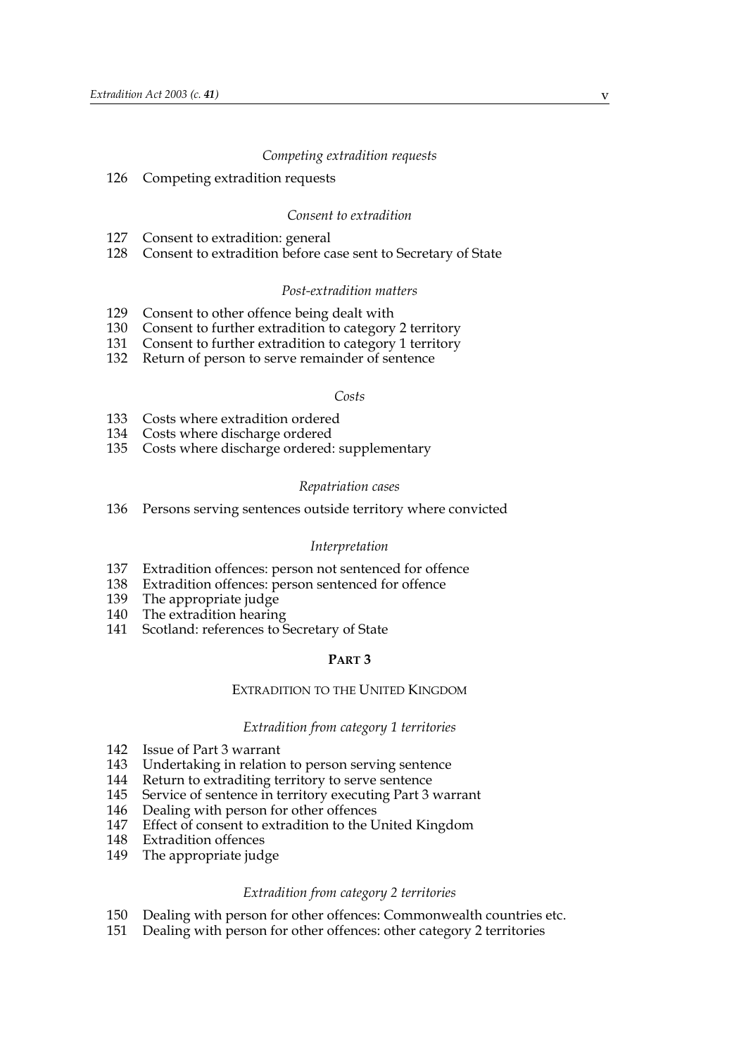*Competing extradition requests*

126 Competing extradition requests

*Consent to extradition*

127 Consent to extradition: general
128 Consent to extradition before case sent to Secretary of State

*Post-extradition matters*

129 Consent to other offence being dealt with
130 Consent to further extradition to category 2 territory
131 Consent to further extradition to category 1 territory
132 Return of person to serve remainder of sentence

*Costs*

133 Costs where extradition ordered
134 Costs where discharge ordered
135 Costs where discharge ordered: supplementary

*Repatriation cases*

136 Persons serving sentences outside territory where convicted

*Interpretation*

137 Extradition offences: person not sentenced for offence
138 Extradition offences: person sentenced for offence
139 The appropriate judge
140 The extradition hearing
141 Scotland: references to Secretary of State

**PART 3**

EXTRADITION TO THE UNITED KINGDOM

*Extradition from category 1 territories*

142 Issue of Part 3 warrant
143 Undertaking in relation to person serving sentence
144 Return to extraditing territory to serve sentence
145 Service of sentence in territory executing Part 3 warrant
146 Dealing with person for other offences
147 Effect of consent to extradition to the United Kingdom
148 Extradition offences
149 The appropriate judge

*Extradition from category 2 territories*

150 Dealing with person for other offences: Commonwealth countries etc.
151 Dealing with person for other offences: other category 2 territories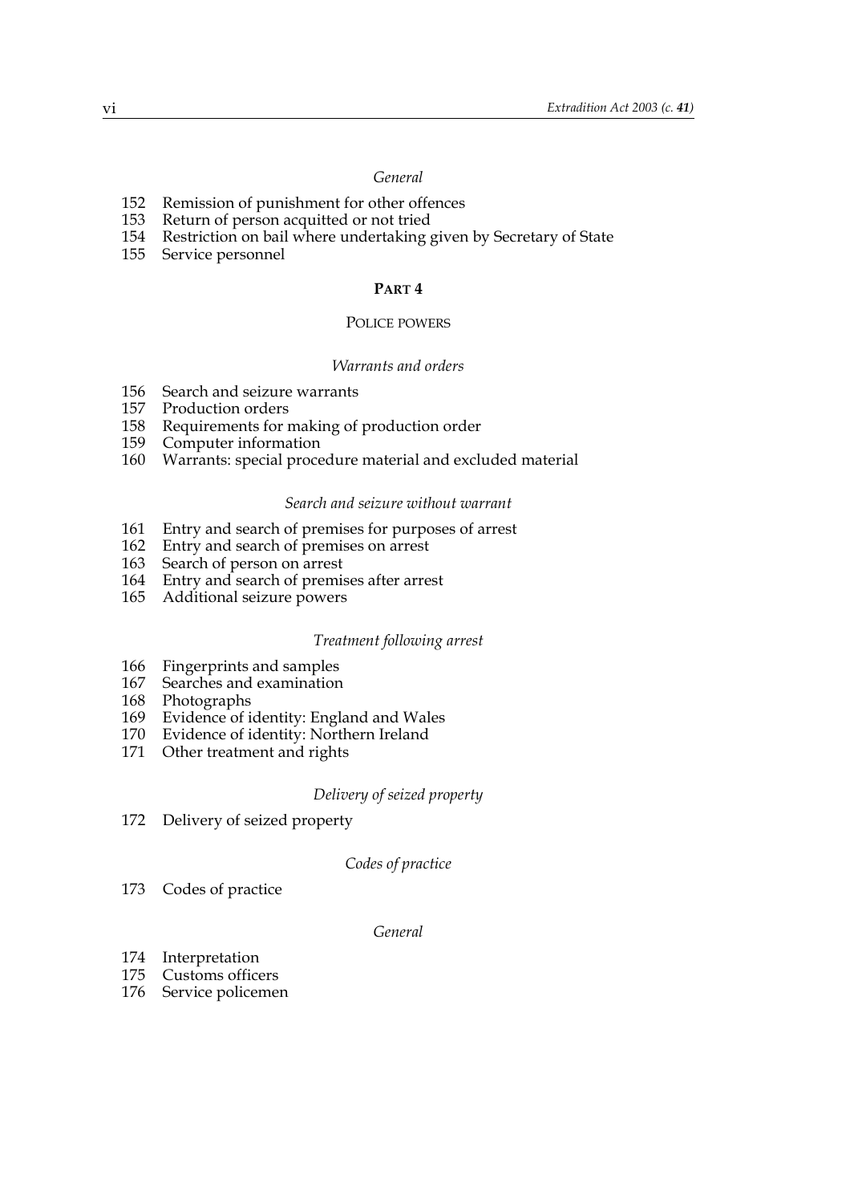*General*

152 Remission of punishment for other offences
153 Return of person acquitted or not tried
154 Restriction on bail where undertaking given by Secretary of State
155 Service personnel

## PART 4

### POLICE POWERS

*Warrants and orders*

156 Search and seizure warrants
157 Production orders
158 Requirements for making of production order
159 Computer information
160 Warrants: special procedure material and excluded material

*Search and seizure without warrant*

161 Entry and search of premises for purposes of arrest
162 Entry and search of premises on arrest
163 Search of person on arrest
164 Entry and search of premises after arrest
165 Additional seizure powers

*Treatment following arrest*

166 Fingerprints and samples
167 Searches and examination
168 Photographs
169 Evidence of identity: England and Wales
170 Evidence of identity: Northern Ireland
171 Other treatment and rights

*Delivery of seized property*

172 Delivery of seized property

*Codes of practice*

173 Codes of practice

*General*

174 Interpretation
175 Customs officers
176 Service policemen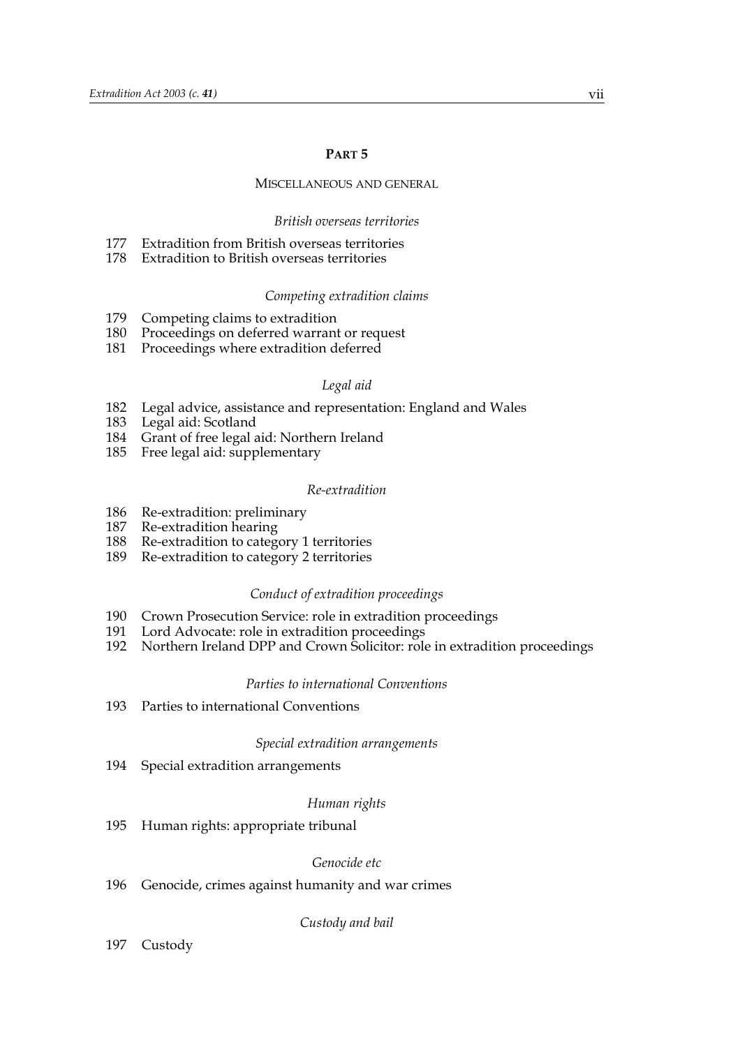## PART 5

### MISCELLANEOUS AND GENERAL

*British overseas territories*

177 Extradition from British overseas territories
178 Extradition to British overseas territories

*Competing extradition claims*

179 Competing claims to extradition
180 Proceedings on deferred warrant or request
181 Proceedings where extradition deferred

*Legal aid*

182 Legal advice, assistance and representation: England and Wales
183 Legal aid: Scotland
184 Grant of free legal aid: Northern Ireland
185 Free legal aid: supplementary

*Re-extradition*

186 Re-extradition: preliminary
187 Re-extradition hearing
188 Re-extradition to category 1 territories
189 Re-extradition to category 2 territories

*Conduct of extradition proceedings*

190 Crown Prosecution Service: role in extradition proceedings
191 Lord Advocate: role in extradition proceedings
192 Northern Ireland DPP and Crown Solicitor: role in extradition proceedings

*Parties to international Conventions*

193 Parties to international Conventions

*Special extradition arrangements*

194 Special extradition arrangements

*Human rights*

195 Human rights: appropriate tribunal

*Genocide etc*

196 Genocide, crimes against humanity and war crimes

*Custody and bail*

197 Custody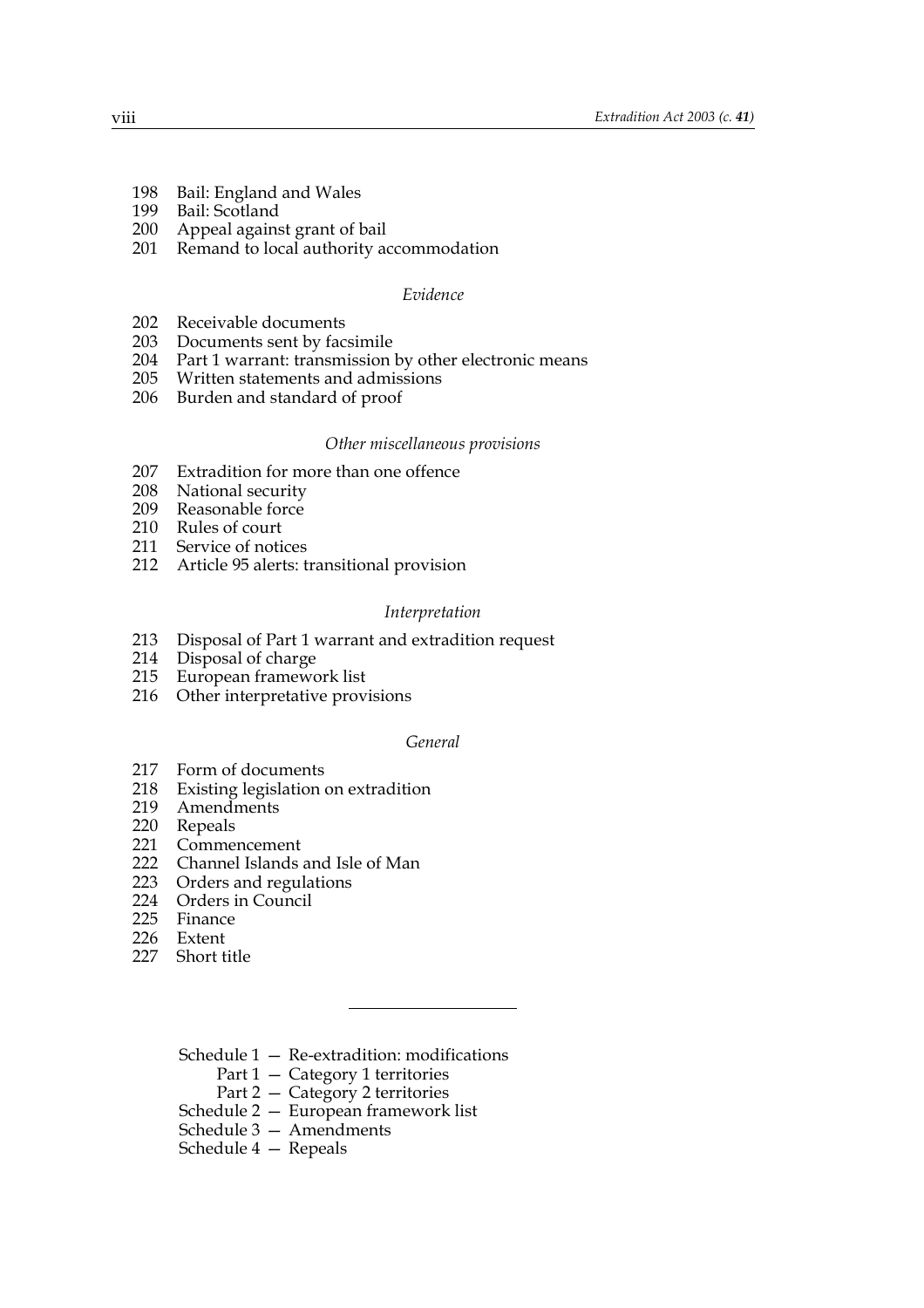198 Bail: England and Wales
199 Bail: Scotland
200 Appeal against grant of bail
201 Remand to local authority accommodation

*Evidence*

202 Receivable documents
203 Documents sent by facsimile
204 Part 1 warrant: transmission by other electronic means
205 Written statements and admissions
206 Burden and standard of proof

*Other miscellaneous provisions*

207 Extradition for more than one offence
208 National security
209 Reasonable force
210 Rules of court
211 Service of notices
212 Article 95 alerts: transitional provision

*Interpretation*

213 Disposal of Part 1 warrant and extradition request
214 Disposal of charge
215 European framework list
216 Other interpretative provisions

*General*

217 Form of documents
218 Existing legislation on extradition
219 Amendments
220 Repeals
221 Commencement
222 Channel Islands and Isle of Man
223 Orders and regulations
224 Orders in Council
225 Finance
226 Extent
227 Short title

---

Schedule 1 — Re-extradition: modifications
Part 1 — Category 1 territories
Part 2 — Category 2 territories
Schedule 2 — European framework list
Schedule 3 — Amendments
Schedule 4 — Repeals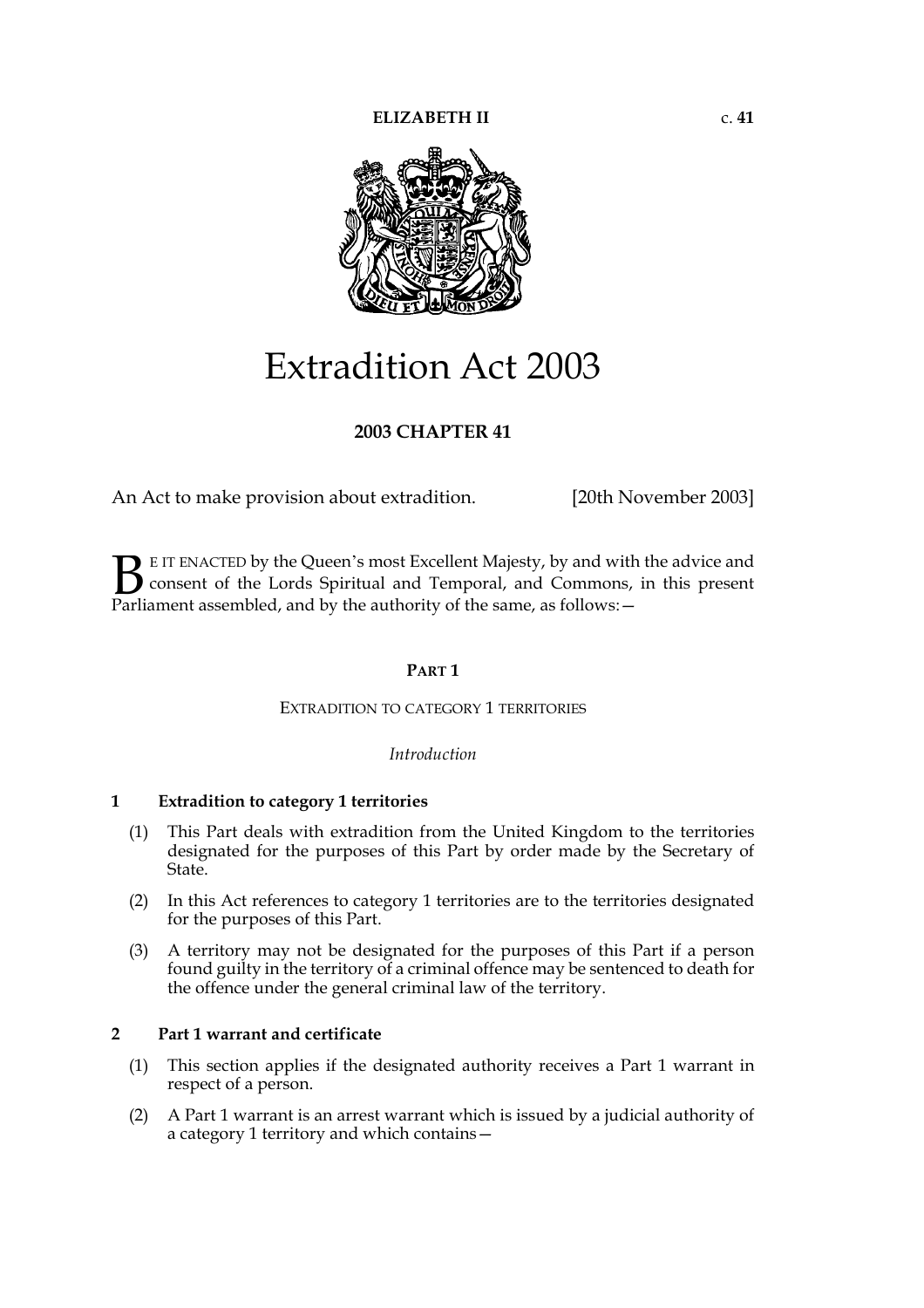ELIZABETH II c. 41

# Extradition Act 2003

## 2003 CHAPTER 41

An Act to make provision about extradition. [20th November 2003]

BE IT ENACTED by the Queen's most Excellent Majesty, by and with the advice and consent of the Lords Spiritual and Temporal, and Commons, in this present Parliament assembled, and by the authority of the same, as follows:—

## PART 1

### EXTRADITION TO CATEGORY 1 TERRITORIES

*Introduction*

#### 1 Extradition to category 1 territories

(1) This Part deals with extradition from the United Kingdom to the territories designated for the purposes of this Part by order made by the Secretary of State.

(2) In this Act references to category 1 territories are to the territories designated for the purposes of this Part.

(3) A territory may not be designated for the purposes of this Part if a person found guilty in the territory of a criminal offence may be sentenced to death for the offence under the general criminal law of the territory.

#### 2 Part 1 warrant and certificate

(1) This section applies if the designated authority receives a Part 1 warrant in respect of a person.

(2) A Part 1 warrant is an arrest warrant which is issued by a judicial authority of a category 1 territory and which contains—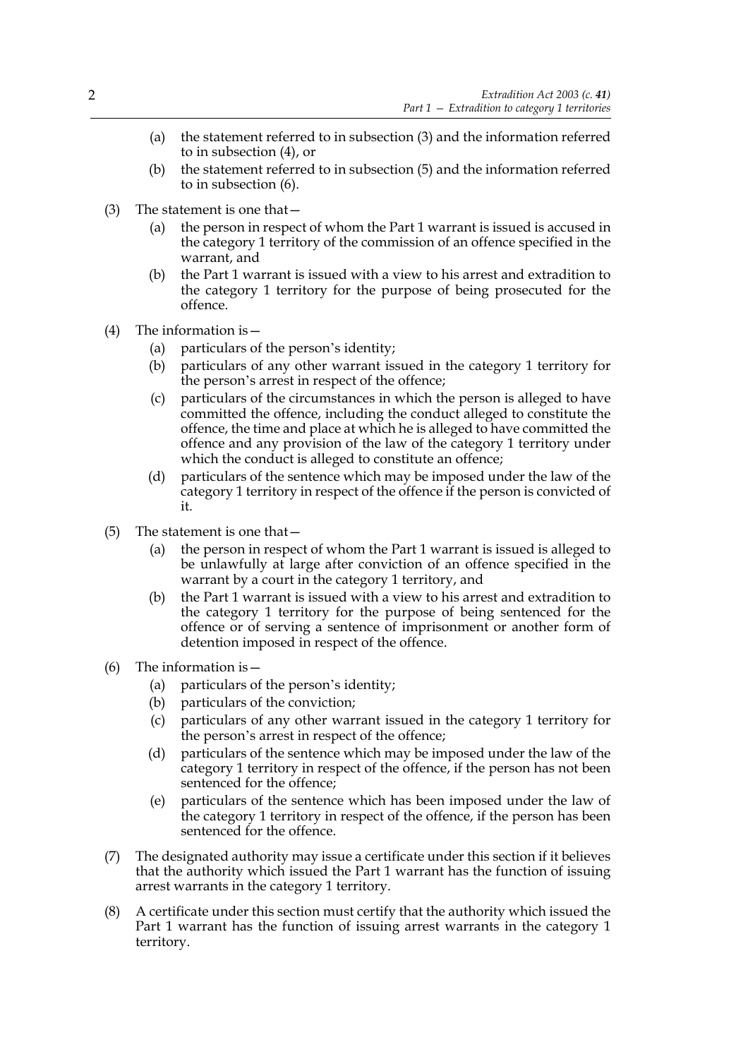(a) the statement referred to in subsection (3) and the information referred to in subsection (4), or

(b) the statement referred to in subsection (5) and the information referred to in subsection (6).

(3) The statement is one that—

(a) the person in respect of whom the Part 1 warrant is issued is accused in the category 1 territory of the commission of an offence specified in the warrant, and

(b) the Part 1 warrant is issued with a view to his arrest and extradition to the category 1 territory for the purpose of being prosecuted for the offence.

(4) The information is—

(a) particulars of the person's identity;

(b) particulars of any other warrant issued in the category 1 territory for the person's arrest in respect of the offence;

(c) particulars of the circumstances in which the person is alleged to have committed the offence, including the conduct alleged to constitute the offence, the time and place at which he is alleged to have committed the offence and any provision of the law of the category 1 territory under which the conduct is alleged to constitute an offence;

(d) particulars of the sentence which may be imposed under the law of the category 1 territory in respect of the offence if the person is convicted of it.

(5) The statement is one that—

(a) the person in respect of whom the Part 1 warrant is issued is alleged to be unlawfully at large after conviction of an offence specified in the warrant by a court in the category 1 territory, and

(b) the Part 1 warrant is issued with a view to his arrest and extradition to the category 1 territory for the purpose of being sentenced for the offence or of serving a sentence of imprisonment or another form of detention imposed in respect of the offence.

(6) The information is—

(a) particulars of the person's identity;

(b) particulars of the conviction;

(c) particulars of any other warrant issued in the category 1 territory for the person's arrest in respect of the offence;

(d) particulars of the sentence which may be imposed under the law of the category 1 territory in respect of the offence, if the person has not been sentenced for the offence;

(e) particulars of the sentence which has been imposed under the law of the category 1 territory in respect of the offence, if the person has been sentenced for the offence.

(7) The designated authority may issue a certificate under this section if it believes that the authority which issued the Part 1 warrant has the function of issuing arrest warrants in the category 1 territory.

(8) A certificate under this section must certify that the authority which issued the Part 1 warrant has the function of issuing arrest warrants in the category 1 territory.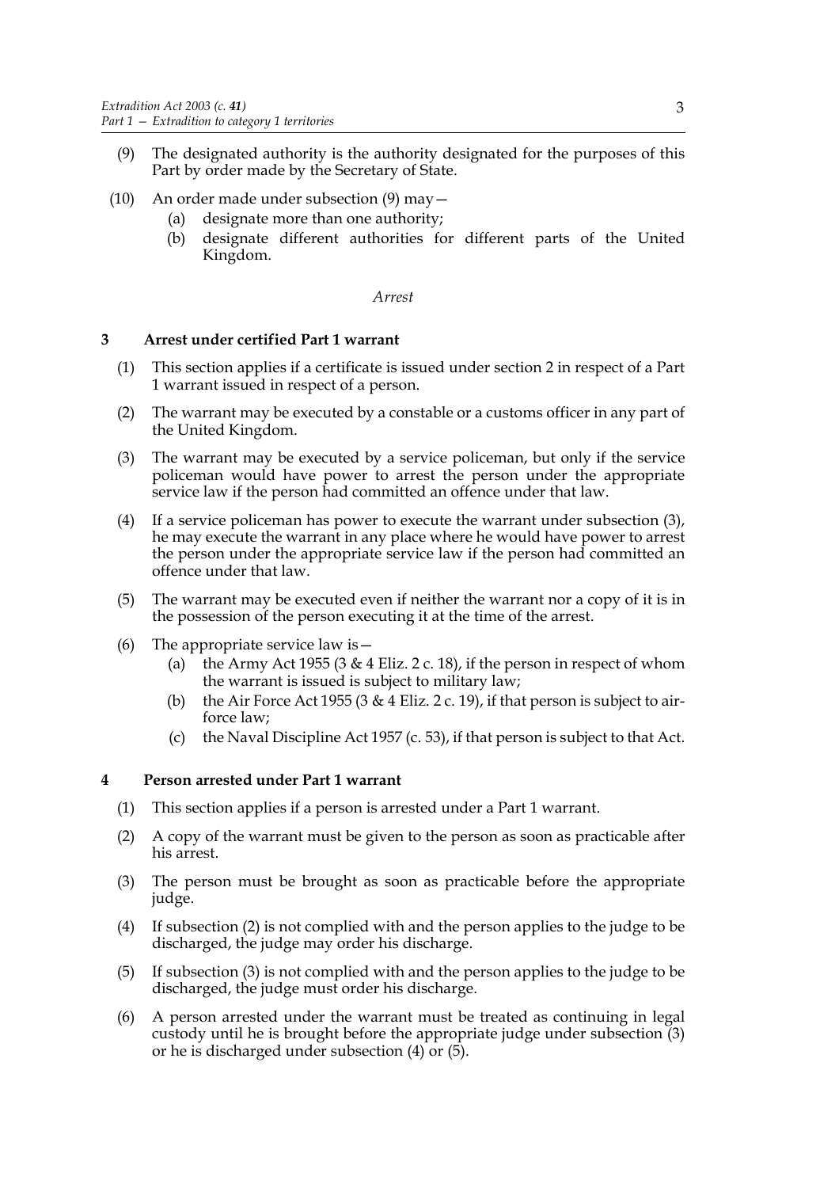(9) The designated authority is the authority designated for the purposes of this Part by order made by the Secretary of State.

(10) An order made under subsection (9) may—
   (a) designate more than one authority;
   (b) designate different authorities for different parts of the United Kingdom.

*Arrest*

### 3 Arrest under certified Part 1 warrant

(1) This section applies if a certificate is issued under section 2 in respect of a Part 1 warrant issued in respect of a person.

(2) The warrant may be executed by a constable or a customs officer in any part of the United Kingdom.

(3) The warrant may be executed by a service policeman, but only if the service policeman would have power to arrest the person under the appropriate service law if the person had committed an offence under that law.

(4) If a service policeman has power to execute the warrant under subsection (3), he may execute the warrant in any place where he would have power to arrest the person under the appropriate service law if the person had committed an offence under that law.

(5) The warrant may be executed even if neither the warrant nor a copy of it is in the possession of the person executing it at the time of the arrest.

(6) The appropriate service law is—
   (a) the Army Act 1955 (3 & 4 Eliz. 2 c. 18), if the person in respect of whom the warrant is issued is subject to military law;
   (b) the Air Force Act 1955 (3 & 4 Eliz. 2 c. 19), if that person is subject to air-force law;
   (c) the Naval Discipline Act 1957 (c. 53), if that person is subject to that Act.

### 4 Person arrested under Part 1 warrant

(1) This section applies if a person is arrested under a Part 1 warrant.

(2) A copy of the warrant must be given to the person as soon as practicable after his arrest.

(3) The person must be brought as soon as practicable before the appropriate judge.

(4) If subsection (2) is not complied with and the person applies to the judge to be discharged, the judge may order his discharge.

(5) If subsection (3) is not complied with and the person applies to the judge to be discharged, the judge must order his discharge.

(6) A person arrested under the warrant must be treated as continuing in legal custody until he is brought before the appropriate judge under subsection (3) or he is discharged under subsection (4) or (5).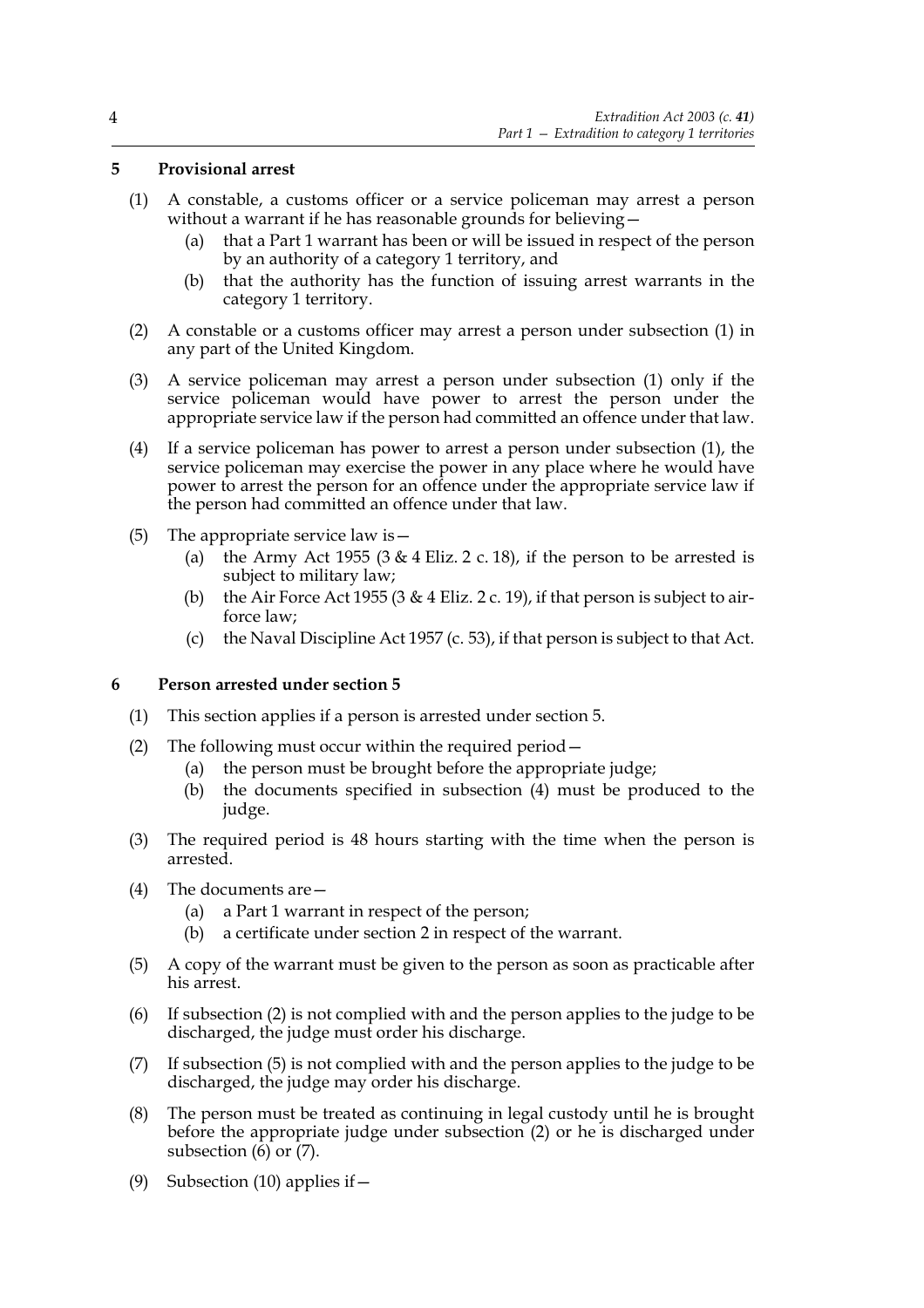## 5 Provisional arrest

(1) A constable, a customs officer or a service policeman may arrest a person without a warrant if he has reasonable grounds for believing—

(a) that a Part 1 warrant has been or will be issued in respect of the person by an authority of a category 1 territory, and

(b) that the authority has the function of issuing arrest warrants in the category 1 territory.

(2) A constable or a customs officer may arrest a person under subsection (1) in any part of the United Kingdom.

(3) A service policeman may arrest a person under subsection (1) only if the service policeman would have power to arrest the person under the appropriate service law if the person had committed an offence under that law.

(4) If a service policeman has power to arrest a person under subsection (1), the service policeman may exercise the power in any place where he would have power to arrest the person for an offence under the appropriate service law if the person had committed an offence under that law.

(5) The appropriate service law is—

(a) the Army Act 1955 (3 & 4 Eliz. 2 c. 18), if the person to be arrested is subject to military law;

(b) the Air Force Act 1955 (3 & 4 Eliz. 2 c. 19), if that person is subject to air-force law;

(c) the Naval Discipline Act 1957 (c. 53), if that person is subject to that Act.

## 6 Person arrested under section 5

(1) This section applies if a person is arrested under section 5.

(2) The following must occur within the required period—

(a) the person must be brought before the appropriate judge;

(b) the documents specified in subsection (4) must be produced to the judge.

(3) The required period is 48 hours starting with the time when the person is arrested.

(4) The documents are—

(a) a Part 1 warrant in respect of the person;

(b) a certificate under section 2 in respect of the warrant.

(5) A copy of the warrant must be given to the person as soon as practicable after his arrest.

(6) If subsection (2) is not complied with and the person applies to the judge to be discharged, the judge must order his discharge.

(7) If subsection (5) is not complied with and the person applies to the judge to be discharged, the judge may order his discharge.

(8) The person must be treated as continuing in legal custody until he is brought before the appropriate judge under subsection (2) or he is discharged under subsection (6) or (7).

(9) Subsection (10) applies if—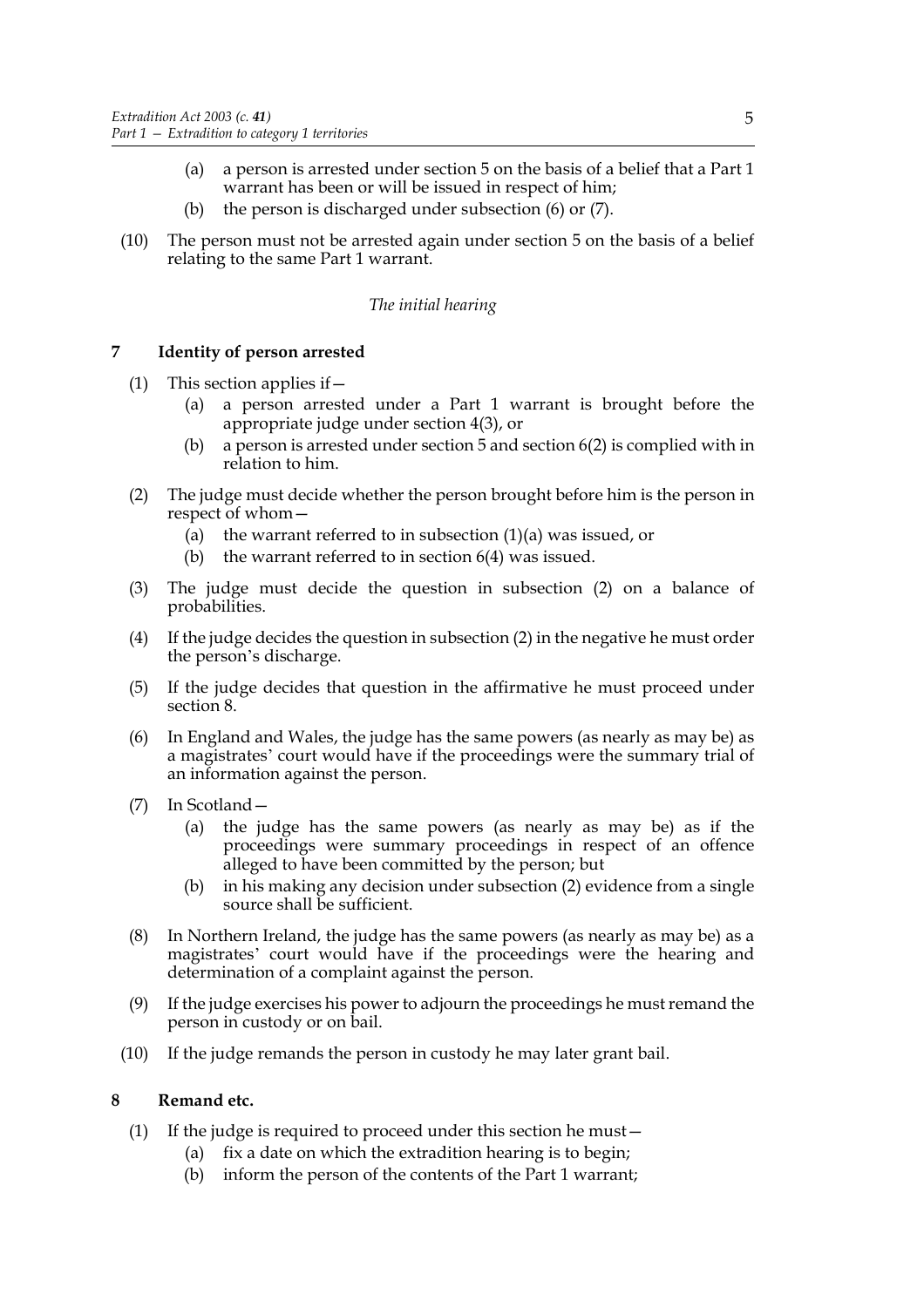(a) a person is arrested under section 5 on the basis of a belief that a Part 1 warrant has been or will be issued in respect of him;

(b) the person is discharged under subsection (6) or (7).

(10) The person must not be arrested again under section 5 on the basis of a belief relating to the same Part 1 warrant.

*The initial hearing*

## 7 Identity of person arrested

(1) This section applies if—

(a) a person arrested under a Part 1 warrant is brought before the appropriate judge under section 4(3), or

(b) a person is arrested under section 5 and section 6(2) is complied with in relation to him.

(2) The judge must decide whether the person brought before him is the person in respect of whom—

(a) the warrant referred to in subsection (1)(a) was issued, or

(b) the warrant referred to in section 6(4) was issued.

(3) The judge must decide the question in subsection (2) on a balance of probabilities.

(4) If the judge decides the question in subsection (2) in the negative he must order the person's discharge.

(5) If the judge decides that question in the affirmative he must proceed under section 8.

(6) In England and Wales, the judge has the same powers (as nearly as may be) as a magistrates' court would have if the proceedings were the summary trial of an information against the person.

(7) In Scotland—

(a) the judge has the same powers (as nearly as may be) as if the proceedings were summary proceedings in respect of an offence alleged to have been committed by the person; but

(b) in his making any decision under subsection (2) evidence from a single source shall be sufficient.

(8) In Northern Ireland, the judge has the same powers (as nearly as may be) as a magistrates' court would have if the proceedings were the hearing and determination of a complaint against the person.

(9) If the judge exercises his power to adjourn the proceedings he must remand the person in custody or on bail.

(10) If the judge remands the person in custody he may later grant bail.

## 8 Remand etc.

(1) If the judge is required to proceed under this section he must—

(a) fix a date on which the extradition hearing is to begin;

(b) inform the person of the contents of the Part 1 warrant;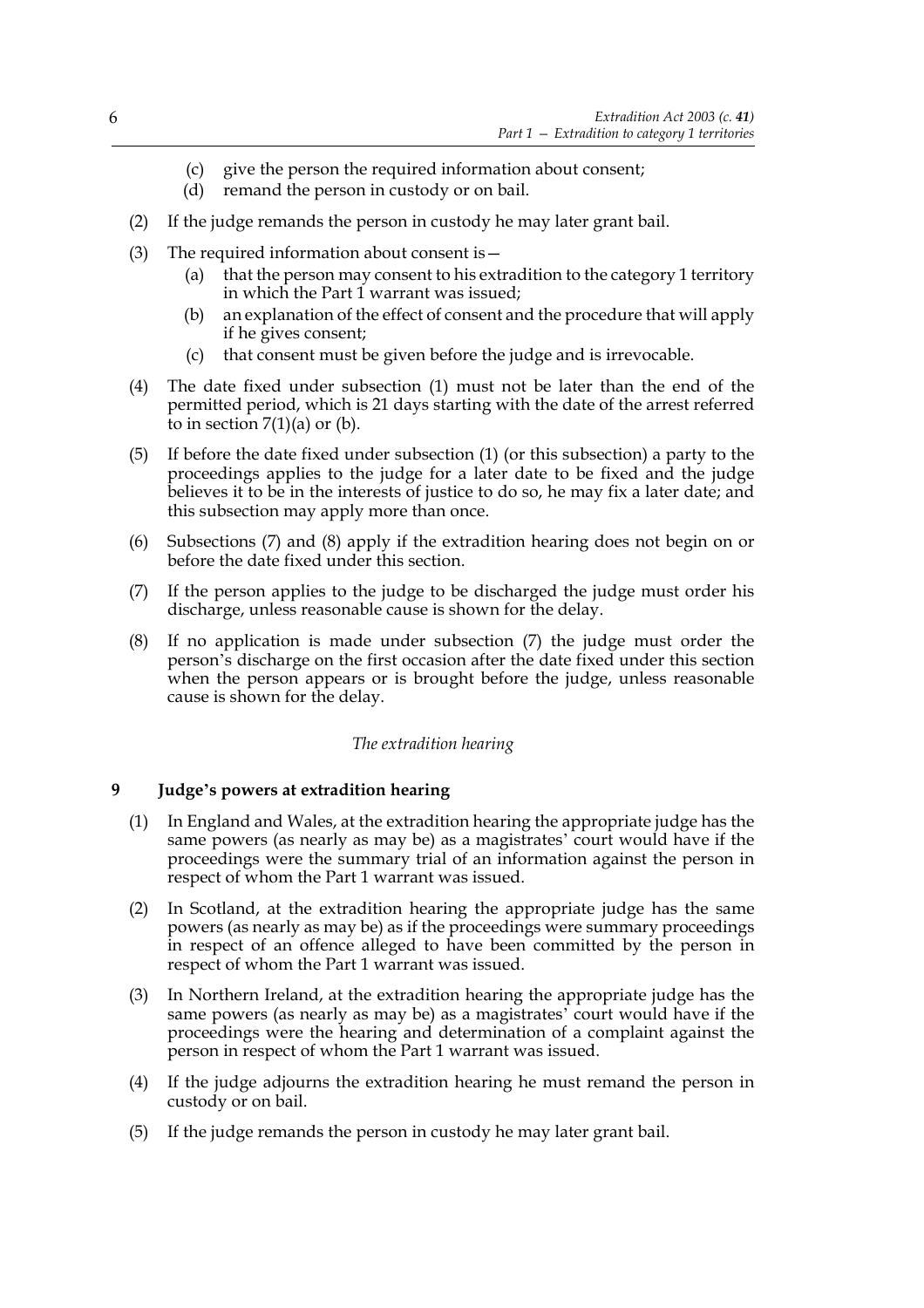(c) give the person the required information about consent;

(d) remand the person in custody or on bail.

(2) If the judge remands the person in custody he may later grant bail.

(3) The required information about consent is—

(a) that the person may consent to his extradition to the category 1 territory in which the Part 1 warrant was issued;

(b) an explanation of the effect of consent and the procedure that will apply if he gives consent;

(c) that consent must be given before the judge and is irrevocable.

(4) The date fixed under subsection (1) must not be later than the end of the permitted period, which is 21 days starting with the date of the arrest referred to in section 7(1)(a) or (b).

(5) If before the date fixed under subsection (1) (or this subsection) a party to the proceedings applies to the judge for a later date to be fixed and the judge believes it to be in the interests of justice to do so, he may fix a later date; and this subsection may apply more than once.

(6) Subsections (7) and (8) apply if the extradition hearing does not begin on or before the date fixed under this section.

(7) If the person applies to the judge to be discharged the judge must order his discharge, unless reasonable cause is shown for the delay.

(8) If no application is made under subsection (7) the judge must order the person's discharge on the first occasion after the date fixed under this section when the person appears or is brought before the judge, unless reasonable cause is shown for the delay.

*The extradition hearing*

## 9 Judge's powers at extradition hearing

(1) In England and Wales, at the extradition hearing the appropriate judge has the same powers (as nearly as may be) as a magistrates' court would have if the proceedings were the summary trial of an information against the person in respect of whom the Part 1 warrant was issued.

(2) In Scotland, at the extradition hearing the appropriate judge has the same powers (as nearly as may be) as if the proceedings were summary proceedings in respect of an offence alleged to have been committed by the person in respect of whom the Part 1 warrant was issued.

(3) In Northern Ireland, at the extradition hearing the appropriate judge has the same powers (as nearly as may be) as a magistrates' court would have if the proceedings were the hearing and determination of a complaint against the person in respect of whom the Part 1 warrant was issued.

(4) If the judge adjourns the extradition hearing he must remand the person in custody or on bail.

(5) If the judge remands the person in custody he may later grant bail.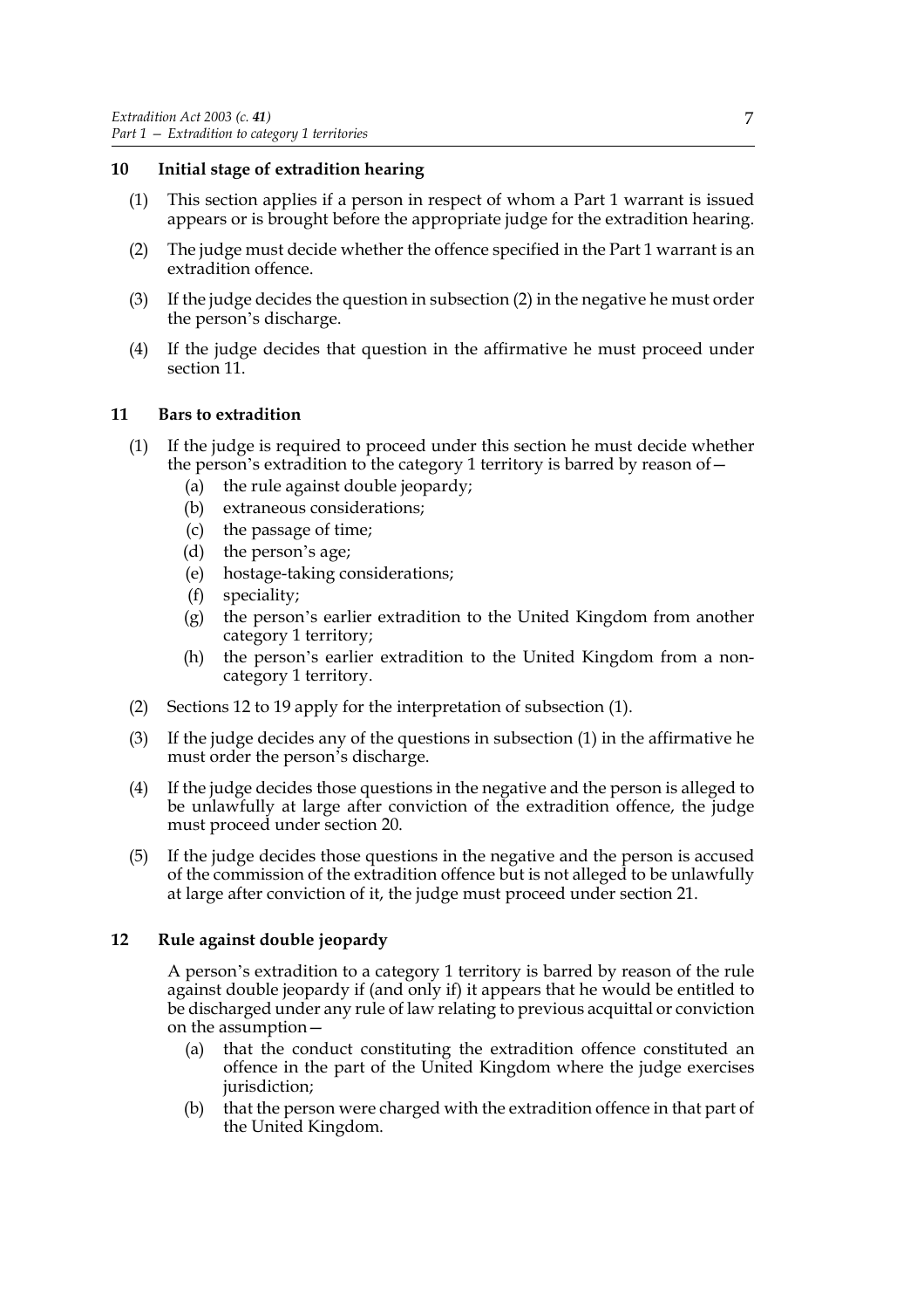## 10 Initial stage of extradition hearing

(1) This section applies if a person in respect of whom a Part 1 warrant is issued appears or is brought before the appropriate judge for the extradition hearing.

(2) The judge must decide whether the offence specified in the Part 1 warrant is an extradition offence.

(3) If the judge decides the question in subsection (2) in the negative he must order the person's discharge.

(4) If the judge decides that question in the affirmative he must proceed under section 11.

## 11 Bars to extradition

(1) If the judge is required to proceed under this section he must decide whether the person's extradition to the category 1 territory is barred by reason of—

- (a) the rule against double jeopardy;
- (b) extraneous considerations;
- (c) the passage of time;
- (d) the person's age;
- (e) hostage-taking considerations;
- (f) speciality;
- (g) the person's earlier extradition to the United Kingdom from another category 1 territory;
- (h) the person's earlier extradition to the United Kingdom from a non-category 1 territory.

(2) Sections 12 to 19 apply for the interpretation of subsection (1).

(3) If the judge decides any of the questions in subsection (1) in the affirmative he must order the person's discharge.

(4) If the judge decides those questions in the negative and the person is alleged to be unlawfully at large after conviction of the extradition offence, the judge must proceed under section 20.

(5) If the judge decides those questions in the negative and the person is accused of the commission of the extradition offence but is not alleged to be unlawfully at large after conviction of it, the judge must proceed under section 21.

## 12 Rule against double jeopardy

A person's extradition to a category 1 territory is barred by reason of the rule against double jeopardy if (and only if) it appears that he would be entitled to be discharged under any rule of law relating to previous acquittal or conviction on the assumption—

- (a) that the conduct constituting the extradition offence constituted an offence in the part of the United Kingdom where the judge exercises jurisdiction;
- (b) that the person were charged with the extradition offence in that part of the United Kingdom.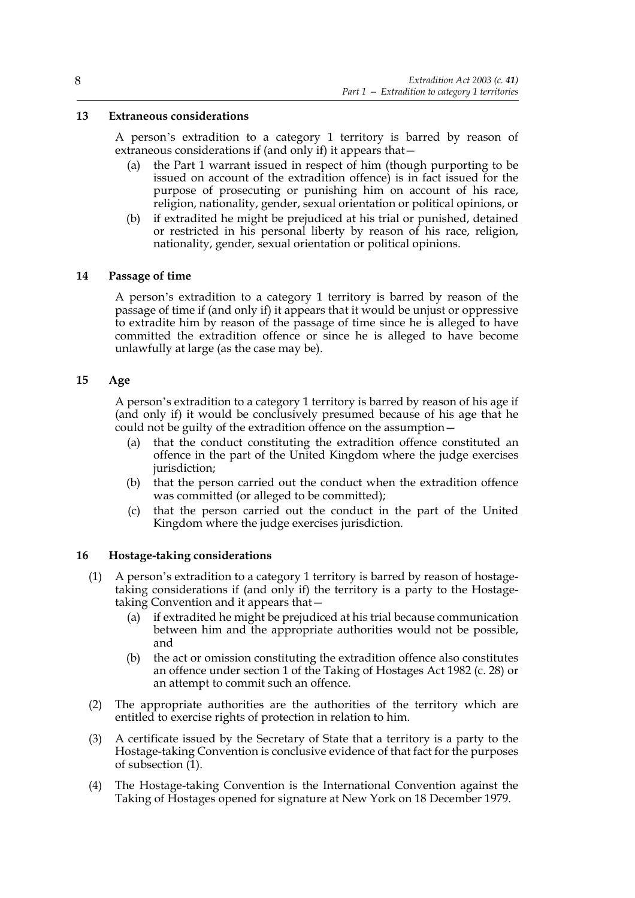### 13 Extraneous considerations

A person's extradition to a category 1 territory is barred by reason of extraneous considerations if (and only if) it appears that—

(a) the Part 1 warrant issued in respect of him (though purporting to be issued on account of the extradition offence) is in fact issued for the purpose of prosecuting or punishing him on account of his race, religion, nationality, gender, sexual orientation or political opinions, or

(b) if extradited he might be prejudiced at his trial or punished, detained or restricted in his personal liberty by reason of his race, religion, nationality, gender, sexual orientation or political opinions.

### 14 Passage of time

A person's extradition to a category 1 territory is barred by reason of the passage of time if (and only if) it appears that it would be unjust or oppressive to extradite him by reason of the passage of time since he is alleged to have committed the extradition offence or since he is alleged to have become unlawfully at large (as the case may be).

### 15 Age

A person's extradition to a category 1 territory is barred by reason of his age if (and only if) it would be conclusively presumed because of his age that he could not be guilty of the extradition offence on the assumption—

(a) that the conduct constituting the extradition offence constituted an offence in the part of the United Kingdom where the judge exercises jurisdiction;

(b) that the person carried out the conduct when the extradition offence was committed (or alleged to be committed);

(c) that the person carried out the conduct in the part of the United Kingdom where the judge exercises jurisdiction.

### 16 Hostage-taking considerations

(1) A person's extradition to a category 1 territory is barred by reason of hostage-taking considerations if (and only if) the territory is a party to the Hostage-taking Convention and it appears that—

(a) if extradited he might be prejudiced at his trial because communication between him and the appropriate authorities would not be possible, and

(b) the act or omission constituting the extradition offence also constitutes an offence under section 1 of the Taking of Hostages Act 1982 (c. 28) or an attempt to commit such an offence.

(2) The appropriate authorities are the authorities of the territory which are entitled to exercise rights of protection in relation to him.

(3) A certificate issued by the Secretary of State that a territory is a party to the Hostage-taking Convention is conclusive evidence of that fact for the purposes of subsection (1).

(4) The Hostage-taking Convention is the International Convention against the Taking of Hostages opened for signature at New York on 18 December 1979.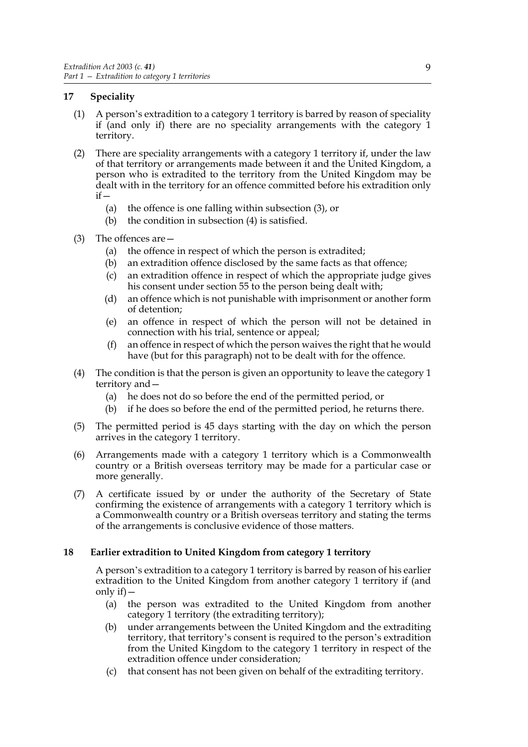## 17 Speciality

(1) A person's extradition to a category 1 territory is barred by reason of speciality if (and only if) there are no speciality arrangements with the category 1 territory.

(2) There are speciality arrangements with a category 1 territory if, under the law of that territory or arrangements made between it and the United Kingdom, a person who is extradited to the territory from the United Kingdom may be dealt with in the territory for an offence committed before his extradition only if—

- (a) the offence is one falling within subsection (3), or
- (b) the condition in subsection (4) is satisfied.

(3) The offences are—

- (a) the offence in respect of which the person is extradited;
- (b) an extradition offence disclosed by the same facts as that offence;
- (c) an extradition offence in respect of which the appropriate judge gives his consent under section 55 to the person being dealt with;
- (d) an offence which is not punishable with imprisonment or another form of detention;
- (e) an offence in respect of which the person will not be detained in connection with his trial, sentence or appeal;
- (f) an offence in respect of which the person waives the right that he would have (but for this paragraph) not to be dealt with for the offence.

(4) The condition is that the person is given an opportunity to leave the category 1 territory and—

- (a) he does not do so before the end of the permitted period, or
- (b) if he does so before the end of the permitted period, he returns there.

(5) The permitted period is 45 days starting with the day on which the person arrives in the category 1 territory.

(6) Arrangements made with a category 1 territory which is a Commonwealth country or a British overseas territory may be made for a particular case or more generally.

(7) A certificate issued by or under the authority of the Secretary of State confirming the existence of arrangements with a category 1 territory which is a Commonwealth country or a British overseas territory and stating the terms of the arrangements is conclusive evidence of those matters.

## 18 Earlier extradition to United Kingdom from category 1 territory

A person's extradition to a category 1 territory is barred by reason of his earlier extradition to the United Kingdom from another category 1 territory if (and only if)—

- (a) the person was extradited to the United Kingdom from another category 1 territory (the extraditing territory);
- (b) under arrangements between the United Kingdom and the extraditing territory, that territory's consent is required to the person's extradition from the United Kingdom to the category 1 territory in respect of the extradition offence under consideration;
- (c) that consent has not been given on behalf of the extraditing territory.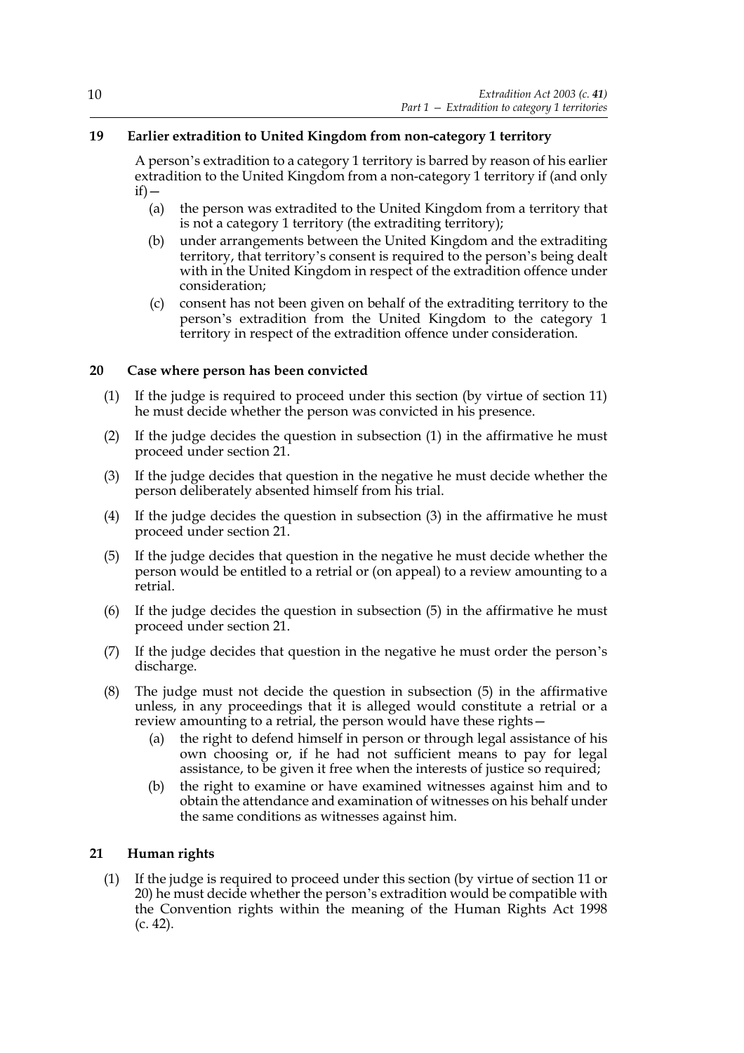## 19 Earlier extradition to United Kingdom from non-category 1 territory

A person's extradition to a category 1 territory is barred by reason of his earlier extradition to the United Kingdom from a non-category 1 territory if (and only if)—

(a) the person was extradited to the United Kingdom from a territory that is not a category 1 territory (the extraditing territory);

(b) under arrangements between the United Kingdom and the extraditing territory, that territory's consent is required to the person's being dealt with in the United Kingdom in respect of the extradition offence under consideration;

(c) consent has not been given on behalf of the extraditing territory to the person's extradition from the United Kingdom to the category 1 territory in respect of the extradition offence under consideration.

## 20 Case where person has been convicted

(1) If the judge is required to proceed under this section (by virtue of section 11) he must decide whether the person was convicted in his presence.

(2) If the judge decides the question in subsection (1) in the affirmative he must proceed under section 21.

(3) If the judge decides that question in the negative he must decide whether the person deliberately absented himself from his trial.

(4) If the judge decides the question in subsection (3) in the affirmative he must proceed under section 21.

(5) If the judge decides that question in the negative he must decide whether the person would be entitled to a retrial or (on appeal) to a review amounting to a retrial.

(6) If the judge decides the question in subsection (5) in the affirmative he must proceed under section 21.

(7) If the judge decides that question in the negative he must order the person's discharge.

(8) The judge must not decide the question in subsection (5) in the affirmative unless, in any proceedings that it is alleged would constitute a retrial or a review amounting to a retrial, the person would have these rights—

(a) the right to defend himself in person or through legal assistance of his own choosing or, if he had not sufficient means to pay for legal assistance, to be given it free when the interests of justice so required;

(b) the right to examine or have examined witnesses against him and to obtain the attendance and examination of witnesses on his behalf under the same conditions as witnesses against him.

## 21 Human rights

(1) If the judge is required to proceed under this section (by virtue of section 11 or 20) he must decide whether the person's extradition would be compatible with the Convention rights within the meaning of the Human Rights Act 1998 (c. 42).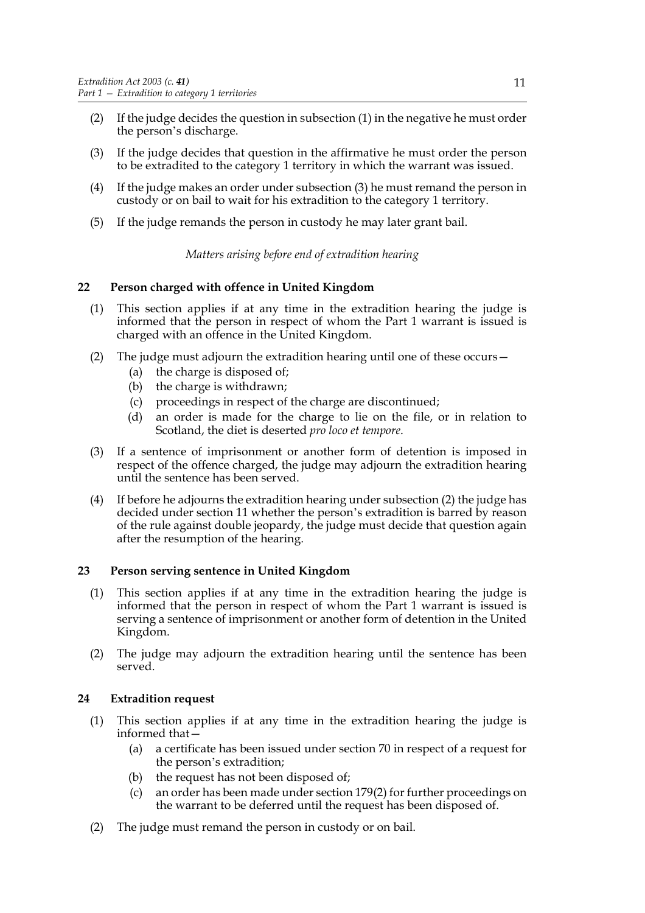(2) If the judge decides the question in subsection (1) in the negative he must order the person's discharge.

(3) If the judge decides that question in the affirmative he must order the person to be extradited to the category 1 territory in which the warrant was issued.

(4) If the judge makes an order under subsection (3) he must remand the person in custody or on bail to wait for his extradition to the category 1 territory.

(5) If the judge remands the person in custody he may later grant bail.

*Matters arising before end of extradition hearing*

### 22 Person charged with offence in United Kingdom

(1) This section applies if at any time in the extradition hearing the judge is informed that the person in respect of whom the Part 1 warrant is issued is charged with an offence in the United Kingdom.

(2) The judge must adjourn the extradition hearing until one of these occurs—
   (a) the charge is disposed of;
   (b) the charge is withdrawn;
   (c) proceedings in respect of the charge are discontinued;
   (d) an order is made for the charge to lie on the file, or in relation to Scotland, the diet is deserted *pro loco et tempore*.

(3) If a sentence of imprisonment or another form of detention is imposed in respect of the offence charged, the judge may adjourn the extradition hearing until the sentence has been served.

(4) If before he adjourns the extradition hearing under subsection (2) the judge has decided under section 11 whether the person's extradition is barred by reason of the rule against double jeopardy, the judge must decide that question again after the resumption of the hearing.

### 23 Person serving sentence in United Kingdom

(1) This section applies if at any time in the extradition hearing the judge is informed that the person in respect of whom the Part 1 warrant is issued is serving a sentence of imprisonment or another form of detention in the United Kingdom.

(2) The judge may adjourn the extradition hearing until the sentence has been served.

### 24 Extradition request

(1) This section applies if at any time in the extradition hearing the judge is informed that—
   (a) a certificate has been issued under section 70 in respect of a request for the person's extradition;
   (b) the request has not been disposed of;
   (c) an order has been made under section 179(2) for further proceedings on the warrant to be deferred until the request has been disposed of.

(2) The judge must remand the person in custody or on bail.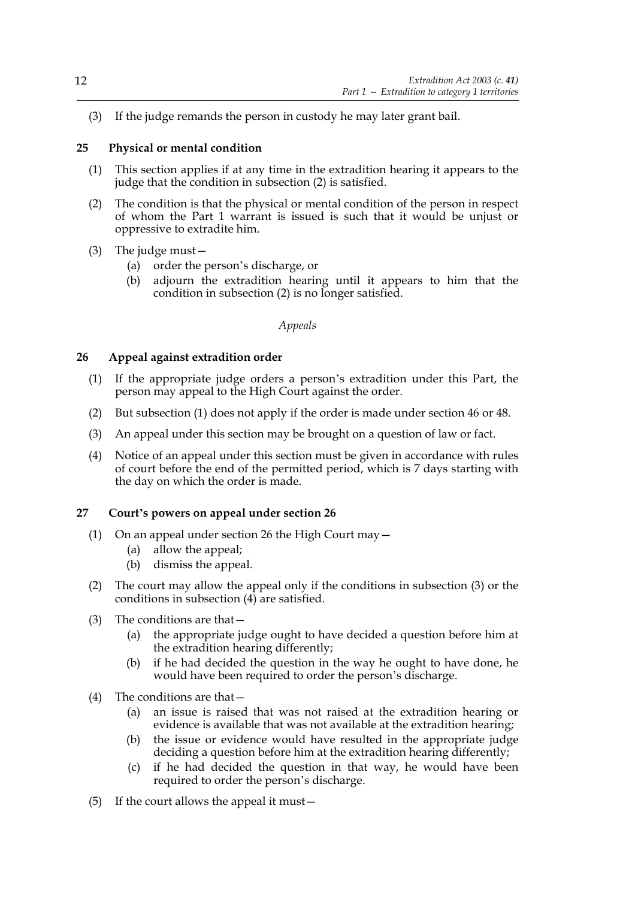(3) If the judge remands the person in custody he may later grant bail.

**25 Physical or mental condition**

(1) This section applies if at any time in the extradition hearing it appears to the judge that the condition in subsection (2) is satisfied.

(2) The condition is that the physical or mental condition of the person in respect of whom the Part 1 warrant is issued is such that it would be unjust or oppressive to extradite him.

(3) The judge must—
   (a) order the person's discharge, or
   (b) adjourn the extradition hearing until it appears to him that the condition in subsection (2) is no longer satisfied.

*Appeals*

**26 Appeal against extradition order**

(1) If the appropriate judge orders a person's extradition under this Part, the person may appeal to the High Court against the order.

(2) But subsection (1) does not apply if the order is made under section 46 or 48.

(3) An appeal under this section may be brought on a question of law or fact.

(4) Notice of an appeal under this section must be given in accordance with rules of court before the end of the permitted period, which is 7 days starting with the day on which the order is made.

**27 Court's powers on appeal under section 26**

(1) On an appeal under section 26 the High Court may—
   (a) allow the appeal;
   (b) dismiss the appeal.

(2) The court may allow the appeal only if the conditions in subsection (3) or the conditions in subsection (4) are satisfied.

(3) The conditions are that—
   (a) the appropriate judge ought to have decided a question before him at the extradition hearing differently;
   (b) if he had decided the question in the way he ought to have done, he would have been required to order the person's discharge.

(4) The conditions are that—
   (a) an issue is raised that was not raised at the extradition hearing or evidence is available that was not available at the extradition hearing;
   (b) the issue or evidence would have resulted in the appropriate judge deciding a question before him at the extradition hearing differently;
   (c) if he had decided the question in that way, he would have been required to order the person's discharge.

(5) If the court allows the appeal it must—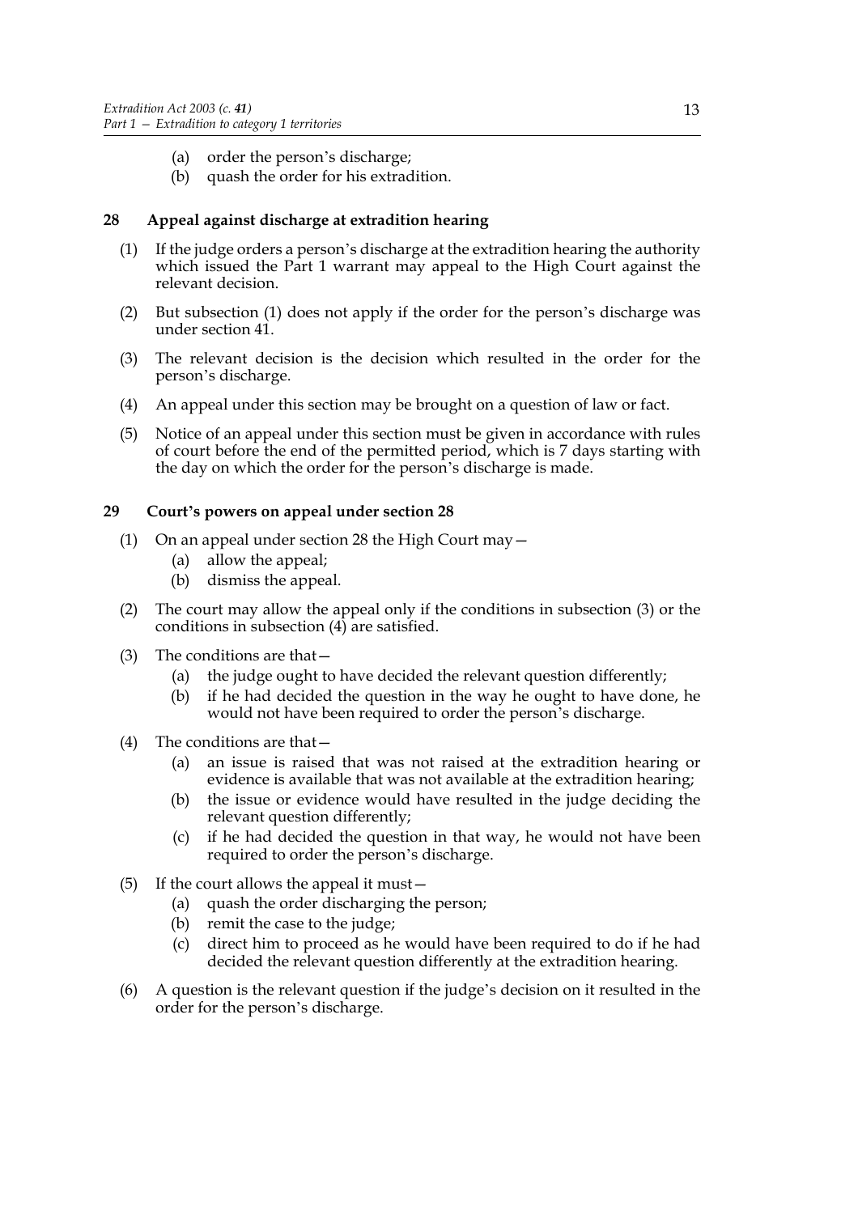(a) order the person's discharge;
(b) quash the order for his extradition.

### 28 Appeal against discharge at extradition hearing

(1) If the judge orders a person's discharge at the extradition hearing the authority which issued the Part 1 warrant may appeal to the High Court against the relevant decision.

(2) But subsection (1) does not apply if the order for the person's discharge was under section 41.

(3) The relevant decision is the decision which resulted in the order for the person's discharge.

(4) An appeal under this section may be brought on a question of law or fact.

(5) Notice of an appeal under this section must be given in accordance with rules of court before the end of the permitted period, which is 7 days starting with the day on which the order for the person's discharge is made.

### 29 Court's powers on appeal under section 28

(1) On an appeal under section 28 the High Court may—
   (a) allow the appeal;
   (b) dismiss the appeal.

(2) The court may allow the appeal only if the conditions in subsection (3) or the conditions in subsection (4) are satisfied.

(3) The conditions are that—
   (a) the judge ought to have decided the relevant question differently;
   (b) if he had decided the question in the way he ought to have done, he would not have been required to order the person's discharge.

(4) The conditions are that—
   (a) an issue is raised that was not raised at the extradition hearing or evidence is available that was not available at the extradition hearing;
   (b) the issue or evidence would have resulted in the judge deciding the relevant question differently;
   (c) if he had decided the question in that way, he would not have been required to order the person's discharge.

(5) If the court allows the appeal it must—
   (a) quash the order discharging the person;
   (b) remit the case to the judge;
   (c) direct him to proceed as he would have been required to do if he had decided the relevant question differently at the extradition hearing.

(6) A question is the relevant question if the judge's decision on it resulted in the order for the person's discharge.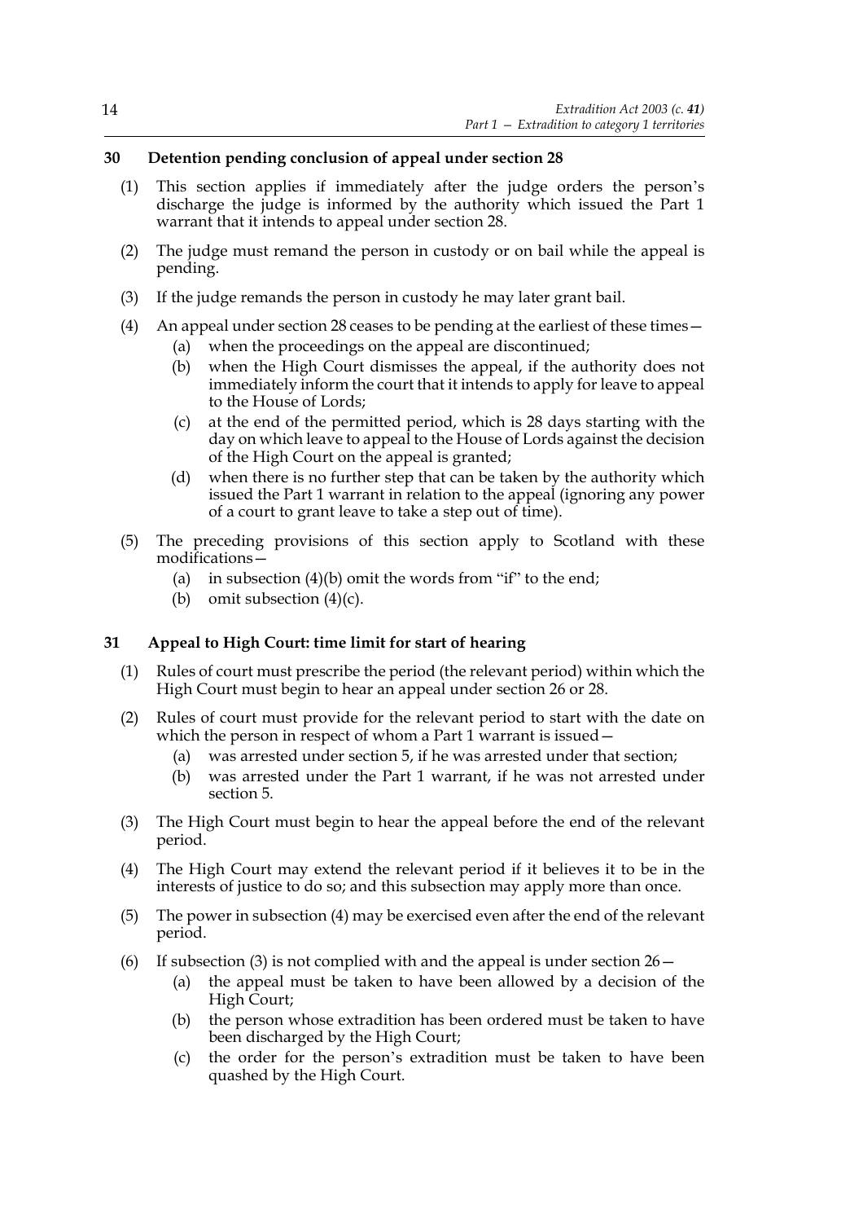## 30 Detention pending conclusion of appeal under section 28

(1) This section applies if immediately after the judge orders the person's discharge the judge is informed by the authority which issued the Part 1 warrant that it intends to appeal under section 28.

(2) The judge must remand the person in custody or on bail while the appeal is pending.

(3) If the judge remands the person in custody he may later grant bail.

(4) An appeal under section 28 ceases to be pending at the earliest of these times—

- (a) when the proceedings on the appeal are discontinued;
- (b) when the High Court dismisses the appeal, if the authority does not immediately inform the court that it intends to apply for leave to appeal to the House of Lords;
- (c) at the end of the permitted period, which is 28 days starting with the day on which leave to appeal to the House of Lords against the decision of the High Court on the appeal is granted;
- (d) when there is no further step that can be taken by the authority which issued the Part 1 warrant in relation to the appeal (ignoring any power of a court to grant leave to take a step out of time).

(5) The preceding provisions of this section apply to Scotland with these modifications—

- (a) in subsection (4)(b) omit the words from "if" to the end;
- (b) omit subsection (4)(c).

## 31 Appeal to High Court: time limit for start of hearing

(1) Rules of court must prescribe the period (the relevant period) within which the High Court must begin to hear an appeal under section 26 or 28.

(2) Rules of court must provide for the relevant period to start with the date on which the person in respect of whom a Part 1 warrant is issued—

- (a) was arrested under section 5, if he was arrested under that section;
- (b) was arrested under the Part 1 warrant, if he was not arrested under section 5.

(3) The High Court must begin to hear the appeal before the end of the relevant period.

(4) The High Court may extend the relevant period if it believes it to be in the interests of justice to do so; and this subsection may apply more than once.

(5) The power in subsection (4) may be exercised even after the end of the relevant period.

(6) If subsection (3) is not complied with and the appeal is under section 26—

- (a) the appeal must be taken to have been allowed by a decision of the High Court;
- (b) the person whose extradition has been ordered must be taken to have been discharged by the High Court;
- (c) the order for the person's extradition must be taken to have been quashed by the High Court.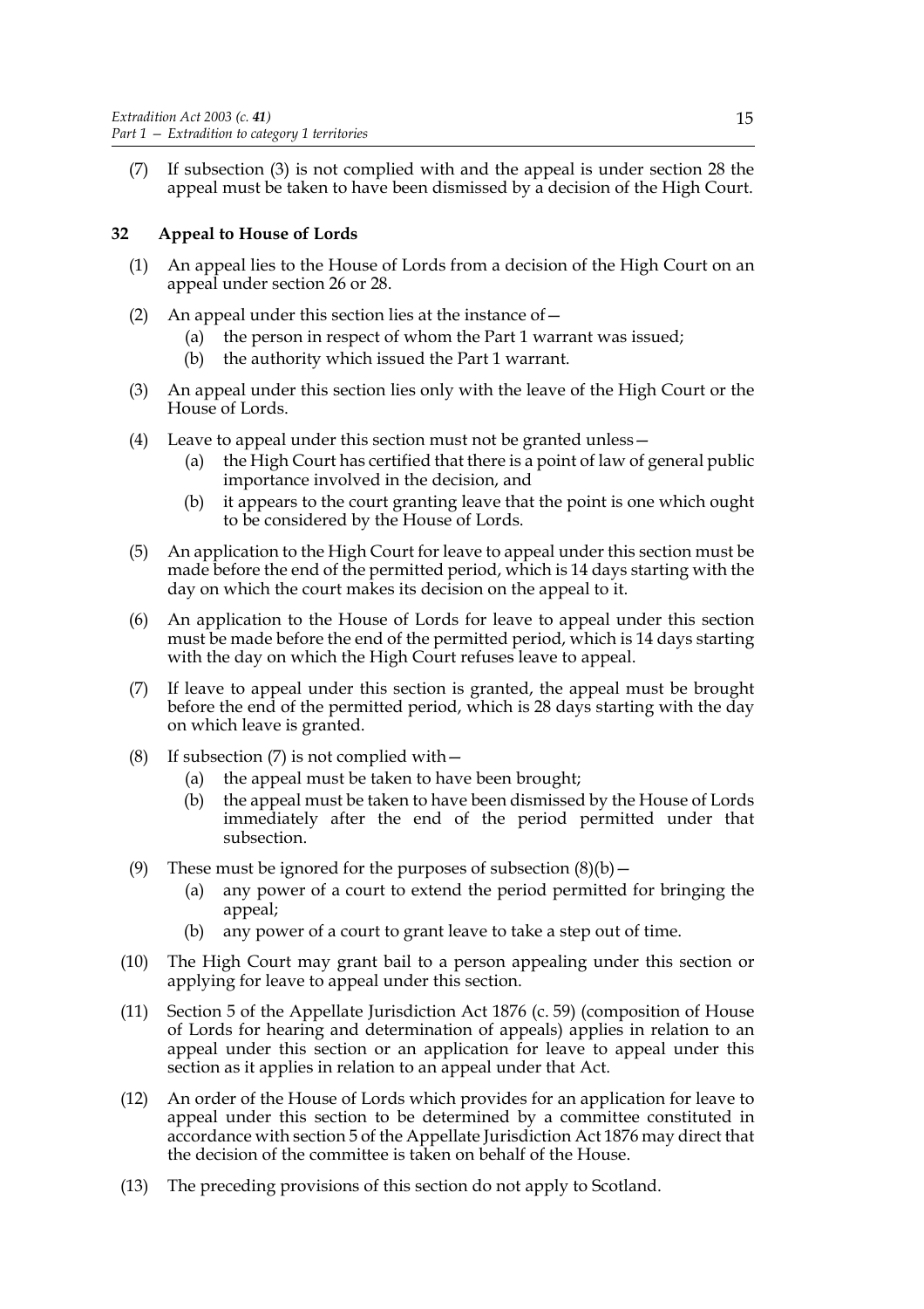(7) If subsection (3) is not complied with and the appeal is under section 28 the appeal must be taken to have been dismissed by a decision of the High Court.

### 32 Appeal to House of Lords

(1) An appeal lies to the House of Lords from a decision of the High Court on an appeal under section 26 or 28.

(2) An appeal under this section lies at the instance of—
  (a) the person in respect of whom the Part 1 warrant was issued;
  (b) the authority which issued the Part 1 warrant.

(3) An appeal under this section lies only with the leave of the High Court or the House of Lords.

(4) Leave to appeal under this section must not be granted unless—
  (a) the High Court has certified that there is a point of law of general public importance involved in the decision, and
  (b) it appears to the court granting leave that the point is one which ought to be considered by the House of Lords.

(5) An application to the High Court for leave to appeal under this section must be made before the end of the permitted period, which is 14 days starting with the day on which the court makes its decision on the appeal to it.

(6) An application to the House of Lords for leave to appeal under this section must be made before the end of the permitted period, which is 14 days starting with the day on which the High Court refuses leave to appeal.

(7) If leave to appeal under this section is granted, the appeal must be brought before the end of the permitted period, which is 28 days starting with the day on which leave is granted.

(8) If subsection (7) is not complied with—
  (a) the appeal must be taken to have been brought;
  (b) the appeal must be taken to have been dismissed by the House of Lords immediately after the end of the period permitted under that subsection.

(9) These must be ignored for the purposes of subsection (8)(b)—
  (a) any power of a court to extend the period permitted for bringing the appeal;
  (b) any power of a court to grant leave to take a step out of time.

(10) The High Court may grant bail to a person appealing under this section or applying for leave to appeal under this section.

(11) Section 5 of the Appellate Jurisdiction Act 1876 (c. 59) (composition of House of Lords for hearing and determination of appeals) applies in relation to an appeal under this section or an application for leave to appeal under this section as it applies in relation to an appeal under that Act.

(12) An order of the House of Lords which provides for an application for leave to appeal under this section to be determined by a committee constituted in accordance with section 5 of the Appellate Jurisdiction Act 1876 may direct that the decision of the committee is taken on behalf of the House.

(13) The preceding provisions of this section do not apply to Scotland.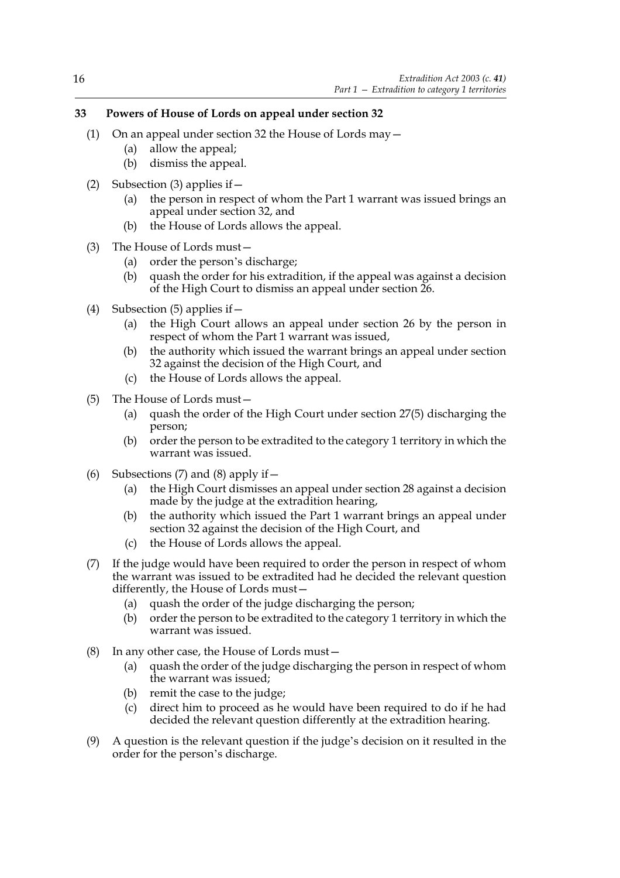### 33 Powers of House of Lords on appeal under section 32

(1) On an appeal under section 32 the House of Lords may—

  (a) allow the appeal;

  (b) dismiss the appeal.

(2) Subsection (3) applies if—

  (a) the person in respect of whom the Part 1 warrant was issued brings an appeal under section 32, and

  (b) the House of Lords allows the appeal.

(3) The House of Lords must—

  (a) order the person's discharge;

  (b) quash the order for his extradition, if the appeal was against a decision of the High Court to dismiss an appeal under section 26.

(4) Subsection (5) applies if—

  (a) the High Court allows an appeal under section 26 by the person in respect of whom the Part 1 warrant was issued,

  (b) the authority which issued the warrant brings an appeal under section 32 against the decision of the High Court, and

  (c) the House of Lords allows the appeal.

(5) The House of Lords must—

  (a) quash the order of the High Court under section 27(5) discharging the person;

  (b) order the person to be extradited to the category 1 territory in which the warrant was issued.

(6) Subsections (7) and (8) apply if—

  (a) the High Court dismisses an appeal under section 28 against a decision made by the judge at the extradition hearing,

  (b) the authority which issued the Part 1 warrant brings an appeal under section 32 against the decision of the High Court, and

  (c) the House of Lords allows the appeal.

(7) If the judge would have been required to order the person in respect of whom the warrant was issued to be extradited had he decided the relevant question differently, the House of Lords must—

  (a) quash the order of the judge discharging the person;

  (b) order the person to be extradited to the category 1 territory in which the warrant was issued.

(8) In any other case, the House of Lords must—

  (a) quash the order of the judge discharging the person in respect of whom the warrant was issued;

  (b) remit the case to the judge;

  (c) direct him to proceed as he would have been required to do if he had decided the relevant question differently at the extradition hearing.

(9) A question is the relevant question if the judge's decision on it resulted in the order for the person's discharge.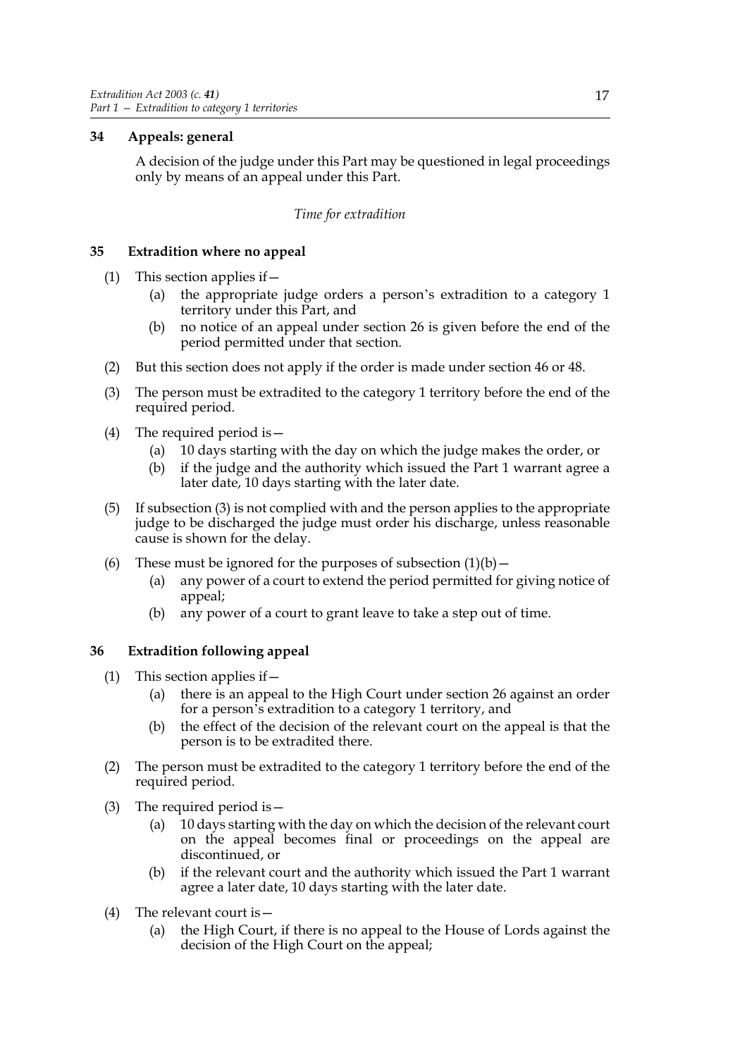### 34 Appeals: general

A decision of the judge under this Part may be questioned in legal proceedings only by means of an appeal under this Part.

*Time for extradition*

### 35 Extradition where no appeal

(1) This section applies if—

  (a) the appropriate judge orders a person's extradition to a category 1 territory under this Part, and

  (b) no notice of an appeal under section 26 is given before the end of the period permitted under that section.

(2) But this section does not apply if the order is made under section 46 or 48.

(3) The person must be extradited to the category 1 territory before the end of the required period.

(4) The required period is—

  (a) 10 days starting with the day on which the judge makes the order, or

  (b) if the judge and the authority which issued the Part 1 warrant agree a later date, 10 days starting with the later date.

(5) If subsection (3) is not complied with and the person applies to the appropriate judge to be discharged the judge must order his discharge, unless reasonable cause is shown for the delay.

(6) These must be ignored for the purposes of subsection (1)(b)—

  (a) any power of a court to extend the period permitted for giving notice of appeal;

  (b) any power of a court to grant leave to take a step out of time.

### 36 Extradition following appeal

(1) This section applies if—

  (a) there is an appeal to the High Court under section 26 against an order for a person's extradition to a category 1 territory, and

  (b) the effect of the decision of the relevant court on the appeal is that the person is to be extradited there.

(2) The person must be extradited to the category 1 territory before the end of the required period.

(3) The required period is—

  (a) 10 days starting with the day on which the decision of the relevant court on the appeal becomes final or proceedings on the appeal are discontinued, or

  (b) if the relevant court and the authority which issued the Part 1 warrant agree a later date, 10 days starting with the later date.

(4) The relevant court is—

  (a) the High Court, if there is no appeal to the House of Lords against the decision of the High Court on the appeal;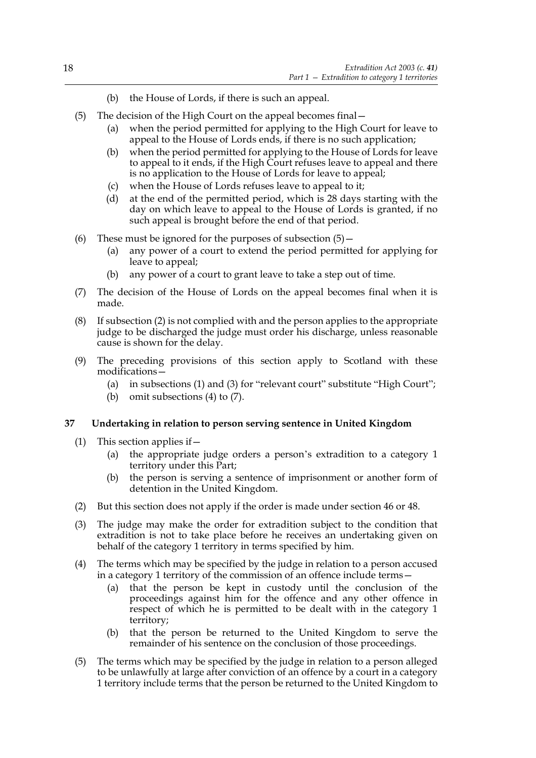(b) the House of Lords, if there is such an appeal.

(5) The decision of the High Court on the appeal becomes final—

(a) when the period permitted for applying to the High Court for leave to appeal to the House of Lords ends, if there is no such application;

(b) when the period permitted for applying to the House of Lords for leave to appeal to it ends, if the High Court refuses leave to appeal and there is no application to the House of Lords for leave to appeal;

(c) when the House of Lords refuses leave to appeal to it;

(d) at the end of the permitted period, which is 28 days starting with the day on which leave to appeal to the House of Lords is granted, if no such appeal is brought before the end of that period.

(6) These must be ignored for the purposes of subsection (5)—

(a) any power of a court to extend the period permitted for applying for leave to appeal;

(b) any power of a court to grant leave to take a step out of time.

(7) The decision of the House of Lords on the appeal becomes final when it is made.

(8) If subsection (2) is not complied with and the person applies to the appropriate judge to be discharged the judge must order his discharge, unless reasonable cause is shown for the delay.

(9) The preceding provisions of this section apply to Scotland with these modifications—

(a) in subsections (1) and (3) for "relevant court" substitute "High Court";

(b) omit subsections (4) to (7).

**37 Undertaking in relation to person serving sentence in United Kingdom**

(1) This section applies if—

(a) the appropriate judge orders a person's extradition to a category 1 territory under this Part;

(b) the person is serving a sentence of imprisonment or another form of detention in the United Kingdom.

(2) But this section does not apply if the order is made under section 46 or 48.

(3) The judge may make the order for extradition subject to the condition that extradition is not to take place before he receives an undertaking given on behalf of the category 1 territory in terms specified by him.

(4) The terms which may be specified by the judge in relation to a person accused in a category 1 territory of the commission of an offence include terms—

(a) that the person be kept in custody until the conclusion of the proceedings against him for the offence and any other offence in respect of which he is permitted to be dealt with in the category 1 territory;

(b) that the person be returned to the United Kingdom to serve the remainder of his sentence on the conclusion of those proceedings.

(5) The terms which may be specified by the judge in relation to a person alleged to be unlawfully at large after conviction of an offence by a court in a category 1 territory include terms that the person be returned to the United Kingdom to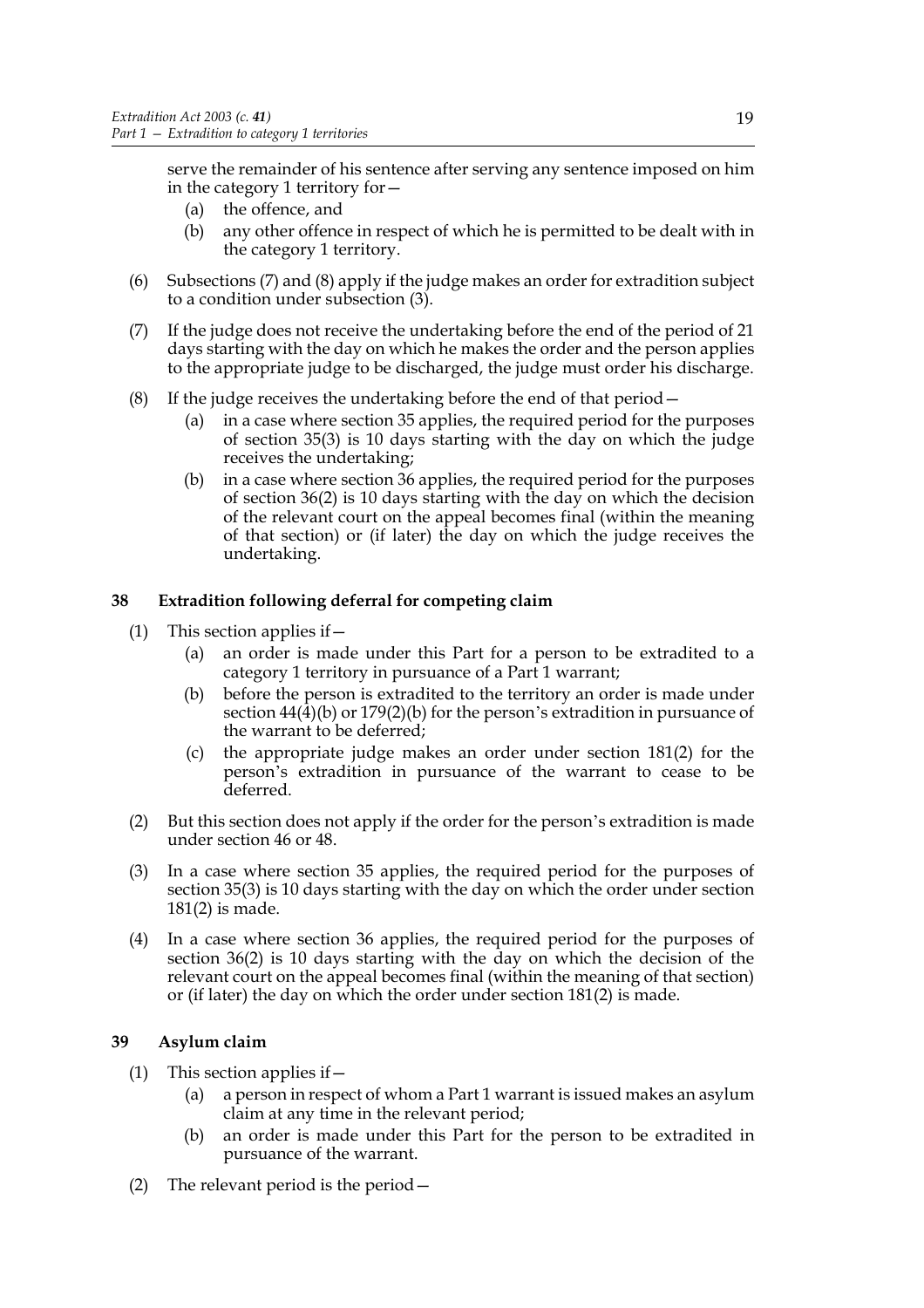serve the remainder of his sentence after serving any sentence imposed on him in the category 1 territory for—

(a) the offence, and

(b) any other offence in respect of which he is permitted to be dealt with in the category 1 territory.

(6) Subsections (7) and (8) apply if the judge makes an order for extradition subject to a condition under subsection (3).

(7) If the judge does not receive the undertaking before the end of the period of 21 days starting with the day on which he makes the order and the person applies to the appropriate judge to be discharged, the judge must order his discharge.

(8) If the judge receives the undertaking before the end of that period—

(a) in a case where section 35 applies, the required period for the purposes of section 35(3) is 10 days starting with the day on which the judge receives the undertaking;

(b) in a case where section 36 applies, the required period for the purposes of section 36(2) is 10 days starting with the day on which the decision of the relevant court on the appeal becomes final (within the meaning of that section) or (if later) the day on which the judge receives the undertaking.

## 38 Extradition following deferral for competing claim

(1) This section applies if—

(a) an order is made under this Part for a person to be extradited to a category 1 territory in pursuance of a Part 1 warrant;

(b) before the person is extradited to the territory an order is made under section 44(4)(b) or 179(2)(b) for the person's extradition in pursuance of the warrant to be deferred;

(c) the appropriate judge makes an order under section 181(2) for the person's extradition in pursuance of the warrant to cease to be deferred.

(2) But this section does not apply if the order for the person's extradition is made under section 46 or 48.

(3) In a case where section 35 applies, the required period for the purposes of section 35(3) is 10 days starting with the day on which the order under section 181(2) is made.

(4) In a case where section 36 applies, the required period for the purposes of section 36(2) is 10 days starting with the day on which the decision of the relevant court on the appeal becomes final (within the meaning of that section) or (if later) the day on which the order under section 181(2) is made.

## 39 Asylum claim

(1) This section applies if—

(a) a person in respect of whom a Part 1 warrant is issued makes an asylum claim at any time in the relevant period;

(b) an order is made under this Part for the person to be extradited in pursuance of the warrant.

(2) The relevant period is the period—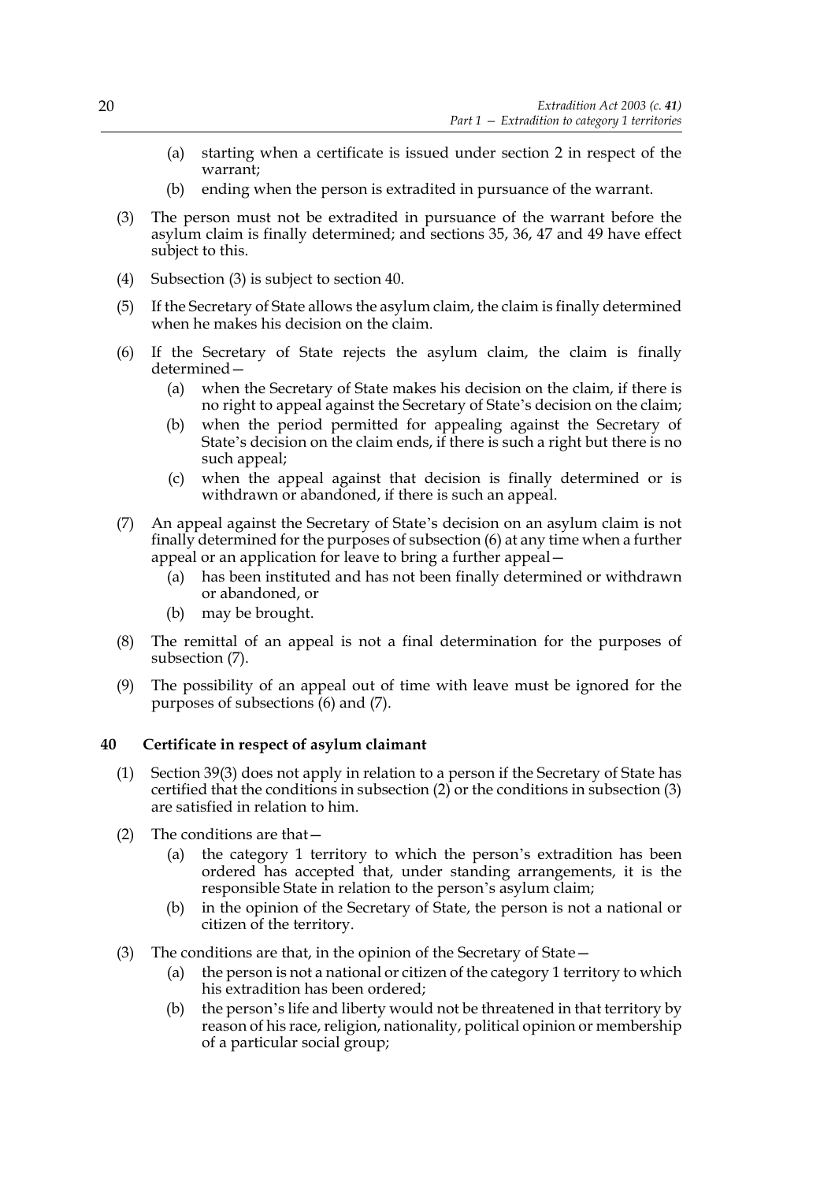(a) starting when a certificate is issued under section 2 in respect of the warrant;

(b) ending when the person is extradited in pursuance of the warrant.

(3) The person must not be extradited in pursuance of the warrant before the asylum claim is finally determined; and sections 35, 36, 47 and 49 have effect subject to this.

(4) Subsection (3) is subject to section 40.

(5) If the Secretary of State allows the asylum claim, the claim is finally determined when he makes his decision on the claim.

(6) If the Secretary of State rejects the asylum claim, the claim is finally determined—

(a) when the Secretary of State makes his decision on the claim, if there is no right to appeal against the Secretary of State's decision on the claim;

(b) when the period permitted for appealing against the Secretary of State's decision on the claim ends, if there is such a right but there is no such appeal;

(c) when the appeal against that decision is finally determined or is withdrawn or abandoned, if there is such an appeal.

(7) An appeal against the Secretary of State's decision on an asylum claim is not finally determined for the purposes of subsection (6) at any time when a further appeal or an application for leave to bring a further appeal—

(a) has been instituted and has not been finally determined or withdrawn or abandoned, or

(b) may be brought.

(8) The remittal of an appeal is not a final determination for the purposes of subsection (7).

(9) The possibility of an appeal out of time with leave must be ignored for the purposes of subsections (6) and (7).

## 40 Certificate in respect of asylum claimant

(1) Section 39(3) does not apply in relation to a person if the Secretary of State has certified that the conditions in subsection (2) or the conditions in subsection (3) are satisfied in relation to him.

(2) The conditions are that—

(a) the category 1 territory to which the person's extradition has been ordered has accepted that, under standing arrangements, it is the responsible State in relation to the person's asylum claim;

(b) in the opinion of the Secretary of State, the person is not a national or citizen of the territory.

(3) The conditions are that, in the opinion of the Secretary of State—

(a) the person is not a national or citizen of the category 1 territory to which his extradition has been ordered;

(b) the person's life and liberty would not be threatened in that territory by reason of his race, religion, nationality, political opinion or membership of a particular social group;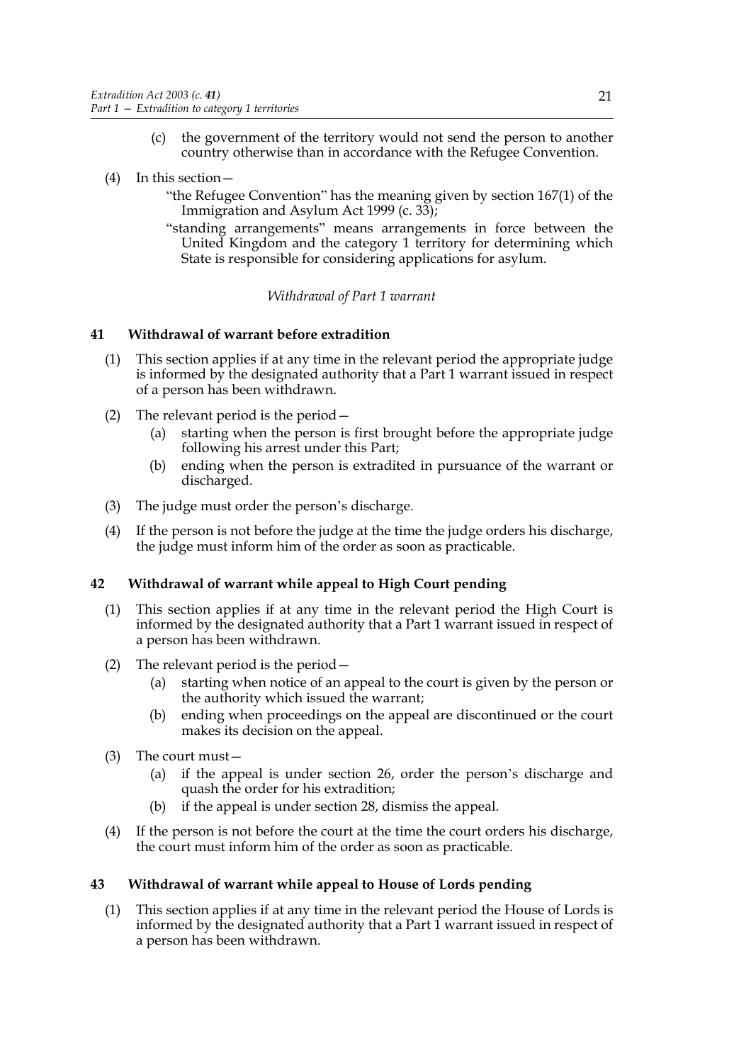(c) the government of the territory would not send the person to another country otherwise than in accordance with the Refugee Convention.

(4) In this section—

"the Refugee Convention" has the meaning given by section 167(1) of the Immigration and Asylum Act 1999 (c. 33);

"standing arrangements" means arrangements in force between the United Kingdom and the category 1 territory for determining which State is responsible for considering applications for asylum.

*Withdrawal of Part 1 warrant*

### 41 Withdrawal of warrant before extradition

(1) This section applies if at any time in the relevant period the appropriate judge is informed by the designated authority that a Part 1 warrant issued in respect of a person has been withdrawn.

(2) The relevant period is the period—

(a) starting when the person is first brought before the appropriate judge following his arrest under this Part;

(b) ending when the person is extradited in pursuance of the warrant or discharged.

(3) The judge must order the person's discharge.

(4) If the person is not before the judge at the time the judge orders his discharge, the judge must inform him of the order as soon as practicable.

### 42 Withdrawal of warrant while appeal to High Court pending

(1) This section applies if at any time in the relevant period the High Court is informed by the designated authority that a Part 1 warrant issued in respect of a person has been withdrawn.

(2) The relevant period is the period—

(a) starting when notice of an appeal to the court is given by the person or the authority which issued the warrant;

(b) ending when proceedings on the appeal are discontinued or the court makes its decision on the appeal.

(3) The court must—

(a) if the appeal is under section 26, order the person's discharge and quash the order for his extradition;

(b) if the appeal is under section 28, dismiss the appeal.

(4) If the person is not before the court at the time the court orders his discharge, the court must inform him of the order as soon as practicable.

### 43 Withdrawal of warrant while appeal to House of Lords pending

(1) This section applies if at any time in the relevant period the House of Lords is informed by the designated authority that a Part 1 warrant issued in respect of a person has been withdrawn.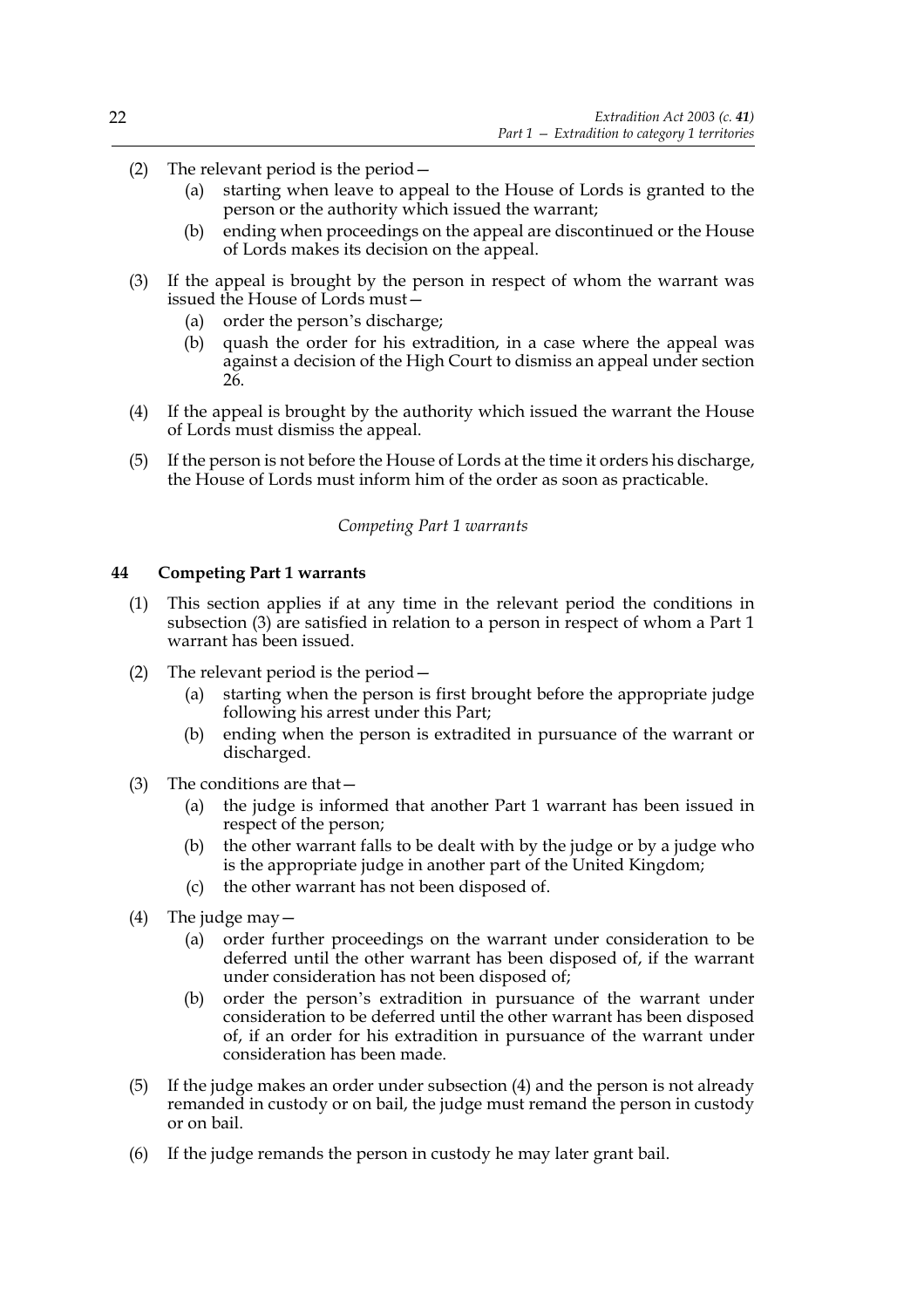(2) The relevant period is the period—

   (a) starting when leave to appeal to the House of Lords is granted to the person or the authority which issued the warrant;

   (b) ending when proceedings on the appeal are discontinued or the House of Lords makes its decision on the appeal.

(3) If the appeal is brought by the person in respect of whom the warrant was issued the House of Lords must—

   (a) order the person's discharge;

   (b) quash the order for his extradition, in a case where the appeal was against a decision of the High Court to dismiss an appeal under section 26.

(4) If the appeal is brought by the authority which issued the warrant the House of Lords must dismiss the appeal.

(5) If the person is not before the House of Lords at the time it orders his discharge, the House of Lords must inform him of the order as soon as practicable.

*Competing Part 1 warrants*

### 44 Competing Part 1 warrants

(1) This section applies if at any time in the relevant period the conditions in subsection (3) are satisfied in relation to a person in respect of whom a Part 1 warrant has been issued.

(2) The relevant period is the period—

   (a) starting when the person is first brought before the appropriate judge following his arrest under this Part;

   (b) ending when the person is extradited in pursuance of the warrant or discharged.

(3) The conditions are that—

   (a) the judge is informed that another Part 1 warrant has been issued in respect of the person;

   (b) the other warrant falls to be dealt with by the judge or by a judge who is the appropriate judge in another part of the United Kingdom;

   (c) the other warrant has not been disposed of.

(4) The judge may—

   (a) order further proceedings on the warrant under consideration to be deferred until the other warrant has been disposed of, if the warrant under consideration has not been disposed of;

   (b) order the person's extradition in pursuance of the warrant under consideration to be deferred until the other warrant has been disposed of, if an order for his extradition in pursuance of the warrant under consideration has been made.

(5) If the judge makes an order under subsection (4) and the person is not already remanded in custody or on bail, the judge must remand the person in custody or on bail.

(6) If the judge remands the person in custody he may later grant bail.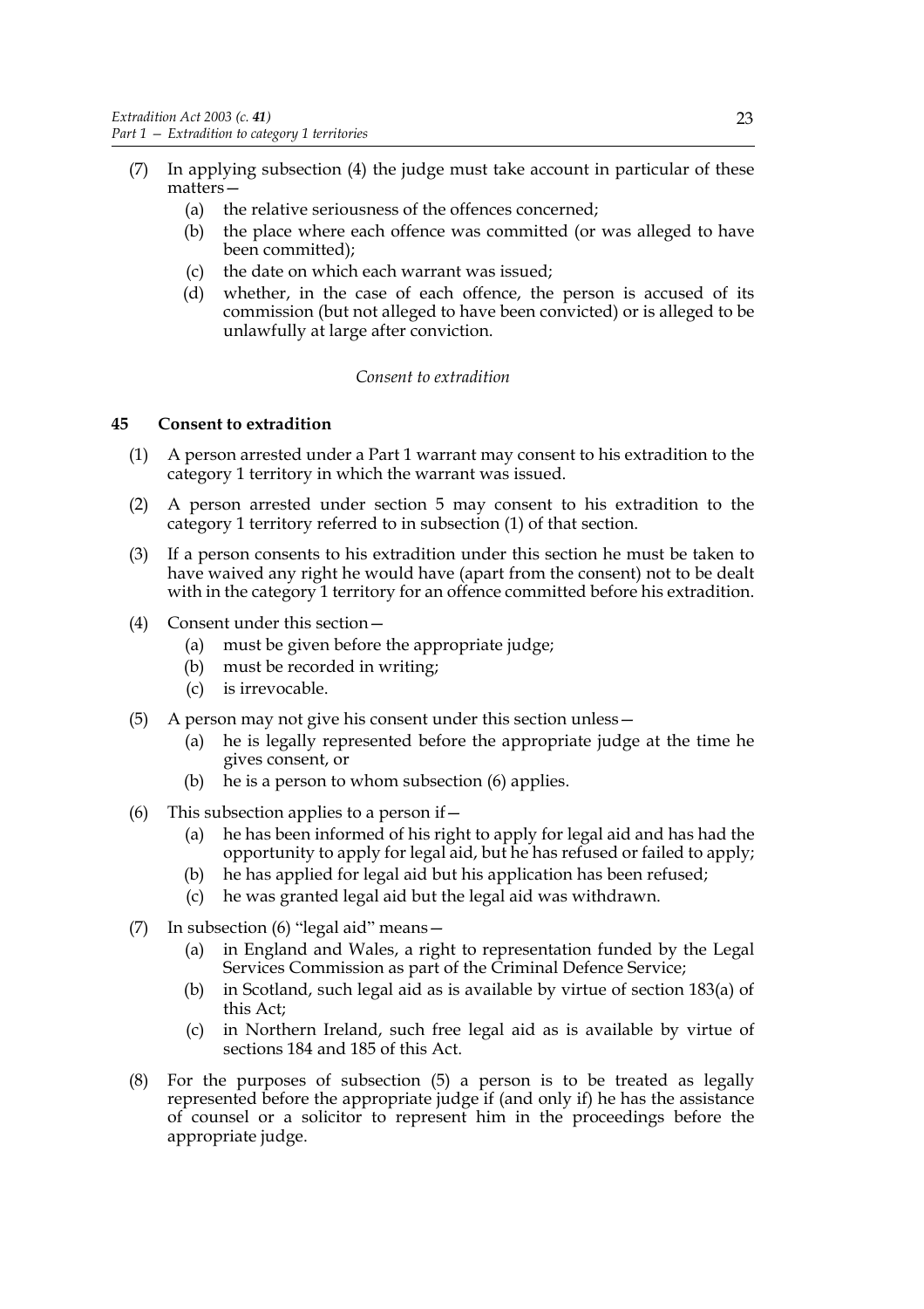(7) In applying subsection (4) the judge must take account in particular of these matters—

  (a) the relative seriousness of the offences concerned;

  (b) the place where each offence was committed (or was alleged to have been committed);

  (c) the date on which each warrant was issued;

  (d) whether, in the case of each offence, the person is accused of its commission (but not alleged to have been convicted) or is alleged to be unlawfully at large after conviction.

*Consent to extradition*

**45 Consent to extradition**

(1) A person arrested under a Part 1 warrant may consent to his extradition to the category 1 territory in which the warrant was issued.

(2) A person arrested under section 5 may consent to his extradition to the category 1 territory referred to in subsection (1) of that section.

(3) If a person consents to his extradition under this section he must be taken to have waived any right he would have (apart from the consent) not to be dealt with in the category 1 territory for an offence committed before his extradition.

(4) Consent under this section—

  (a) must be given before the appropriate judge;

  (b) must be recorded in writing;

  (c) is irrevocable.

(5) A person may not give his consent under this section unless—

  (a) he is legally represented before the appropriate judge at the time he gives consent, or

  (b) he is a person to whom subsection (6) applies.

(6) This subsection applies to a person if—

  (a) he has been informed of his right to apply for legal aid and has had the opportunity to apply for legal aid, but he has refused or failed to apply;

  (b) he has applied for legal aid but his application has been refused;

  (c) he was granted legal aid but the legal aid was withdrawn.

(7) In subsection (6) "legal aid" means—

  (a) in England and Wales, a right to representation funded by the Legal Services Commission as part of the Criminal Defence Service;

  (b) in Scotland, such legal aid as is available by virtue of section 183(a) of this Act;

  (c) in Northern Ireland, such free legal aid as is available by virtue of sections 184 and 185 of this Act.

(8) For the purposes of subsection (5) a person is to be treated as legally represented before the appropriate judge if (and only if) he has the assistance of counsel or a solicitor to represent him in the proceedings before the appropriate judge.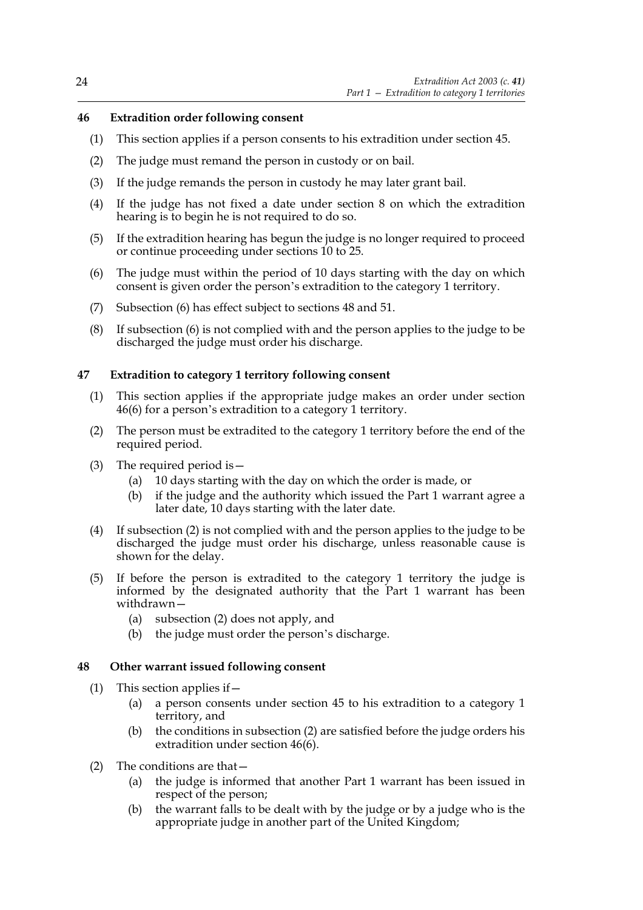### 46 Extradition order following consent

(1) This section applies if a person consents to his extradition under section 45.

(2) The judge must remand the person in custody or on bail.

(3) If the judge remands the person in custody he may later grant bail.

(4) If the judge has not fixed a date under section 8 on which the extradition hearing is to begin he is not required to do so.

(5) If the extradition hearing has begun the judge is no longer required to proceed or continue proceeding under sections 10 to 25.

(6) The judge must within the period of 10 days starting with the day on which consent is given order the person's extradition to the category 1 territory.

(7) Subsection (6) has effect subject to sections 48 and 51.

(8) If subsection (6) is not complied with and the person applies to the judge to be discharged the judge must order his discharge.

### 47 Extradition to category 1 territory following consent

(1) This section applies if the appropriate judge makes an order under section 46(6) for a person's extradition to a category 1 territory.

(2) The person must be extradited to the category 1 territory before the end of the required period.

(3) The required period is—

(a) 10 days starting with the day on which the order is made, or

(b) if the judge and the authority which issued the Part 1 warrant agree a later date, 10 days starting with the later date.

(4) If subsection (2) is not complied with and the person applies to the judge to be discharged the judge must order his discharge, unless reasonable cause is shown for the delay.

(5) If before the person is extradited to the category 1 territory the judge is informed by the designated authority that the Part 1 warrant has been withdrawn—

(a) subsection (2) does not apply, and

(b) the judge must order the person's discharge.

### 48 Other warrant issued following consent

(1) This section applies if—

(a) a person consents under section 45 to his extradition to a category 1 territory, and

(b) the conditions in subsection (2) are satisfied before the judge orders his extradition under section 46(6).

(2) The conditions are that—

(a) the judge is informed that another Part 1 warrant has been issued in respect of the person;

(b) the warrant falls to be dealt with by the judge or by a judge who is the appropriate judge in another part of the United Kingdom;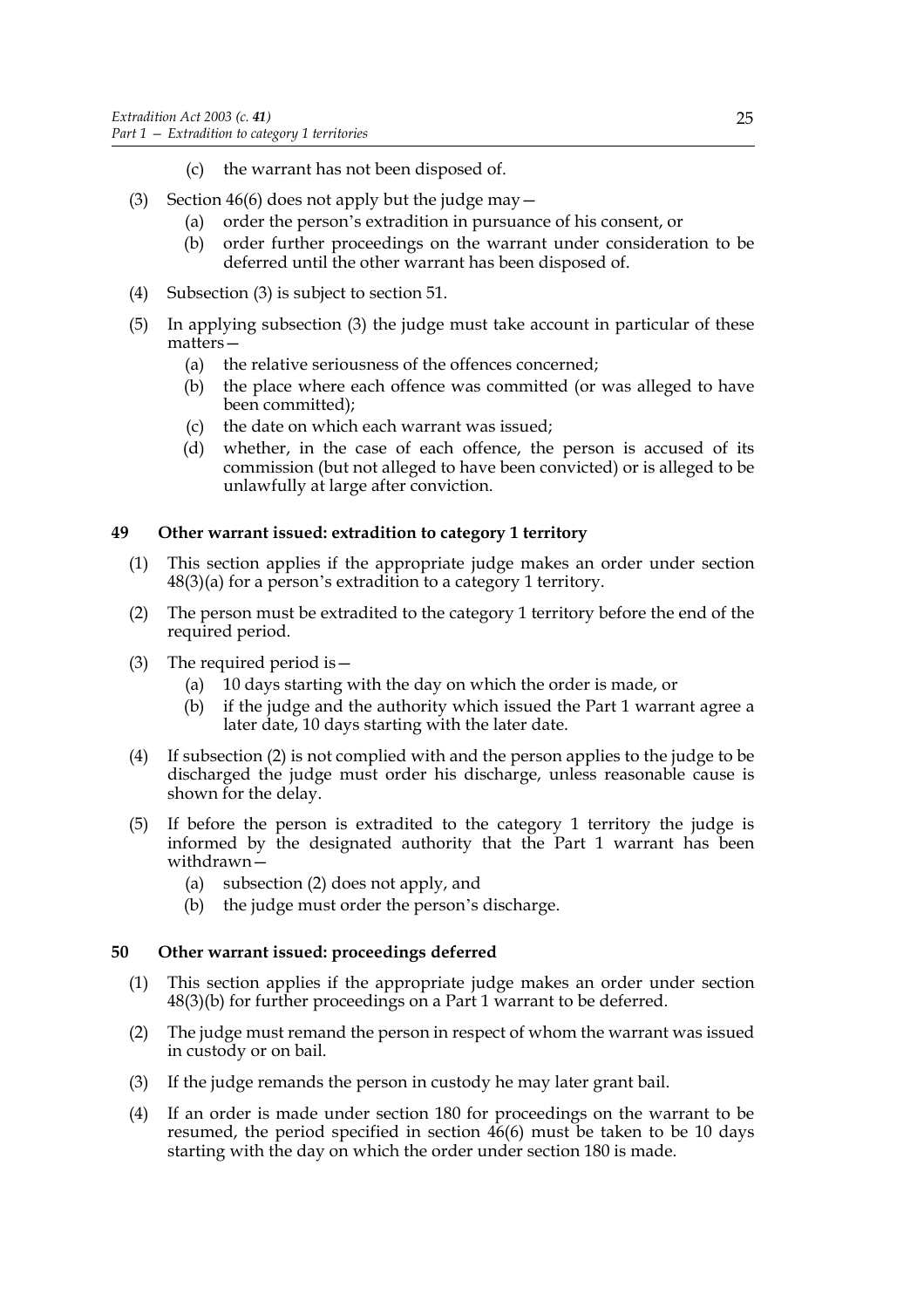(c) the warrant has not been disposed of.

(3) Section 46(6) does not apply but the judge may—
   (a) order the person's extradition in pursuance of his consent, or
   (b) order further proceedings on the warrant under consideration to be deferred until the other warrant has been disposed of.

(4) Subsection (3) is subject to section 51.

(5) In applying subsection (3) the judge must take account in particular of these matters—
   (a) the relative seriousness of the offences concerned;
   (b) the place where each offence was committed (or was alleged to have been committed);
   (c) the date on which each warrant was issued;
   (d) whether, in the case of each offence, the person is accused of its commission (but not alleged to have been convicted) or is alleged to be unlawfully at large after conviction.

## 49 Other warrant issued: extradition to category 1 territory

(1) This section applies if the appropriate judge makes an order under section 48(3)(a) for a person's extradition to a category 1 territory.

(2) The person must be extradited to the category 1 territory before the end of the required period.

(3) The required period is—
   (a) 10 days starting with the day on which the order is made, or
   (b) if the judge and the authority which issued the Part 1 warrant agree a later date, 10 days starting with the later date.

(4) If subsection (2) is not complied with and the person applies to the judge to be discharged the judge must order his discharge, unless reasonable cause is shown for the delay.

(5) If before the person is extradited to the category 1 territory the judge is informed by the designated authority that the Part 1 warrant has been withdrawn—
   (a) subsection (2) does not apply, and
   (b) the judge must order the person's discharge.

## 50 Other warrant issued: proceedings deferred

(1) This section applies if the appropriate judge makes an order under section 48(3)(b) for further proceedings on a Part 1 warrant to be deferred.

(2) The judge must remand the person in respect of whom the warrant was issued in custody or on bail.

(3) If the judge remands the person in custody he may later grant bail.

(4) If an order is made under section 180 for proceedings on the warrant to be resumed, the period specified in section 46(6) must be taken to be 10 days starting with the day on which the order under section 180 is made.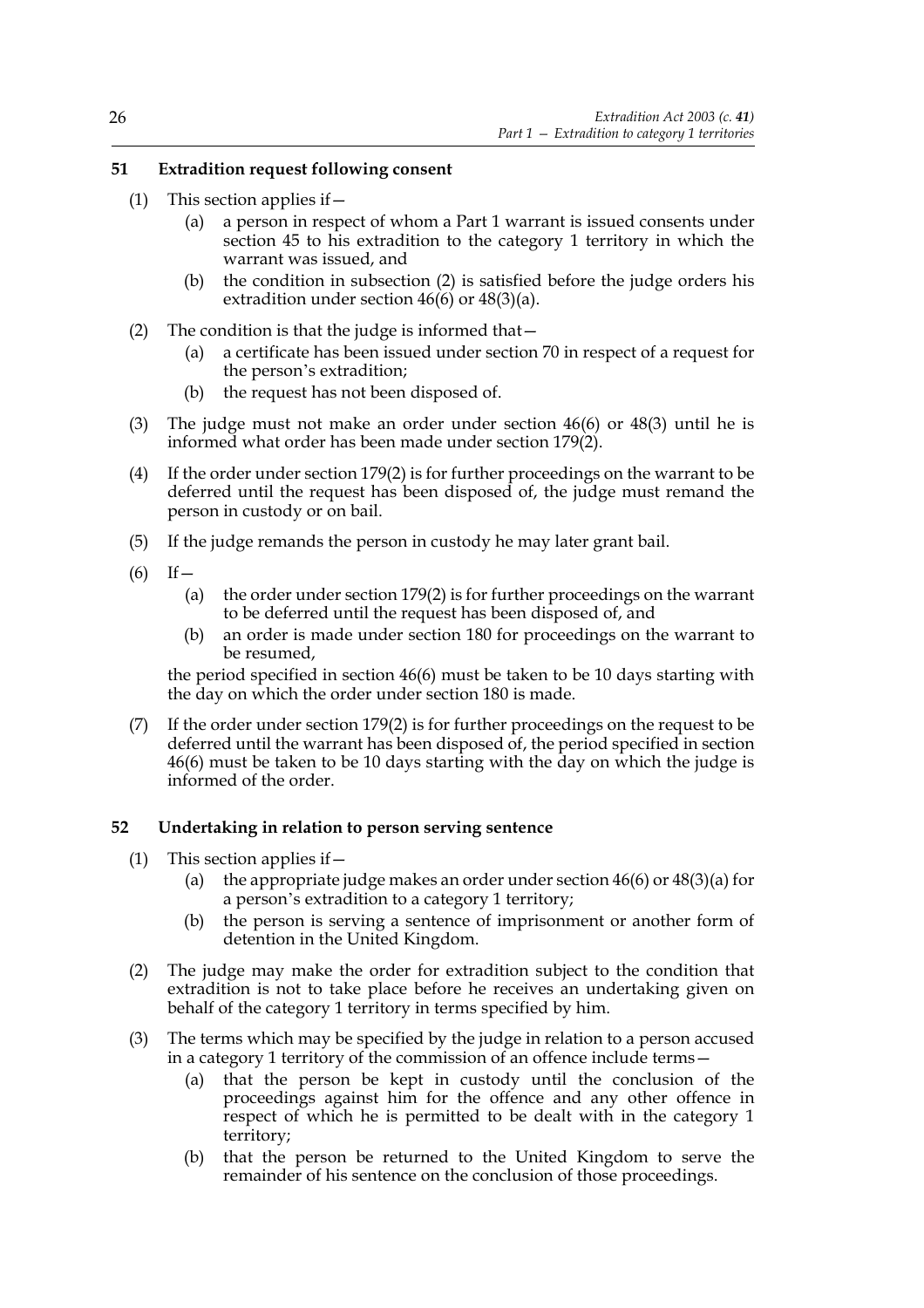## 51 Extradition request following consent

(1) This section applies if—

   (a) a person in respect of whom a Part 1 warrant is issued consents under section 45 to his extradition to the category 1 territory in which the warrant was issued, and

   (b) the condition in subsection (2) is satisfied before the judge orders his extradition under section 46(6) or 48(3)(a).

(2) The condition is that the judge is informed that—

   (a) a certificate has been issued under section 70 in respect of a request for the person's extradition;

   (b) the request has not been disposed of.

(3) The judge must not make an order under section 46(6) or 48(3) until he is informed what order has been made under section 179(2).

(4) If the order under section 179(2) is for further proceedings on the warrant to be deferred until the request has been disposed of, the judge must remand the person in custody or on bail.

(5) If the judge remands the person in custody he may later grant bail.

(6) If—

   (a) the order under section 179(2) is for further proceedings on the warrant to be deferred until the request has been disposed of, and

   (b) an order is made under section 180 for proceedings on the warrant to be resumed,

   the period specified in section 46(6) must be taken to be 10 days starting with the day on which the order under section 180 is made.

(7) If the order under section 179(2) is for further proceedings on the request to be deferred until the warrant has been disposed of, the period specified in section 46(6) must be taken to be 10 days starting with the day on which the judge is informed of the order.

## 52 Undertaking in relation to person serving sentence

(1) This section applies if—

   (a) the appropriate judge makes an order under section 46(6) or 48(3)(a) for a person's extradition to a category 1 territory;

   (b) the person is serving a sentence of imprisonment or another form of detention in the United Kingdom.

(2) The judge may make the order for extradition subject to the condition that extradition is not to take place before he receives an undertaking given on behalf of the category 1 territory in terms specified by him.

(3) The terms which may be specified by the judge in relation to a person accused in a category 1 territory of the commission of an offence include terms—

   (a) that the person be kept in custody until the conclusion of the proceedings against him for the offence and any other offence in respect of which he is permitted to be dealt with in the category 1 territory;

   (b) that the person be returned to the United Kingdom to serve the remainder of his sentence on the conclusion of those proceedings.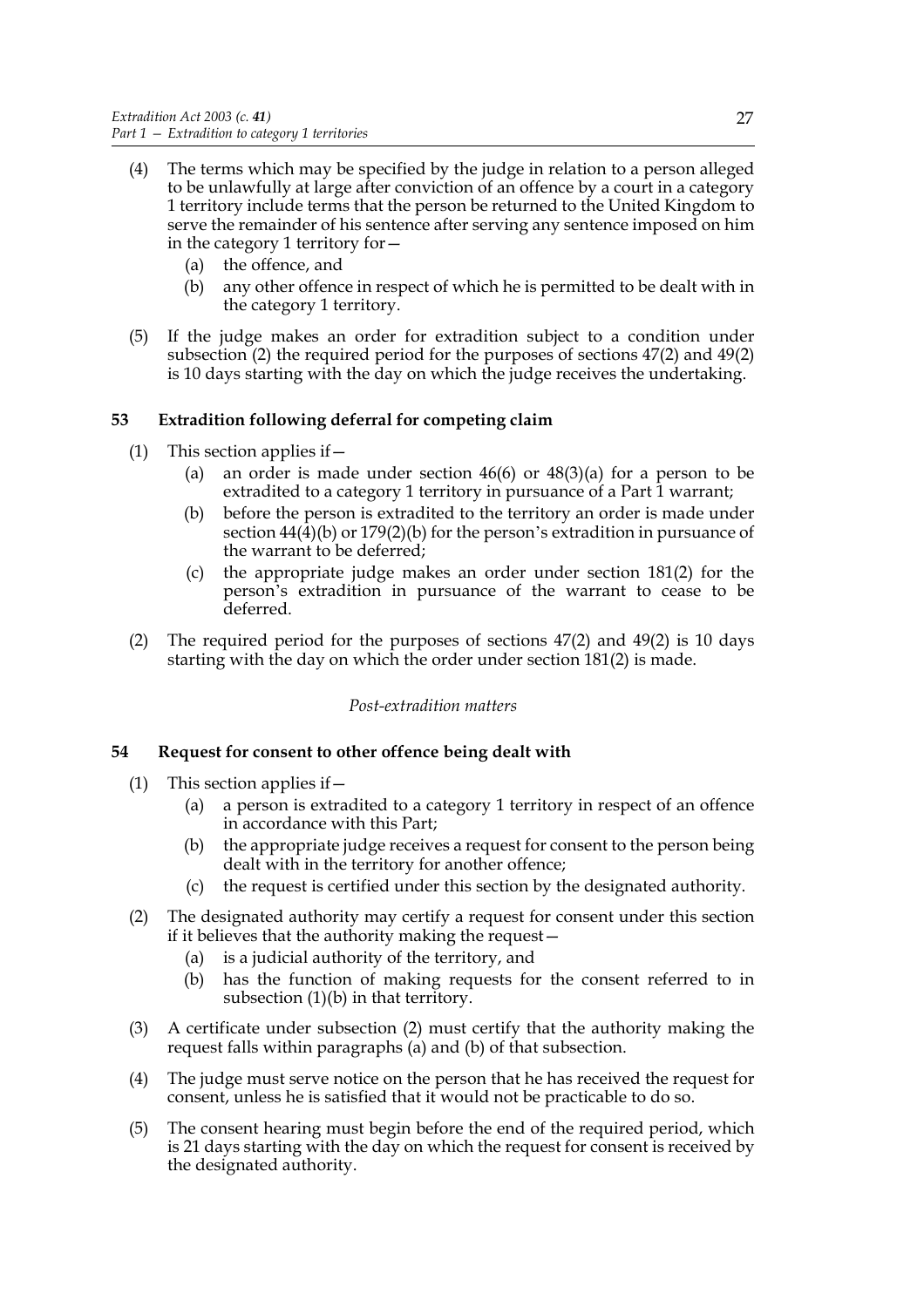(4) The terms which may be specified by the judge in relation to a person alleged to be unlawfully at large after conviction of an offence by a court in a category 1 territory include terms that the person be returned to the United Kingdom to serve the remainder of his sentence after serving any sentence imposed on him in the category 1 territory for—

(a) the offence, and

(b) any other offence in respect of which he is permitted to be dealt with in the category 1 territory.

(5) If the judge makes an order for extradition subject to a condition under subsection (2) the required period for the purposes of sections 47(2) and 49(2) is 10 days starting with the day on which the judge receives the undertaking.

### 53 Extradition following deferral for competing claim

(1) This section applies if—

(a) an order is made under section 46(6) or 48(3)(a) for a person to be extradited to a category 1 territory in pursuance of a Part 1 warrant;

(b) before the person is extradited to the territory an order is made under section 44(4)(b) or 179(2)(b) for the person's extradition in pursuance of the warrant to be deferred;

(c) the appropriate judge makes an order under section 181(2) for the person's extradition in pursuance of the warrant to cease to be deferred.

(2) The required period for the purposes of sections 47(2) and 49(2) is 10 days starting with the day on which the order under section 181(2) is made.

*Post-extradition matters*

### 54 Request for consent to other offence being dealt with

(1) This section applies if—

(a) a person is extradited to a category 1 territory in respect of an offence in accordance with this Part;

(b) the appropriate judge receives a request for consent to the person being dealt with in the territory for another offence;

(c) the request is certified under this section by the designated authority.

(2) The designated authority may certify a request for consent under this section if it believes that the authority making the request—

(a) is a judicial authority of the territory, and

(b) has the function of making requests for the consent referred to in subsection (1)(b) in that territory.

(3) A certificate under subsection (2) must certify that the authority making the request falls within paragraphs (a) and (b) of that subsection.

(4) The judge must serve notice on the person that he has received the request for consent, unless he is satisfied that it would not be practicable to do so.

(5) The consent hearing must begin before the end of the required period, which is 21 days starting with the day on which the request for consent is received by the designated authority.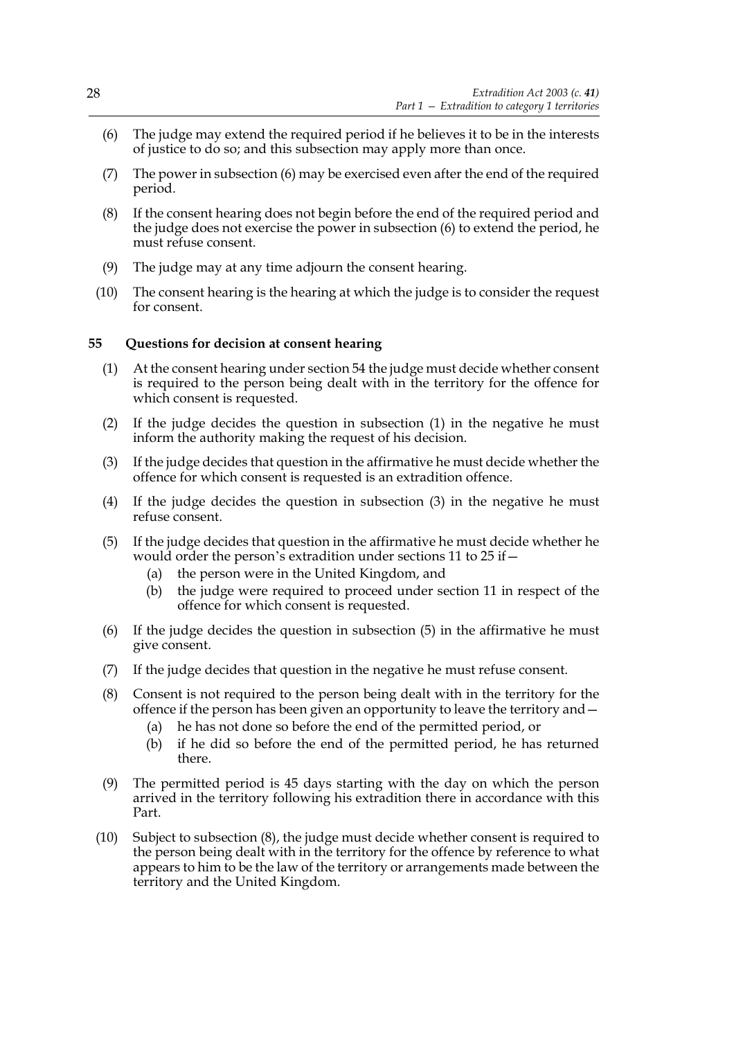(6) The judge may extend the required period if he believes it to be in the interests of justice to do so; and this subsection may apply more than once.

(7) The power in subsection (6) may be exercised even after the end of the required period.

(8) If the consent hearing does not begin before the end of the required period and the judge does not exercise the power in subsection (6) to extend the period, he must refuse consent.

(9) The judge may at any time adjourn the consent hearing.

(10) The consent hearing is the hearing at which the judge is to consider the request for consent.

### 55 Questions for decision at consent hearing

(1) At the consent hearing under section 54 the judge must decide whether consent is required to the person being dealt with in the territory for the offence for which consent is requested.

(2) If the judge decides the question in subsection (1) in the negative he must inform the authority making the request of his decision.

(3) If the judge decides that question in the affirmative he must decide whether the offence for which consent is requested is an extradition offence.

(4) If the judge decides the question in subsection (3) in the negative he must refuse consent.

(5) If the judge decides that question in the affirmative he must decide whether he would order the person's extradition under sections 11 to 25 if—
   (a) the person were in the United Kingdom, and
   (b) the judge were required to proceed under section 11 in respect of the offence for which consent is requested.

(6) If the judge decides the question in subsection (5) in the affirmative he must give consent.

(7) If the judge decides that question in the negative he must refuse consent.

(8) Consent is not required to the person being dealt with in the territory for the offence if the person has been given an opportunity to leave the territory and—
   (a) he has not done so before the end of the permitted period, or
   (b) if he did so before the end of the permitted period, he has returned there.

(9) The permitted period is 45 days starting with the day on which the person arrived in the territory following his extradition there in accordance with this Part.

(10) Subject to subsection (8), the judge must decide whether consent is required to the person being dealt with in the territory for the offence by reference to what appears to him to be the law of the territory or arrangements made between the territory and the United Kingdom.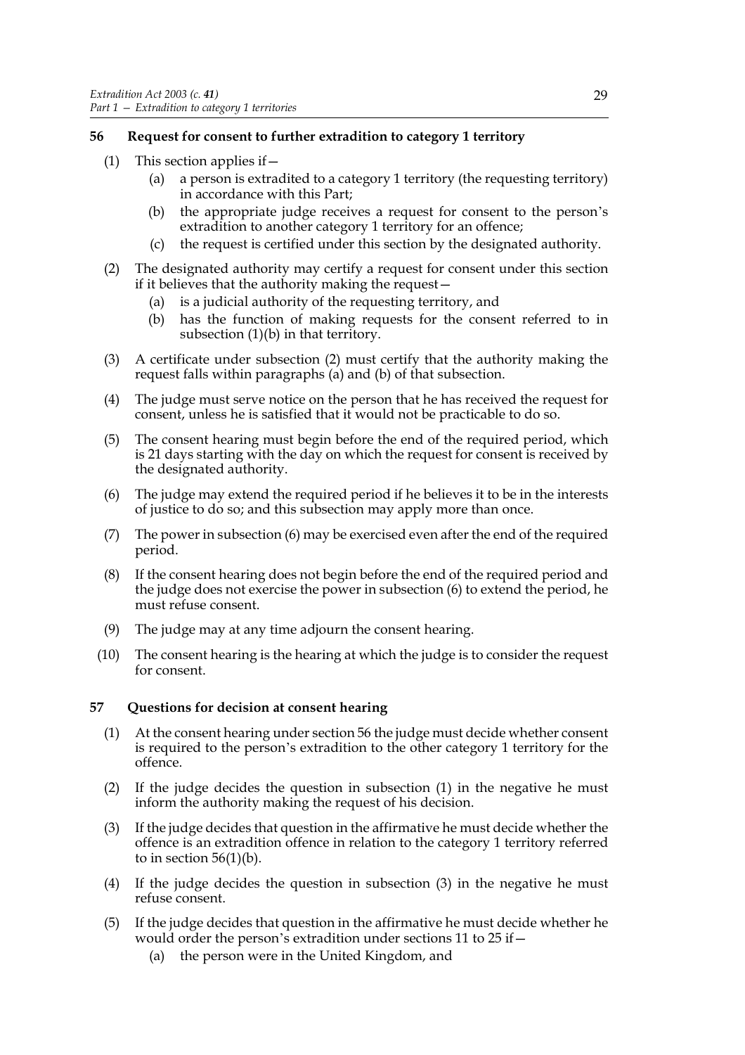### 56 Request for consent to further extradition to category 1 territory

(1) This section applies if—

   (a) a person is extradited to a category 1 territory (the requesting territory) in accordance with this Part;

   (b) the appropriate judge receives a request for consent to the person's extradition to another category 1 territory for an offence;

   (c) the request is certified under this section by the designated authority.

(2) The designated authority may certify a request for consent under this section if it believes that the authority making the request—

   (a) is a judicial authority of the requesting territory, and

   (b) has the function of making requests for the consent referred to in subsection (1)(b) in that territory.

(3) A certificate under subsection (2) must certify that the authority making the request falls within paragraphs (a) and (b) of that subsection.

(4) The judge must serve notice on the person that he has received the request for consent, unless he is satisfied that it would not be practicable to do so.

(5) The consent hearing must begin before the end of the required period, which is 21 days starting with the day on which the request for consent is received by the designated authority.

(6) The judge may extend the required period if he believes it to be in the interests of justice to do so; and this subsection may apply more than once.

(7) The power in subsection (6) may be exercised even after the end of the required period.

(8) If the consent hearing does not begin before the end of the required period and the judge does not exercise the power in subsection (6) to extend the period, he must refuse consent.

(9) The judge may at any time adjourn the consent hearing.

(10) The consent hearing is the hearing at which the judge is to consider the request for consent.

### 57 Questions for decision at consent hearing

(1) At the consent hearing under section 56 the judge must decide whether consent is required to the person's extradition to the other category 1 territory for the offence.

(2) If the judge decides the question in subsection (1) in the negative he must inform the authority making the request of his decision.

(3) If the judge decides that question in the affirmative he must decide whether the offence is an extradition offence in relation to the category 1 territory referred to in section 56(1)(b).

(4) If the judge decides the question in subsection (3) in the negative he must refuse consent.

(5) If the judge decides that question in the affirmative he must decide whether he would order the person's extradition under sections 11 to 25 if—

   (a) the person were in the United Kingdom, and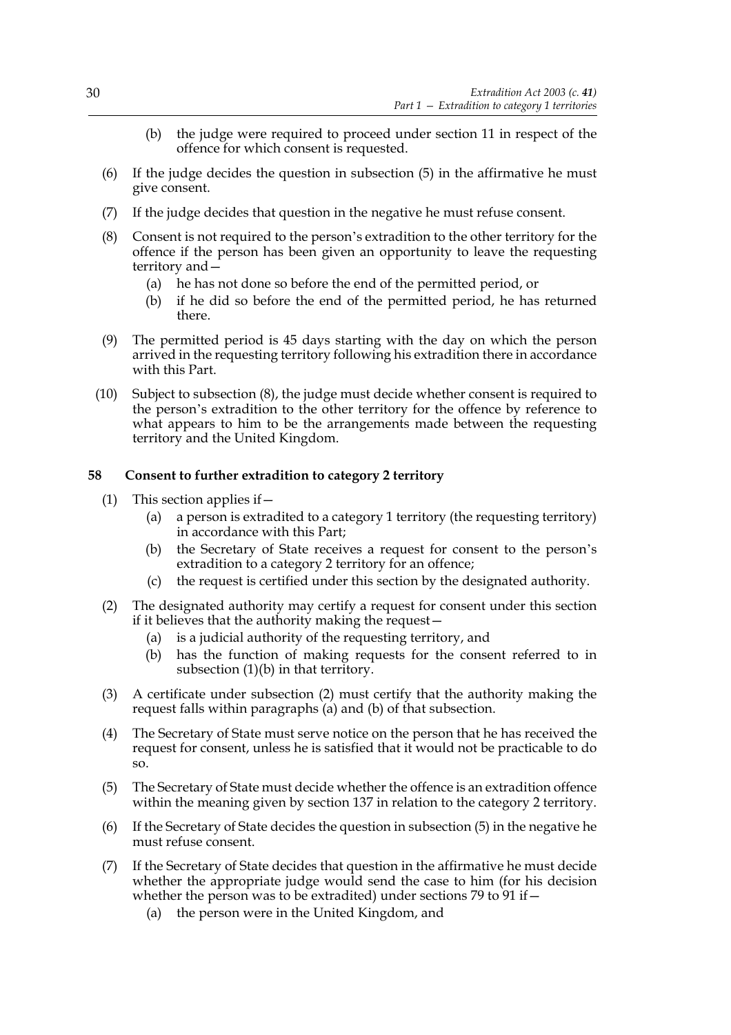(b) the judge were required to proceed under section 11 in respect of the offence for which consent is requested.

(6) If the judge decides the question in subsection (5) in the affirmative he must give consent.

(7) If the judge decides that question in the negative he must refuse consent.

(8) Consent is not required to the person's extradition to the other territory for the offence if the person has been given an opportunity to leave the requesting territory and—

- (a) he has not done so before the end of the permitted period, or
- (b) if he did so before the end of the permitted period, he has returned there.

(9) The permitted period is 45 days starting with the day on which the person arrived in the requesting territory following his extradition there in accordance with this Part.

(10) Subject to subsection (8), the judge must decide whether consent is required to the person's extradition to the other territory for the offence by reference to what appears to him to be the arrangements made between the requesting territory and the United Kingdom.

### 58 Consent to further extradition to category 2 territory

(1) This section applies if—

- (a) a person is extradited to a category 1 territory (the requesting territory) in accordance with this Part;
- (b) the Secretary of State receives a request for consent to the person's extradition to a category 2 territory for an offence;
- (c) the request is certified under this section by the designated authority.

(2) The designated authority may certify a request for consent under this section if it believes that the authority making the request—

- (a) is a judicial authority of the requesting territory, and
- (b) has the function of making requests for the consent referred to in subsection (1)(b) in that territory.

(3) A certificate under subsection (2) must certify that the authority making the request falls within paragraphs (a) and (b) of that subsection.

(4) The Secretary of State must serve notice on the person that he has received the request for consent, unless he is satisfied that it would not be practicable to do so.

(5) The Secretary of State must decide whether the offence is an extradition offence within the meaning given by section 137 in relation to the category 2 territory.

(6) If the Secretary of State decides the question in subsection (5) in the negative he must refuse consent.

(7) If the Secretary of State decides that question in the affirmative he must decide whether the appropriate judge would send the case to him (for his decision whether the person was to be extradited) under sections 79 to 91 if—

- (a) the person were in the United Kingdom, and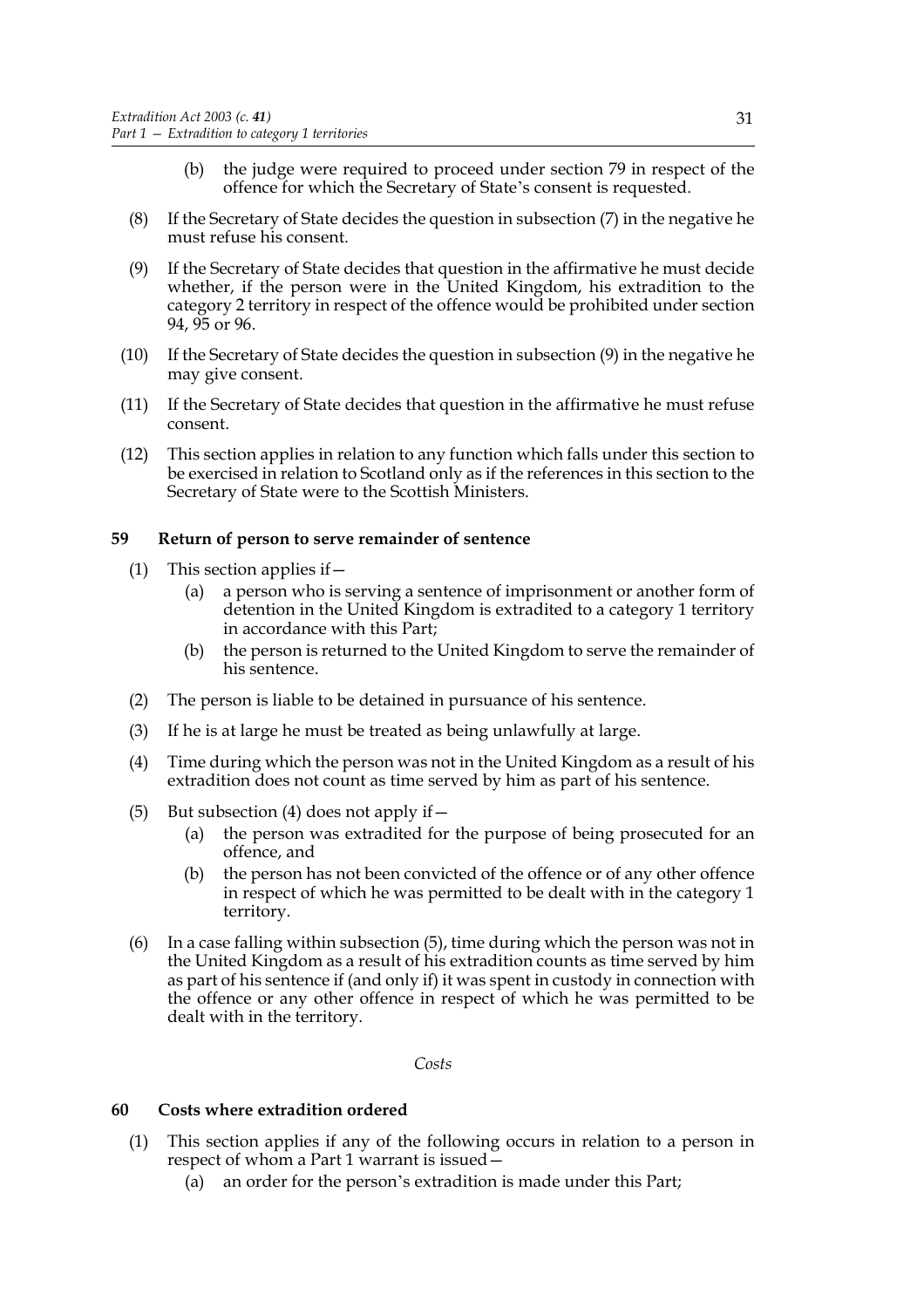(b) the judge were required to proceed under section 79 in respect of the offence for which the Secretary of State's consent is requested.

(8) If the Secretary of State decides the question in subsection (7) in the negative he must refuse his consent.

(9) If the Secretary of State decides that question in the affirmative he must decide whether, if the person were in the United Kingdom, his extradition to the category 2 territory in respect of the offence would be prohibited under section 94, 95 or 96.

(10) If the Secretary of State decides the question in subsection (9) in the negative he may give consent.

(11) If the Secretary of State decides that question in the affirmative he must refuse consent.

(12) This section applies in relation to any function which falls under this section to be exercised in relation to Scotland only as if the references in this section to the Secretary of State were to the Scottish Ministers.

### 59 Return of person to serve remainder of sentence

(1) This section applies if—

(a) a person who is serving a sentence of imprisonment or another form of detention in the United Kingdom is extradited to a category 1 territory in accordance with this Part;

(b) the person is returned to the United Kingdom to serve the remainder of his sentence.

(2) The person is liable to be detained in pursuance of his sentence.

(3) If he is at large he must be treated as being unlawfully at large.

(4) Time during which the person was not in the United Kingdom as a result of his extradition does not count as time served by him as part of his sentence.

(5) But subsection (4) does not apply if—

(a) the person was extradited for the purpose of being prosecuted for an offence, and

(b) the person has not been convicted of the offence or of any other offence in respect of which he was permitted to be dealt with in the category 1 territory.

(6) In a case falling within subsection (5), time during which the person was not in the United Kingdom as a result of his extradition counts as time served by him as part of his sentence if (and only if) it was spent in custody in connection with the offence or any other offence in respect of which he was permitted to be dealt with in the territory.

*Costs*

### 60 Costs where extradition ordered

(1) This section applies if any of the following occurs in relation to a person in respect of whom a Part 1 warrant is issued—

(a) an order for the person's extradition is made under this Part;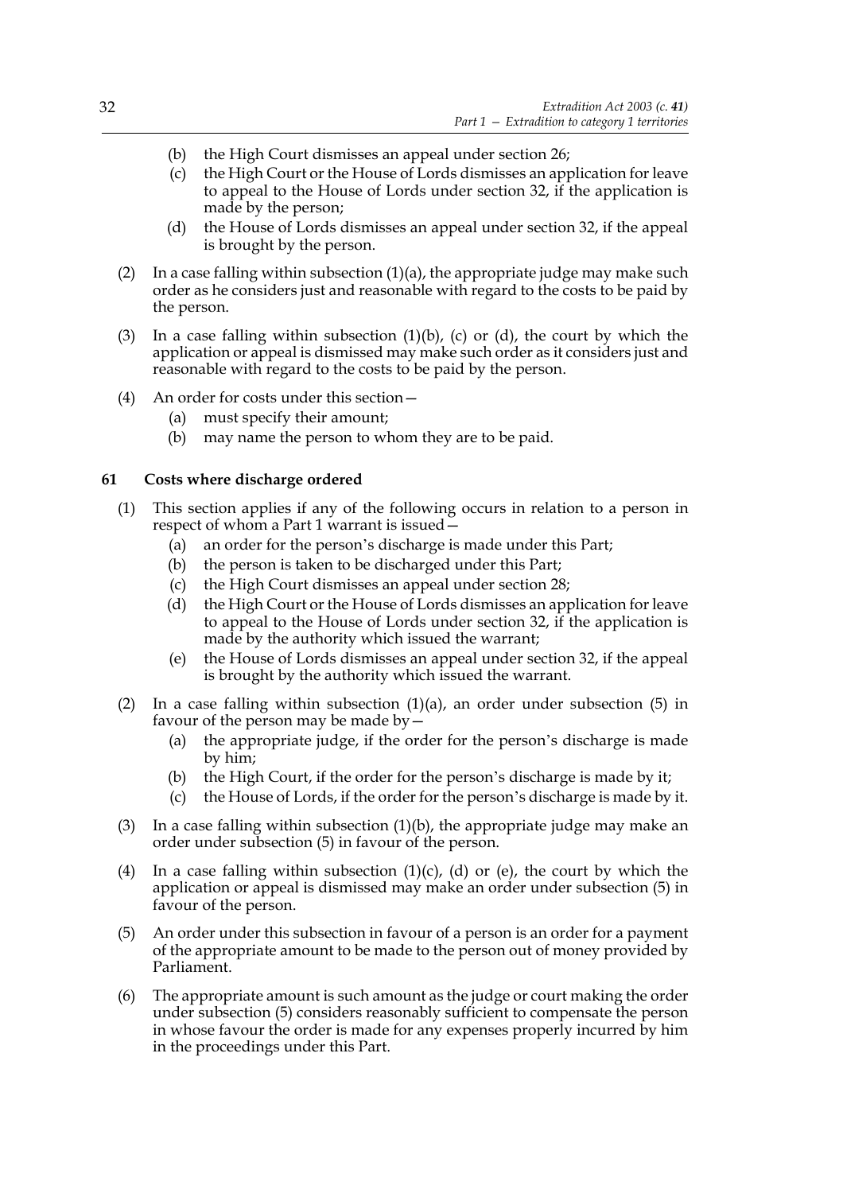(b) the High Court dismisses an appeal under section 26;

(c) the High Court or the House of Lords dismisses an application for leave to appeal to the House of Lords under section 32, if the application is made by the person;

(d) the House of Lords dismisses an appeal under section 32, if the appeal is brought by the person.

(2) In a case falling within subsection (1)(a), the appropriate judge may make such order as he considers just and reasonable with regard to the costs to be paid by the person.

(3) In a case falling within subsection (1)(b), (c) or (d), the court by which the application or appeal is dismissed may make such order as it considers just and reasonable with regard to the costs to be paid by the person.

(4) An order for costs under this section—

(a) must specify their amount;

(b) may name the person to whom they are to be paid.

### 61 Costs where discharge ordered

(1) This section applies if any of the following occurs in relation to a person in respect of whom a Part 1 warrant is issued—

(a) an order for the person's discharge is made under this Part;

(b) the person is taken to be discharged under this Part;

(c) the High Court dismisses an appeal under section 28;

(d) the High Court or the House of Lords dismisses an application for leave to appeal to the House of Lords under section 32, if the application is made by the authority which issued the warrant;

(e) the House of Lords dismisses an appeal under section 32, if the appeal is brought by the authority which issued the warrant.

(2) In a case falling within subsection (1)(a), an order under subsection (5) in favour of the person may be made by—

(a) the appropriate judge, if the order for the person's discharge is made by him;

(b) the High Court, if the order for the person's discharge is made by it;

(c) the House of Lords, if the order for the person's discharge is made by it.

(3) In a case falling within subsection (1)(b), the appropriate judge may make an order under subsection (5) in favour of the person.

(4) In a case falling within subsection (1)(c), (d) or (e), the court by which the application or appeal is dismissed may make an order under subsection (5) in favour of the person.

(5) An order under this subsection in favour of a person is an order for a payment of the appropriate amount to be made to the person out of money provided by Parliament.

(6) The appropriate amount is such amount as the judge or court making the order under subsection (5) considers reasonably sufficient to compensate the person in whose favour the order is made for any expenses properly incurred by him in the proceedings under this Part.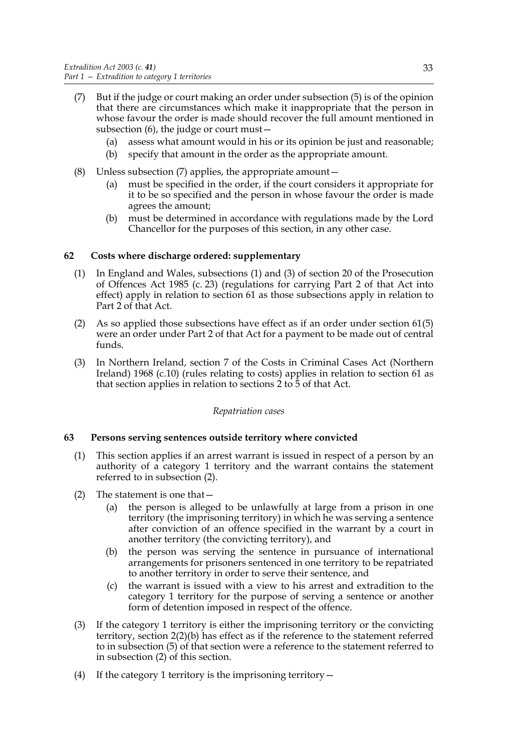(7) But if the judge or court making an order under subsection (5) is of the opinion that there are circumstances which make it inappropriate that the person in whose favour the order is made should recover the full amount mentioned in subsection (6), the judge or court must—

(a) assess what amount would in his or its opinion be just and reasonable;

(b) specify that amount in the order as the appropriate amount.

(8) Unless subsection (7) applies, the appropriate amount—

(a) must be specified in the order, if the court considers it appropriate for it to be so specified and the person in whose favour the order is made agrees the amount;

(b) must be determined in accordance with regulations made by the Lord Chancellor for the purposes of this section, in any other case.

### 62 Costs where discharge ordered: supplementary

(1) In England and Wales, subsections (1) and (3) of section 20 of the Prosecution of Offences Act 1985 (c. 23) (regulations for carrying Part 2 of that Act into effect) apply in relation to section 61 as those subsections apply in relation to Part 2 of that Act.

(2) As so applied those subsections have effect as if an order under section 61(5) were an order under Part 2 of that Act for a payment to be made out of central funds.

(3) In Northern Ireland, section 7 of the Costs in Criminal Cases Act (Northern Ireland) 1968 (c.10) (rules relating to costs) applies in relation to section 61 as that section applies in relation to sections 2 to 5 of that Act.

*Repatriation cases*

### 63 Persons serving sentences outside territory where convicted

(1) This section applies if an arrest warrant is issued in respect of a person by an authority of a category 1 territory and the warrant contains the statement referred to in subsection (2).

(2) The statement is one that—

(a) the person is alleged to be unlawfully at large from a prison in one territory (the imprisoning territory) in which he was serving a sentence after conviction of an offence specified in the warrant by a court in another territory (the convicting territory), and

(b) the person was serving the sentence in pursuance of international arrangements for prisoners sentenced in one territory to be repatriated to another territory in order to serve their sentence, and

(c) the warrant is issued with a view to his arrest and extradition to the category 1 territory for the purpose of serving a sentence or another form of detention imposed in respect of the offence.

(3) If the category 1 territory is either the imprisoning territory or the convicting territory, section 2(2)(b) has effect as if the reference to the statement referred to in subsection (5) of that section were a reference to the statement referred to in subsection (2) of this section.

(4) If the category 1 territory is the imprisoning territory—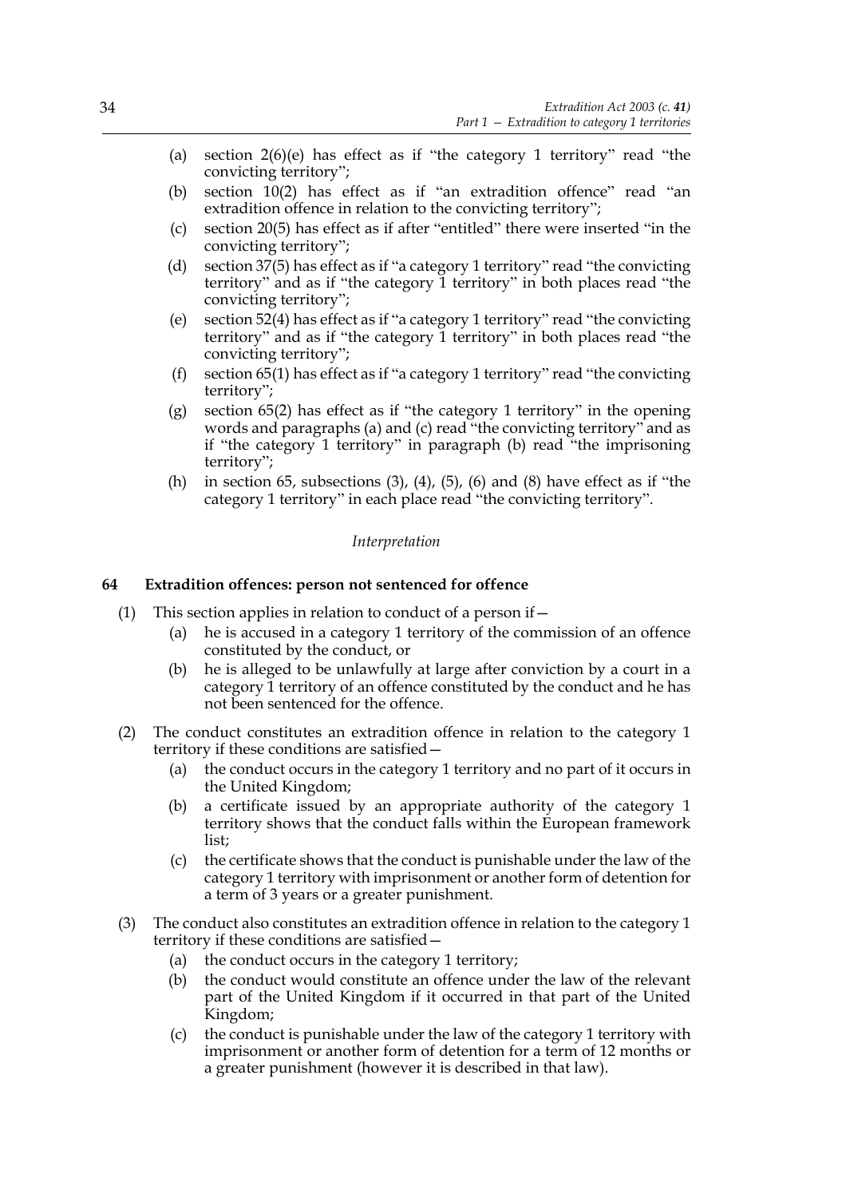(a) section 2(6)(e) has effect as if "the category 1 territory" read "the convicting territory";

(b) section 10(2) has effect as if "an extradition offence" read "an extradition offence in relation to the convicting territory";

(c) section 20(5) has effect as if after "entitled" there were inserted "in the convicting territory";

(d) section 37(5) has effect as if "a category 1 territory" read "the convicting territory" and as if "the category 1 territory" in both places read "the convicting territory";

(e) section 52(4) has effect as if "a category 1 territory" read "the convicting territory" and as if "the category 1 territory" in both places read "the convicting territory";

(f) section 65(1) has effect as if "a category 1 territory" read "the convicting territory";

(g) section 65(2) has effect as if "the category 1 territory" in the opening words and paragraphs (a) and (c) read "the convicting territory" and as if "the category 1 territory" in paragraph (b) read "the imprisoning territory";

(h) in section 65, subsections (3), (4), (5), (6) and (8) have effect as if "the category 1 territory" in each place read "the convicting territory".

*Interpretation*

**64 Extradition offences: person not sentenced for offence**

(1) This section applies in relation to conduct of a person if—

(a) he is accused in a category 1 territory of the commission of an offence constituted by the conduct, or

(b) he is alleged to be unlawfully at large after conviction by a court in a category 1 territory of an offence constituted by the conduct and he has not been sentenced for the offence.

(2) The conduct constitutes an extradition offence in relation to the category 1 territory if these conditions are satisfied—

(a) the conduct occurs in the category 1 territory and no part of it occurs in the United Kingdom;

(b) a certificate issued by an appropriate authority of the category 1 territory shows that the conduct falls within the European framework list;

(c) the certificate shows that the conduct is punishable under the law of the category 1 territory with imprisonment or another form of detention for a term of 3 years or a greater punishment.

(3) The conduct also constitutes an extradition offence in relation to the category 1 territory if these conditions are satisfied—

(a) the conduct occurs in the category 1 territory;

(b) the conduct would constitute an offence under the law of the relevant part of the United Kingdom if it occurred in that part of the United Kingdom;

(c) the conduct is punishable under the law of the category 1 territory with imprisonment or another form of detention for a term of 12 months or a greater punishment (however it is described in that law).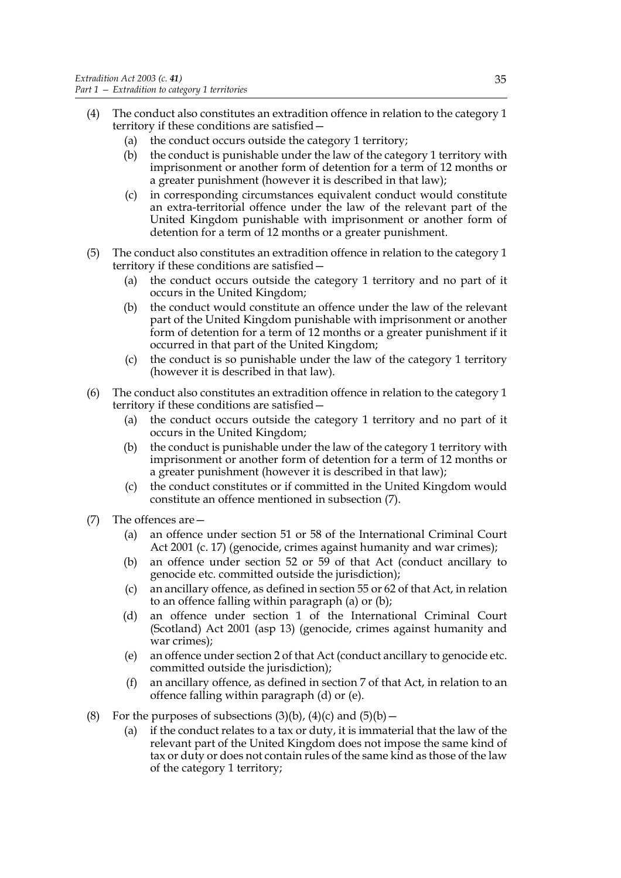(4) The conduct also constitutes an extradition offence in relation to the category 1 territory if these conditions are satisfied—

   (a) the conduct occurs outside the category 1 territory;

   (b) the conduct is punishable under the law of the category 1 territory with imprisonment or another form of detention for a term of 12 months or a greater punishment (however it is described in that law);

   (c) in corresponding circumstances equivalent conduct would constitute an extra-territorial offence under the law of the relevant part of the United Kingdom punishable with imprisonment or another form of detention for a term of 12 months or a greater punishment.

(5) The conduct also constitutes an extradition offence in relation to the category 1 territory if these conditions are satisfied—

   (a) the conduct occurs outside the category 1 territory and no part of it occurs in the United Kingdom;

   (b) the conduct would constitute an offence under the law of the relevant part of the United Kingdom punishable with imprisonment or another form of detention for a term of 12 months or a greater punishment if it occurred in that part of the United Kingdom;

   (c) the conduct is so punishable under the law of the category 1 territory (however it is described in that law).

(6) The conduct also constitutes an extradition offence in relation to the category 1 territory if these conditions are satisfied—

   (a) the conduct occurs outside the category 1 territory and no part of it occurs in the United Kingdom;

   (b) the conduct is punishable under the law of the category 1 territory with imprisonment or another form of detention for a term of 12 months or a greater punishment (however it is described in that law);

   (c) the conduct constitutes or if committed in the United Kingdom would constitute an offence mentioned in subsection (7).

(7) The offences are—

   (a) an offence under section 51 or 58 of the International Criminal Court Act 2001 (c. 17) (genocide, crimes against humanity and war crimes);

   (b) an offence under section 52 or 59 of that Act (conduct ancillary to genocide etc. committed outside the jurisdiction);

   (c) an ancillary offence, as defined in section 55 or 62 of that Act, in relation to an offence falling within paragraph (a) or (b);

   (d) an offence under section 1 of the International Criminal Court (Scotland) Act 2001 (asp 13) (genocide, crimes against humanity and war crimes);

   (e) an offence under section 2 of that Act (conduct ancillary to genocide etc. committed outside the jurisdiction);

   (f) an ancillary offence, as defined in section 7 of that Act, in relation to an offence falling within paragraph (d) or (e).

(8) For the purposes of subsections (3)(b), (4)(c) and (5)(b)—

   (a) if the conduct relates to a tax or duty, it is immaterial that the law of the relevant part of the United Kingdom does not impose the same kind of tax or duty or does not contain rules of the same kind as those of the law of the category 1 territory;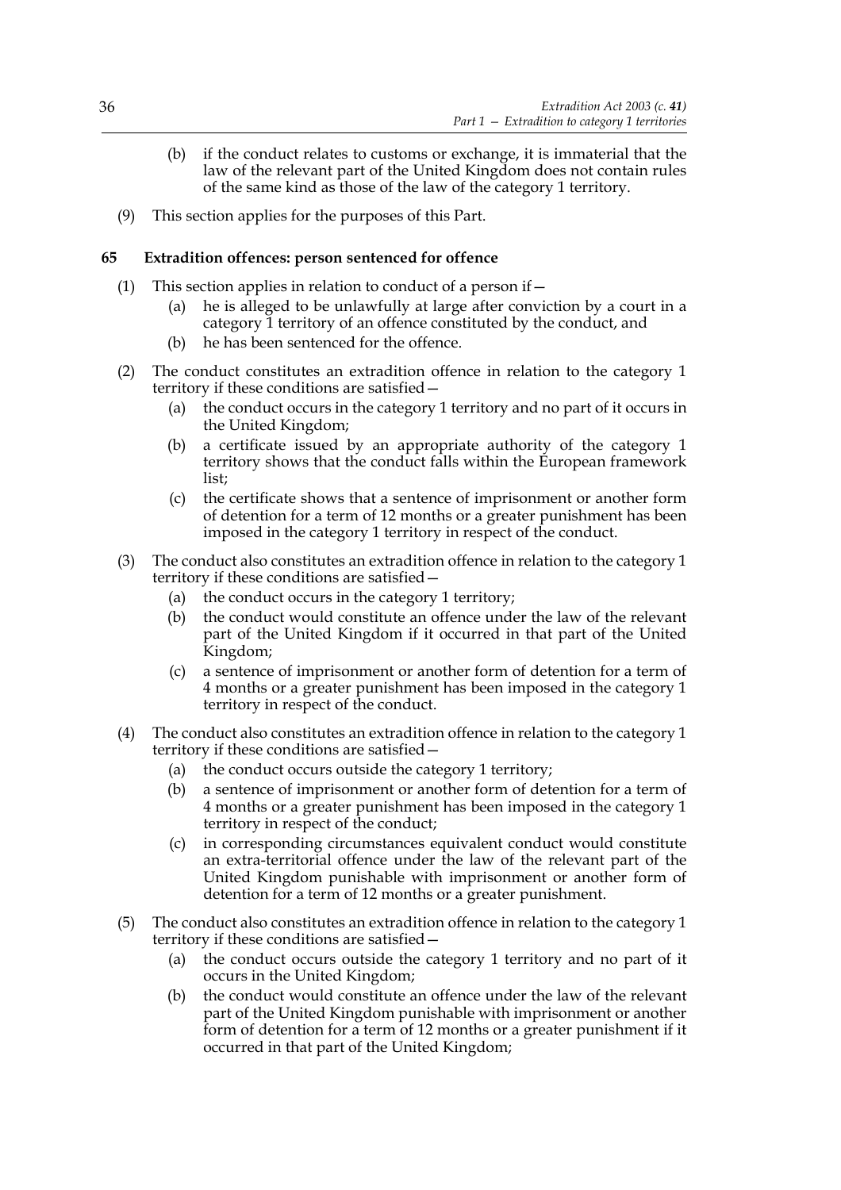(b) if the conduct relates to customs or exchange, it is immaterial that the law of the relevant part of the United Kingdom does not contain rules of the same kind as those of the law of the category 1 territory.

(9) This section applies for the purposes of this Part.

### 65 Extradition offences: person sentenced for offence

(1) This section applies in relation to conduct of a person if—

(a) he is alleged to be unlawfully at large after conviction by a court in a category 1 territory of an offence constituted by the conduct, and

(b) he has been sentenced for the offence.

(2) The conduct constitutes an extradition offence in relation to the category 1 territory if these conditions are satisfied—

(a) the conduct occurs in the category 1 territory and no part of it occurs in the United Kingdom;

(b) a certificate issued by an appropriate authority of the category 1 territory shows that the conduct falls within the European framework list;

(c) the certificate shows that a sentence of imprisonment or another form of detention for a term of 12 months or a greater punishment has been imposed in the category 1 territory in respect of the conduct.

(3) The conduct also constitutes an extradition offence in relation to the category 1 territory if these conditions are satisfied—

(a) the conduct occurs in the category 1 territory;

(b) the conduct would constitute an offence under the law of the relevant part of the United Kingdom if it occurred in that part of the United Kingdom;

(c) a sentence of imprisonment or another form of detention for a term of 4 months or a greater punishment has been imposed in the category 1 territory in respect of the conduct.

(4) The conduct also constitutes an extradition offence in relation to the category 1 territory if these conditions are satisfied—

(a) the conduct occurs outside the category 1 territory;

(b) a sentence of imprisonment or another form of detention for a term of 4 months or a greater punishment has been imposed in the category 1 territory in respect of the conduct;

(c) in corresponding circumstances equivalent conduct would constitute an extra-territorial offence under the law of the relevant part of the United Kingdom punishable with imprisonment or another form of detention for a term of 12 months or a greater punishment.

(5) The conduct also constitutes an extradition offence in relation to the category 1 territory if these conditions are satisfied—

(a) the conduct occurs outside the category 1 territory and no part of it occurs in the United Kingdom;

(b) the conduct would constitute an offence under the law of the relevant part of the United Kingdom punishable with imprisonment or another form of detention for a term of 12 months or a greater punishment if it occurred in that part of the United Kingdom;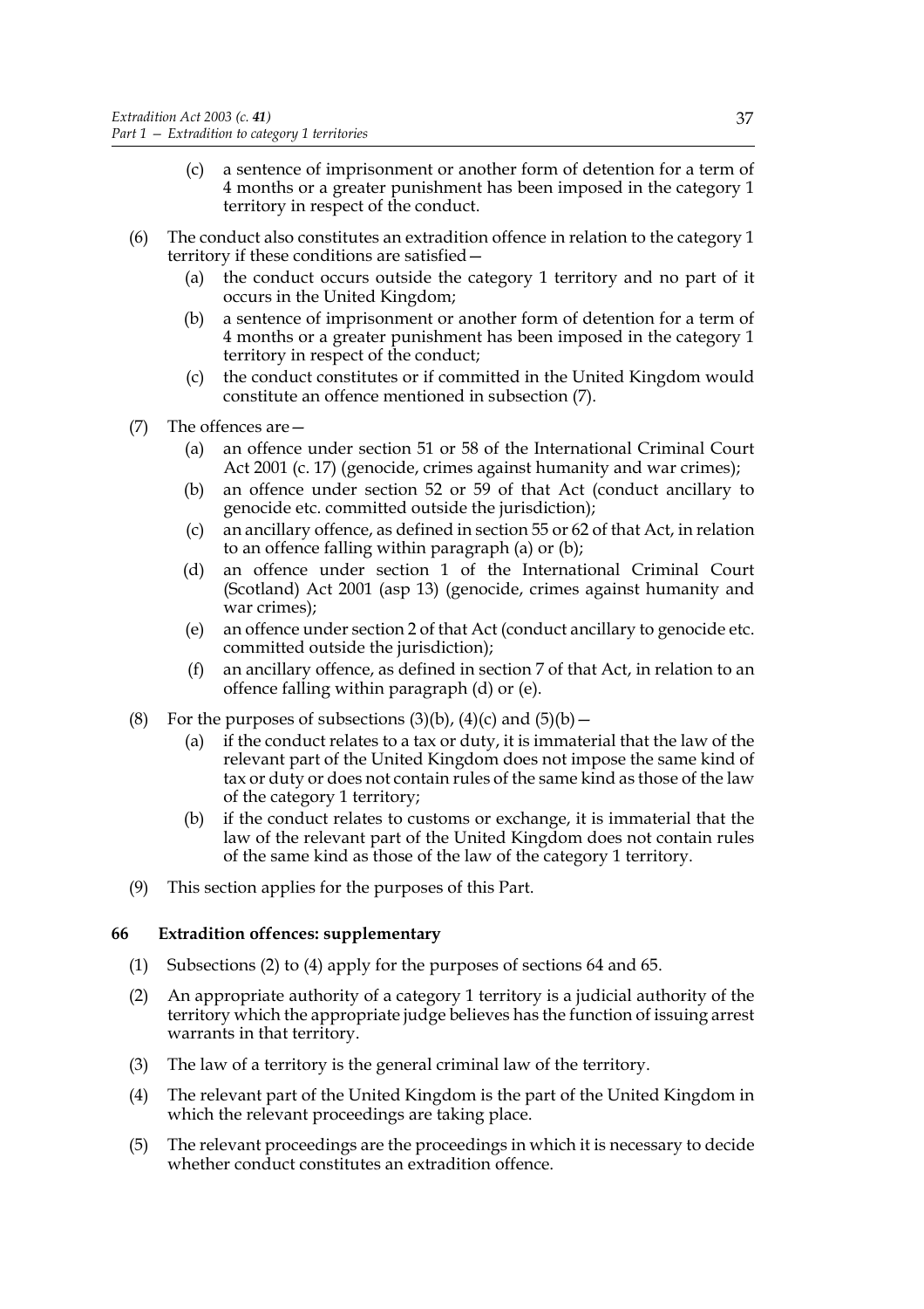(c) a sentence of imprisonment or another form of detention for a term of 4 months or a greater punishment has been imposed in the category 1 territory in respect of the conduct.

(6) The conduct also constitutes an extradition offence in relation to the category 1 territory if these conditions are satisfied—

(a) the conduct occurs outside the category 1 territory and no part of it occurs in the United Kingdom;

(b) a sentence of imprisonment or another form of detention for a term of 4 months or a greater punishment has been imposed in the category 1 territory in respect of the conduct;

(c) the conduct constitutes or if committed in the United Kingdom would constitute an offence mentioned in subsection (7).

(7) The offences are—

(a) an offence under section 51 or 58 of the International Criminal Court Act 2001 (c. 17) (genocide, crimes against humanity and war crimes);

(b) an offence under section 52 or 59 of that Act (conduct ancillary to genocide etc. committed outside the jurisdiction);

(c) an ancillary offence, as defined in section 55 or 62 of that Act, in relation to an offence falling within paragraph (a) or (b);

(d) an offence under section 1 of the International Criminal Court (Scotland) Act 2001 (asp 13) (genocide, crimes against humanity and war crimes);

(e) an offence under section 2 of that Act (conduct ancillary to genocide etc. committed outside the jurisdiction);

(f) an ancillary offence, as defined in section 7 of that Act, in relation to an offence falling within paragraph (d) or (e).

(8) For the purposes of subsections (3)(b), (4)(c) and (5)(b)—

(a) if the conduct relates to a tax or duty, it is immaterial that the law of the relevant part of the United Kingdom does not impose the same kind of tax or duty or does not contain rules of the same kind as those of the law of the category 1 territory;

(b) if the conduct relates to customs or exchange, it is immaterial that the law of the relevant part of the United Kingdom does not contain rules of the same kind as those of the law of the category 1 territory.

(9) This section applies for the purposes of this Part.

**66 Extradition offences: supplementary**

(1) Subsections (2) to (4) apply for the purposes of sections 64 and 65.

(2) An appropriate authority of a category 1 territory is a judicial authority of the territory which the appropriate judge believes has the function of issuing arrest warrants in that territory.

(3) The law of a territory is the general criminal law of the territory.

(4) The relevant part of the United Kingdom is the part of the United Kingdom in which the relevant proceedings are taking place.

(5) The relevant proceedings are the proceedings in which it is necessary to decide whether conduct constitutes an extradition offence.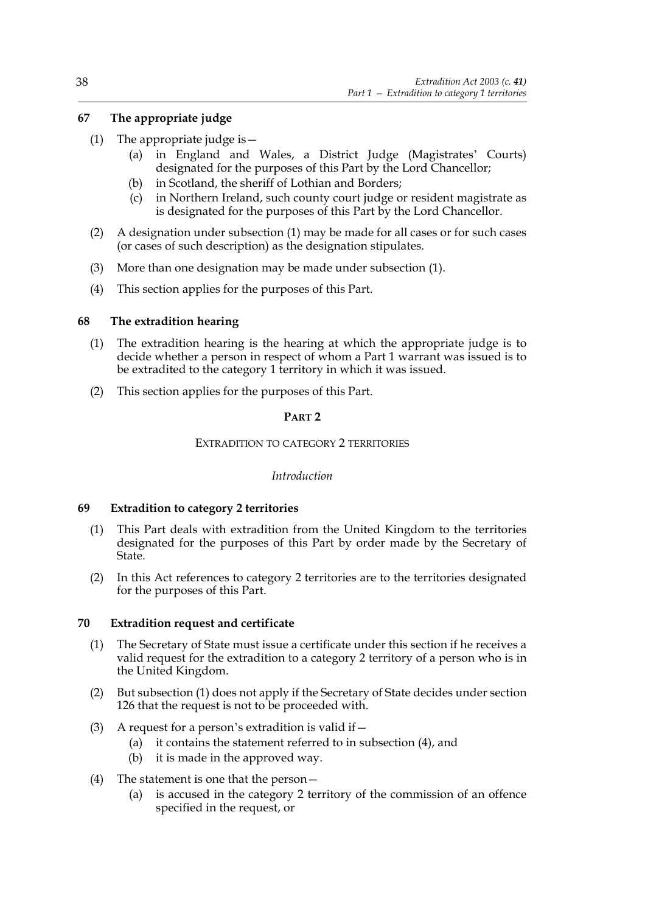### 67 The appropriate judge

(1) The appropriate judge is—

(a) in England and Wales, a District Judge (Magistrates' Courts) designated for the purposes of this Part by the Lord Chancellor;

(b) in Scotland, the sheriff of Lothian and Borders;

(c) in Northern Ireland, such county court judge or resident magistrate as is designated for the purposes of this Part by the Lord Chancellor.

(2) A designation under subsection (1) may be made for all cases or for such cases (or cases of such description) as the designation stipulates.

(3) More than one designation may be made under subsection (1).

(4) This section applies for the purposes of this Part.

### 68 The extradition hearing

(1) The extradition hearing is the hearing at which the appropriate judge is to decide whether a person in respect of whom a Part 1 warrant was issued is to be extradited to the category 1 territory in which it was issued.

(2) This section applies for the purposes of this Part.

## PART 2

## EXTRADITION TO CATEGORY 2 TERRITORIES

*Introduction*

### 69 Extradition to category 2 territories

(1) This Part deals with extradition from the United Kingdom to the territories designated for the purposes of this Part by order made by the Secretary of State.

(2) In this Act references to category 2 territories are to the territories designated for the purposes of this Part.

### 70 Extradition request and certificate

(1) The Secretary of State must issue a certificate under this section if he receives a valid request for the extradition to a category 2 territory of a person who is in the United Kingdom.

(2) But subsection (1) does not apply if the Secretary of State decides under section 126 that the request is not to be proceeded with.

(3) A request for a person's extradition is valid if—

(a) it contains the statement referred to in subsection (4), and

(b) it is made in the approved way.

(4) The statement is one that the person—

(a) is accused in the category 2 territory of the commission of an offence specified in the request, or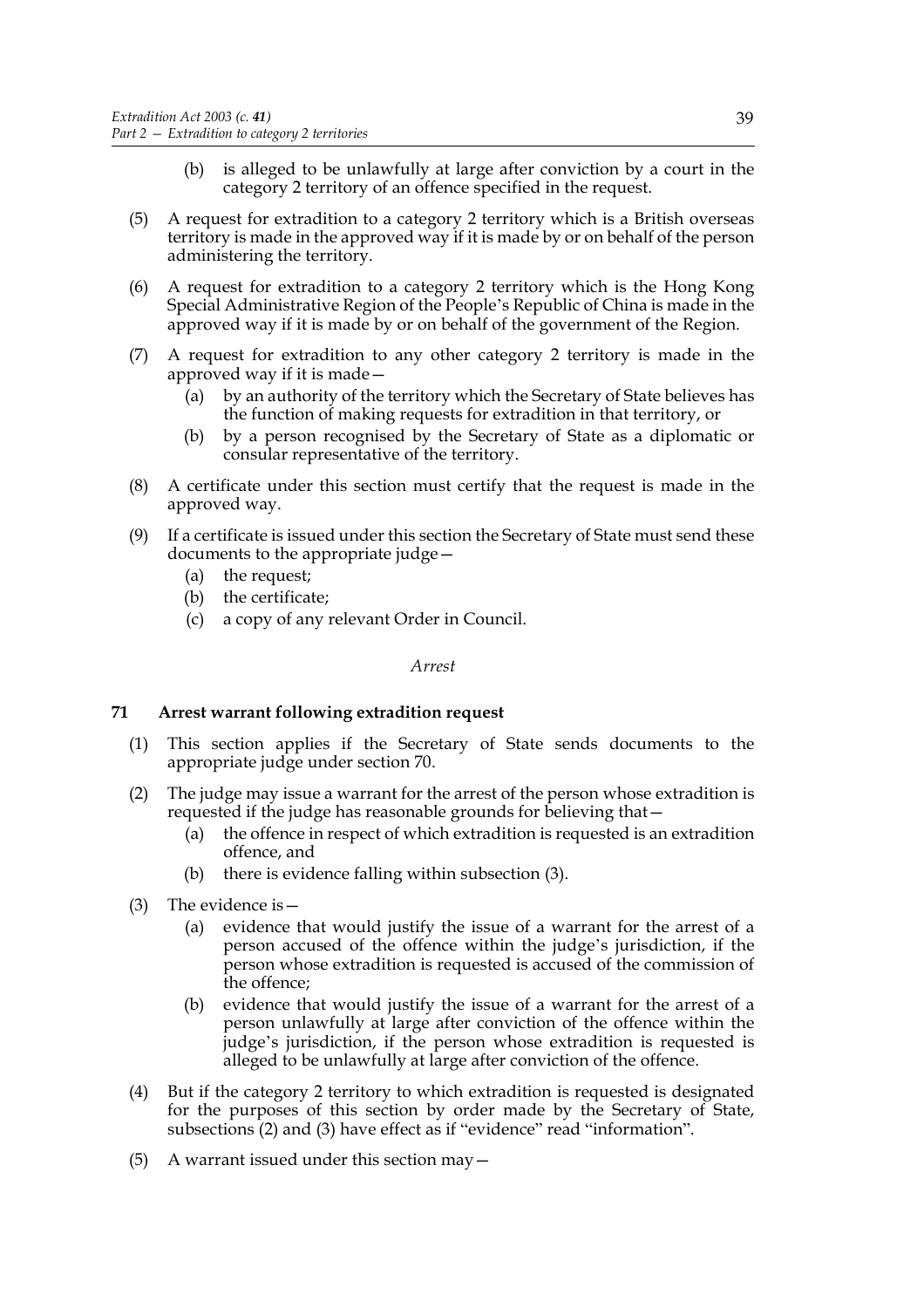(b) is alleged to be unlawfully at large after conviction by a court in the category 2 territory of an offence specified in the request.

(5) A request for extradition to a category 2 territory which is a British overseas territory is made in the approved way if it is made by or on behalf of the person administering the territory.

(6) A request for extradition to a category 2 territory which is the Hong Kong Special Administrative Region of the People's Republic of China is made in the approved way if it is made by or on behalf of the government of the Region.

(7) A request for extradition to any other category 2 territory is made in the approved way if it is made—

   (a) by an authority of the territory which the Secretary of State believes has the function of making requests for extradition in that territory, or

   (b) by a person recognised by the Secretary of State as a diplomatic or consular representative of the territory.

(8) A certificate under this section must certify that the request is made in the approved way.

(9) If a certificate is issued under this section the Secretary of State must send these documents to the appropriate judge—

   (a) the request;

   (b) the certificate;

   (c) a copy of any relevant Order in Council.

*Arrest*

## 71 Arrest warrant following extradition request

(1) This section applies if the Secretary of State sends documents to the appropriate judge under section 70.

(2) The judge may issue a warrant for the arrest of the person whose extradition is requested if the judge has reasonable grounds for believing that—

   (a) the offence in respect of which extradition is requested is an extradition offence, and

   (b) there is evidence falling within subsection (3).

(3) The evidence is—

   (a) evidence that would justify the issue of a warrant for the arrest of a person accused of the offence within the judge's jurisdiction, if the person whose extradition is requested is accused of the commission of the offence;

   (b) evidence that would justify the issue of a warrant for the arrest of a person unlawfully at large after conviction of the offence within the judge's jurisdiction, if the person whose extradition is requested is alleged to be unlawfully at large after conviction of the offence.

(4) But if the category 2 territory to which extradition is requested is designated for the purposes of this section by order made by the Secretary of State, subsections (2) and (3) have effect as if "evidence" read "information".

(5) A warrant issued under this section may—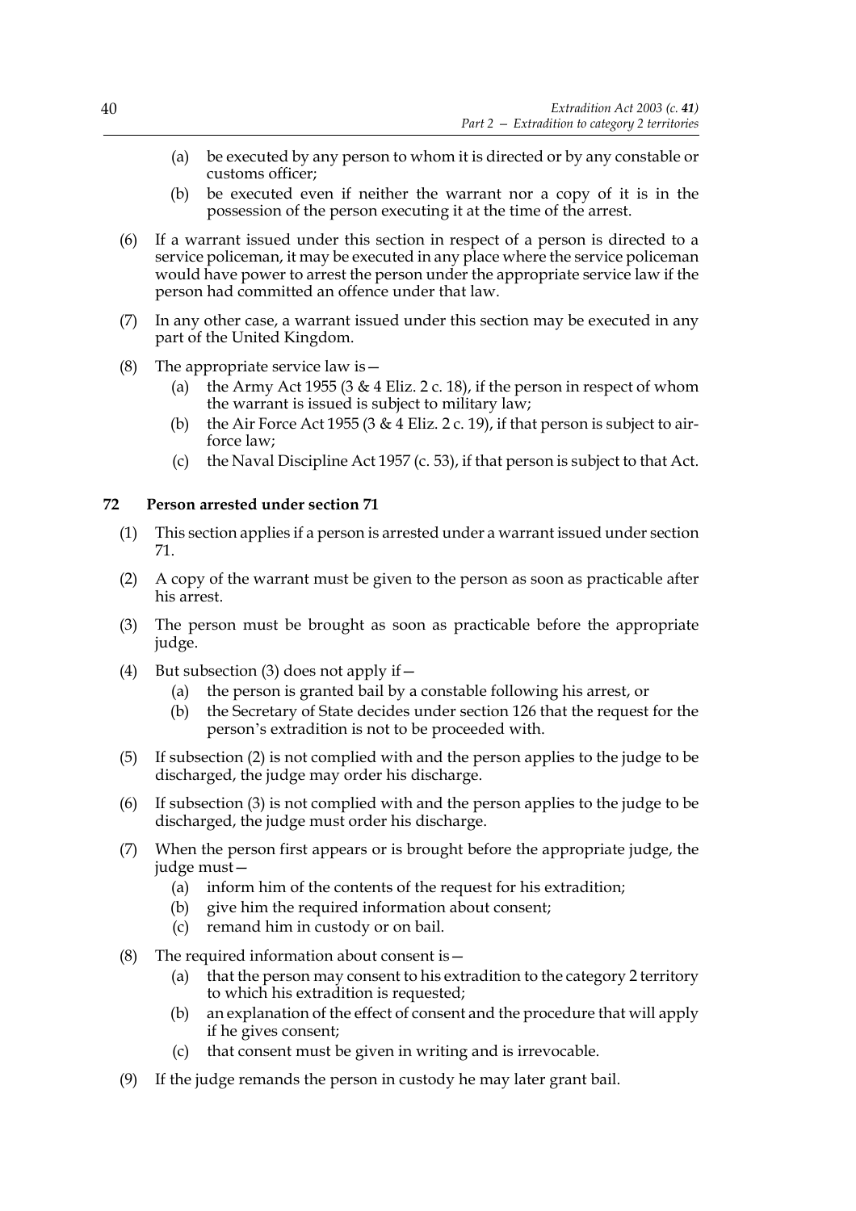(a) be executed by any person to whom it is directed or by any constable or customs officer;

(b) be executed even if neither the warrant nor a copy of it is in the possession of the person executing it at the time of the arrest.

(6) If a warrant issued under this section in respect of a person is directed to a service policeman, it may be executed in any place where the service policeman would have power to arrest the person under the appropriate service law if the person had committed an offence under that law.

(7) In any other case, a warrant issued under this section may be executed in any part of the United Kingdom.

(8) The appropriate service law is—

(a) the Army Act 1955 (3 & 4 Eliz. 2 c. 18), if the person in respect of whom the warrant is issued is subject to military law;

(b) the Air Force Act 1955 (3 & 4 Eliz. 2 c. 19), if that person is subject to air-force law;

(c) the Naval Discipline Act 1957 (c. 53), if that person is subject to that Act.

**72 Person arrested under section 71**

(1) This section applies if a person is arrested under a warrant issued under section 71.

(2) A copy of the warrant must be given to the person as soon as practicable after his arrest.

(3) The person must be brought as soon as practicable before the appropriate judge.

(4) But subsection (3) does not apply if—

(a) the person is granted bail by a constable following his arrest, or

(b) the Secretary of State decides under section 126 that the request for the person's extradition is not to be proceeded with.

(5) If subsection (2) is not complied with and the person applies to the judge to be discharged, the judge may order his discharge.

(6) If subsection (3) is not complied with and the person applies to the judge to be discharged, the judge must order his discharge.

(7) When the person first appears or is brought before the appropriate judge, the judge must—

(a) inform him of the contents of the request for his extradition;

(b) give him the required information about consent;

(c) remand him in custody or on bail.

(8) The required information about consent is—

(a) that the person may consent to his extradition to the category 2 territory to which his extradition is requested;

(b) an explanation of the effect of consent and the procedure that will apply if he gives consent;

(c) that consent must be given in writing and is irrevocable.

(9) If the judge remands the person in custody he may later grant bail.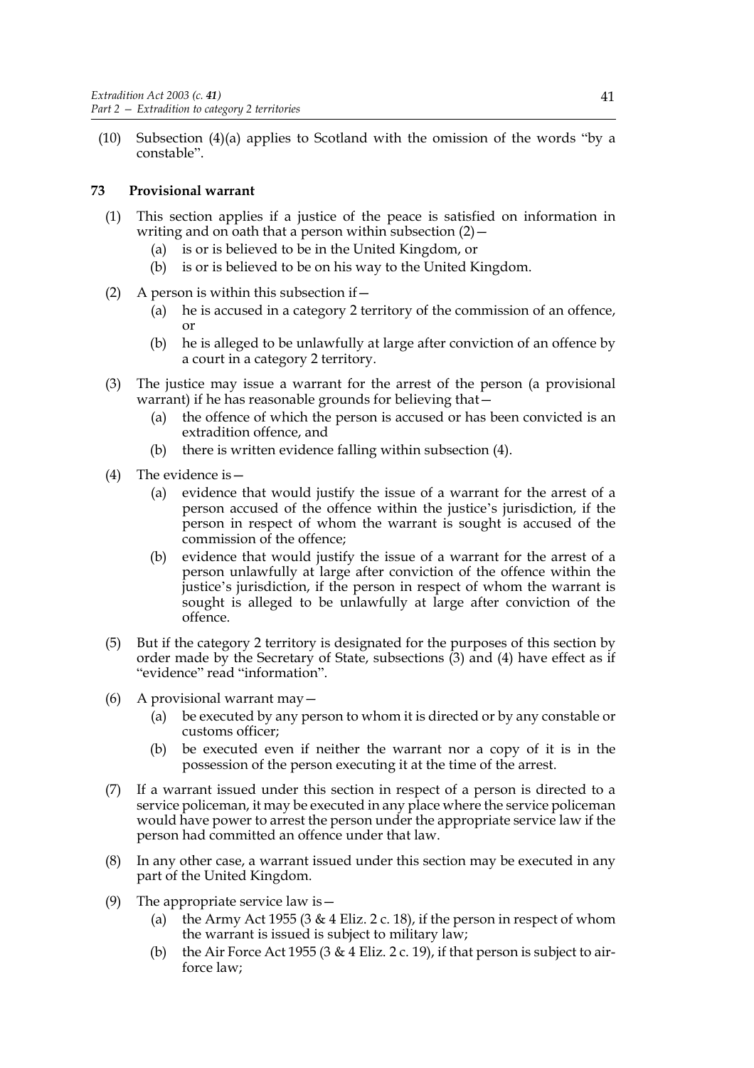(10) Subsection (4)(a) applies to Scotland with the omission of the words "by a constable".

## 73 Provisional warrant

(1) This section applies if a justice of the peace is satisfied on information in writing and on oath that a person within subsection (2)—

- (a) is or is believed to be in the United Kingdom, or
- (b) is or is believed to be on his way to the United Kingdom.

(2) A person is within this subsection if—

- (a) he is accused in a category 2 territory of the commission of an offence, or
- (b) he is alleged to be unlawfully at large after conviction of an offence by a court in a category 2 territory.

(3) The justice may issue a warrant for the arrest of the person (a provisional warrant) if he has reasonable grounds for believing that—

- (a) the offence of which the person is accused or has been convicted is an extradition offence, and
- (b) there is written evidence falling within subsection (4).

(4) The evidence is—

- (a) evidence that would justify the issue of a warrant for the arrest of a person accused of the offence within the justice's jurisdiction, if the person in respect of whom the warrant is sought is accused of the commission of the offence;
- (b) evidence that would justify the issue of a warrant for the arrest of a person unlawfully at large after conviction of the offence within the justice's jurisdiction, if the person in respect of whom the warrant is sought is alleged to be unlawfully at large after conviction of the offence.

(5) But if the category 2 territory is designated for the purposes of this section by order made by the Secretary of State, subsections (3) and (4) have effect as if "evidence" read "information".

(6) A provisional warrant may—

- (a) be executed by any person to whom it is directed or by any constable or customs officer;
- (b) be executed even if neither the warrant nor a copy of it is in the possession of the person executing it at the time of the arrest.

(7) If a warrant issued under this section in respect of a person is directed to a service policeman, it may be executed in any place where the service policeman would have power to arrest the person under the appropriate service law if the person had committed an offence under that law.

(8) In any other case, a warrant issued under this section may be executed in any part of the United Kingdom.

(9) The appropriate service law is—

- (a) the Army Act 1955 (3 & 4 Eliz. 2 c. 18), if the person in respect of whom the warrant is issued is subject to military law;
- (b) the Air Force Act 1955 (3 & 4 Eliz. 2 c. 19), if that person is subject to air-force law;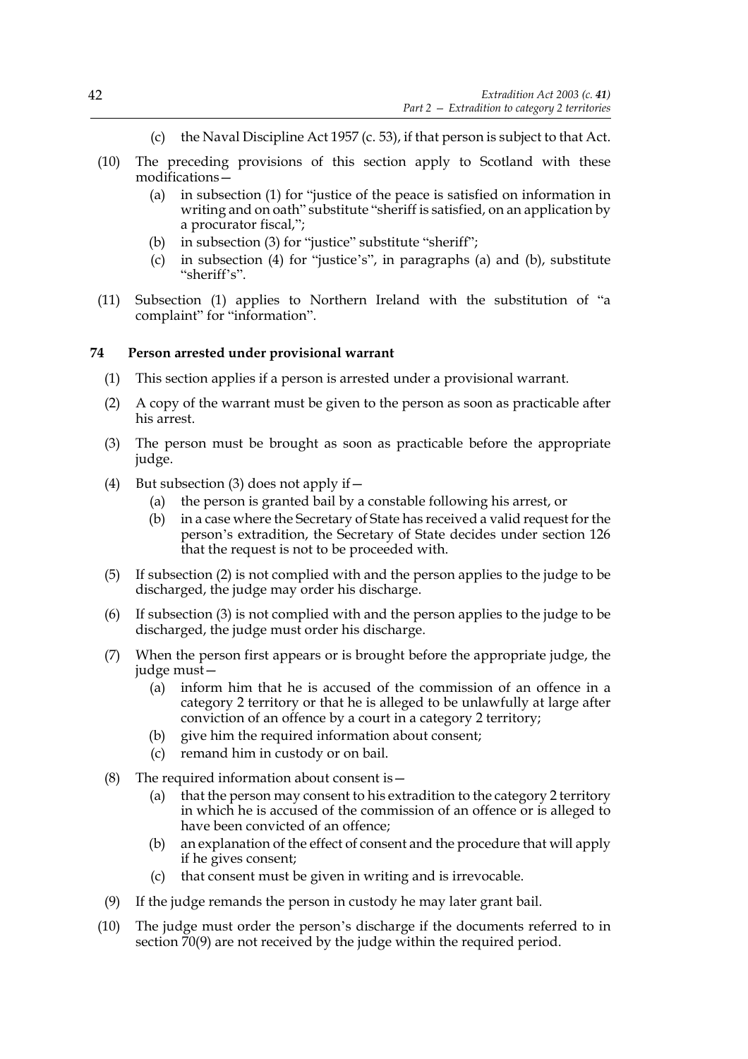(c) the Naval Discipline Act 1957 (c. 53), if that person is subject to that Act.

(10) The preceding provisions of this section apply to Scotland with these modifications—

(a) in subsection (1) for "justice of the peace is satisfied on information in writing and on oath" substitute "sheriff is satisfied, on an application by a procurator fiscal,";

(b) in subsection (3) for "justice" substitute "sheriff";

(c) in subsection (4) for "justice's", in paragraphs (a) and (b), substitute "sheriff's".

(11) Subsection (1) applies to Northern Ireland with the substitution of "a complaint" for "information".

### 74 Person arrested under provisional warrant

(1) This section applies if a person is arrested under a provisional warrant.

(2) A copy of the warrant must be given to the person as soon as practicable after his arrest.

(3) The person must be brought as soon as practicable before the appropriate judge.

(4) But subsection (3) does not apply if—

(a) the person is granted bail by a constable following his arrest, or

(b) in a case where the Secretary of State has received a valid request for the person's extradition, the Secretary of State decides under section 126 that the request is not to be proceeded with.

(5) If subsection (2) is not complied with and the person applies to the judge to be discharged, the judge may order his discharge.

(6) If subsection (3) is not complied with and the person applies to the judge to be discharged, the judge must order his discharge.

(7) When the person first appears or is brought before the appropriate judge, the judge must—

(a) inform him that he is accused of the commission of an offence in a category 2 territory or that he is alleged to be unlawfully at large after conviction of an offence by a court in a category 2 territory;

(b) give him the required information about consent;

(c) remand him in custody or on bail.

(8) The required information about consent is—

(a) that the person may consent to his extradition to the category 2 territory in which he is accused of the commission of an offence or is alleged to have been convicted of an offence;

(b) an explanation of the effect of consent and the procedure that will apply if he gives consent;

(c) that consent must be given in writing and is irrevocable.

(9) If the judge remands the person in custody he may later grant bail.

(10) The judge must order the person's discharge if the documents referred to in section 70(9) are not received by the judge within the required period.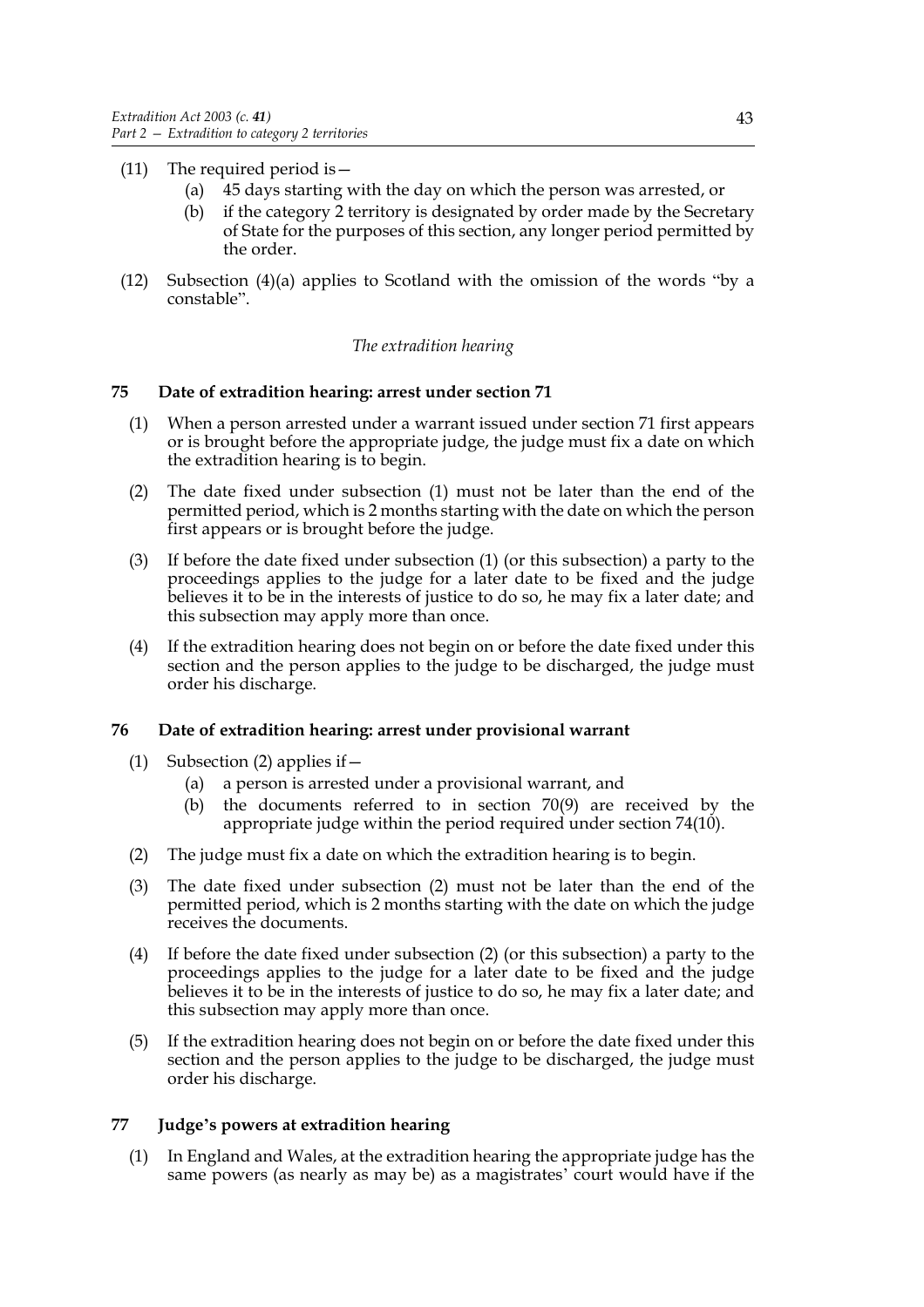(11) The required period is—

  (a) 45 days starting with the day on which the person was arrested, or

  (b) if the category 2 territory is designated by order made by the Secretary of State for the purposes of this section, any longer period permitted by the order.

(12) Subsection (4)(a) applies to Scotland with the omission of the words "by a constable".

*The extradition hearing*

### 75 Date of extradition hearing: arrest under section 71

(1) When a person arrested under a warrant issued under section 71 first appears or is brought before the appropriate judge, the judge must fix a date on which the extradition hearing is to begin.

(2) The date fixed under subsection (1) must not be later than the end of the permitted period, which is 2 months starting with the date on which the person first appears or is brought before the judge.

(3) If before the date fixed under subsection (1) (or this subsection) a party to the proceedings applies to the judge for a later date to be fixed and the judge believes it to be in the interests of justice to do so, he may fix a later date; and this subsection may apply more than once.

(4) If the extradition hearing does not begin on or before the date fixed under this section and the person applies to the judge to be discharged, the judge must order his discharge.

### 76 Date of extradition hearing: arrest under provisional warrant

(1) Subsection (2) applies if—

  (a) a person is arrested under a provisional warrant, and

  (b) the documents referred to in section 70(9) are received by the appropriate judge within the period required under section 74(10).

(2) The judge must fix a date on which the extradition hearing is to begin.

(3) The date fixed under subsection (2) must not be later than the end of the permitted period, which is 2 months starting with the date on which the judge receives the documents.

(4) If before the date fixed under subsection (2) (or this subsection) a party to the proceedings applies to the judge for a later date to be fixed and the judge believes it to be in the interests of justice to do so, he may fix a later date; and this subsection may apply more than once.

(5) If the extradition hearing does not begin on or before the date fixed under this section and the person applies to the judge to be discharged, the judge must order his discharge.

### 77 Judge's powers at extradition hearing

(1) In England and Wales, at the extradition hearing the appropriate judge has the same powers (as nearly as may be) as a magistrates' court would have if the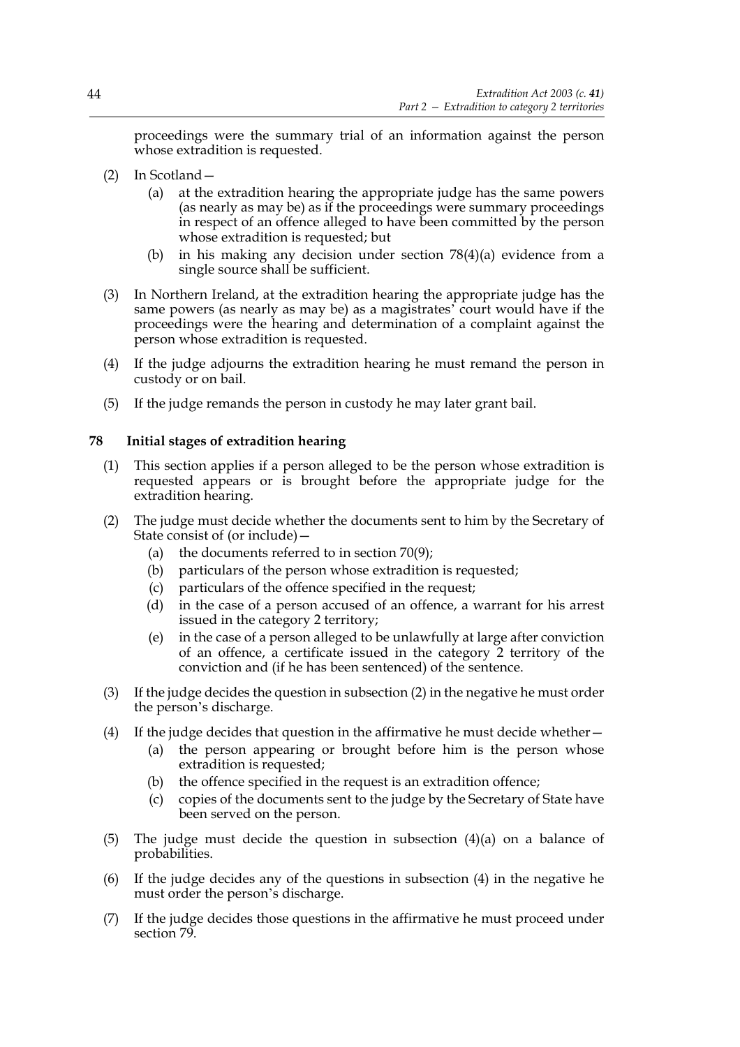proceedings were the summary trial of an information against the person whose extradition is requested.

(2) In Scotland—

(a) at the extradition hearing the appropriate judge has the same powers (as nearly as may be) as if the proceedings were summary proceedings in respect of an offence alleged to have been committed by the person whose extradition is requested; but

(b) in his making any decision under section 78(4)(a) evidence from a single source shall be sufficient.

(3) In Northern Ireland, at the extradition hearing the appropriate judge has the same powers (as nearly as may be) as a magistrates' court would have if the proceedings were the hearing and determination of a complaint against the person whose extradition is requested.

(4) If the judge adjourns the extradition hearing he must remand the person in custody or on bail.

(5) If the judge remands the person in custody he may later grant bail.

### 78 Initial stages of extradition hearing

(1) This section applies if a person alleged to be the person whose extradition is requested appears or is brought before the appropriate judge for the extradition hearing.

(2) The judge must decide whether the documents sent to him by the Secretary of State consist of (or include)—

(a) the documents referred to in section 70(9);

(b) particulars of the person whose extradition is requested;

(c) particulars of the offence specified in the request;

(d) in the case of a person accused of an offence, a warrant for his arrest issued in the category 2 territory;

(e) in the case of a person alleged to be unlawfully at large after conviction of an offence, a certificate issued in the category 2 territory of the conviction and (if he has been sentenced) of the sentence.

(3) If the judge decides the question in subsection (2) in the negative he must order the person's discharge.

(4) If the judge decides that question in the affirmative he must decide whether—

(a) the person appearing or brought before him is the person whose extradition is requested;

(b) the offence specified in the request is an extradition offence;

(c) copies of the documents sent to the judge by the Secretary of State have been served on the person.

(5) The judge must decide the question in subsection (4)(a) on a balance of probabilities.

(6) If the judge decides any of the questions in subsection (4) in the negative he must order the person's discharge.

(7) If the judge decides those questions in the affirmative he must proceed under section 79.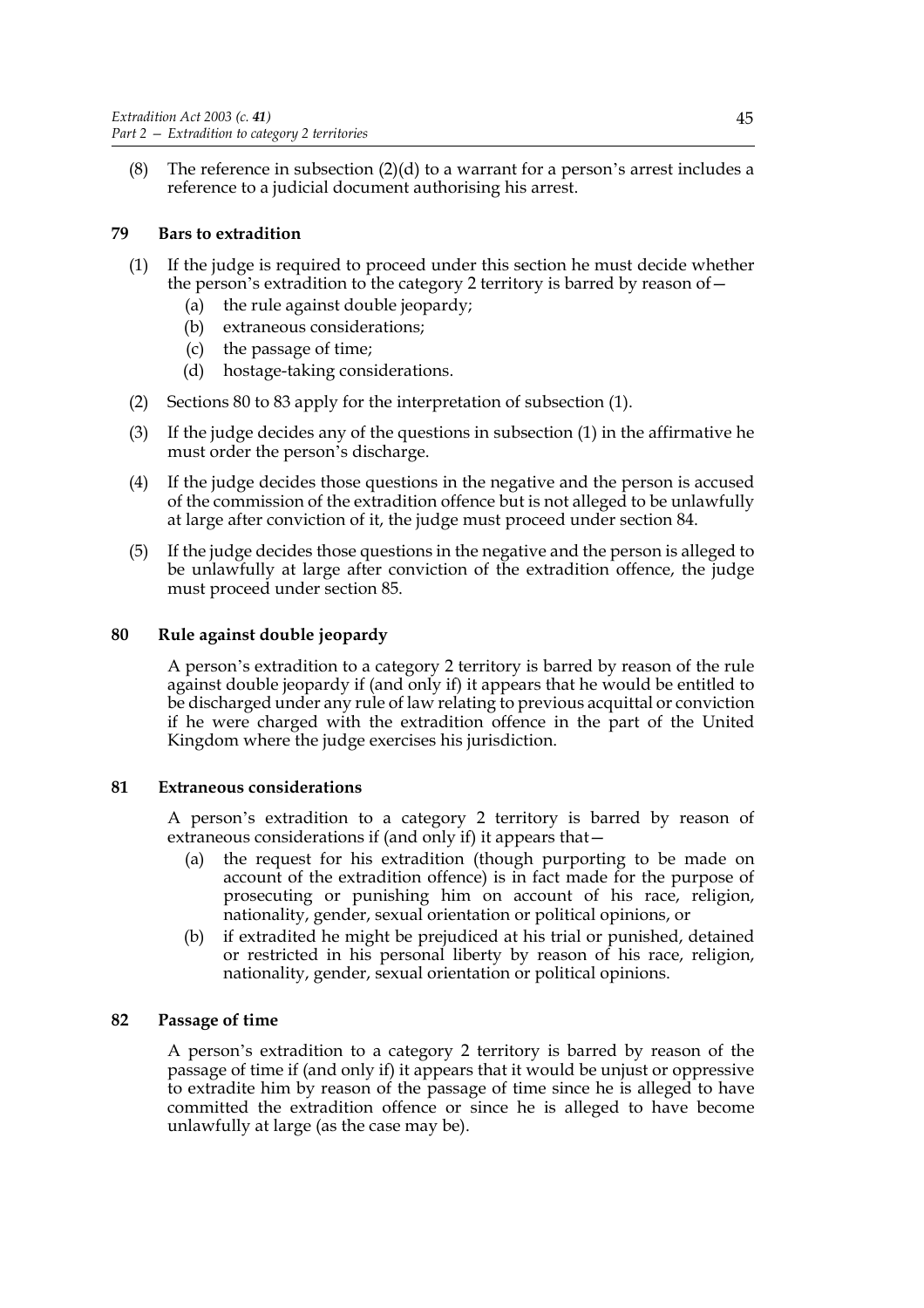(8) The reference in subsection (2)(d) to a warrant for a person's arrest includes a reference to a judicial document authorising his arrest.

### 79 Bars to extradition

(1) If the judge is required to proceed under this section he must decide whether the person's extradition to the category 2 territory is barred by reason of—

   (a) the rule against double jeopardy;

   (b) extraneous considerations;

   (c) the passage of time;

   (d) hostage-taking considerations.

(2) Sections 80 to 83 apply for the interpretation of subsection (1).

(3) If the judge decides any of the questions in subsection (1) in the affirmative he must order the person's discharge.

(4) If the judge decides those questions in the negative and the person is accused of the commission of the extradition offence but is not alleged to be unlawfully at large after conviction of it, the judge must proceed under section 84.

(5) If the judge decides those questions in the negative and the person is alleged to be unlawfully at large after conviction of the extradition offence, the judge must proceed under section 85.

### 80 Rule against double jeopardy

A person's extradition to a category 2 territory is barred by reason of the rule against double jeopardy if (and only if) it appears that he would be entitled to be discharged under any rule of law relating to previous acquittal or conviction if he were charged with the extradition offence in the part of the United Kingdom where the judge exercises his jurisdiction.

### 81 Extraneous considerations

A person's extradition to a category 2 territory is barred by reason of extraneous considerations if (and only if) it appears that—

   (a) the request for his extradition (though purporting to be made on account of the extradition offence) is in fact made for the purpose of prosecuting or punishing him on account of his race, religion, nationality, gender, sexual orientation or political opinions, or

   (b) if extradited he might be prejudiced at his trial or punished, detained or restricted in his personal liberty by reason of his race, religion, nationality, gender, sexual orientation or political opinions.

### 82 Passage of time

A person's extradition to a category 2 territory is barred by reason of the passage of time if (and only if) it appears that it would be unjust or oppressive to extradite him by reason of the passage of time since he is alleged to have committed the extradition offence or since he is alleged to have become unlawfully at large (as the case may be).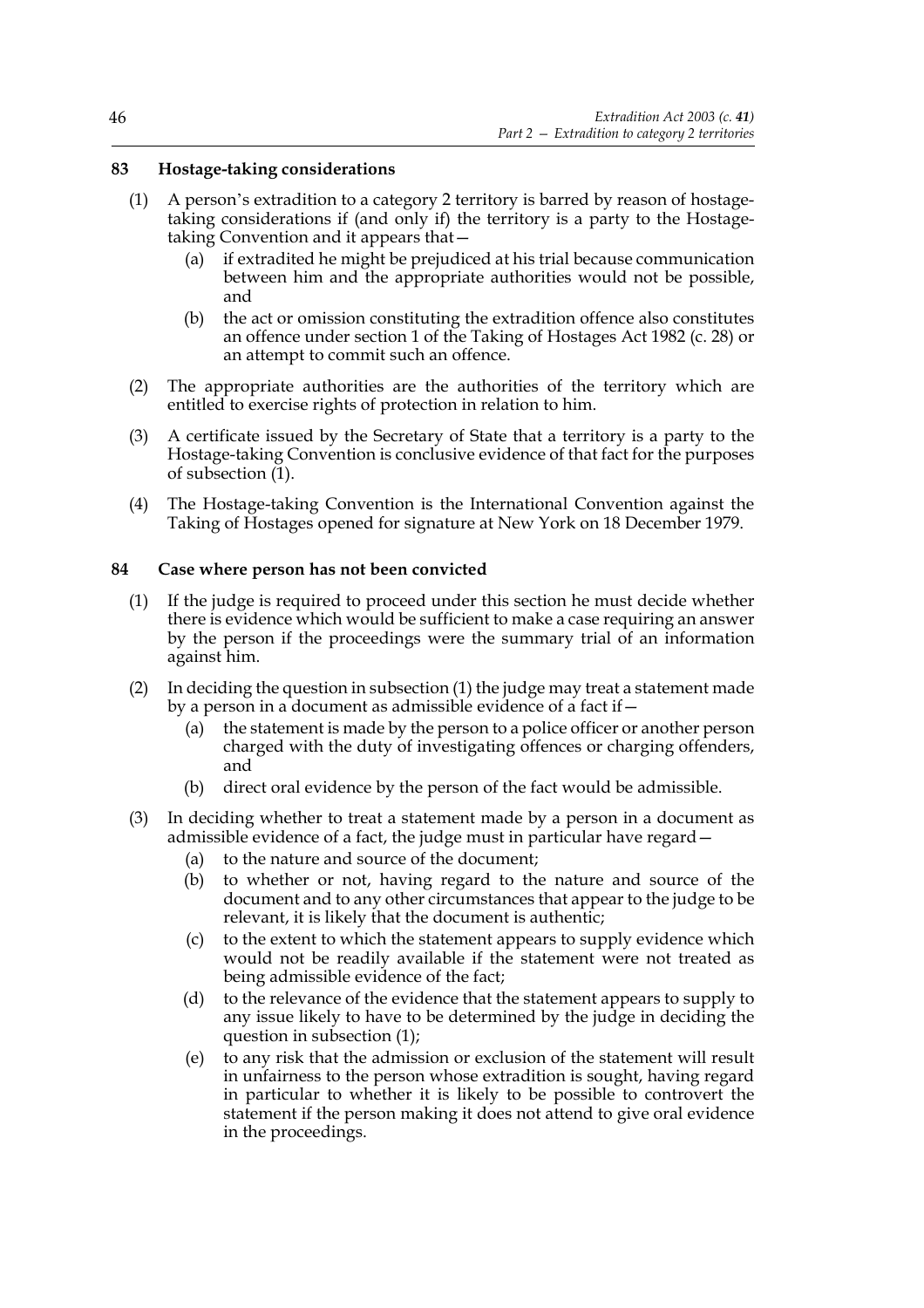### 83 Hostage-taking considerations

(1) A person's extradition to a category 2 territory is barred by reason of hostage-taking considerations if (and only if) the territory is a party to the Hostage-taking Convention and it appears that—

(a) if extradited he might be prejudiced at his trial because communication between him and the appropriate authorities would not be possible, and

(b) the act or omission constituting the extradition offence also constitutes an offence under section 1 of the Taking of Hostages Act 1982 (c. 28) or an attempt to commit such an offence.

(2) The appropriate authorities are the authorities of the territory which are entitled to exercise rights of protection in relation to him.

(3) A certificate issued by the Secretary of State that a territory is a party to the Hostage-taking Convention is conclusive evidence of that fact for the purposes of subsection (1).

(4) The Hostage-taking Convention is the International Convention against the Taking of Hostages opened for signature at New York on 18 December 1979.

### 84 Case where person has not been convicted

(1) If the judge is required to proceed under this section he must decide whether there is evidence which would be sufficient to make a case requiring an answer by the person if the proceedings were the summary trial of an information against him.

(2) In deciding the question in subsection (1) the judge may treat a statement made by a person in a document as admissible evidence of a fact if—

(a) the statement is made by the person to a police officer or another person charged with the duty of investigating offences or charging offenders, and

(b) direct oral evidence by the person of the fact would be admissible.

(3) In deciding whether to treat a statement made by a person in a document as admissible evidence of a fact, the judge must in particular have regard—

(a) to the nature and source of the document;

(b) to whether or not, having regard to the nature and source of the document and to any other circumstances that appear to the judge to be relevant, it is likely that the document is authentic;

(c) to the extent to which the statement appears to supply evidence which would not be readily available if the statement were not treated as being admissible evidence of the fact;

(d) to the relevance of the evidence that the statement appears to supply to any issue likely to have to be determined by the judge in deciding the question in subsection (1);

(e) to any risk that the admission or exclusion of the statement will result in unfairness to the person whose extradition is sought, having regard in particular to whether it is likely to be possible to controvert the statement if the person making it does not attend to give oral evidence in the proceedings.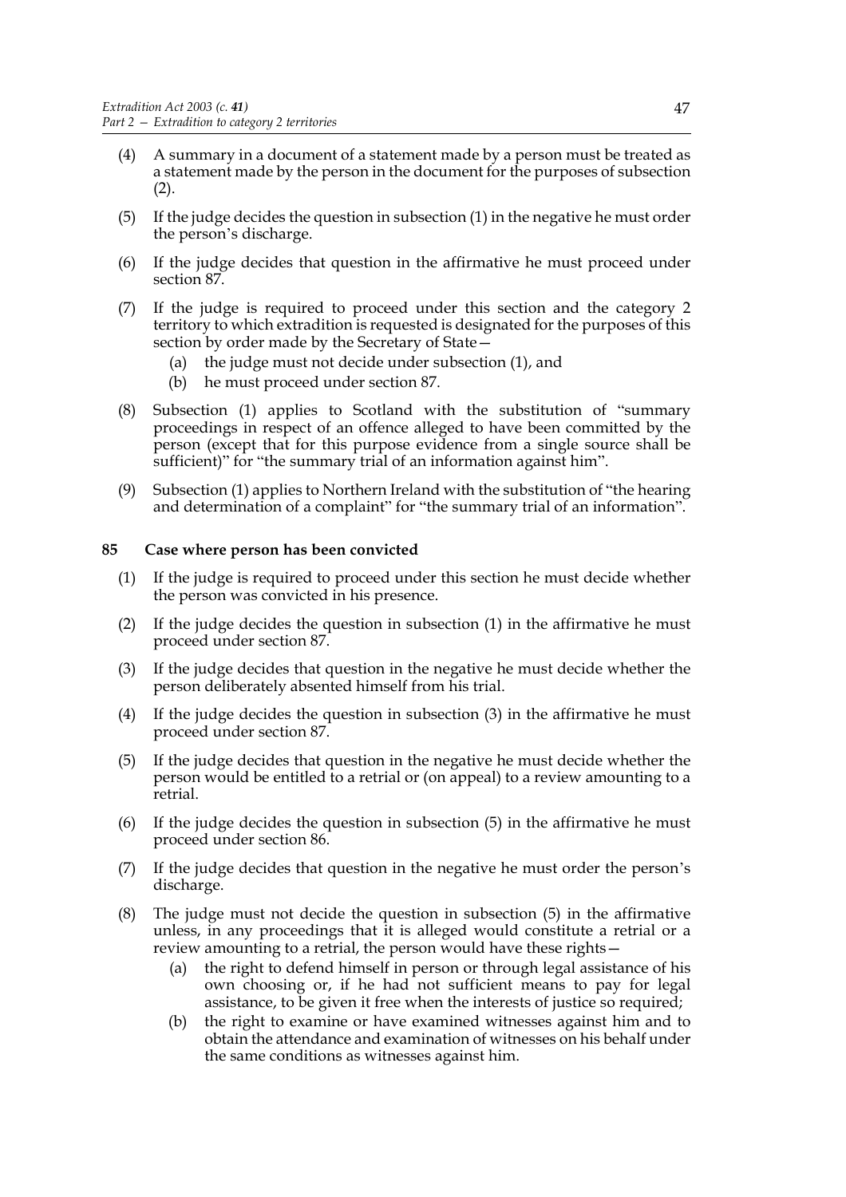(4) A summary in a document of a statement made by a person must be treated as a statement made by the person in the document for the purposes of subsection (2).

(5) If the judge decides the question in subsection (1) in the negative he must order the person's discharge.

(6) If the judge decides that question in the affirmative he must proceed under section 87.

(7) If the judge is required to proceed under this section and the category 2 territory to which extradition is requested is designated for the purposes of this section by order made by the Secretary of State—
  (a) the judge must not decide under subsection (1), and
  (b) he must proceed under section 87.

(8) Subsection (1) applies to Scotland with the substitution of "summary proceedings in respect of an offence alleged to have been committed by the person (except that for this purpose evidence from a single source shall be sufficient)" for "the summary trial of an information against him".

(9) Subsection (1) applies to Northern Ireland with the substitution of "the hearing and determination of a complaint" for "the summary trial of an information".

### 85 Case where person has been convicted

(1) If the judge is required to proceed under this section he must decide whether the person was convicted in his presence.

(2) If the judge decides the question in subsection (1) in the affirmative he must proceed under section 87.

(3) If the judge decides that question in the negative he must decide whether the person deliberately absented himself from his trial.

(4) If the judge decides the question in subsection (3) in the affirmative he must proceed under section 87.

(5) If the judge decides that question in the negative he must decide whether the person would be entitled to a retrial or (on appeal) to a review amounting to a retrial.

(6) If the judge decides the question in subsection (5) in the affirmative he must proceed under section 86.

(7) If the judge decides that question in the negative he must order the person's discharge.

(8) The judge must not decide the question in subsection (5) in the affirmative unless, in any proceedings that it is alleged would constitute a retrial or a review amounting to a retrial, the person would have these rights—
  (a) the right to defend himself in person or through legal assistance of his own choosing or, if he had not sufficient means to pay for legal assistance, to be given it free when the interests of justice so required;
  (b) the right to examine or have examined witnesses against him and to obtain the attendance and examination of witnesses on his behalf under the same conditions as witnesses against him.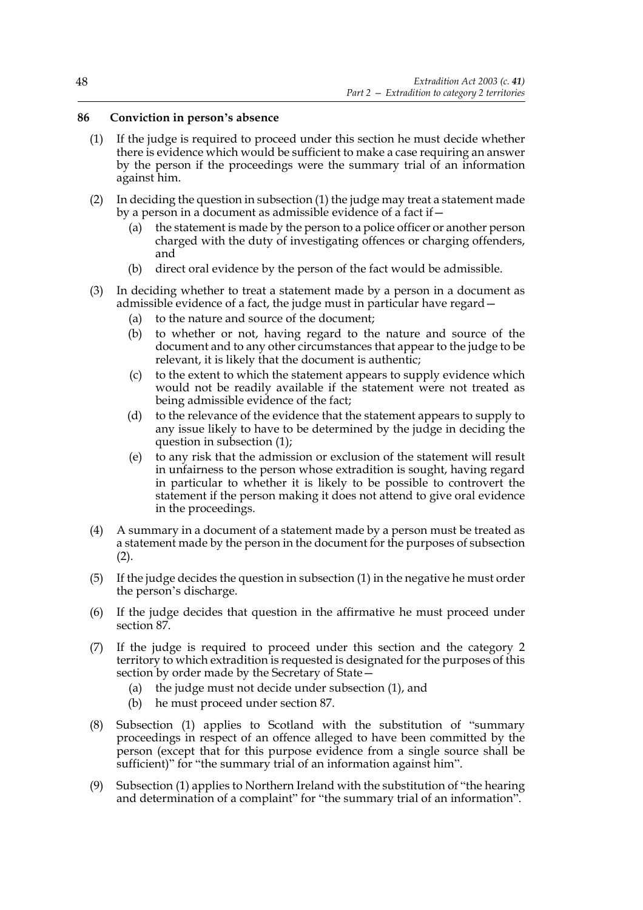### 86 Conviction in person's absence

(1) If the judge is required to proceed under this section he must decide whether there is evidence which would be sufficient to make a case requiring an answer by the person if the proceedings were the summary trial of an information against him.

(2) In deciding the question in subsection (1) the judge may treat a statement made by a person in a document as admissible evidence of a fact if—

   (a) the statement is made by the person to a police officer or another person charged with the duty of investigating offences or charging offenders, and

   (b) direct oral evidence by the person of the fact would be admissible.

(3) In deciding whether to treat a statement made by a person in a document as admissible evidence of a fact, the judge must in particular have regard—

   (a) to the nature and source of the document;

   (b) to whether or not, having regard to the nature and source of the document and to any other circumstances that appear to the judge to be relevant, it is likely that the document is authentic;

   (c) to the extent to which the statement appears to supply evidence which would not be readily available if the statement were not treated as being admissible evidence of the fact;

   (d) to the relevance of the evidence that the statement appears to supply to any issue likely to have to be determined by the judge in deciding the question in subsection (1);

   (e) to any risk that the admission or exclusion of the statement will result in unfairness to the person whose extradition is sought, having regard in particular to whether it is likely to be possible to controvert the statement if the person making it does not attend to give oral evidence in the proceedings.

(4) A summary in a document of a statement made by a person must be treated as a statement made by the person in the document for the purposes of subsection (2).

(5) If the judge decides the question in subsection (1) in the negative he must order the person's discharge.

(6) If the judge decides that question in the affirmative he must proceed under section 87.

(7) If the judge is required to proceed under this section and the category 2 territory to which extradition is requested is designated for the purposes of this section by order made by the Secretary of State—

   (a) the judge must not decide under subsection (1), and

   (b) he must proceed under section 87.

(8) Subsection (1) applies to Scotland with the substitution of "summary proceedings in respect of an offence alleged to have been committed by the person (except that for this purpose evidence from a single source shall be sufficient)" for "the summary trial of an information against him".

(9) Subsection (1) applies to Northern Ireland with the substitution of "the hearing and determination of a complaint" for "the summary trial of an information".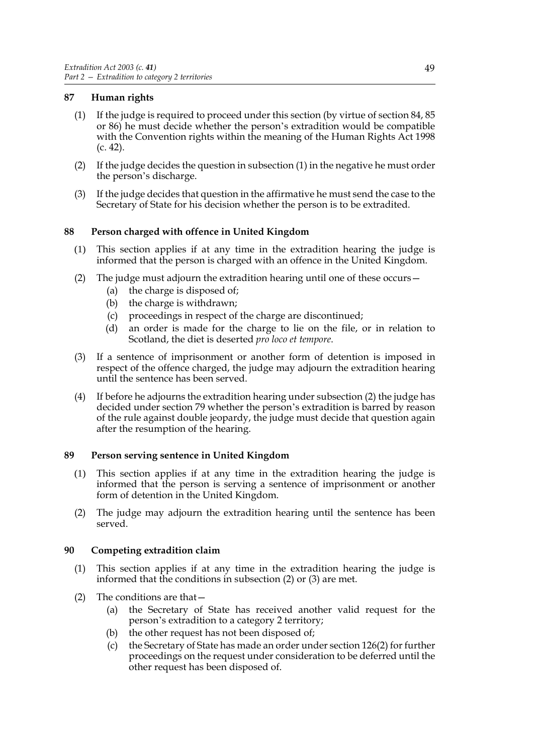### 87 Human rights

(1) If the judge is required to proceed under this section (by virtue of section 84, 85 or 86) he must decide whether the person's extradition would be compatible with the Convention rights within the meaning of the Human Rights Act 1998 (c. 42).

(2) If the judge decides the question in subsection (1) in the negative he must order the person's discharge.

(3) If the judge decides that question in the affirmative he must send the case to the Secretary of State for his decision whether the person is to be extradited.

### 88 Person charged with offence in United Kingdom

(1) This section applies if at any time in the extradition hearing the judge is informed that the person is charged with an offence in the United Kingdom.

(2) The judge must adjourn the extradition hearing until one of these occurs—

   (a) the charge is disposed of;

   (b) the charge is withdrawn;

   (c) proceedings in respect of the charge are discontinued;

   (d) an order is made for the charge to lie on the file, or in relation to Scotland, the diet is deserted *pro loco et tempore*.

(3) If a sentence of imprisonment or another form of detention is imposed in respect of the offence charged, the judge may adjourn the extradition hearing until the sentence has been served.

(4) If before he adjourns the extradition hearing under subsection (2) the judge has decided under section 79 whether the person's extradition is barred by reason of the rule against double jeopardy, the judge must decide that question again after the resumption of the hearing.

### 89 Person serving sentence in United Kingdom

(1) This section applies if at any time in the extradition hearing the judge is informed that the person is serving a sentence of imprisonment or another form of detention in the United Kingdom.

(2) The judge may adjourn the extradition hearing until the sentence has been served.

### 90 Competing extradition claim

(1) This section applies if at any time in the extradition hearing the judge is informed that the conditions in subsection (2) or (3) are met.

(2) The conditions are that—

   (a) the Secretary of State has received another valid request for the person's extradition to a category 2 territory;

   (b) the other request has not been disposed of;

   (c) the Secretary of State has made an order under section 126(2) for further proceedings on the request under consideration to be deferred until the other request has been disposed of.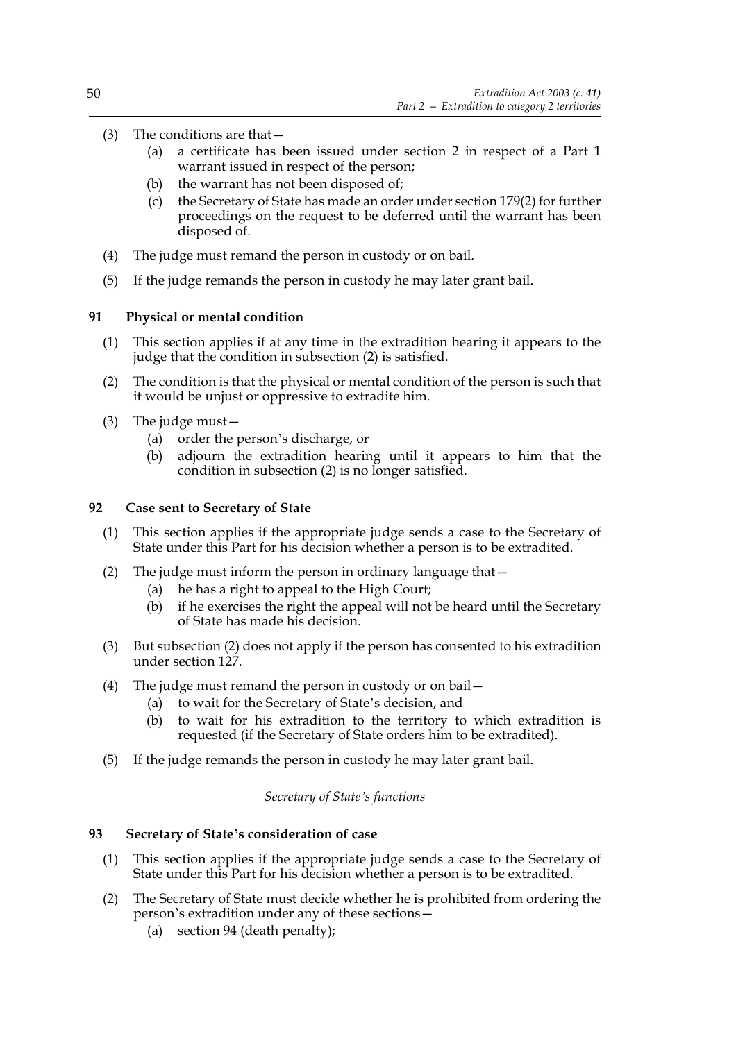(3) The conditions are that—

   (a) a certificate has been issued under section 2 in respect of a Part 1 warrant issued in respect of the person;

   (b) the warrant has not been disposed of;

   (c) the Secretary of State has made an order under section 179(2) for further proceedings on the request to be deferred until the warrant has been disposed of.

(4) The judge must remand the person in custody or on bail.

(5) If the judge remands the person in custody he may later grant bail.

### 91 Physical or mental condition

(1) This section applies if at any time in the extradition hearing it appears to the judge that the condition in subsection (2) is satisfied.

(2) The condition is that the physical or mental condition of the person is such that it would be unjust or oppressive to extradite him.

(3) The judge must—

   (a) order the person's discharge, or

   (b) adjourn the extradition hearing until it appears to him that the condition in subsection (2) is no longer satisfied.

### 92 Case sent to Secretary of State

(1) This section applies if the appropriate judge sends a case to the Secretary of State under this Part for his decision whether a person is to be extradited.

(2) The judge must inform the person in ordinary language that—

   (a) he has a right to appeal to the High Court;

   (b) if he exercises the right the appeal will not be heard until the Secretary of State has made his decision.

(3) But subsection (2) does not apply if the person has consented to his extradition under section 127.

(4) The judge must remand the person in custody or on bail—

   (a) to wait for the Secretary of State's decision, and

   (b) to wait for his extradition to the territory to which extradition is requested (if the Secretary of State orders him to be extradited).

(5) If the judge remands the person in custody he may later grant bail.

*Secretary of State's functions*

### 93 Secretary of State's consideration of case

(1) This section applies if the appropriate judge sends a case to the Secretary of State under this Part for his decision whether a person is to be extradited.

(2) The Secretary of State must decide whether he is prohibited from ordering the person's extradition under any of these sections—

   (a) section 94 (death penalty);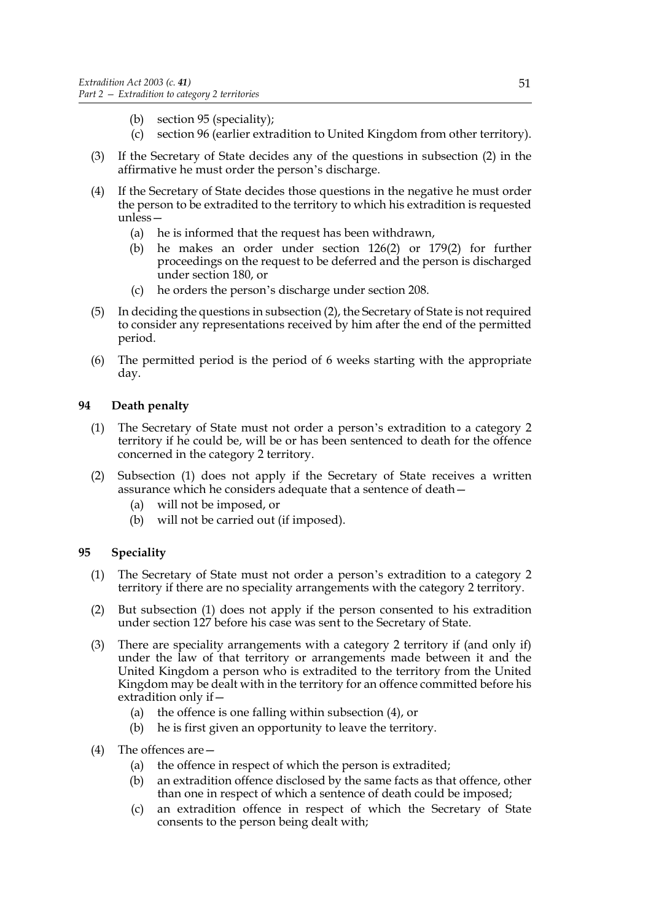- (b) section 95 (speciality);
- (c) section 96 (earlier extradition to United Kingdom from other territory).

(3) If the Secretary of State decides any of the questions in subsection (2) in the affirmative he must order the person's discharge.

(4) If the Secretary of State decides those questions in the negative he must order the person to be extradited to the territory to which his extradition is requested unless—

- (a) he is informed that the request has been withdrawn,
- (b) he makes an order under section 126(2) or 179(2) for further proceedings on the request to be deferred and the person is discharged under section 180, or
- (c) he orders the person's discharge under section 208.

(5) In deciding the questions in subsection (2), the Secretary of State is not required to consider any representations received by him after the end of the permitted period.

(6) The permitted period is the period of 6 weeks starting with the appropriate day.

### 94 Death penalty

(1) The Secretary of State must not order a person's extradition to a category 2 territory if he could be, will be or has been sentenced to death for the offence concerned in the category 2 territory.

(2) Subsection (1) does not apply if the Secretary of State receives a written assurance which he considers adequate that a sentence of death—

- (a) will not be imposed, or
- (b) will not be carried out (if imposed).

### 95 Speciality

(1) The Secretary of State must not order a person's extradition to a category 2 territory if there are no speciality arrangements with the category 2 territory.

(2) But subsection (1) does not apply if the person consented to his extradition under section 127 before his case was sent to the Secretary of State.

(3) There are speciality arrangements with a category 2 territory if (and only if) under the law of that territory or arrangements made between it and the United Kingdom a person who is extradited to the territory from the United Kingdom may be dealt with in the territory for an offence committed before his extradition only if—

- (a) the offence is one falling within subsection (4), or
- (b) he is first given an opportunity to leave the territory.

(4) The offences are—

- (a) the offence in respect of which the person is extradited;
- (b) an extradition offence disclosed by the same facts as that offence, other than one in respect of which a sentence of death could be imposed;
- (c) an extradition offence in respect of which the Secretary of State consents to the person being dealt with;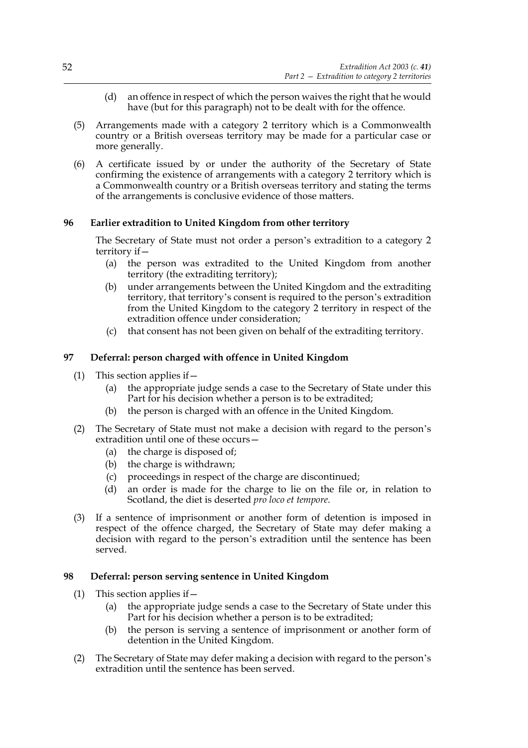(d) an offence in respect of which the person waives the right that he would have (but for this paragraph) not to be dealt with for the offence.

(5) Arrangements made with a category 2 territory which is a Commonwealth country or a British overseas territory may be made for a particular case or more generally.

(6) A certificate issued by or under the authority of the Secretary of State confirming the existence of arrangements with a category 2 territory which is a Commonwealth country or a British overseas territory and stating the terms of the arrangements is conclusive evidence of those matters.

### 96 Earlier extradition to United Kingdom from other territory

The Secretary of State must not order a person's extradition to a category 2 territory if—

(a) the person was extradited to the United Kingdom from another territory (the extraditing territory);

(b) under arrangements between the United Kingdom and the extraditing territory, that territory's consent is required to the person's extradition from the United Kingdom to the category 2 territory in respect of the extradition offence under consideration;

(c) that consent has not been given on behalf of the extraditing territory.

### 97 Deferral: person charged with offence in United Kingdom

(1) This section applies if—

(a) the appropriate judge sends a case to the Secretary of State under this Part for his decision whether a person is to be extradited;

(b) the person is charged with an offence in the United Kingdom.

(2) The Secretary of State must not make a decision with regard to the person's extradition until one of these occurs—

(a) the charge is disposed of;

(b) the charge is withdrawn;

(c) proceedings in respect of the charge are discontinued;

(d) an order is made for the charge to lie on the file or, in relation to Scotland, the diet is deserted *pro loco et tempore*.

(3) If a sentence of imprisonment or another form of detention is imposed in respect of the offence charged, the Secretary of State may defer making a decision with regard to the person's extradition until the sentence has been served.

### 98 Deferral: person serving sentence in United Kingdom

(1) This section applies if—

(a) the appropriate judge sends a case to the Secretary of State under this Part for his decision whether a person is to be extradited;

(b) the person is serving a sentence of imprisonment or another form of detention in the United Kingdom.

(2) The Secretary of State may defer making a decision with regard to the person's extradition until the sentence has been served.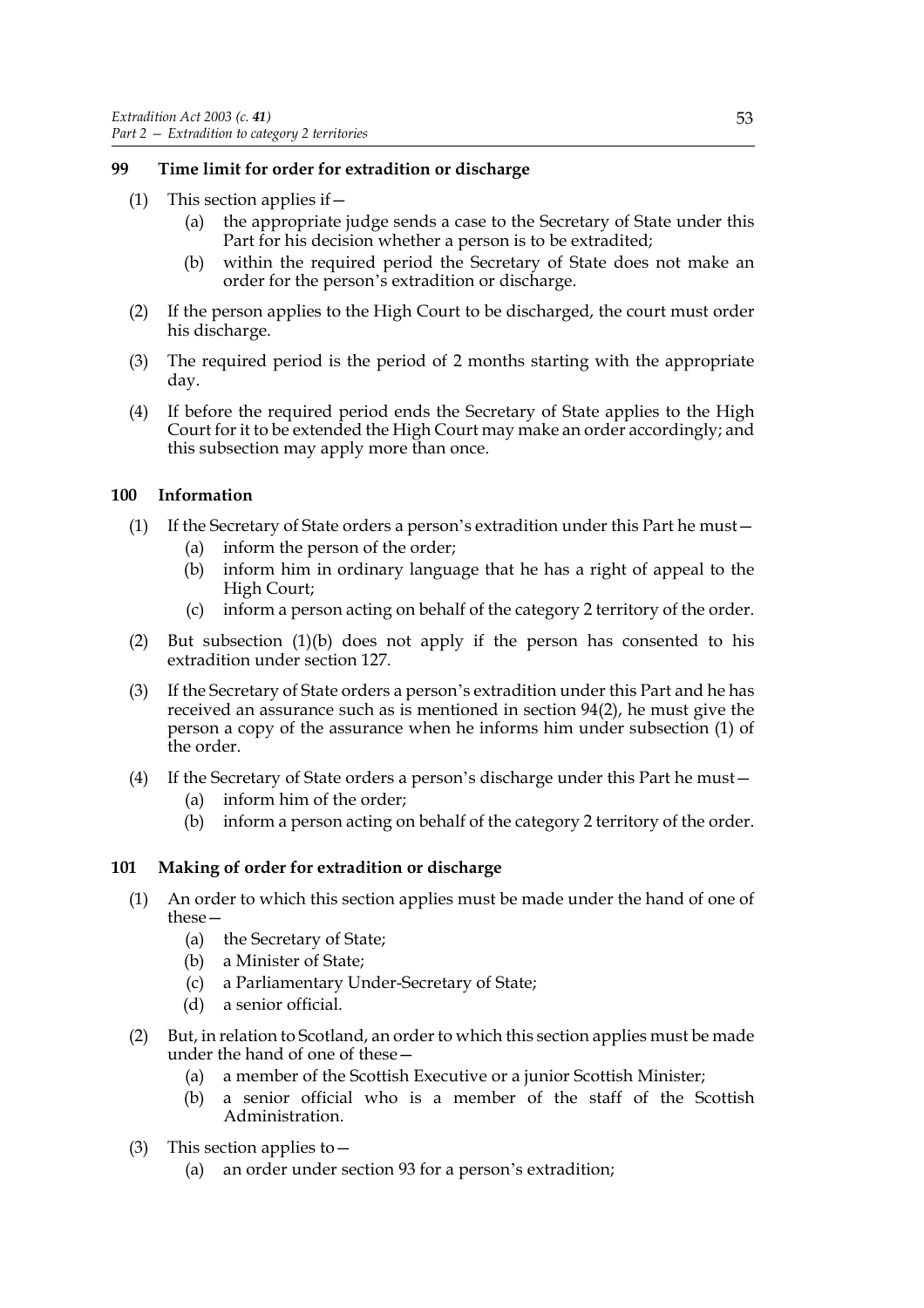### 99 Time limit for order for extradition or discharge

(1) This section applies if—

(a) the appropriate judge sends a case to the Secretary of State under this Part for his decision whether a person is to be extradited;

(b) within the required period the Secretary of State does not make an order for the person's extradition or discharge.

(2) If the person applies to the High Court to be discharged, the court must order his discharge.

(3) The required period is the period of 2 months starting with the appropriate day.

(4) If before the required period ends the Secretary of State applies to the High Court for it to be extended the High Court may make an order accordingly; and this subsection may apply more than once.

### 100 Information

(1) If the Secretary of State orders a person's extradition under this Part he must—

(a) inform the person of the order;

(b) inform him in ordinary language that he has a right of appeal to the High Court;

(c) inform a person acting on behalf of the category 2 territory of the order.

(2) But subsection (1)(b) does not apply if the person has consented to his extradition under section 127.

(3) If the Secretary of State orders a person's extradition under this Part and he has received an assurance such as is mentioned in section 94(2), he must give the person a copy of the assurance when he informs him under subsection (1) of the order.

(4) If the Secretary of State orders a person's discharge under this Part he must—

(a) inform him of the order;

(b) inform a person acting on behalf of the category 2 territory of the order.

### 101 Making of order for extradition or discharge

(1) An order to which this section applies must be made under the hand of one of these—

(a) the Secretary of State;

(b) a Minister of State;

(c) a Parliamentary Under-Secretary of State;

(d) a senior official.

(2) But, in relation to Scotland, an order to which this section applies must be made under the hand of one of these—

(a) a member of the Scottish Executive or a junior Scottish Minister;

(b) a senior official who is a member of the staff of the Scottish Administration.

(3) This section applies to—

(a) an order under section 93 for a person's extradition;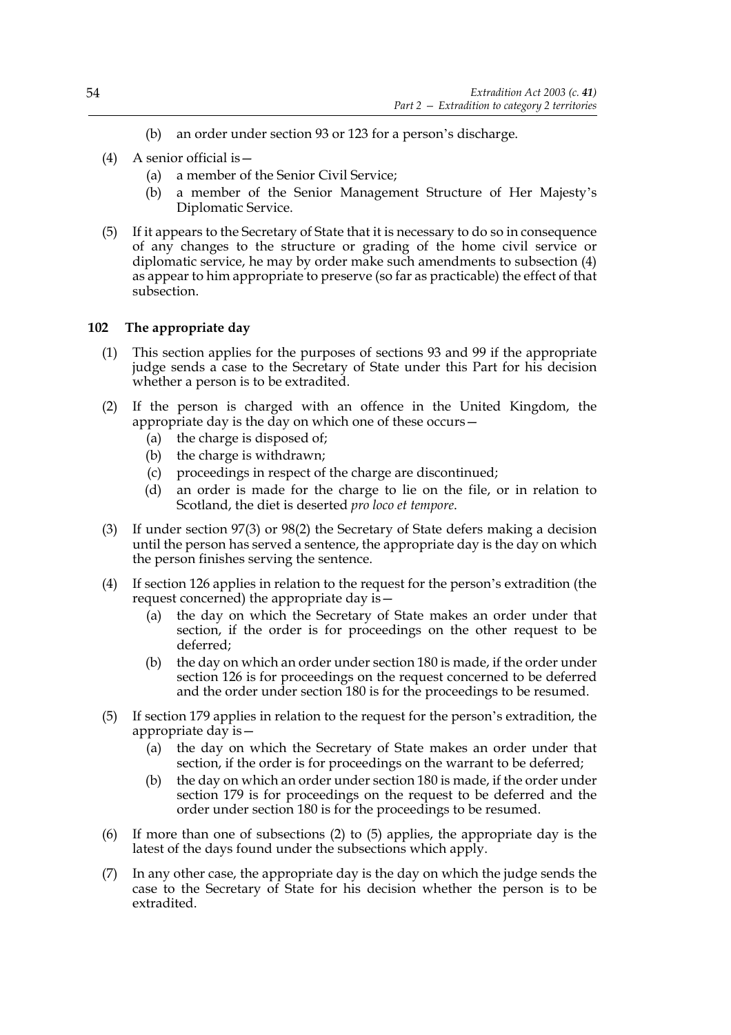(b) an order under section 93 or 123 for a person's discharge.

(4) A senior official is—

(a) a member of the Senior Civil Service;

(b) a member of the Senior Management Structure of Her Majesty's Diplomatic Service.

(5) If it appears to the Secretary of State that it is necessary to do so in consequence of any changes to the structure or grading of the home civil service or diplomatic service, he may by order make such amendments to subsection (4) as appear to him appropriate to preserve (so far as practicable) the effect of that subsection.

### 102 The appropriate day

(1) This section applies for the purposes of sections 93 and 99 if the appropriate judge sends a case to the Secretary of State under this Part for his decision whether a person is to be extradited.

(2) If the person is charged with an offence in the United Kingdom, the appropriate day is the day on which one of these occurs—

(a) the charge is disposed of;

(b) the charge is withdrawn;

(c) proceedings in respect of the charge are discontinued;

(d) an order is made for the charge to lie on the file, or in relation to Scotland, the diet is deserted *pro loco et tempore*.

(3) If under section 97(3) or 98(2) the Secretary of State defers making a decision until the person has served a sentence, the appropriate day is the day on which the person finishes serving the sentence.

(4) If section 126 applies in relation to the request for the person's extradition (the request concerned) the appropriate day is—

(a) the day on which the Secretary of State makes an order under that section, if the order is for proceedings on the other request to be deferred;

(b) the day on which an order under section 180 is made, if the order under section 126 is for proceedings on the request concerned to be deferred and the order under section 180 is for the proceedings to be resumed.

(5) If section 179 applies in relation to the request for the person's extradition, the appropriate day is—

(a) the day on which the Secretary of State makes an order under that section, if the order is for proceedings on the warrant to be deferred;

(b) the day on which an order under section 180 is made, if the order under section 179 is for proceedings on the request to be deferred and the order under section 180 is for the proceedings to be resumed.

(6) If more than one of subsections (2) to (5) applies, the appropriate day is the latest of the days found under the subsections which apply.

(7) In any other case, the appropriate day is the day on which the judge sends the case to the Secretary of State for his decision whether the person is to be extradited.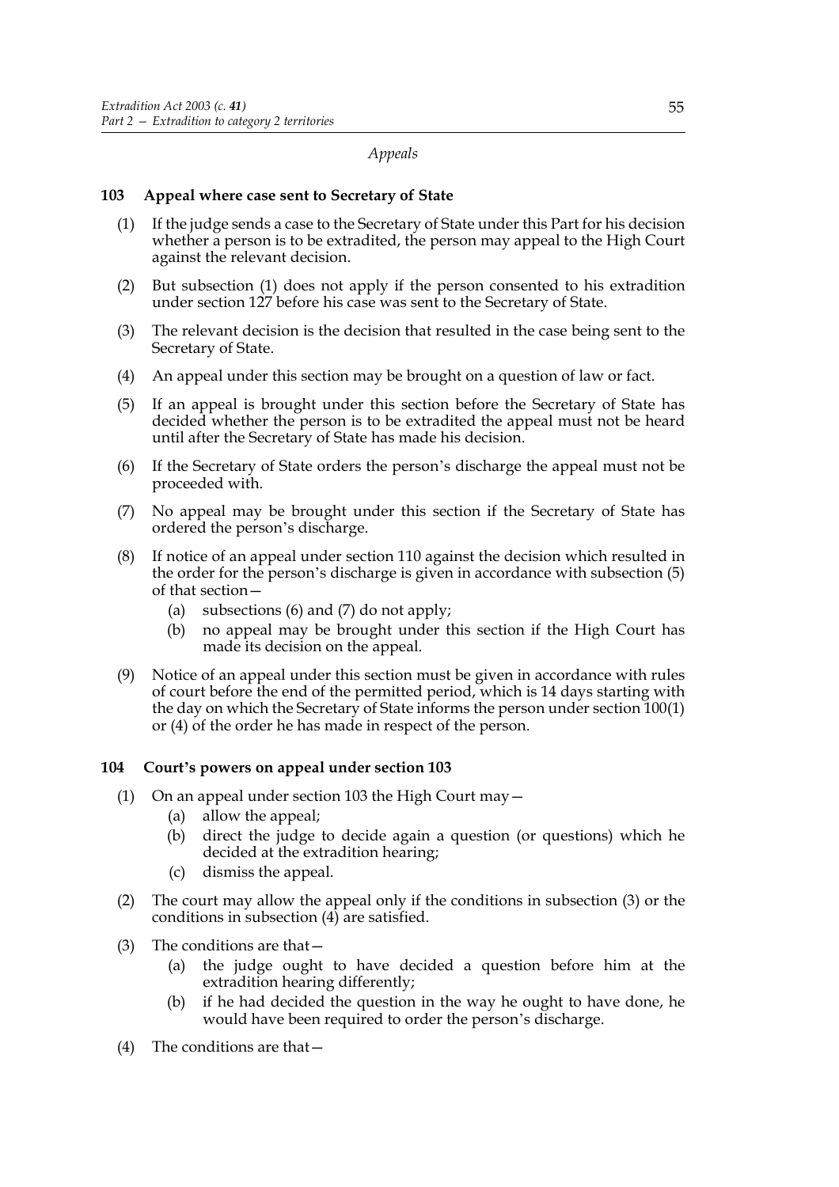*Appeals*

### 103 Appeal where case sent to Secretary of State

(1) If the judge sends a case to the Secretary of State under this Part for his decision whether a person is to be extradited, the person may appeal to the High Court against the relevant decision.

(2) But subsection (1) does not apply if the person consented to his extradition under section 127 before his case was sent to the Secretary of State.

(3) The relevant decision is the decision that resulted in the case being sent to the Secretary of State.

(4) An appeal under this section may be brought on a question of law or fact.

(5) If an appeal is brought under this section before the Secretary of State has decided whether the person is to be extradited the appeal must not be heard until after the Secretary of State has made his decision.

(6) If the Secretary of State orders the person's discharge the appeal must not be proceeded with.

(7) No appeal may be brought under this section if the Secretary of State has ordered the person's discharge.

(8) If notice of an appeal under section 110 against the decision which resulted in the order for the person's discharge is given in accordance with subsection (5) of that section—
   (a) subsections (6) and (7) do not apply;
   (b) no appeal may be brought under this section if the High Court has made its decision on the appeal.

(9) Notice of an appeal under this section must be given in accordance with rules of court before the end of the permitted period, which is 14 days starting with the day on which the Secretary of State informs the person under section 100(1) or (4) of the order he has made in respect of the person.

### 104 Court's powers on appeal under section 103

(1) On an appeal under section 103 the High Court may—
   (a) allow the appeal;
   (b) direct the judge to decide again a question (or questions) which he decided at the extradition hearing;
   (c) dismiss the appeal.

(2) The court may allow the appeal only if the conditions in subsection (3) or the conditions in subsection (4) are satisfied.

(3) The conditions are that—
   (a) the judge ought to have decided a question before him at the extradition hearing differently;
   (b) if he had decided the question in the way he ought to have done, he would have been required to order the person's discharge.

(4) The conditions are that—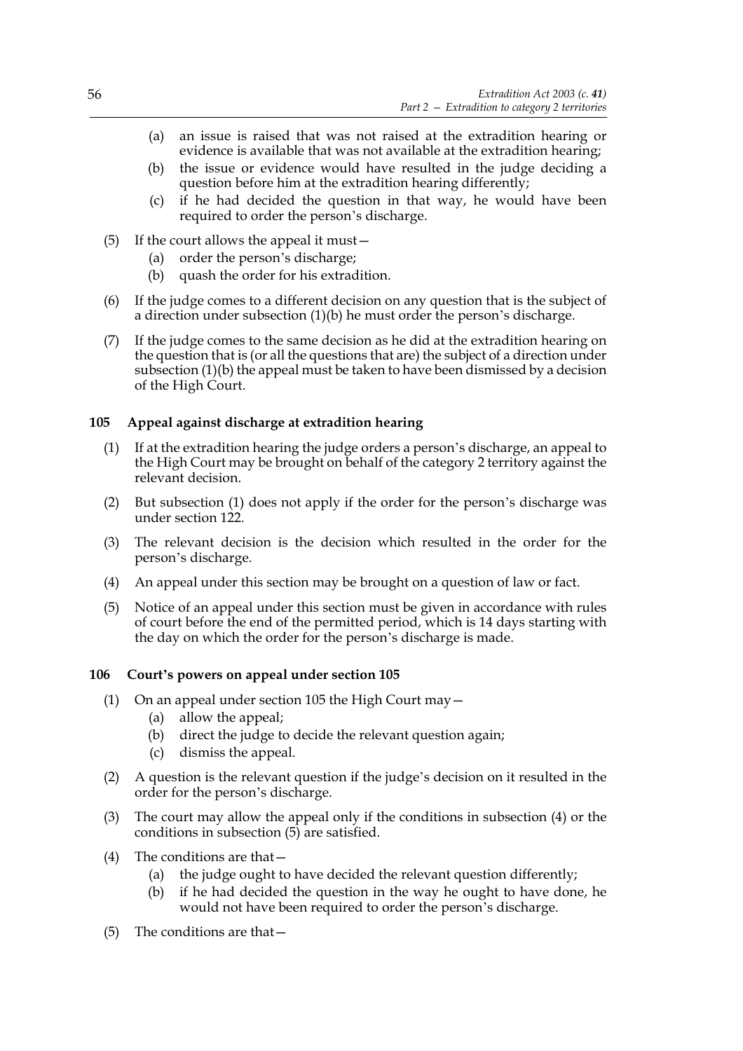(a) an issue is raised that was not raised at the extradition hearing or evidence is available that was not available at the extradition hearing;

(b) the issue or evidence would have resulted in the judge deciding a question before him at the extradition hearing differently;

(c) if he had decided the question in that way, he would have been required to order the person's discharge.

(5) If the court allows the appeal it must—

(a) order the person's discharge;

(b) quash the order for his extradition.

(6) If the judge comes to a different decision on any question that is the subject of a direction under subsection (1)(b) he must order the person's discharge.

(7) If the judge comes to the same decision as he did at the extradition hearing on the question that is (or all the questions that are) the subject of a direction under subsection (1)(b) the appeal must be taken to have been dismissed by a decision of the High Court.

### 105 Appeal against discharge at extradition hearing

(1) If at the extradition hearing the judge orders a person's discharge, an appeal to the High Court may be brought on behalf of the category 2 territory against the relevant decision.

(2) But subsection (1) does not apply if the order for the person's discharge was under section 122.

(3) The relevant decision is the decision which resulted in the order for the person's discharge.

(4) An appeal under this section may be brought on a question of law or fact.

(5) Notice of an appeal under this section must be given in accordance with rules of court before the end of the permitted period, which is 14 days starting with the day on which the order for the person's discharge is made.

### 106 Court's powers on appeal under section 105

(1) On an appeal under section 105 the High Court may—

(a) allow the appeal;

(b) direct the judge to decide the relevant question again;

(c) dismiss the appeal.

(2) A question is the relevant question if the judge's decision on it resulted in the order for the person's discharge.

(3) The court may allow the appeal only if the conditions in subsection (4) or the conditions in subsection (5) are satisfied.

(4) The conditions are that—

(a) the judge ought to have decided the relevant question differently;

(b) if he had decided the question in the way he ought to have done, he would not have been required to order the person's discharge.

(5) The conditions are that—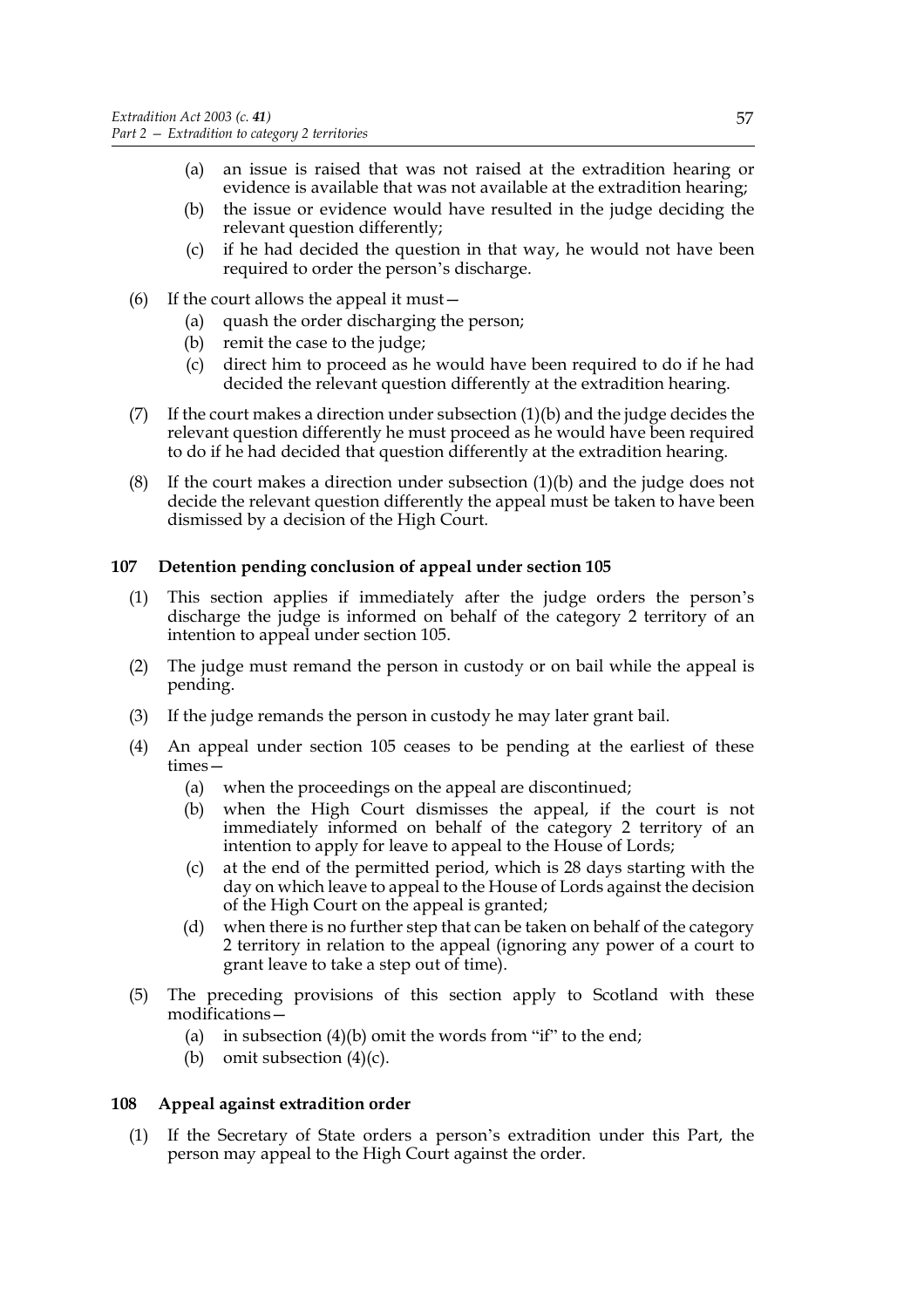(a) an issue is raised that was not raised at the extradition hearing or evidence is available that was not available at the extradition hearing;

(b) the issue or evidence would have resulted in the judge deciding the relevant question differently;

(c) if he had decided the question in that way, he would not have been required to order the person's discharge.

(6) If the court allows the appeal it must—

(a) quash the order discharging the person;

(b) remit the case to the judge;

(c) direct him to proceed as he would have been required to do if he had decided the relevant question differently at the extradition hearing.

(7) If the court makes a direction under subsection (1)(b) and the judge decides the relevant question differently he must proceed as he would have been required to do if he had decided that question differently at the extradition hearing.

(8) If the court makes a direction under subsection (1)(b) and the judge does not decide the relevant question differently the appeal must be taken to have been dismissed by a decision of the High Court.

**107 Detention pending conclusion of appeal under section 105**

(1) This section applies if immediately after the judge orders the person's discharge the judge is informed on behalf of the category 2 territory of an intention to appeal under section 105.

(2) The judge must remand the person in custody or on bail while the appeal is pending.

(3) If the judge remands the person in custody he may later grant bail.

(4) An appeal under section 105 ceases to be pending at the earliest of these times—

(a) when the proceedings on the appeal are discontinued;

(b) when the High Court dismisses the appeal, if the court is not immediately informed on behalf of the category 2 territory of an intention to apply for leave to appeal to the House of Lords;

(c) at the end of the permitted period, which is 28 days starting with the day on which leave to appeal to the House of Lords against the decision of the High Court on the appeal is granted;

(d) when there is no further step that can be taken on behalf of the category 2 territory in relation to the appeal (ignoring any power of a court to grant leave to take a step out of time).

(5) The preceding provisions of this section apply to Scotland with these modifications—

(a) in subsection (4)(b) omit the words from "if" to the end;

(b) omit subsection (4)(c).

**108 Appeal against extradition order**

(1) If the Secretary of State orders a person's extradition under this Part, the person may appeal to the High Court against the order.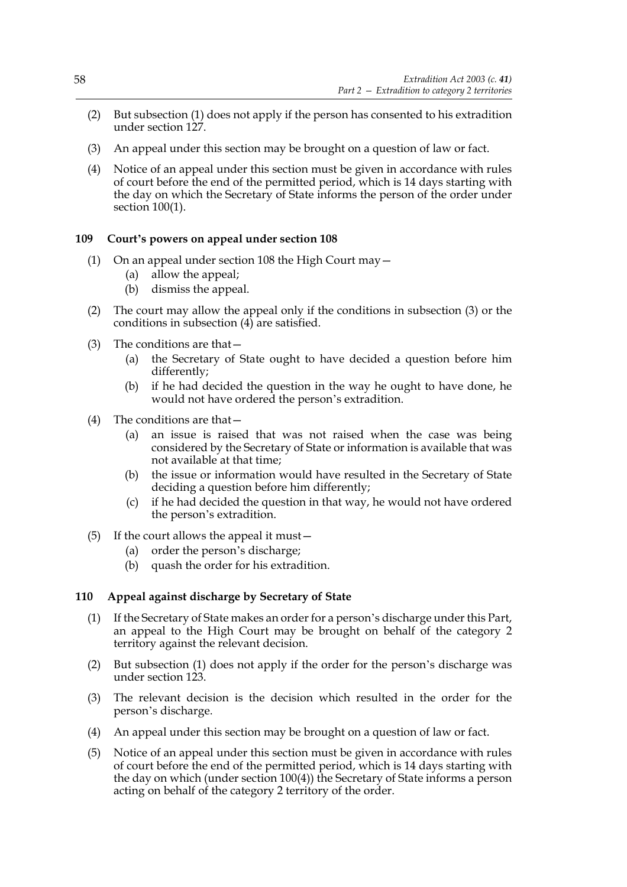(2) But subsection (1) does not apply if the person has consented to his extradition under section 127.

(3) An appeal under this section may be brought on a question of law or fact.

(4) Notice of an appeal under this section must be given in accordance with rules of court before the end of the permitted period, which is 14 days starting with the day on which the Secretary of State informs the person of the order under section 100(1).

### 109 Court's powers on appeal under section 108

(1) On an appeal under section 108 the High Court may—
   - (a) allow the appeal;
   - (b) dismiss the appeal.

(2) The court may allow the appeal only if the conditions in subsection (3) or the conditions in subsection (4) are satisfied.

(3) The conditions are that—
   - (a) the Secretary of State ought to have decided a question before him differently;
   - (b) if he had decided the question in the way he ought to have done, he would not have ordered the person's extradition.

(4) The conditions are that—
   - (a) an issue is raised that was not raised when the case was being considered by the Secretary of State or information is available that was not available at that time;
   - (b) the issue or information would have resulted in the Secretary of State deciding a question before him differently;
   - (c) if he had decided the question in that way, he would not have ordered the person's extradition.

(5) If the court allows the appeal it must—
   - (a) order the person's discharge;
   - (b) quash the order for his extradition.

### 110 Appeal against discharge by Secretary of State

(1) If the Secretary of State makes an order for a person's discharge under this Part, an appeal to the High Court may be brought on behalf of the category 2 territory against the relevant decision.

(2) But subsection (1) does not apply if the order for the person's discharge was under section 123.

(3) The relevant decision is the decision which resulted in the order for the person's discharge.

(4) An appeal under this section may be brought on a question of law or fact.

(5) Notice of an appeal under this section must be given in accordance with rules of court before the end of the permitted period, which is 14 days starting with the day on which (under section 100(4)) the Secretary of State informs a person acting on behalf of the category 2 territory of the order.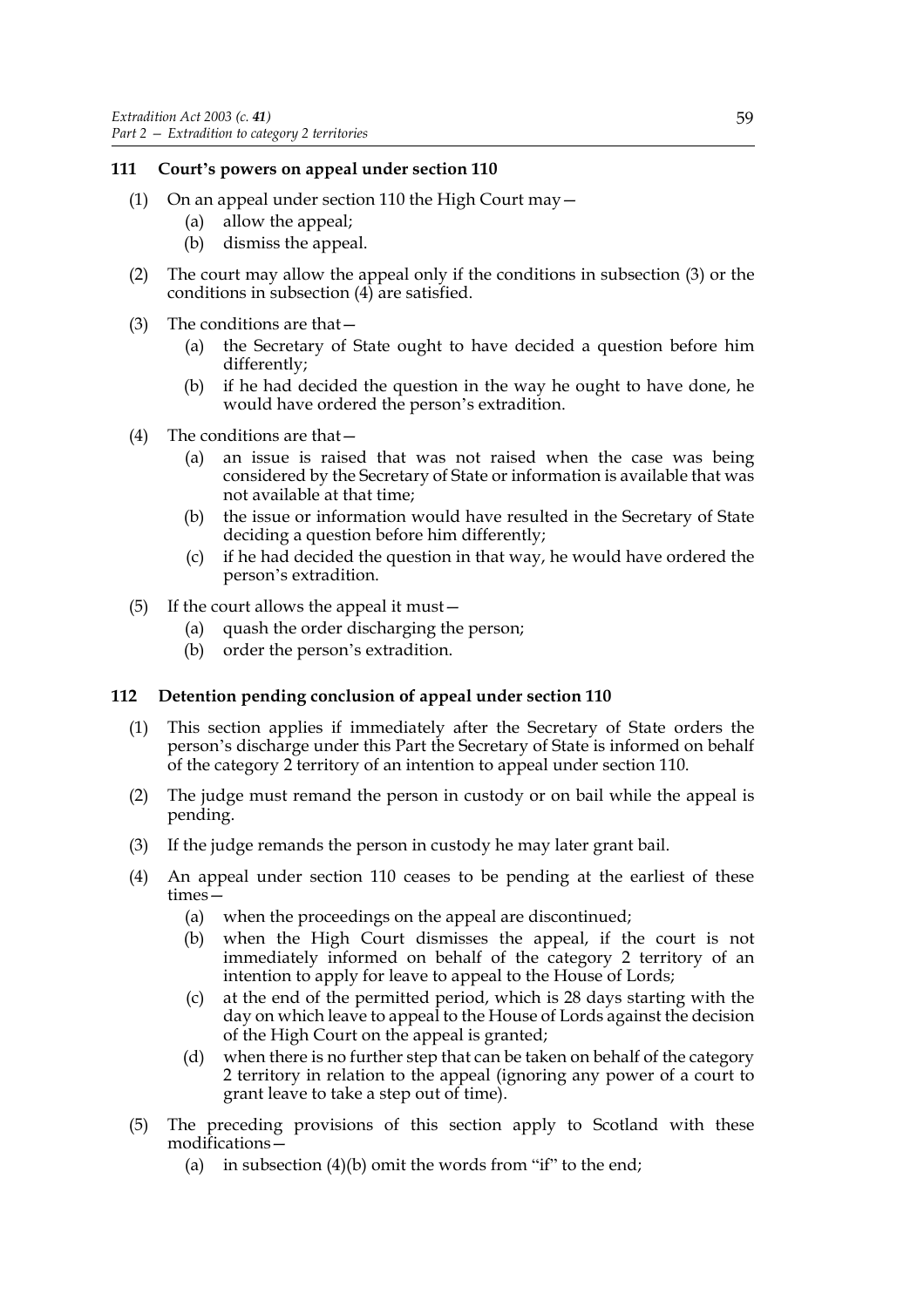## 111 Court's powers on appeal under section 110

(1) On an appeal under section 110 the High Court may—

(a) allow the appeal;

(b) dismiss the appeal.

(2) The court may allow the appeal only if the conditions in subsection (3) or the conditions in subsection (4) are satisfied.

(3) The conditions are that—

(a) the Secretary of State ought to have decided a question before him differently;

(b) if he had decided the question in the way he ought to have done, he would have ordered the person's extradition.

(4) The conditions are that—

(a) an issue is raised that was not raised when the case was being considered by the Secretary of State or information is available that was not available at that time;

(b) the issue or information would have resulted in the Secretary of State deciding a question before him differently;

(c) if he had decided the question in that way, he would have ordered the person's extradition.

(5) If the court allows the appeal it must—

(a) quash the order discharging the person;

(b) order the person's extradition.

## 112 Detention pending conclusion of appeal under section 110

(1) This section applies if immediately after the Secretary of State orders the person's discharge under this Part the Secretary of State is informed on behalf of the category 2 territory of an intention to appeal under section 110.

(2) The judge must remand the person in custody or on bail while the appeal is pending.

(3) If the judge remands the person in custody he may later grant bail.

(4) An appeal under section 110 ceases to be pending at the earliest of these times—

(a) when the proceedings on the appeal are discontinued;

(b) when the High Court dismisses the appeal, if the court is not immediately informed on behalf of the category 2 territory of an intention to apply for leave to appeal to the House of Lords;

(c) at the end of the permitted period, which is 28 days starting with the day on which leave to appeal to the House of Lords against the decision of the High Court on the appeal is granted;

(d) when there is no further step that can be taken on behalf of the category 2 territory in relation to the appeal (ignoring any power of a court to grant leave to take a step out of time).

(5) The preceding provisions of this section apply to Scotland with these modifications—

(a) in subsection (4)(b) omit the words from "if" to the end;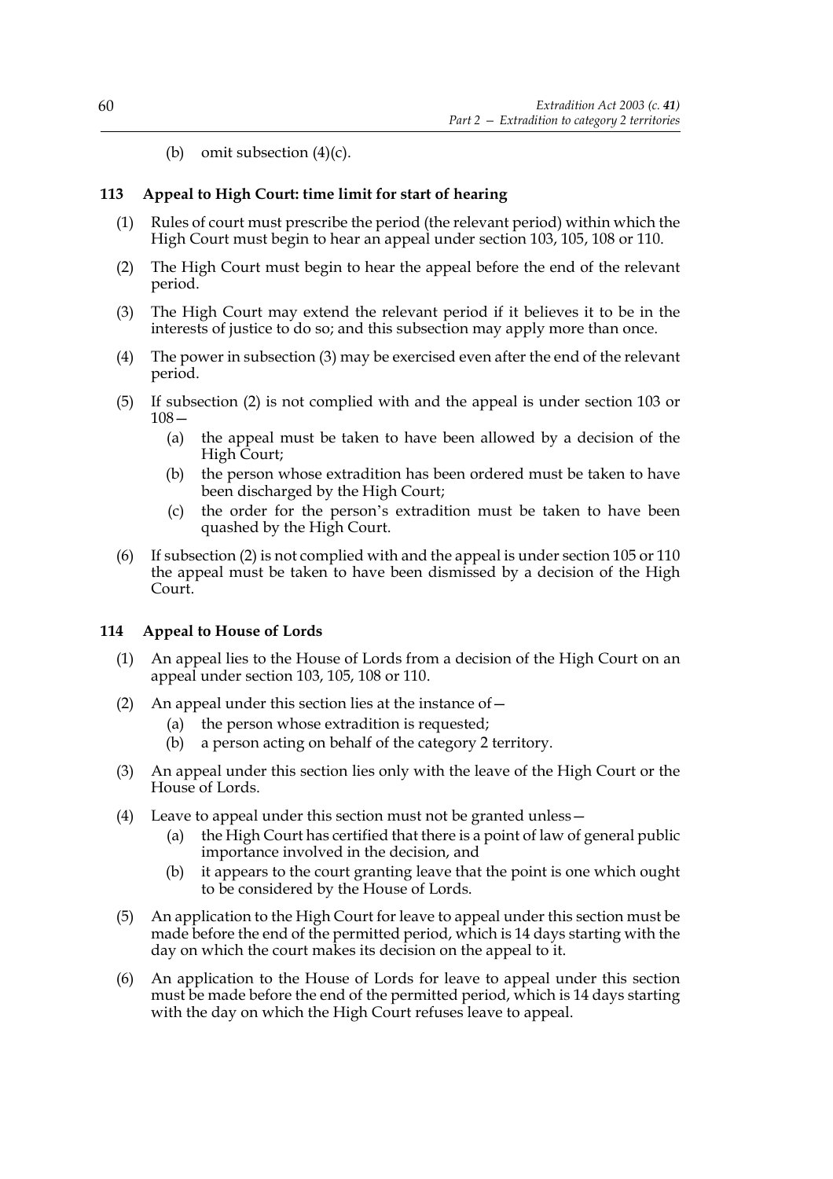(b) omit subsection (4)(c).

### 113 Appeal to High Court: time limit for start of hearing

(1) Rules of court must prescribe the period (the relevant period) within which the High Court must begin to hear an appeal under section 103, 105, 108 or 110.

(2) The High Court must begin to hear the appeal before the end of the relevant period.

(3) The High Court may extend the relevant period if it believes it to be in the interests of justice to do so; and this subsection may apply more than once.

(4) The power in subsection (3) may be exercised even after the end of the relevant period.

(5) If subsection (2) is not complied with and the appeal is under section 103 or 108—

   (a) the appeal must be taken to have been allowed by a decision of the High Court;

   (b) the person whose extradition has been ordered must be taken to have been discharged by the High Court;

   (c) the order for the person's extradition must be taken to have been quashed by the High Court.

(6) If subsection (2) is not complied with and the appeal is under section 105 or 110 the appeal must be taken to have been dismissed by a decision of the High Court.

### 114 Appeal to House of Lords

(1) An appeal lies to the House of Lords from a decision of the High Court on an appeal under section 103, 105, 108 or 110.

(2) An appeal under this section lies at the instance of—

   (a) the person whose extradition is requested;

   (b) a person acting on behalf of the category 2 territory.

(3) An appeal under this section lies only with the leave of the High Court or the House of Lords.

(4) Leave to appeal under this section must not be granted unless—

   (a) the High Court has certified that there is a point of law of general public importance involved in the decision, and

   (b) it appears to the court granting leave that the point is one which ought to be considered by the House of Lords.

(5) An application to the High Court for leave to appeal under this section must be made before the end of the permitted period, which is 14 days starting with the day on which the court makes its decision on the appeal to it.

(6) An application to the House of Lords for leave to appeal under this section must be made before the end of the permitted period, which is 14 days starting with the day on which the High Court refuses leave to appeal.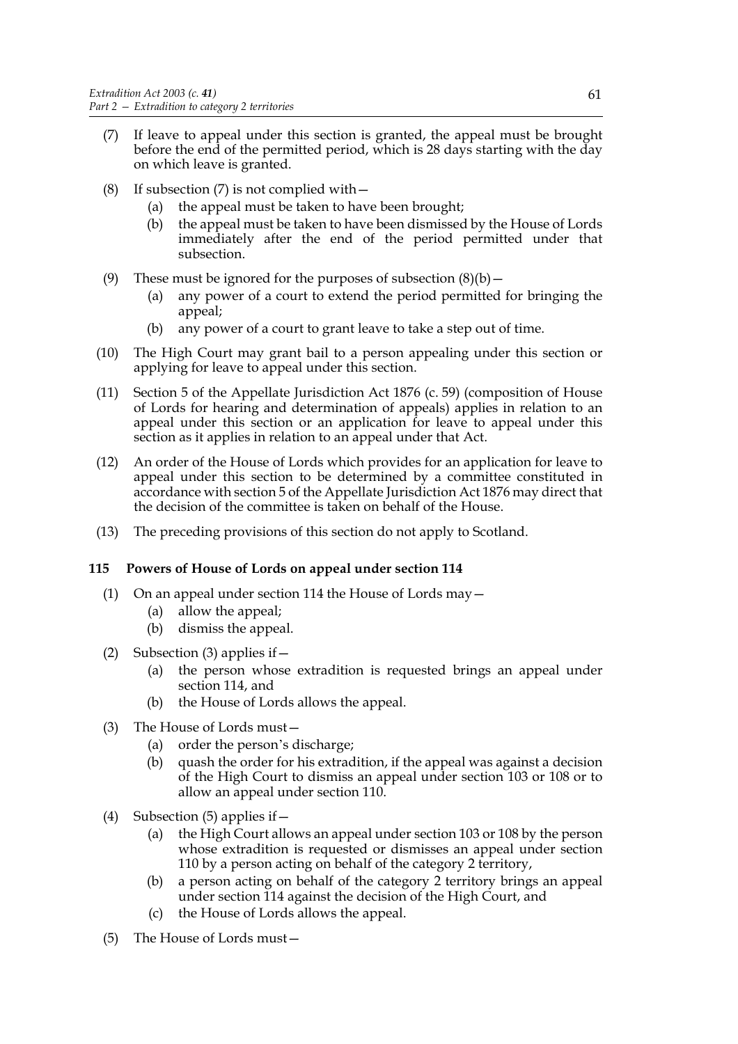(7) If leave to appeal under this section is granted, the appeal must be brought before the end of the permitted period, which is 28 days starting with the day on which leave is granted.

(8) If subsection (7) is not complied with—

- (a) the appeal must be taken to have been brought;
- (b) the appeal must be taken to have been dismissed by the House of Lords immediately after the end of the period permitted under that subsection.

(9) These must be ignored for the purposes of subsection (8)(b)—

- (a) any power of a court to extend the period permitted for bringing the appeal;
- (b) any power of a court to grant leave to take a step out of time.

(10) The High Court may grant bail to a person appealing under this section or applying for leave to appeal under this section.

(11) Section 5 of the Appellate Jurisdiction Act 1876 (c. 59) (composition of House of Lords for hearing and determination of appeals) applies in relation to an appeal under this section or an application for leave to appeal under this section as it applies in relation to an appeal under that Act.

(12) An order of the House of Lords which provides for an application for leave to appeal under this section to be determined by a committee constituted in accordance with section 5 of the Appellate Jurisdiction Act 1876 may direct that the decision of the committee is taken on behalf of the House.

(13) The preceding provisions of this section do not apply to Scotland.

**115 Powers of House of Lords on appeal under section 114**

(1) On an appeal under section 114 the House of Lords may—

- (a) allow the appeal;
- (b) dismiss the appeal.

(2) Subsection (3) applies if—

- (a) the person whose extradition is requested brings an appeal under section 114, and
- (b) the House of Lords allows the appeal.

(3) The House of Lords must—

- (a) order the person's discharge;
- (b) quash the order for his extradition, if the appeal was against a decision of the High Court to dismiss an appeal under section 103 or 108 or to allow an appeal under section 110.

(4) Subsection (5) applies if—

- (a) the High Court allows an appeal under section 103 or 108 by the person whose extradition is requested or dismisses an appeal under section 110 by a person acting on behalf of the category 2 territory,
- (b) a person acting on behalf of the category 2 territory brings an appeal under section 114 against the decision of the High Court, and
- (c) the House of Lords allows the appeal.

(5) The House of Lords must—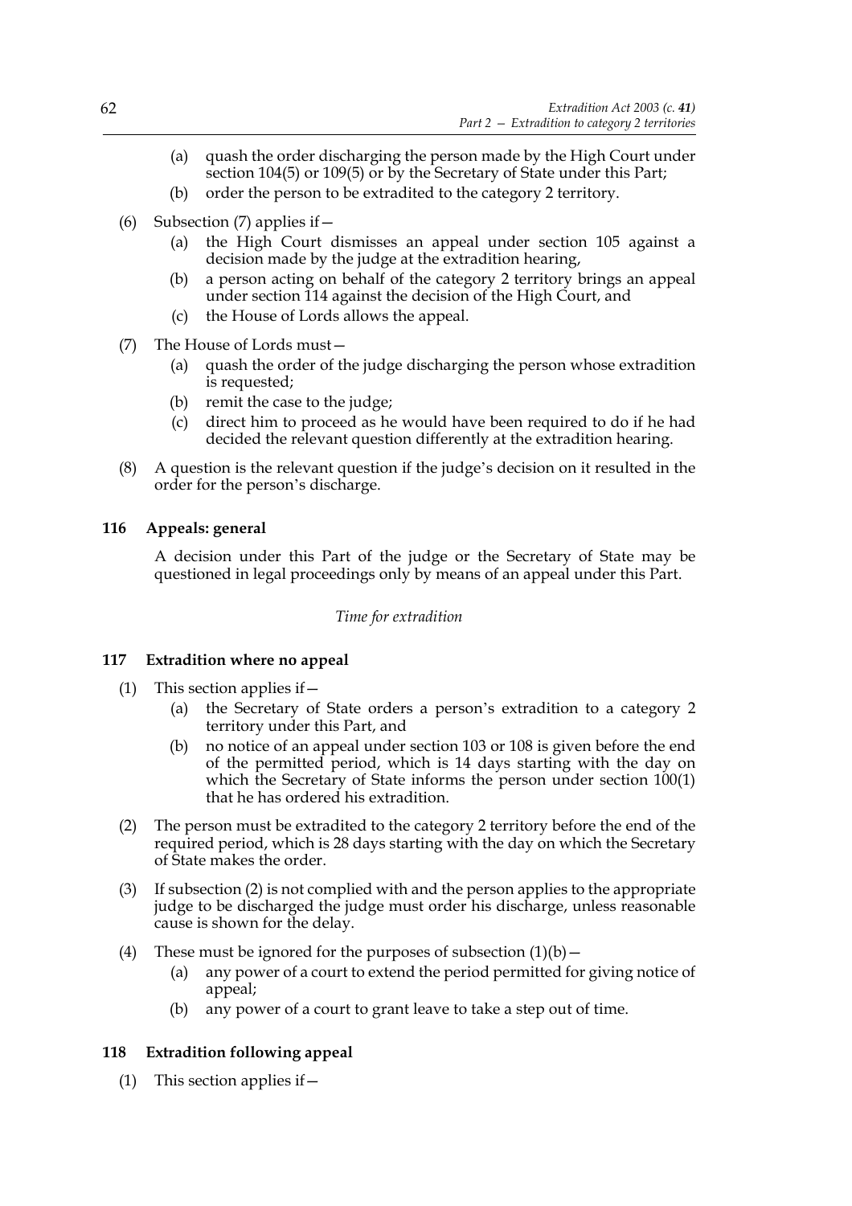(a) quash the order discharging the person made by the High Court under section 104(5) or 109(5) or by the Secretary of State under this Part;

(b) order the person to be extradited to the category 2 territory.

(6) Subsection (7) applies if—

(a) the High Court dismisses an appeal under section 105 against a decision made by the judge at the extradition hearing,

(b) a person acting on behalf of the category 2 territory brings an appeal under section 114 against the decision of the High Court, and

(c) the House of Lords allows the appeal.

(7) The House of Lords must—

(a) quash the order of the judge discharging the person whose extradition is requested;

(b) remit the case to the judge;

(c) direct him to proceed as he would have been required to do if he had decided the relevant question differently at the extradition hearing.

(8) A question is the relevant question if the judge's decision on it resulted in the order for the person's discharge.

### 116 Appeals: general

A decision under this Part of the judge or the Secretary of State may be questioned in legal proceedings only by means of an appeal under this Part.

*Time for extradition*

### 117 Extradition where no appeal

(1) This section applies if—

(a) the Secretary of State orders a person's extradition to a category 2 territory under this Part, and

(b) no notice of an appeal under section 103 or 108 is given before the end of the permitted period, which is 14 days starting with the day on which the Secretary of State informs the person under section 100(1) that he has ordered his extradition.

(2) The person must be extradited to the category 2 territory before the end of the required period, which is 28 days starting with the day on which the Secretary of State makes the order.

(3) If subsection (2) is not complied with and the person applies to the appropriate judge to be discharged the judge must order his discharge, unless reasonable cause is shown for the delay.

(4) These must be ignored for the purposes of subsection (1)(b)—

(a) any power of a court to extend the period permitted for giving notice of appeal;

(b) any power of a court to grant leave to take a step out of time.

### 118 Extradition following appeal

(1) This section applies if—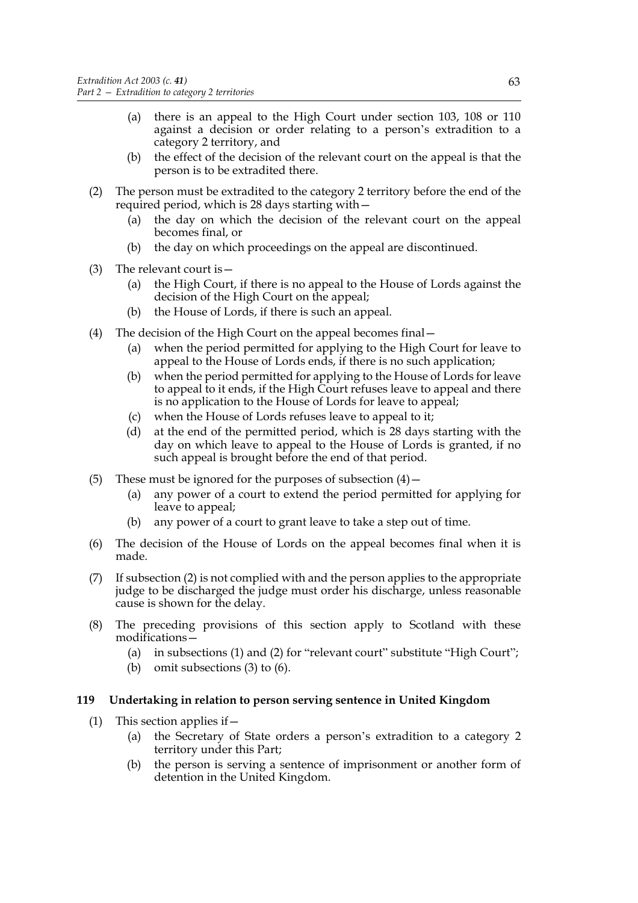(a) there is an appeal to the High Court under section 103, 108 or 110 against a decision or order relating to a person's extradition to a category 2 territory, and

(b) the effect of the decision of the relevant court on the appeal is that the person is to be extradited there.

(2) The person must be extradited to the category 2 territory before the end of the required period, which is 28 days starting with—

(a) the day on which the decision of the relevant court on the appeal becomes final, or

(b) the day on which proceedings on the appeal are discontinued.

(3) The relevant court is—

(a) the High Court, if there is no appeal to the House of Lords against the decision of the High Court on the appeal;

(b) the House of Lords, if there is such an appeal.

(4) The decision of the High Court on the appeal becomes final—

(a) when the period permitted for applying to the High Court for leave to appeal to the House of Lords ends, if there is no such application;

(b) when the period permitted for applying to the House of Lords for leave to appeal to it ends, if the High Court refuses leave to appeal and there is no application to the House of Lords for leave to appeal;

(c) when the House of Lords refuses leave to appeal to it;

(d) at the end of the permitted period, which is 28 days starting with the day on which leave to appeal to the House of Lords is granted, if no such appeal is brought before the end of that period.

(5) These must be ignored for the purposes of subsection (4)—

(a) any power of a court to extend the period permitted for applying for leave to appeal;

(b) any power of a court to grant leave to take a step out of time.

(6) The decision of the House of Lords on the appeal becomes final when it is made.

(7) If subsection (2) is not complied with and the person applies to the appropriate judge to be discharged the judge must order his discharge, unless reasonable cause is shown for the delay.

(8) The preceding provisions of this section apply to Scotland with these modifications—

(a) in subsections (1) and (2) for "relevant court" substitute "High Court";

(b) omit subsections (3) to (6).

**119 Undertaking in relation to person serving sentence in United Kingdom**

(1) This section applies if—

(a) the Secretary of State orders a person's extradition to a category 2 territory under this Part;

(b) the person is serving a sentence of imprisonment or another form of detention in the United Kingdom.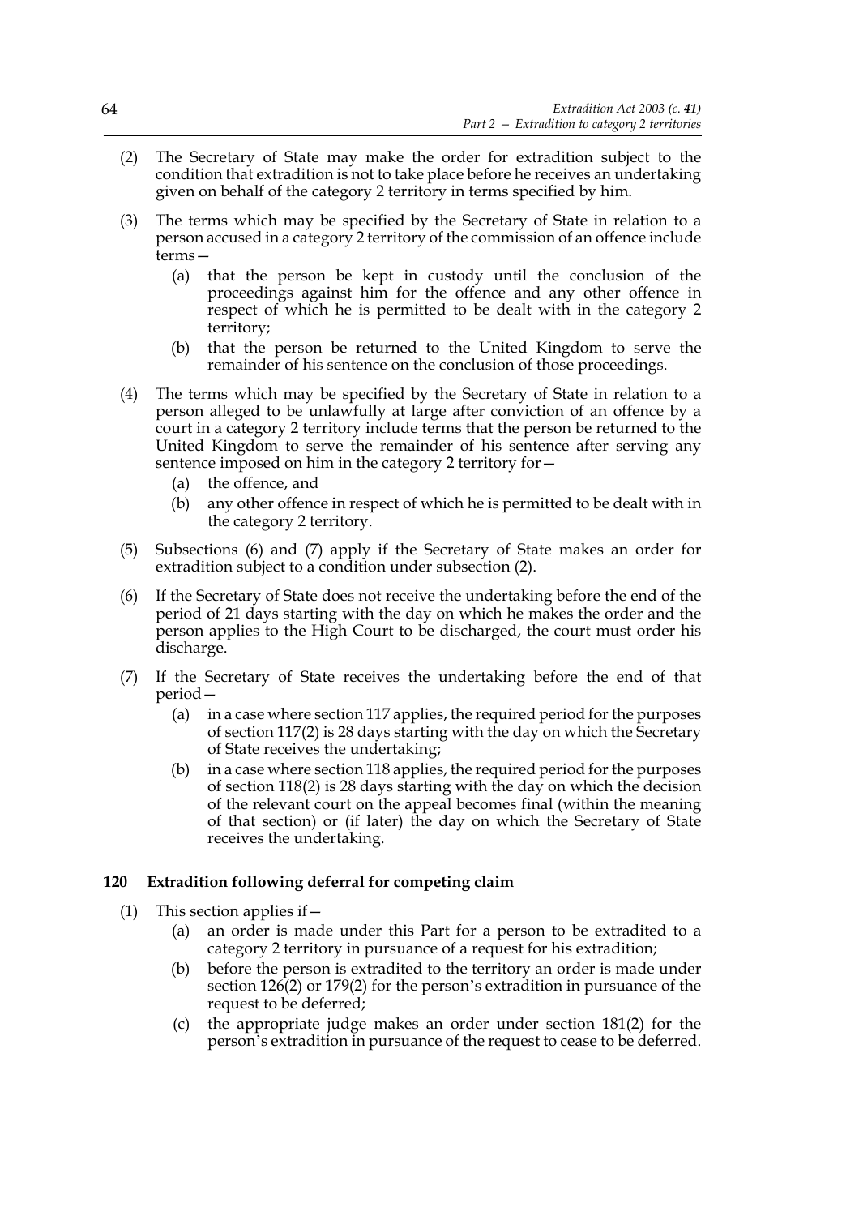(2) The Secretary of State may make the order for extradition subject to the condition that extradition is not to take place before he receives an undertaking given on behalf of the category 2 territory in terms specified by him.

(3) The terms which may be specified by the Secretary of State in relation to a person accused in a category 2 territory of the commission of an offence include terms—

  (a) that the person be kept in custody until the conclusion of the proceedings against him for the offence and any other offence in respect of which he is permitted to be dealt with in the category 2 territory;

  (b) that the person be returned to the United Kingdom to serve the remainder of his sentence on the conclusion of those proceedings.

(4) The terms which may be specified by the Secretary of State in relation to a person alleged to be unlawfully at large after conviction of an offence by a court in a category 2 territory include terms that the person be returned to the United Kingdom to serve the remainder of his sentence after serving any sentence imposed on him in the category 2 territory for—

  (a) the offence, and

  (b) any other offence in respect of which he is permitted to be dealt with in the category 2 territory.

(5) Subsections (6) and (7) apply if the Secretary of State makes an order for extradition subject to a condition under subsection (2).

(6) If the Secretary of State does not receive the undertaking before the end of the period of 21 days starting with the day on which he makes the order and the person applies to the High Court to be discharged, the court must order his discharge.

(7) If the Secretary of State receives the undertaking before the end of that period—

  (a) in a case where section 117 applies, the required period for the purposes of section 117(2) is 28 days starting with the day on which the Secretary of State receives the undertaking;

  (b) in a case where section 118 applies, the required period for the purposes of section 118(2) is 28 days starting with the day on which the decision of the relevant court on the appeal becomes final (within the meaning of that section) or (if later) the day on which the Secretary of State receives the undertaking.

### 120 Extradition following deferral for competing claim

(1) This section applies if—

  (a) an order is made under this Part for a person to be extradited to a category 2 territory in pursuance of a request for his extradition;

  (b) before the person is extradited to the territory an order is made under section 126(2) or 179(2) for the person's extradition in pursuance of the request to be deferred;

  (c) the appropriate judge makes an order under section 181(2) for the person's extradition in pursuance of the request to cease to be deferred.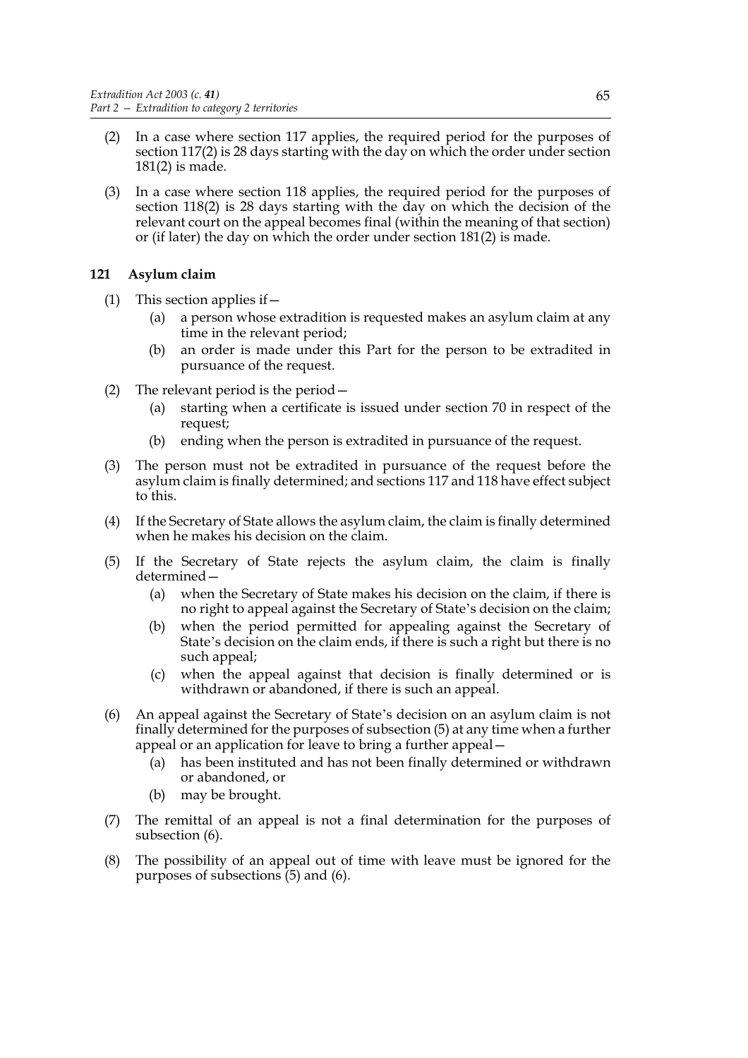(2) In a case where section 117 applies, the required period for the purposes of section 117(2) is 28 days starting with the day on which the order under section 181(2) is made.

(3) In a case where section 118 applies, the required period for the purposes of section 118(2) is 28 days starting with the day on which the decision of the relevant court on the appeal becomes final (within the meaning of that section) or (if later) the day on which the order under section 181(2) is made.

### 121 Asylum claim

(1) This section applies if—
   (a) a person whose extradition is requested makes an asylum claim at any time in the relevant period;
   (b) an order is made under this Part for the person to be extradited in pursuance of the request.

(2) The relevant period is the period—
   (a) starting when a certificate is issued under section 70 in respect of the request;
   (b) ending when the person is extradited in pursuance of the request.

(3) The person must not be extradited in pursuance of the request before the asylum claim is finally determined; and sections 117 and 118 have effect subject to this.

(4) If the Secretary of State allows the asylum claim, the claim is finally determined when he makes his decision on the claim.

(5) If the Secretary of State rejects the asylum claim, the claim is finally determined—
   (a) when the Secretary of State makes his decision on the claim, if there is no right to appeal against the Secretary of State's decision on the claim;
   (b) when the period permitted for appealing against the Secretary of State's decision on the claim ends, if there is such a right but there is no such appeal;
   (c) when the appeal against that decision is finally determined or is withdrawn or abandoned, if there is such an appeal.

(6) An appeal against the Secretary of State's decision on an asylum claim is not finally determined for the purposes of subsection (5) at any time when a further appeal or an application for leave to bring a further appeal—
   (a) has been instituted and has not been finally determined or withdrawn or abandoned, or
   (b) may be brought.

(7) The remittal of an appeal is not a final determination for the purposes of subsection (6).

(8) The possibility of an appeal out of time with leave must be ignored for the purposes of subsections (5) and (6).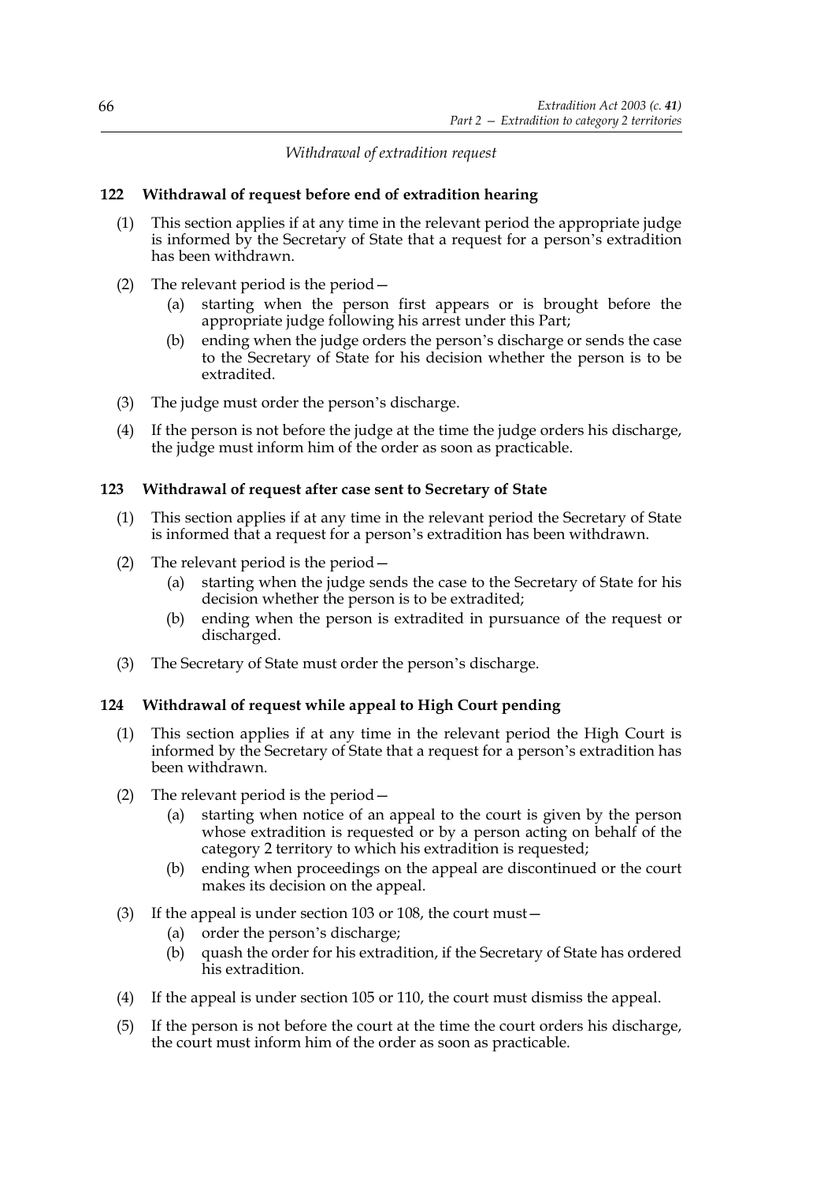*Withdrawal of extradition request*

**122 Withdrawal of request before end of extradition hearing**

(1) This section applies if at any time in the relevant period the appropriate judge is informed by the Secretary of State that a request for a person's extradition has been withdrawn.

(2) The relevant period is the period—

(a) starting when the person first appears or is brought before the appropriate judge following his arrest under this Part;

(b) ending when the judge orders the person's discharge or sends the case to the Secretary of State for his decision whether the person is to be extradited.

(3) The judge must order the person's discharge.

(4) If the person is not before the judge at the time the judge orders his discharge, the judge must inform him of the order as soon as practicable.

**123 Withdrawal of request after case sent to Secretary of State**

(1) This section applies if at any time in the relevant period the Secretary of State is informed that a request for a person's extradition has been withdrawn.

(2) The relevant period is the period—

(a) starting when the judge sends the case to the Secretary of State for his decision whether the person is to be extradited;

(b) ending when the person is extradited in pursuance of the request or discharged.

(3) The Secretary of State must order the person's discharge.

**124 Withdrawal of request while appeal to High Court pending**

(1) This section applies if at any time in the relevant period the High Court is informed by the Secretary of State that a request for a person's extradition has been withdrawn.

(2) The relevant period is the period—

(a) starting when notice of an appeal to the court is given by the person whose extradition is requested or by a person acting on behalf of the category 2 territory to which his extradition is requested;

(b) ending when proceedings on the appeal are discontinued or the court makes its decision on the appeal.

(3) If the appeal is under section 103 or 108, the court must—

(a) order the person's discharge;

(b) quash the order for his extradition, if the Secretary of State has ordered his extradition.

(4) If the appeal is under section 105 or 110, the court must dismiss the appeal.

(5) If the person is not before the court at the time the court orders his discharge, the court must inform him of the order as soon as practicable.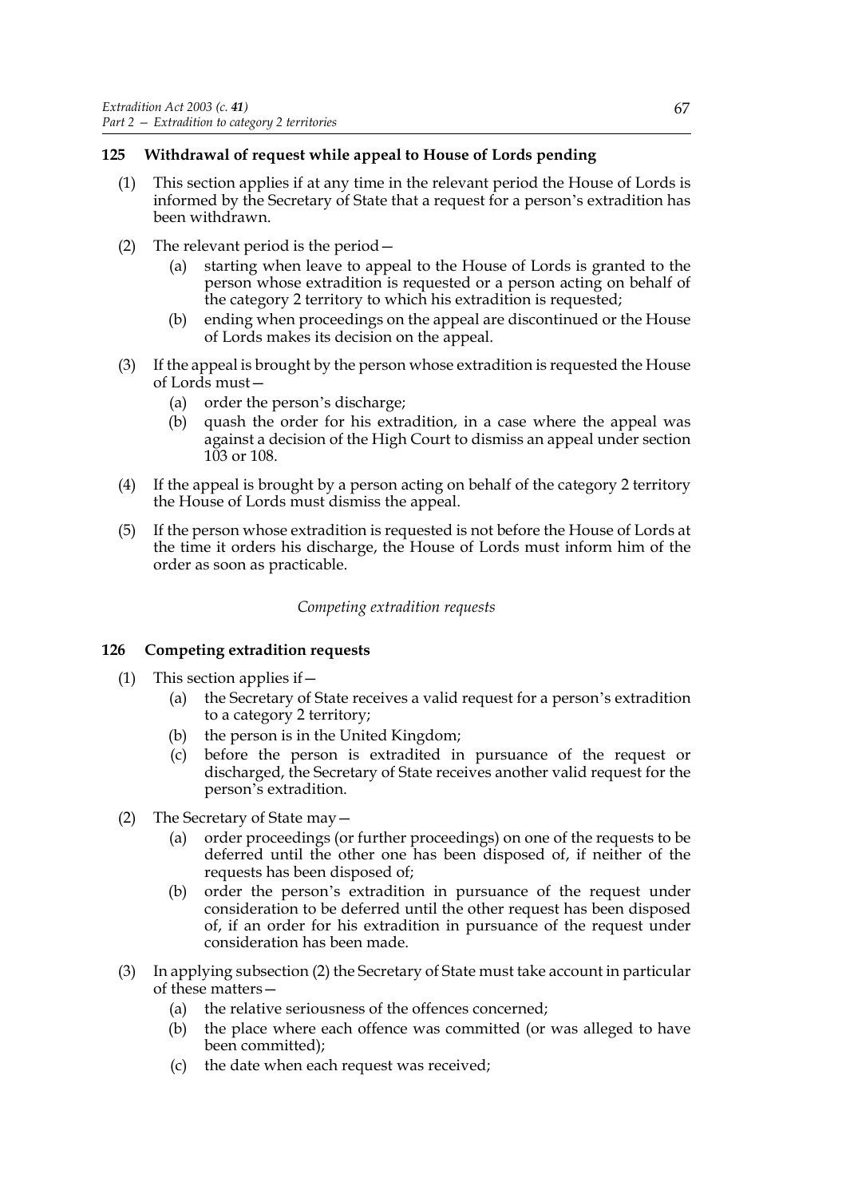### 125 Withdrawal of request while appeal to House of Lords pending

(1) This section applies if at any time in the relevant period the House of Lords is informed by the Secretary of State that a request for a person's extradition has been withdrawn.

(2) The relevant period is the period—

- (a) starting when leave to appeal to the House of Lords is granted to the person whose extradition is requested or a person acting on behalf of the category 2 territory to which his extradition is requested;
- (b) ending when proceedings on the appeal are discontinued or the House of Lords makes its decision on the appeal.

(3) If the appeal is brought by the person whose extradition is requested the House of Lords must—

- (a) order the person's discharge;
- (b) quash the order for his extradition, in a case where the appeal was against a decision of the High Court to dismiss an appeal under section 103 or 108.

(4) If the appeal is brought by a person acting on behalf of the category 2 territory the House of Lords must dismiss the appeal.

(5) If the person whose extradition is requested is not before the House of Lords at the time it orders his discharge, the House of Lords must inform him of the order as soon as practicable.

*Competing extradition requests*

### 126 Competing extradition requests

(1) This section applies if—

- (a) the Secretary of State receives a valid request for a person's extradition to a category 2 territory;
- (b) the person is in the United Kingdom;
- (c) before the person is extradited in pursuance of the request or discharged, the Secretary of State receives another valid request for the person's extradition.

(2) The Secretary of State may—

- (a) order proceedings (or further proceedings) on one of the requests to be deferred until the other one has been disposed of, if neither of the requests has been disposed of;
- (b) order the person's extradition in pursuance of the request under consideration to be deferred until the other request has been disposed of, if an order for his extradition in pursuance of the request under consideration has been made.

(3) In applying subsection (2) the Secretary of State must take account in particular of these matters—

- (a) the relative seriousness of the offences concerned;
- (b) the place where each offence was committed (or was alleged to have been committed);
- (c) the date when each request was received;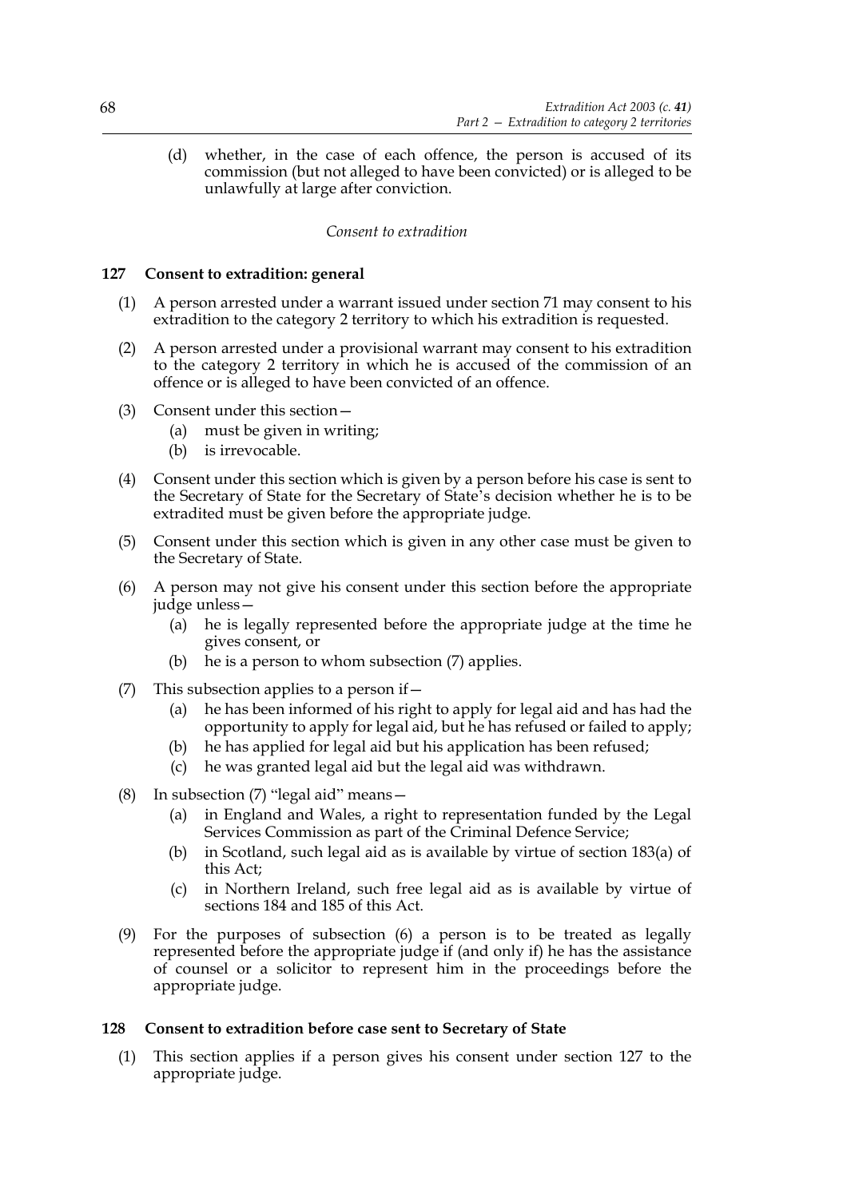(d) whether, in the case of each offence, the person is accused of its commission (but not alleged to have been convicted) or is alleged to be unlawfully at large after conviction.

*Consent to extradition*

## 127 Consent to extradition: general

(1) A person arrested under a warrant issued under section 71 may consent to his extradition to the category 2 territory to which his extradition is requested.

(2) A person arrested under a provisional warrant may consent to his extradition to the category 2 territory in which he is accused of the commission of an offence or is alleged to have been convicted of an offence.

(3) Consent under this section—
   (a) must be given in writing;
   (b) is irrevocable.

(4) Consent under this section which is given by a person before his case is sent to the Secretary of State for the Secretary of State's decision whether he is to be extradited must be given before the appropriate judge.

(5) Consent under this section which is given in any other case must be given to the Secretary of State.

(6) A person may not give his consent under this section before the appropriate judge unless—
   (a) he is legally represented before the appropriate judge at the time he gives consent, or
   (b) he is a person to whom subsection (7) applies.

(7) This subsection applies to a person if—
   (a) he has been informed of his right to apply for legal aid and has had the opportunity to apply for legal aid, but he has refused or failed to apply;
   (b) he has applied for legal aid but his application has been refused;
   (c) he was granted legal aid but the legal aid was withdrawn.

(8) In subsection (7) "legal aid" means—
   (a) in England and Wales, a right to representation funded by the Legal Services Commission as part of the Criminal Defence Service;
   (b) in Scotland, such legal aid as is available by virtue of section 183(a) of this Act;
   (c) in Northern Ireland, such free legal aid as is available by virtue of sections 184 and 185 of this Act.

(9) For the purposes of subsection (6) a person is to be treated as legally represented before the appropriate judge if (and only if) he has the assistance of counsel or a solicitor to represent him in the proceedings before the appropriate judge.

## 128 Consent to extradition before case sent to Secretary of State

(1) This section applies if a person gives his consent under section 127 to the appropriate judge.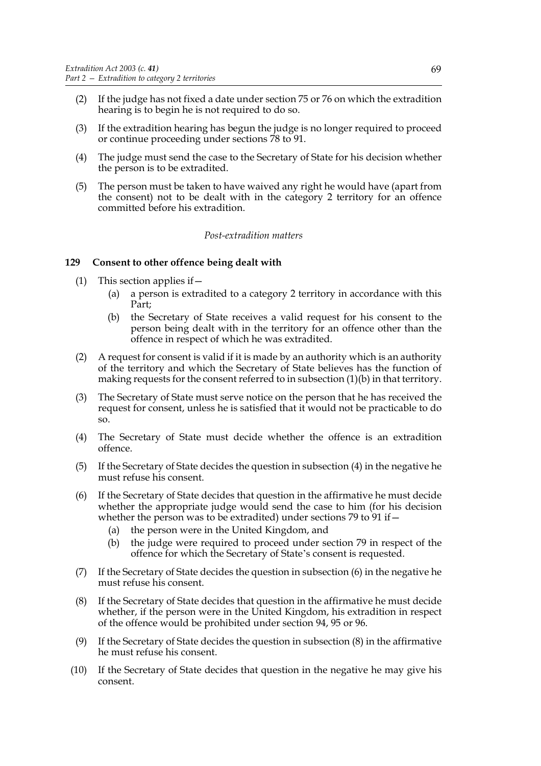(2) If the judge has not fixed a date under section 75 or 76 on which the extradition hearing is to begin he is not required to do so.

(3) If the extradition hearing has begun the judge is no longer required to proceed or continue proceeding under sections 78 to 91.

(4) The judge must send the case to the Secretary of State for his decision whether the person is to be extradited.

(5) The person must be taken to have waived any right he would have (apart from the consent) not to be dealt with in the category 2 territory for an offence committed before his extradition.

*Post-extradition matters*

**129 Consent to other offence being dealt with**

(1) This section applies if—

(a) a person is extradited to a category 2 territory in accordance with this Part;

(b) the Secretary of State receives a valid request for his consent to the person being dealt with in the territory for an offence other than the offence in respect of which he was extradited.

(2) A request for consent is valid if it is made by an authority which is an authority of the territory and which the Secretary of State believes has the function of making requests for the consent referred to in subsection (1)(b) in that territory.

(3) The Secretary of State must serve notice on the person that he has received the request for consent, unless he is satisfied that it would not be practicable to do so.

(4) The Secretary of State must decide whether the offence is an extradition offence.

(5) If the Secretary of State decides the question in subsection (4) in the negative he must refuse his consent.

(6) If the Secretary of State decides that question in the affirmative he must decide whether the appropriate judge would send the case to him (for his decision whether the person was to be extradited) under sections 79 to 91 if—

(a) the person were in the United Kingdom, and

(b) the judge were required to proceed under section 79 in respect of the offence for which the Secretary of State's consent is requested.

(7) If the Secretary of State decides the question in subsection (6) in the negative he must refuse his consent.

(8) If the Secretary of State decides that question in the affirmative he must decide whether, if the person were in the United Kingdom, his extradition in respect of the offence would be prohibited under section 94, 95 or 96.

(9) If the Secretary of State decides the question in subsection (8) in the affirmative he must refuse his consent.

(10) If the Secretary of State decides that question in the negative he may give his consent.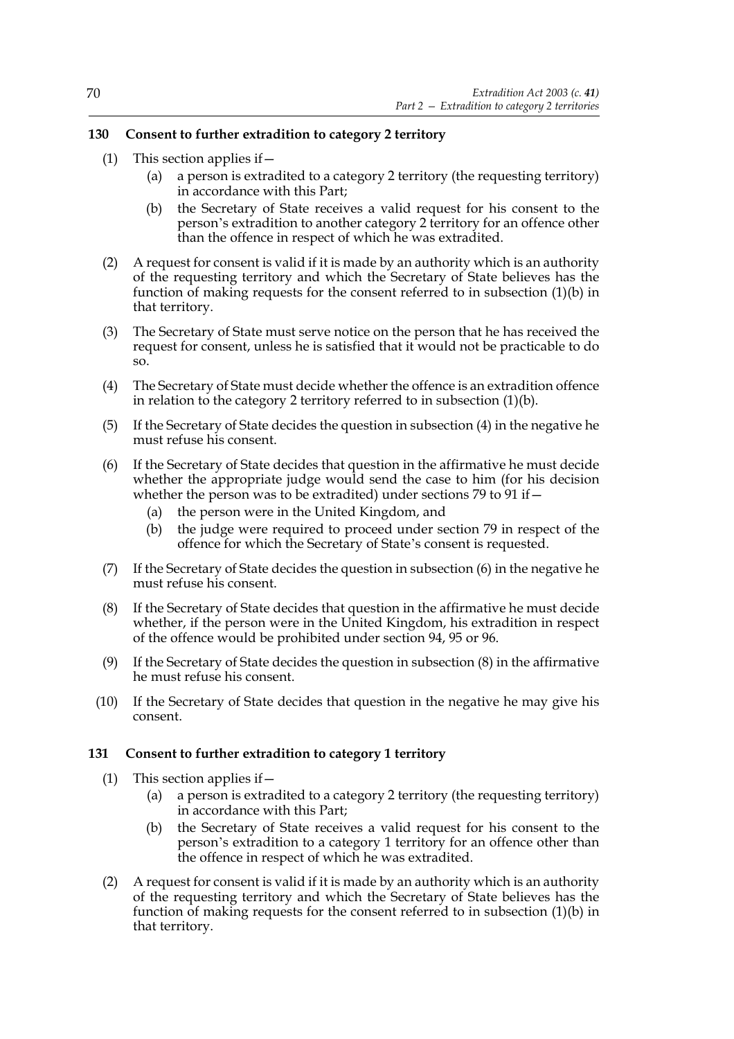### 130 Consent to further extradition to category 2 territory

(1) This section applies if—

   (a) a person is extradited to a category 2 territory (the requesting territory) in accordance with this Part;

   (b) the Secretary of State receives a valid request for his consent to the person's extradition to another category 2 territory for an offence other than the offence in respect of which he was extradited.

(2) A request for consent is valid if it is made by an authority which is an authority of the requesting territory and which the Secretary of State believes has the function of making requests for the consent referred to in subsection (1)(b) in that territory.

(3) The Secretary of State must serve notice on the person that he has received the request for consent, unless he is satisfied that it would not be practicable to do so.

(4) The Secretary of State must decide whether the offence is an extradition offence in relation to the category 2 territory referred to in subsection (1)(b).

(5) If the Secretary of State decides the question in subsection (4) in the negative he must refuse his consent.

(6) If the Secretary of State decides that question in the affirmative he must decide whether the appropriate judge would send the case to him (for his decision whether the person was to be extradited) under sections 79 to 91 if—

   (a) the person were in the United Kingdom, and

   (b) the judge were required to proceed under section 79 in respect of the offence for which the Secretary of State's consent is requested.

(7) If the Secretary of State decides the question in subsection (6) in the negative he must refuse his consent.

(8) If the Secretary of State decides that question in the affirmative he must decide whether, if the person were in the United Kingdom, his extradition in respect of the offence would be prohibited under section 94, 95 or 96.

(9) If the Secretary of State decides the question in subsection (8) in the affirmative he must refuse his consent.

(10) If the Secretary of State decides that question in the negative he may give his consent.

### 131 Consent to further extradition to category 1 territory

(1) This section applies if—

   (a) a person is extradited to a category 2 territory (the requesting territory) in accordance with this Part;

   (b) the Secretary of State receives a valid request for his consent to the person's extradition to a category 1 territory for an offence other than the offence in respect of which he was extradited.

(2) A request for consent is valid if it is made by an authority which is an authority of the requesting territory and which the Secretary of State believes has the function of making requests for the consent referred to in subsection (1)(b) in that territory.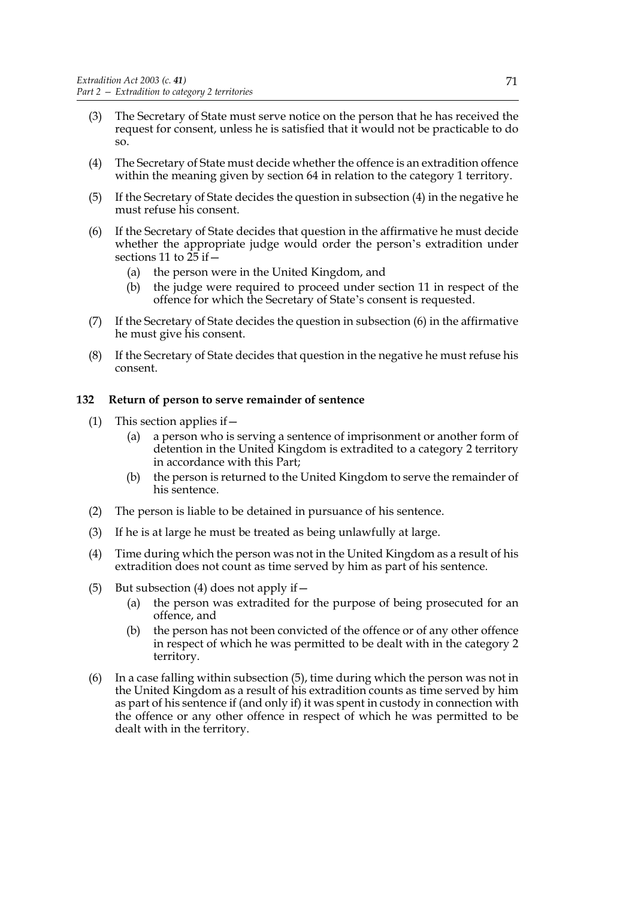(3) The Secretary of State must serve notice on the person that he has received the request for consent, unless he is satisfied that it would not be practicable to do so.

(4) The Secretary of State must decide whether the offence is an extradition offence within the meaning given by section 64 in relation to the category 1 territory.

(5) If the Secretary of State decides the question in subsection (4) in the negative he must refuse his consent.

(6) If the Secretary of State decides that question in the affirmative he must decide whether the appropriate judge would order the person's extradition under sections 11 to 25 if—

  (a) the person were in the United Kingdom, and

  (b) the judge were required to proceed under section 11 in respect of the offence for which the Secretary of State's consent is requested.

(7) If the Secretary of State decides the question in subsection (6) in the affirmative he must give his consent.

(8) If the Secretary of State decides that question in the negative he must refuse his consent.

### 132 Return of person to serve remainder of sentence

(1) This section applies if—

  (a) a person who is serving a sentence of imprisonment or another form of detention in the United Kingdom is extradited to a category 2 territory in accordance with this Part;

  (b) the person is returned to the United Kingdom to serve the remainder of his sentence.

(2) The person is liable to be detained in pursuance of his sentence.

(3) If he is at large he must be treated as being unlawfully at large.

(4) Time during which the person was not in the United Kingdom as a result of his extradition does not count as time served by him as part of his sentence.

(5) But subsection (4) does not apply if—

  (a) the person was extradited for the purpose of being prosecuted for an offence, and

  (b) the person has not been convicted of the offence or of any other offence in respect of which he was permitted to be dealt with in the category 2 territory.

(6) In a case falling within subsection (5), time during which the person was not in the United Kingdom as a result of his extradition counts as time served by him as part of his sentence if (and only if) it was spent in custody in connection with the offence or any other offence in respect of which he was permitted to be dealt with in the territory.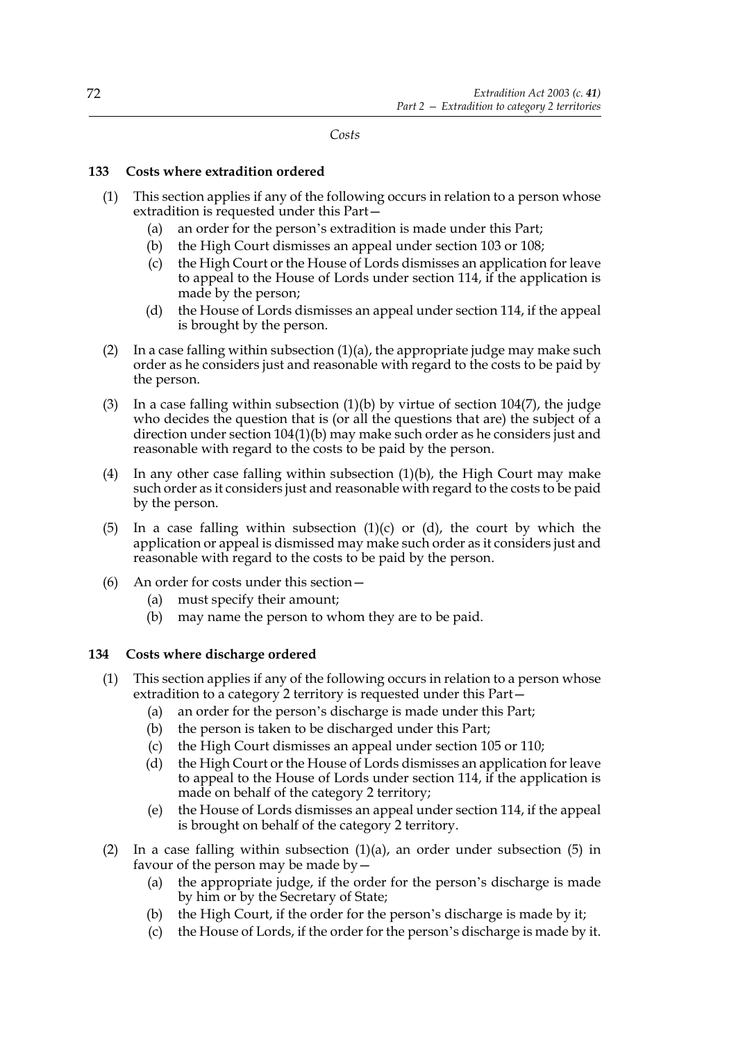*Costs*

### 133 Costs where extradition ordered

(1) This section applies if any of the following occurs in relation to a person whose extradition is requested under this Part—

- (a) an order for the person's extradition is made under this Part;
- (b) the High Court dismisses an appeal under section 103 or 108;
- (c) the High Court or the House of Lords dismisses an application for leave to appeal to the House of Lords under section 114, if the application is made by the person;
- (d) the House of Lords dismisses an appeal under section 114, if the appeal is brought by the person.

(2) In a case falling within subsection (1)(a), the appropriate judge may make such order as he considers just and reasonable with regard to the costs to be paid by the person.

(3) In a case falling within subsection (1)(b) by virtue of section 104(7), the judge who decides the question that is (or all the questions that are) the subject of a direction under section 104(1)(b) may make such order as he considers just and reasonable with regard to the costs to be paid by the person.

(4) In any other case falling within subsection (1)(b), the High Court may make such order as it considers just and reasonable with regard to the costs to be paid by the person.

(5) In a case falling within subsection (1)(c) or (d), the court by which the application or appeal is dismissed may make such order as it considers just and reasonable with regard to the costs to be paid by the person.

(6) An order for costs under this section—

- (a) must specify their amount;
- (b) may name the person to whom they are to be paid.

### 134 Costs where discharge ordered

(1) This section applies if any of the following occurs in relation to a person whose extradition to a category 2 territory is requested under this Part—

- (a) an order for the person's discharge is made under this Part;
- (b) the person is taken to be discharged under this Part;
- (c) the High Court dismisses an appeal under section 105 or 110;
- (d) the High Court or the House of Lords dismisses an application for leave to appeal to the House of Lords under section 114, if the application is made on behalf of the category 2 territory;
- (e) the House of Lords dismisses an appeal under section 114, if the appeal is brought on behalf of the category 2 territory.

(2) In a case falling within subsection (1)(a), an order under subsection (5) in favour of the person may be made by—

- (a) the appropriate judge, if the order for the person's discharge is made by him or by the Secretary of State;
- (b) the High Court, if the order for the person's discharge is made by it;
- (c) the House of Lords, if the order for the person's discharge is made by it.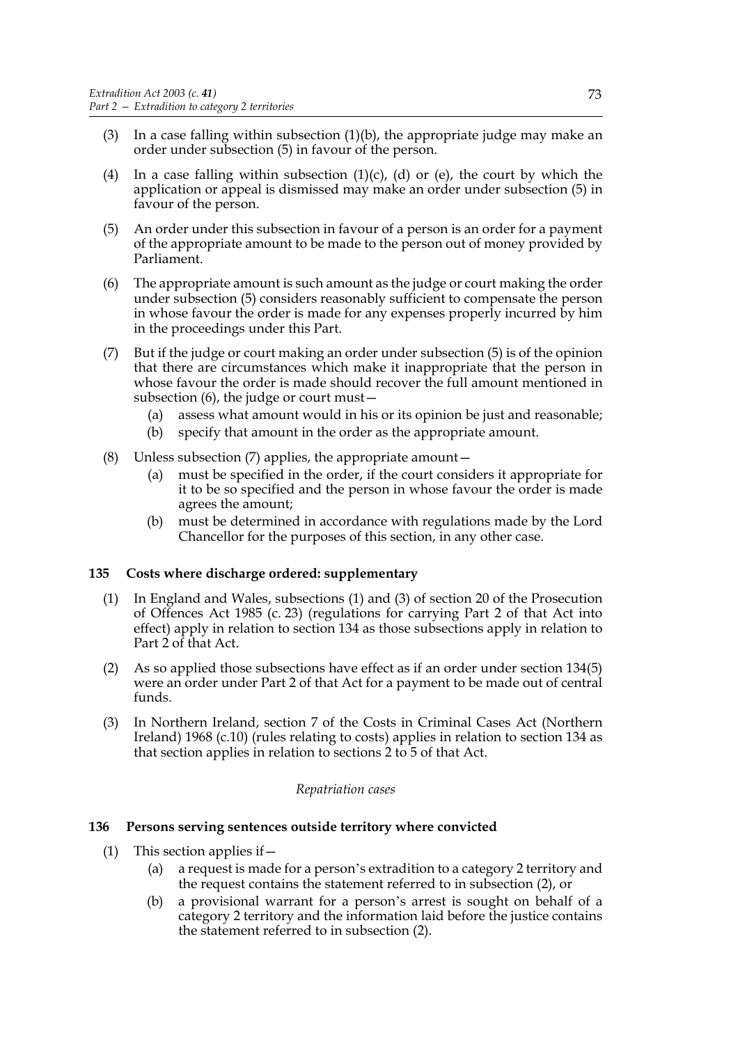(3) In a case falling within subsection (1)(b), the appropriate judge may make an order under subsection (5) in favour of the person.

(4) In a case falling within subsection (1)(c), (d) or (e), the court by which the application or appeal is dismissed may make an order under subsection (5) in favour of the person.

(5) An order under this subsection in favour of a person is an order for a payment of the appropriate amount to be made to the person out of money provided by Parliament.

(6) The appropriate amount is such amount as the judge or court making the order under subsection (5) considers reasonably sufficient to compensate the person in whose favour the order is made for any expenses properly incurred by him in the proceedings under this Part.

(7) But if the judge or court making an order under subsection (5) is of the opinion that there are circumstances which make it inappropriate that the person in whose favour the order is made should recover the full amount mentioned in subsection (6), the judge or court must—

- (a) assess what amount would in his or its opinion be just and reasonable;
- (b) specify that amount in the order as the appropriate amount.

(8) Unless subsection (7) applies, the appropriate amount—

- (a) must be specified in the order, if the court considers it appropriate for it to be so specified and the person in whose favour the order is made agrees the amount;
- (b) must be determined in accordance with regulations made by the Lord Chancellor for the purposes of this section, in any other case.

### 135 Costs where discharge ordered: supplementary

(1) In England and Wales, subsections (1) and (3) of section 20 of the Prosecution of Offences Act 1985 (c. 23) (regulations for carrying Part 2 of that Act into effect) apply in relation to section 134 as those subsections apply in relation to Part 2 of that Act.

(2) As so applied those subsections have effect as if an order under section 134(5) were an order under Part 2 of that Act for a payment to be made out of central funds.

(3) In Northern Ireland, section 7 of the Costs in Criminal Cases Act (Northern Ireland) 1968 (c.10) (rules relating to costs) applies in relation to section 134 as that section applies in relation to sections 2 to 5 of that Act.

*Repatriation cases*

### 136 Persons serving sentences outside territory where convicted

(1) This section applies if—

- (a) a request is made for a person's extradition to a category 2 territory and the request contains the statement referred to in subsection (2), or
- (b) a provisional warrant for a person's arrest is sought on behalf of a category 2 territory and the information laid before the justice contains the statement referred to in subsection (2).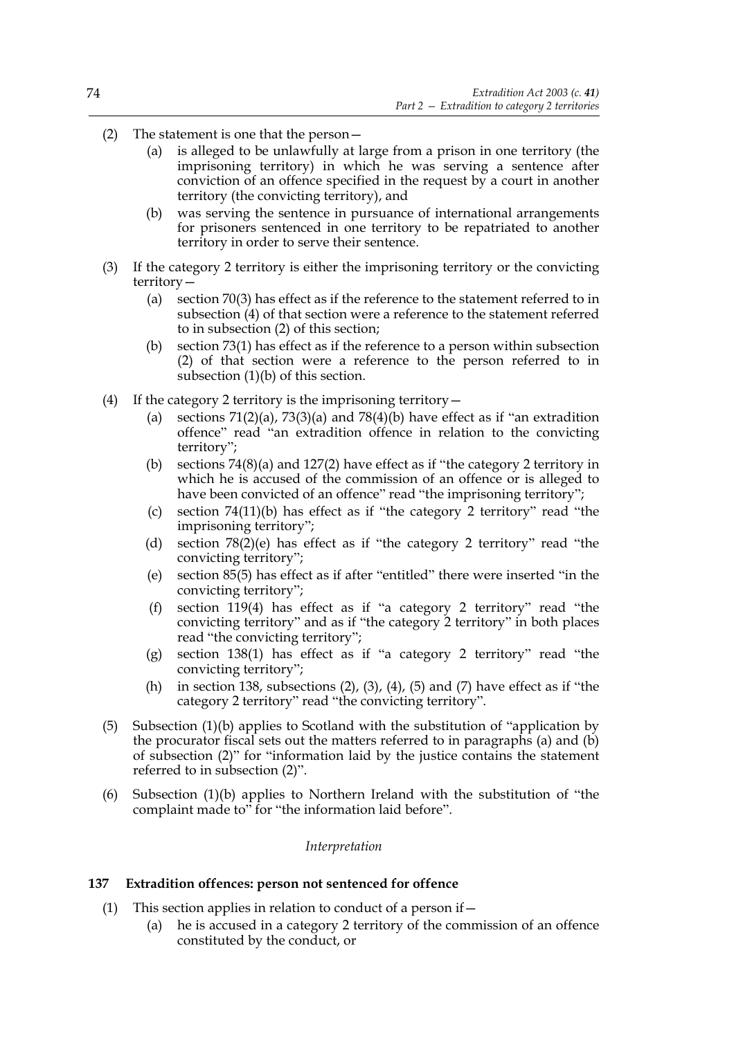(2) The statement is one that the person—

(a) is alleged to be unlawfully at large from a prison in one territory (the imprisoning territory) in which he was serving a sentence after conviction of an offence specified in the request by a court in another territory (the convicting territory), and

(b) was serving the sentence in pursuance of international arrangements for prisoners sentenced in one territory to be repatriated to another territory in order to serve their sentence.

(3) If the category 2 territory is either the imprisoning territory or the convicting territory—

(a) section 70(3) has effect as if the reference to the statement referred to in subsection (4) of that section were a reference to the statement referred to in subsection (2) of this section;

(b) section 73(1) has effect as if the reference to a person within subsection (2) of that section were a reference to the person referred to in subsection (1)(b) of this section.

(4) If the category 2 territory is the imprisoning territory—

(a) sections 71(2)(a), 73(3)(a) and 78(4)(b) have effect as if "an extradition offence" read "an extradition offence in relation to the convicting territory";

(b) sections 74(8)(a) and 127(2) have effect as if "the category 2 territory in which he is accused of the commission of an offence or is alleged to have been convicted of an offence" read "the imprisoning territory";

(c) section 74(11)(b) has effect as if "the category 2 territory" read "the imprisoning territory";

(d) section 78(2)(e) has effect as if "the category 2 territory" read "the convicting territory";

(e) section 85(5) has effect as if after "entitled" there were inserted "in the convicting territory";

(f) section 119(4) has effect as if "a category 2 territory" read "the convicting territory" and as if "the category 2 territory" in both places read "the convicting territory";

(g) section 138(1) has effect as if "a category 2 territory" read "the convicting territory";

(h) in section 138, subsections (2), (3), (4), (5) and (7) have effect as if "the category 2 territory" read "the convicting territory".

(5) Subsection (1)(b) applies to Scotland with the substitution of "application by the procurator fiscal sets out the matters referred to in paragraphs (a) and (b) of subsection (2)" for "information laid by the justice contains the statement referred to in subsection (2)".

(6) Subsection (1)(b) applies to Northern Ireland with the substitution of "the complaint made to" for "the information laid before".

*Interpretation*

### 137 Extradition offences: person not sentenced for offence

(1) This section applies in relation to conduct of a person if—

(a) he is accused in a category 2 territory of the commission of an offence constituted by the conduct, or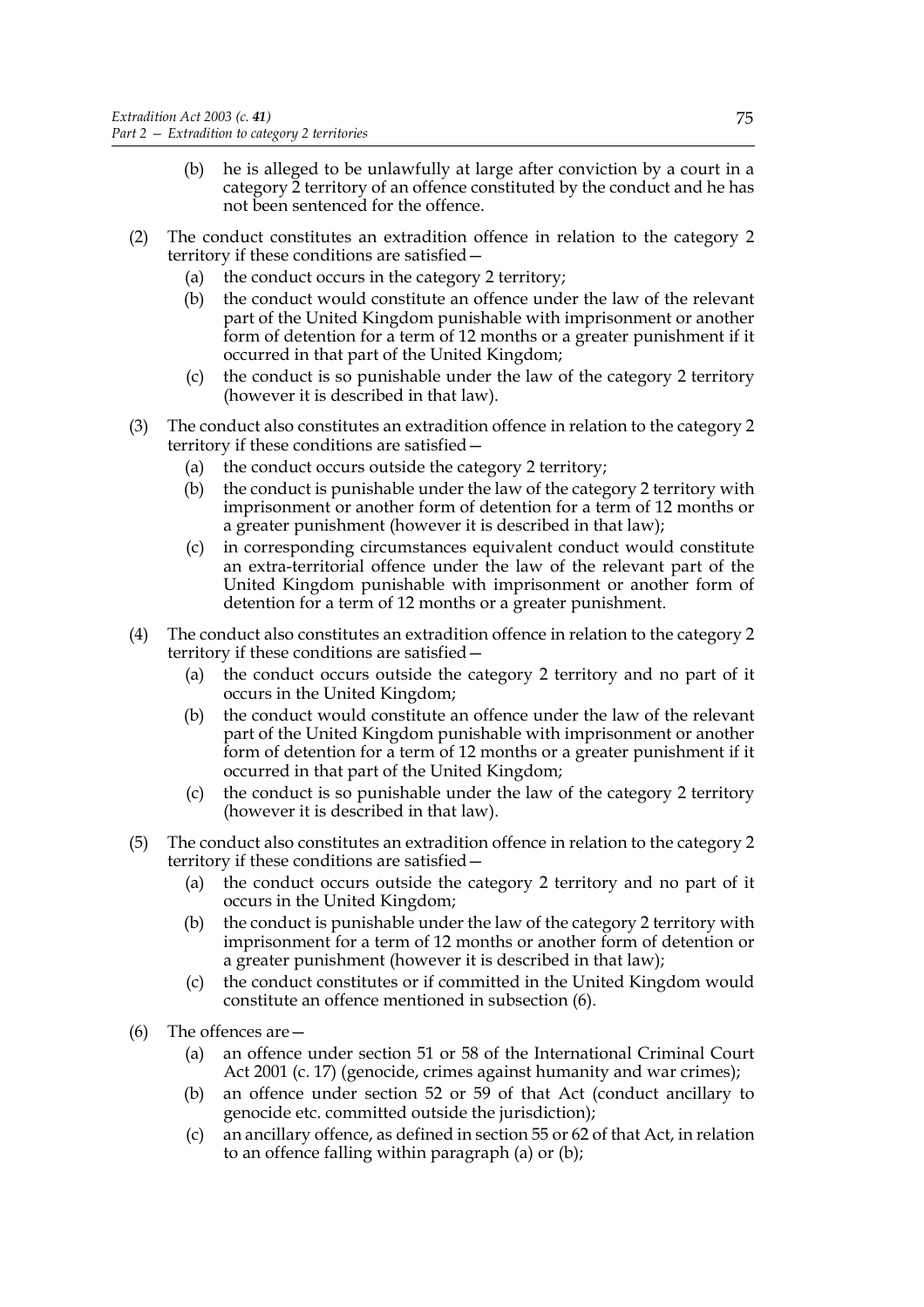(b) he is alleged to be unlawfully at large after conviction by a court in a category 2 territory of an offence constituted by the conduct and he has not been sentenced for the offence.

(2) The conduct constitutes an extradition offence in relation to the category 2 territory if these conditions are satisfied—

(a) the conduct occurs in the category 2 territory;

(b) the conduct would constitute an offence under the law of the relevant part of the United Kingdom punishable with imprisonment or another form of detention for a term of 12 months or a greater punishment if it occurred in that part of the United Kingdom;

(c) the conduct is so punishable under the law of the category 2 territory (however it is described in that law).

(3) The conduct also constitutes an extradition offence in relation to the category 2 territory if these conditions are satisfied—

(a) the conduct occurs outside the category 2 territory;

(b) the conduct is punishable under the law of the category 2 territory with imprisonment or another form of detention for a term of 12 months or a greater punishment (however it is described in that law);

(c) in corresponding circumstances equivalent conduct would constitute an extra-territorial offence under the law of the relevant part of the United Kingdom punishable with imprisonment or another form of detention for a term of 12 months or a greater punishment.

(4) The conduct also constitutes an extradition offence in relation to the category 2 territory if these conditions are satisfied—

(a) the conduct occurs outside the category 2 territory and no part of it occurs in the United Kingdom;

(b) the conduct would constitute an offence under the law of the relevant part of the United Kingdom punishable with imprisonment or another form of detention for a term of 12 months or a greater punishment if it occurred in that part of the United Kingdom;

(c) the conduct is so punishable under the law of the category 2 territory (however it is described in that law).

(5) The conduct also constitutes an extradition offence in relation to the category 2 territory if these conditions are satisfied—

(a) the conduct occurs outside the category 2 territory and no part of it occurs in the United Kingdom;

(b) the conduct is punishable under the law of the category 2 territory with imprisonment for a term of 12 months or another form of detention or a greater punishment (however it is described in that law);

(c) the conduct constitutes or if committed in the United Kingdom would constitute an offence mentioned in subsection (6).

(6) The offences are—

(a) an offence under section 51 or 58 of the International Criminal Court Act 2001 (c. 17) (genocide, crimes against humanity and war crimes);

(b) an offence under section 52 or 59 of that Act (conduct ancillary to genocide etc. committed outside the jurisdiction);

(c) an ancillary offence, as defined in section 55 or 62 of that Act, in relation to an offence falling within paragraph (a) or (b);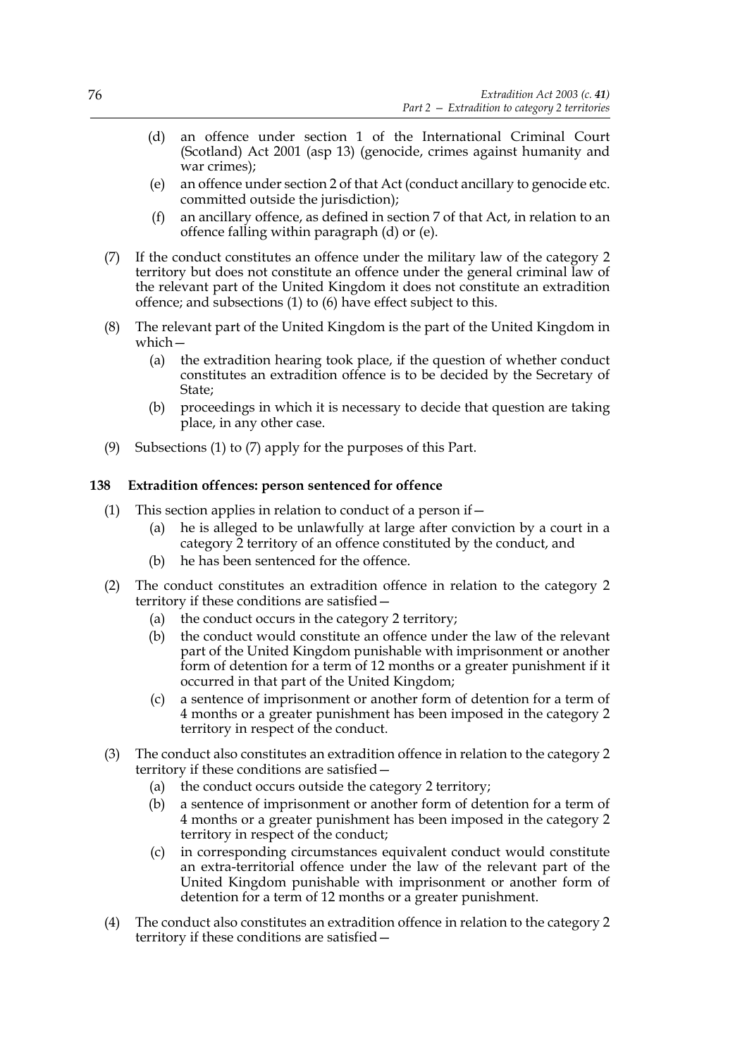(d) an offence under section 1 of the International Criminal Court (Scotland) Act 2001 (asp 13) (genocide, crimes against humanity and war crimes);

(e) an offence under section 2 of that Act (conduct ancillary to genocide etc. committed outside the jurisdiction);

(f) an ancillary offence, as defined in section 7 of that Act, in relation to an offence falling within paragraph (d) or (e).

(7) If the conduct constitutes an offence under the military law of the category 2 territory but does not constitute an offence under the general criminal law of the relevant part of the United Kingdom it does not constitute an extradition offence; and subsections (1) to (6) have effect subject to this.

(8) The relevant part of the United Kingdom is the part of the United Kingdom in which—

(a) the extradition hearing took place, if the question of whether conduct constitutes an extradition offence is to be decided by the Secretary of State;

(b) proceedings in which it is necessary to decide that question are taking place, in any other case.

(9) Subsections (1) to (7) apply for the purposes of this Part.

**138 Extradition offences: person sentenced for offence**

(1) This section applies in relation to conduct of a person if—

(a) he is alleged to be unlawfully at large after conviction by a court in a category 2 territory of an offence constituted by the conduct, and

(b) he has been sentenced for the offence.

(2) The conduct constitutes an extradition offence in relation to the category 2 territory if these conditions are satisfied—

(a) the conduct occurs in the category 2 territory;

(b) the conduct would constitute an offence under the law of the relevant part of the United Kingdom punishable with imprisonment or another form of detention for a term of 12 months or a greater punishment if it occurred in that part of the United Kingdom;

(c) a sentence of imprisonment or another form of detention for a term of 4 months or a greater punishment has been imposed in the category 2 territory in respect of the conduct.

(3) The conduct also constitutes an extradition offence in relation to the category 2 territory if these conditions are satisfied—

(a) the conduct occurs outside the category 2 territory;

(b) a sentence of imprisonment or another form of detention for a term of 4 months or a greater punishment has been imposed in the category 2 territory in respect of the conduct;

(c) in corresponding circumstances equivalent conduct would constitute an extra-territorial offence under the law of the relevant part of the United Kingdom punishable with imprisonment or another form of detention for a term of 12 months or a greater punishment.

(4) The conduct also constitutes an extradition offence in relation to the category 2 territory if these conditions are satisfied—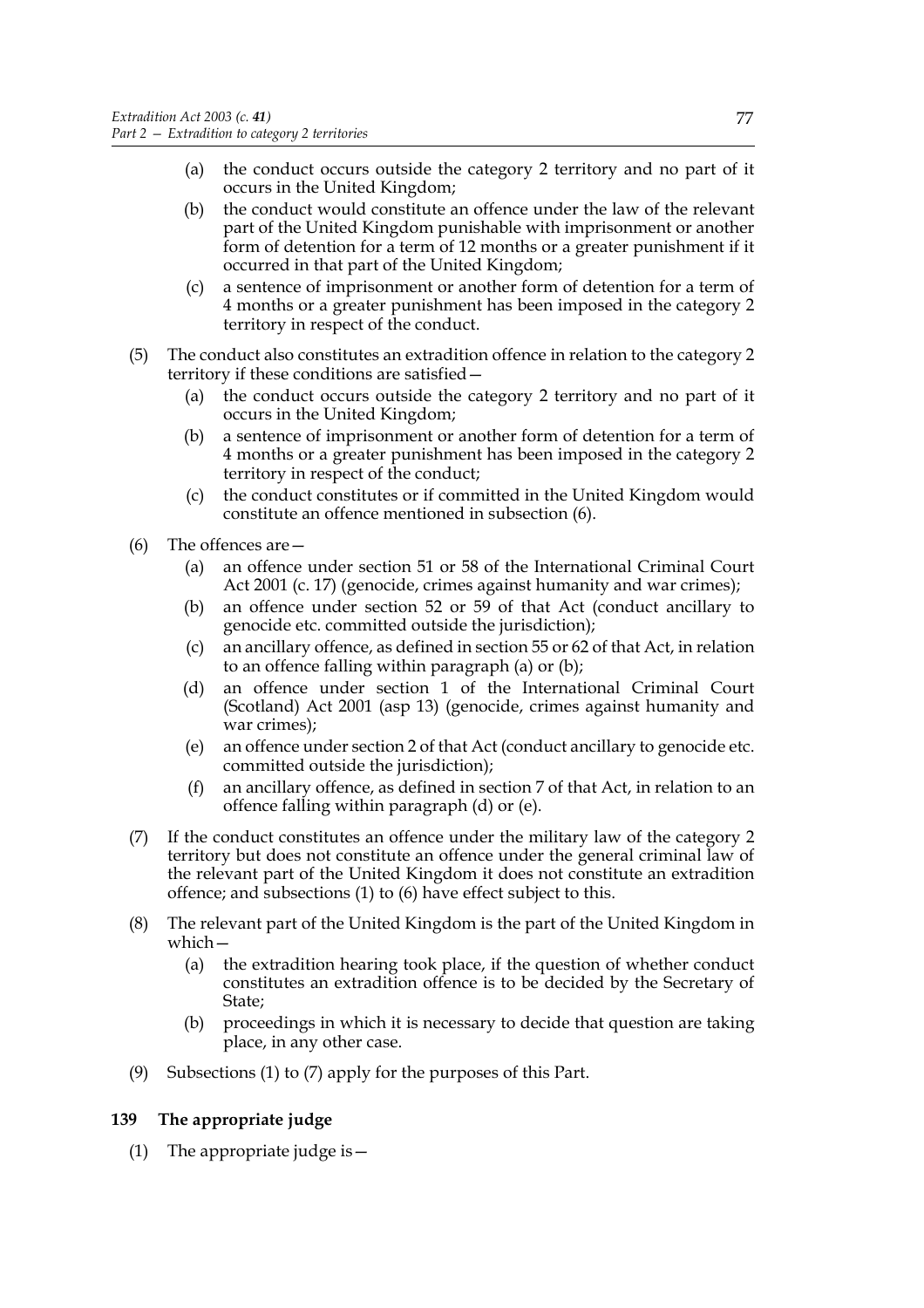(a) the conduct occurs outside the category 2 territory and no part of it occurs in the United Kingdom;

(b) the conduct would constitute an offence under the law of the relevant part of the United Kingdom punishable with imprisonment or another form of detention for a term of 12 months or a greater punishment if it occurred in that part of the United Kingdom;

(c) a sentence of imprisonment or another form of detention for a term of 4 months or a greater punishment has been imposed in the category 2 territory in respect of the conduct.

(5) The conduct also constitutes an extradition offence in relation to the category 2 territory if these conditions are satisfied—

(a) the conduct occurs outside the category 2 territory and no part of it occurs in the United Kingdom;

(b) a sentence of imprisonment or another form of detention for a term of 4 months or a greater punishment has been imposed in the category 2 territory in respect of the conduct;

(c) the conduct constitutes or if committed in the United Kingdom would constitute an offence mentioned in subsection (6).

(6) The offences are—

(a) an offence under section 51 or 58 of the International Criminal Court Act 2001 (c. 17) (genocide, crimes against humanity and war crimes);

(b) an offence under section 52 or 59 of that Act (conduct ancillary to genocide etc. committed outside the jurisdiction);

(c) an ancillary offence, as defined in section 55 or 62 of that Act, in relation to an offence falling within paragraph (a) or (b);

(d) an offence under section 1 of the International Criminal Court (Scotland) Act 2001 (asp 13) (genocide, crimes against humanity and war crimes);

(e) an offence under section 2 of that Act (conduct ancillary to genocide etc. committed outside the jurisdiction);

(f) an ancillary offence, as defined in section 7 of that Act, in relation to an offence falling within paragraph (d) or (e).

(7) If the conduct constitutes an offence under the military law of the category 2 territory but does not constitute an offence under the general criminal law of the relevant part of the United Kingdom it does not constitute an extradition offence; and subsections (1) to (6) have effect subject to this.

(8) The relevant part of the United Kingdom is the part of the United Kingdom in which—

(a) the extradition hearing took place, if the question of whether conduct constitutes an extradition offence is to be decided by the Secretary of State;

(b) proceedings in which it is necessary to decide that question are taking place, in any other case.

(9) Subsections (1) to (7) apply for the purposes of this Part.

### 139 The appropriate judge

(1) The appropriate judge is—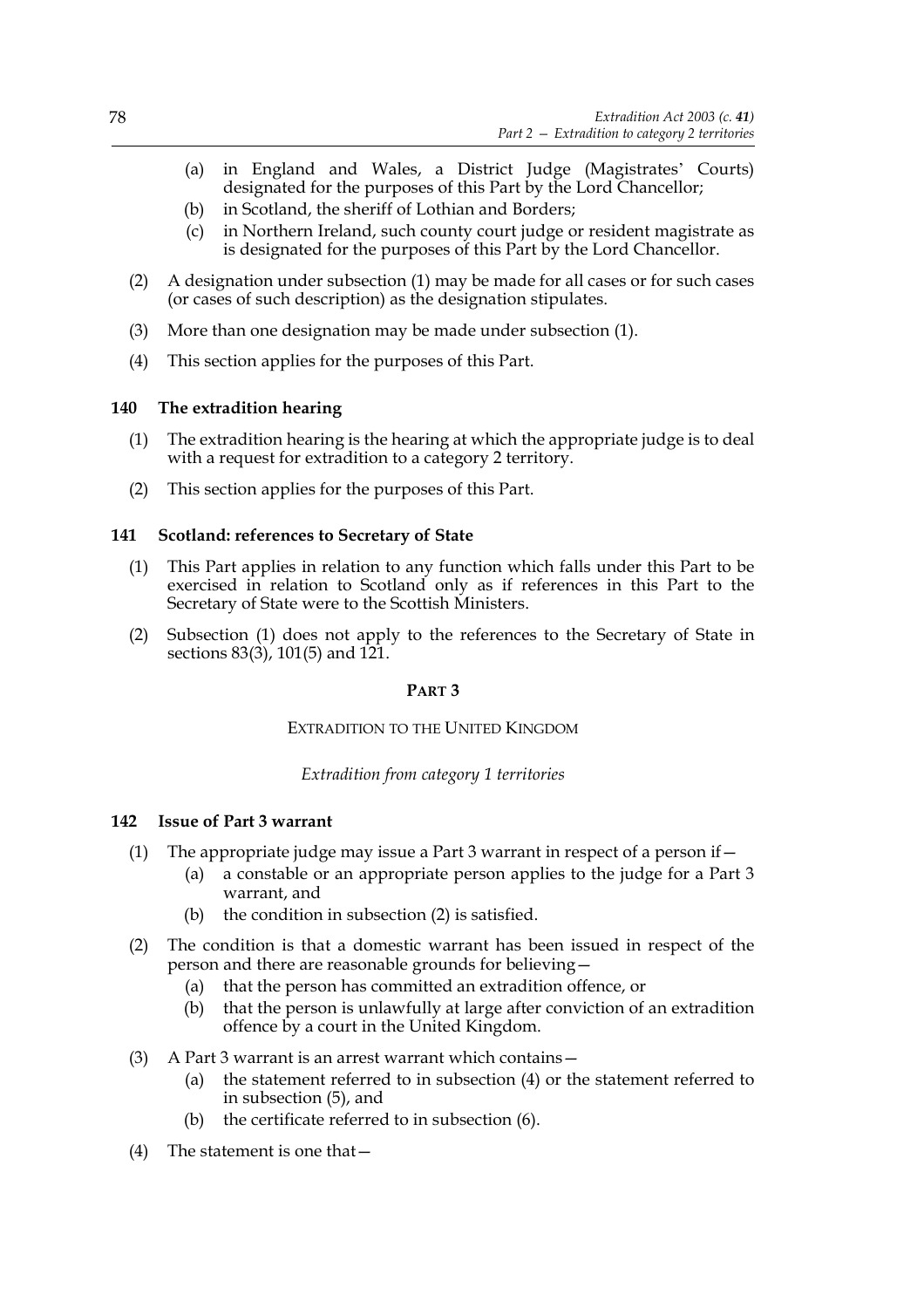(a) in England and Wales, a District Judge (Magistrates' Courts) designated for the purposes of this Part by the Lord Chancellor;

(b) in Scotland, the sheriff of Lothian and Borders;

(c) in Northern Ireland, such county court judge or resident magistrate as is designated for the purposes of this Part by the Lord Chancellor.

(2) A designation under subsection (1) may be made for all cases or for such cases (or cases of such description) as the designation stipulates.

(3) More than one designation may be made under subsection (1).

(4) This section applies for the purposes of this Part.

### 140 The extradition hearing

(1) The extradition hearing is the hearing at which the appropriate judge is to deal with a request for extradition to a category 2 territory.

(2) This section applies for the purposes of this Part.

### 141 Scotland: references to Secretary of State

(1) This Part applies in relation to any function which falls under this Part to be exercised in relation to Scotland only as if references in this Part to the Secretary of State were to the Scottish Ministers.

(2) Subsection (1) does not apply to the references to the Secretary of State in sections 83(3), 101(5) and 121.

## PART 3

## EXTRADITION TO THE UNITED KINGDOM

*Extradition from category 1 territories*

### 142 Issue of Part 3 warrant

(1) The appropriate judge may issue a Part 3 warrant in respect of a person if—

(a) a constable or an appropriate person applies to the judge for a Part 3 warrant, and

(b) the condition in subsection (2) is satisfied.

(2) The condition is that a domestic warrant has been issued in respect of the person and there are reasonable grounds for believing—

(a) that the person has committed an extradition offence, or

(b) that the person is unlawfully at large after conviction of an extradition offence by a court in the United Kingdom.

(3) A Part 3 warrant is an arrest warrant which contains—

(a) the statement referred to in subsection (4) or the statement referred to in subsection (5), and

(b) the certificate referred to in subsection (6).

(4) The statement is one that—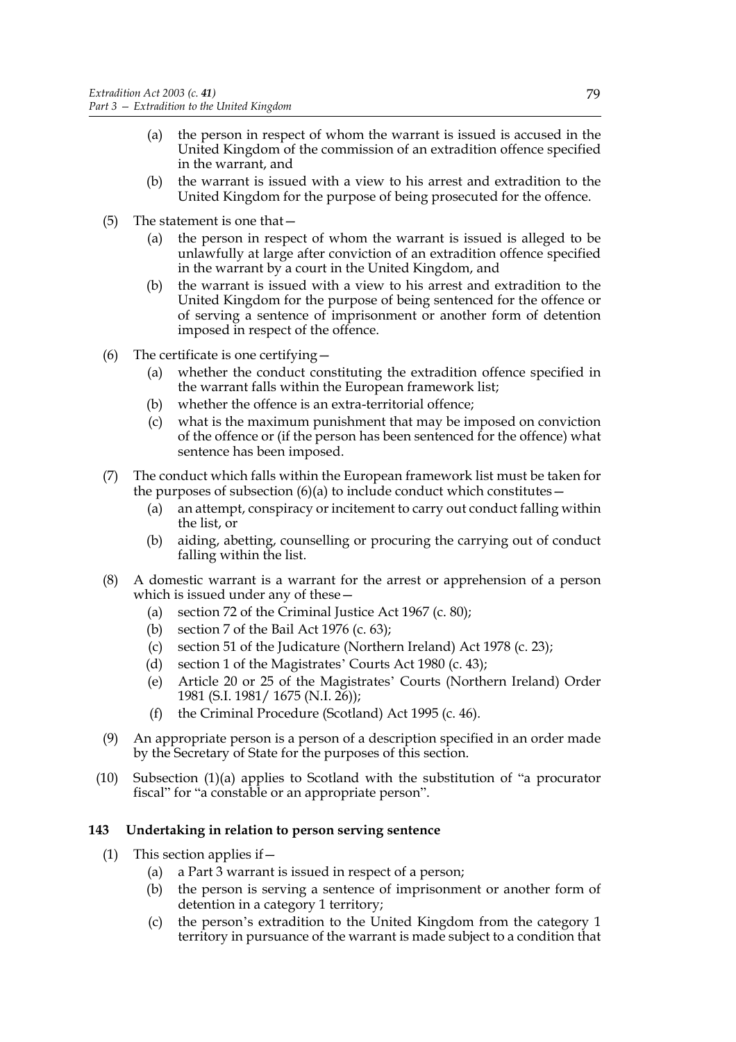(a) the person in respect of whom the warrant is issued is accused in the United Kingdom of the commission of an extradition offence specified in the warrant, and

(b) the warrant is issued with a view to his arrest and extradition to the United Kingdom for the purpose of being prosecuted for the offence.

(5) The statement is one that—

(a) the person in respect of whom the warrant is issued is alleged to be unlawfully at large after conviction of an extradition offence specified in the warrant by a court in the United Kingdom, and

(b) the warrant is issued with a view to his arrest and extradition to the United Kingdom for the purpose of being sentenced for the offence or of serving a sentence of imprisonment or another form of detention imposed in respect of the offence.

(6) The certificate is one certifying—

(a) whether the conduct constituting the extradition offence specified in the warrant falls within the European framework list;

(b) whether the offence is an extra-territorial offence;

(c) what is the maximum punishment that may be imposed on conviction of the offence or (if the person has been sentenced for the offence) what sentence has been imposed.

(7) The conduct which falls within the European framework list must be taken for the purposes of subsection (6)(a) to include conduct which constitutes—

(a) an attempt, conspiracy or incitement to carry out conduct falling within the list, or

(b) aiding, abetting, counselling or procuring the carrying out of conduct falling within the list.

(8) A domestic warrant is a warrant for the arrest or apprehension of a person which is issued under any of these—

(a) section 72 of the Criminal Justice Act 1967 (c. 80);

(b) section 7 of the Bail Act 1976 (c. 63);

(c) section 51 of the Judicature (Northern Ireland) Act 1978 (c. 23);

(d) section 1 of the Magistrates' Courts Act 1980 (c. 43);

(e) Article 20 or 25 of the Magistrates' Courts (Northern Ireland) Order 1981 (S.I. 1981/ 1675 (N.I. 26));

(f) the Criminal Procedure (Scotland) Act 1995 (c. 46).

(9) An appropriate person is a person of a description specified in an order made by the Secretary of State for the purposes of this section.

(10) Subsection (1)(a) applies to Scotland with the substitution of "a procurator fiscal" for "a constable or an appropriate person".

### 143 Undertaking in relation to person serving sentence

(1) This section applies if—

(a) a Part 3 warrant is issued in respect of a person;

(b) the person is serving a sentence of imprisonment or another form of detention in a category 1 territory;

(c) the person's extradition to the United Kingdom from the category 1 territory in pursuance of the warrant is made subject to a condition that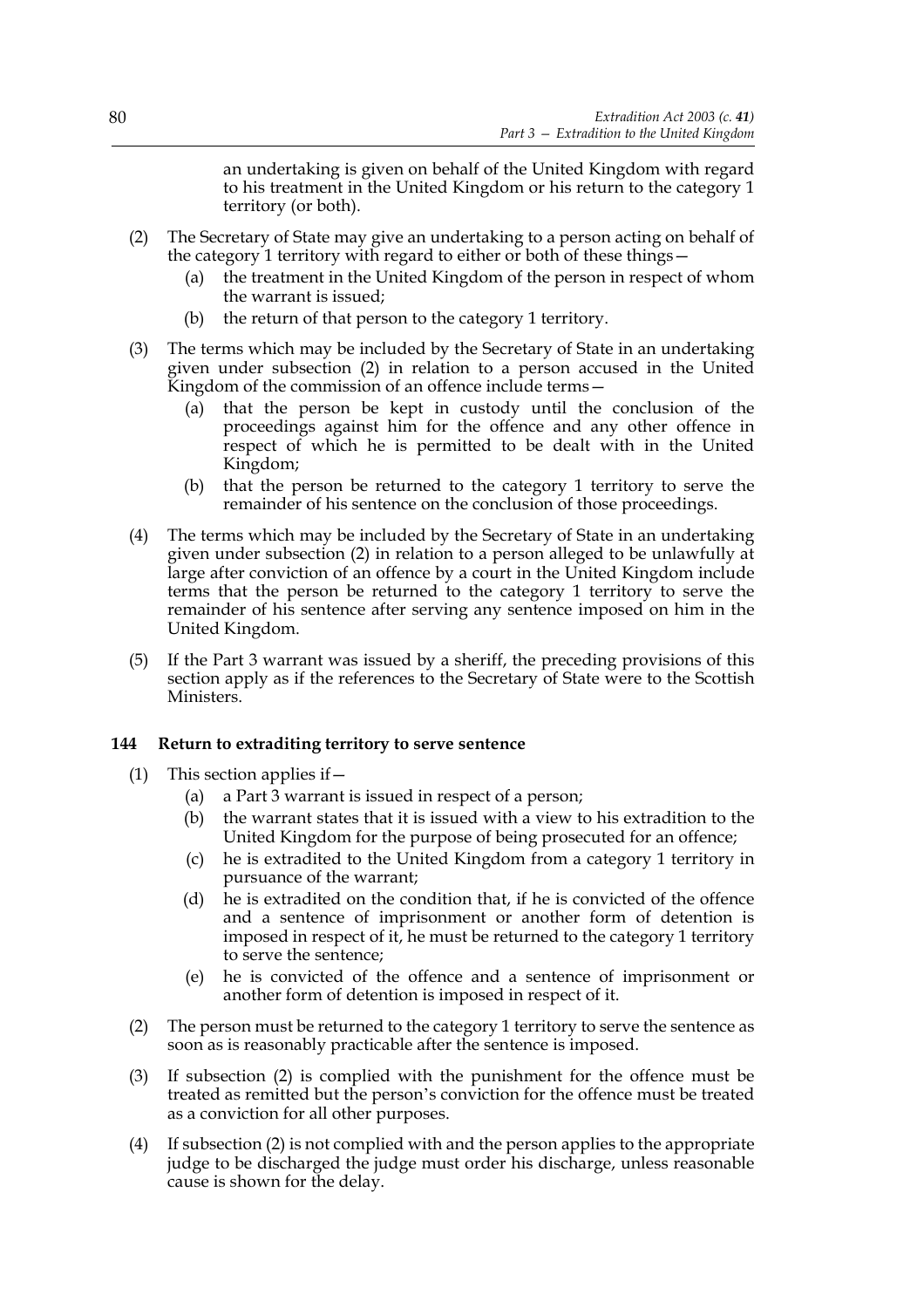an undertaking is given on behalf of the United Kingdom with regard to his treatment in the United Kingdom or his return to the category 1 territory (or both).

(2) The Secretary of State may give an undertaking to a person acting on behalf of the category 1 territory with regard to either or both of these things—

(a) the treatment in the United Kingdom of the person in respect of whom the warrant is issued;

(b) the return of that person to the category 1 territory.

(3) The terms which may be included by the Secretary of State in an undertaking given under subsection (2) in relation to a person accused in the United Kingdom of the commission of an offence include terms—

(a) that the person be kept in custody until the conclusion of the proceedings against him for the offence and any other offence in respect of which he is permitted to be dealt with in the United Kingdom;

(b) that the person be returned to the category 1 territory to serve the remainder of his sentence on the conclusion of those proceedings.

(4) The terms which may be included by the Secretary of State in an undertaking given under subsection (2) in relation to a person alleged to be unlawfully at large after conviction of an offence by a court in the United Kingdom include terms that the person be returned to the category 1 territory to serve the remainder of his sentence after serving any sentence imposed on him in the United Kingdom.

(5) If the Part 3 warrant was issued by a sheriff, the preceding provisions of this section apply as if the references to the Secretary of State were to the Scottish Ministers.

### 144 Return to extraditing territory to serve sentence

(1) This section applies if—

(a) a Part 3 warrant is issued in respect of a person;

(b) the warrant states that it is issued with a view to his extradition to the United Kingdom for the purpose of being prosecuted for an offence;

(c) he is extradited to the United Kingdom from a category 1 territory in pursuance of the warrant;

(d) he is extradited on the condition that, if he is convicted of the offence and a sentence of imprisonment or another form of detention is imposed in respect of it, he must be returned to the category 1 territory to serve the sentence;

(e) he is convicted of the offence and a sentence of imprisonment or another form of detention is imposed in respect of it.

(2) The person must be returned to the category 1 territory to serve the sentence as soon as is reasonably practicable after the sentence is imposed.

(3) If subsection (2) is complied with the punishment for the offence must be treated as remitted but the person's conviction for the offence must be treated as a conviction for all other purposes.

(4) If subsection (2) is not complied with and the person applies to the appropriate judge to be discharged the judge must order his discharge, unless reasonable cause is shown for the delay.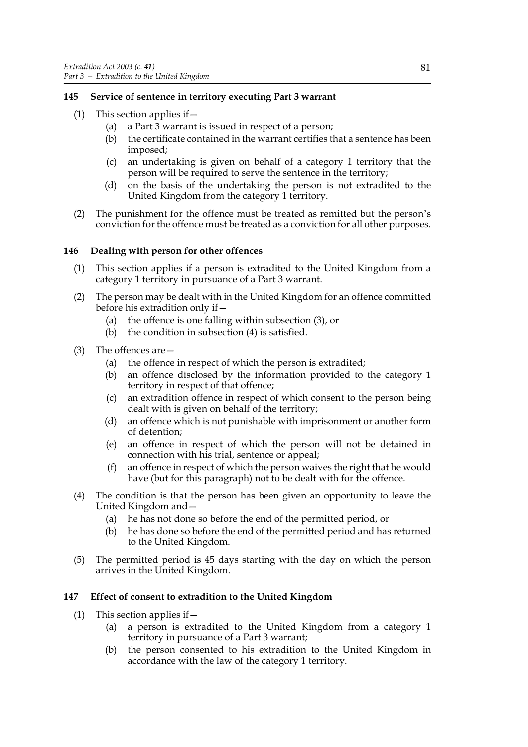### 145 Service of sentence in territory executing Part 3 warrant

(1) This section applies if—

  (a) a Part 3 warrant is issued in respect of a person;

  (b) the certificate contained in the warrant certifies that a sentence has been imposed;

  (c) an undertaking is given on behalf of a category 1 territory that the person will be required to serve the sentence in the territory;

  (d) on the basis of the undertaking the person is not extradited to the United Kingdom from the category 1 territory.

(2) The punishment for the offence must be treated as remitted but the person's conviction for the offence must be treated as a conviction for all other purposes.

### 146 Dealing with person for other offences

(1) This section applies if a person is extradited to the United Kingdom from a category 1 territory in pursuance of a Part 3 warrant.

(2) The person may be dealt with in the United Kingdom for an offence committed before his extradition only if—

  (a) the offence is one falling within subsection (3), or

  (b) the condition in subsection (4) is satisfied.

(3) The offences are—

  (a) the offence in respect of which the person is extradited;

  (b) an offence disclosed by the information provided to the category 1 territory in respect of that offence;

  (c) an extradition offence in respect of which consent to the person being dealt with is given on behalf of the territory;

  (d) an offence which is not punishable with imprisonment or another form of detention;

  (e) an offence in respect of which the person will not be detained in connection with his trial, sentence or appeal;

  (f) an offence in respect of which the person waives the right that he would have (but for this paragraph) not to be dealt with for the offence.

(4) The condition is that the person has been given an opportunity to leave the United Kingdom and—

  (a) he has not done so before the end of the permitted period, or

  (b) he has done so before the end of the permitted period and has returned to the United Kingdom.

(5) The permitted period is 45 days starting with the day on which the person arrives in the United Kingdom.

### 147 Effect of consent to extradition to the United Kingdom

(1) This section applies if—

  (a) a person is extradited to the United Kingdom from a category 1 territory in pursuance of a Part 3 warrant;

  (b) the person consented to his extradition to the United Kingdom in accordance with the law of the category 1 territory.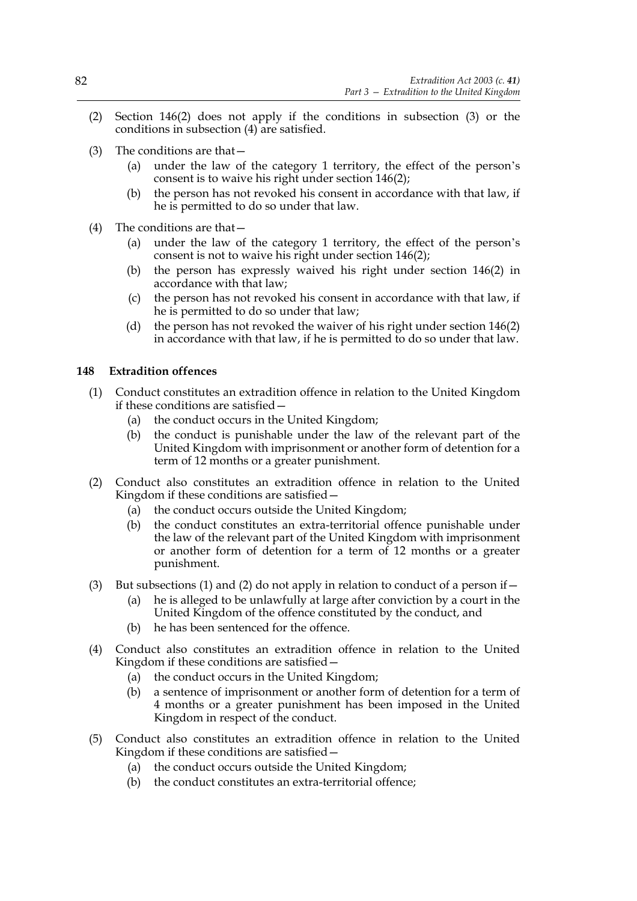(2) Section 146(2) does not apply if the conditions in subsection (3) or the conditions in subsection (4) are satisfied.

(3) The conditions are that—

  (a) under the law of the category 1 territory, the effect of the person's consent is to waive his right under section 146(2);

  (b) the person has not revoked his consent in accordance with that law, if he is permitted to do so under that law.

(4) The conditions are that—

  (a) under the law of the category 1 territory, the effect of the person's consent is not to waive his right under section 146(2);

  (b) the person has expressly waived his right under section 146(2) in accordance with that law;

  (c) the person has not revoked his consent in accordance with that law, if he is permitted to do so under that law;

  (d) the person has not revoked the waiver of his right under section 146(2) in accordance with that law, if he is permitted to do so under that law.

### 148 Extradition offences

(1) Conduct constitutes an extradition offence in relation to the United Kingdom if these conditions are satisfied—

  (a) the conduct occurs in the United Kingdom;

  (b) the conduct is punishable under the law of the relevant part of the United Kingdom with imprisonment or another form of detention for a term of 12 months or a greater punishment.

(2) Conduct also constitutes an extradition offence in relation to the United Kingdom if these conditions are satisfied—

  (a) the conduct occurs outside the United Kingdom;

  (b) the conduct constitutes an extra-territorial offence punishable under the law of the relevant part of the United Kingdom with imprisonment or another form of detention for a term of 12 months or a greater punishment.

(3) But subsections (1) and (2) do not apply in relation to conduct of a person if—

  (a) he is alleged to be unlawfully at large after conviction by a court in the United Kingdom of the offence constituted by the conduct, and

  (b) he has been sentenced for the offence.

(4) Conduct also constitutes an extradition offence in relation to the United Kingdom if these conditions are satisfied—

  (a) the conduct occurs in the United Kingdom;

  (b) a sentence of imprisonment or another form of detention for a term of 4 months or a greater punishment has been imposed in the United Kingdom in respect of the conduct.

(5) Conduct also constitutes an extradition offence in relation to the United Kingdom if these conditions are satisfied—

  (a) the conduct occurs outside the United Kingdom;

  (b) the conduct constitutes an extra-territorial offence;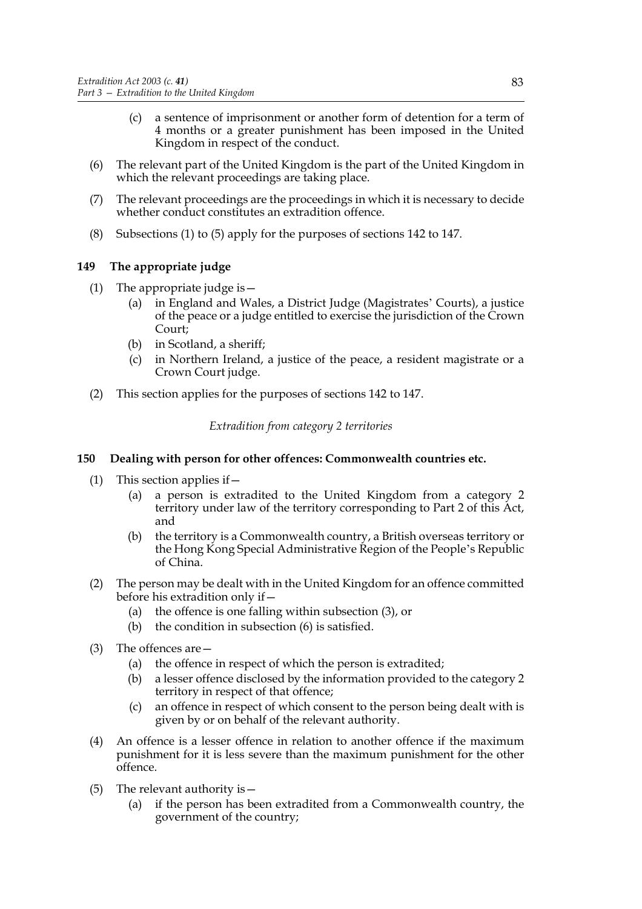(c) a sentence of imprisonment or another form of detention for a term of 4 months or a greater punishment has been imposed in the United Kingdom in respect of the conduct.

(6) The relevant part of the United Kingdom is the part of the United Kingdom in which the relevant proceedings are taking place.

(7) The relevant proceedings are the proceedings in which it is necessary to decide whether conduct constitutes an extradition offence.

(8) Subsections (1) to (5) apply for the purposes of sections 142 to 147.

### 149 The appropriate judge

(1) The appropriate judge is—

(a) in England and Wales, a District Judge (Magistrates' Courts), a justice of the peace or a judge entitled to exercise the jurisdiction of the Crown Court;

(b) in Scotland, a sheriff;

(c) in Northern Ireland, a justice of the peace, a resident magistrate or a Crown Court judge.

(2) This section applies for the purposes of sections 142 to 147.

*Extradition from category 2 territories*

### 150 Dealing with person for other offences: Commonwealth countries etc.

(1) This section applies if—

(a) a person is extradited to the United Kingdom from a category 2 territory under law of the territory corresponding to Part 2 of this Act, and

(b) the territory is a Commonwealth country, a British overseas territory or the Hong Kong Special Administrative Region of the People's Republic of China.

(2) The person may be dealt with in the United Kingdom for an offence committed before his extradition only if—

(a) the offence is one falling within subsection (3), or

(b) the condition in subsection (6) is satisfied.

(3) The offences are—

(a) the offence in respect of which the person is extradited;

(b) a lesser offence disclosed by the information provided to the category 2 territory in respect of that offence;

(c) an offence in respect of which consent to the person being dealt with is given by or on behalf of the relevant authority.

(4) An offence is a lesser offence in relation to another offence if the maximum punishment for it is less severe than the maximum punishment for the other offence.

(5) The relevant authority is—

(a) if the person has been extradited from a Commonwealth country, the government of the country;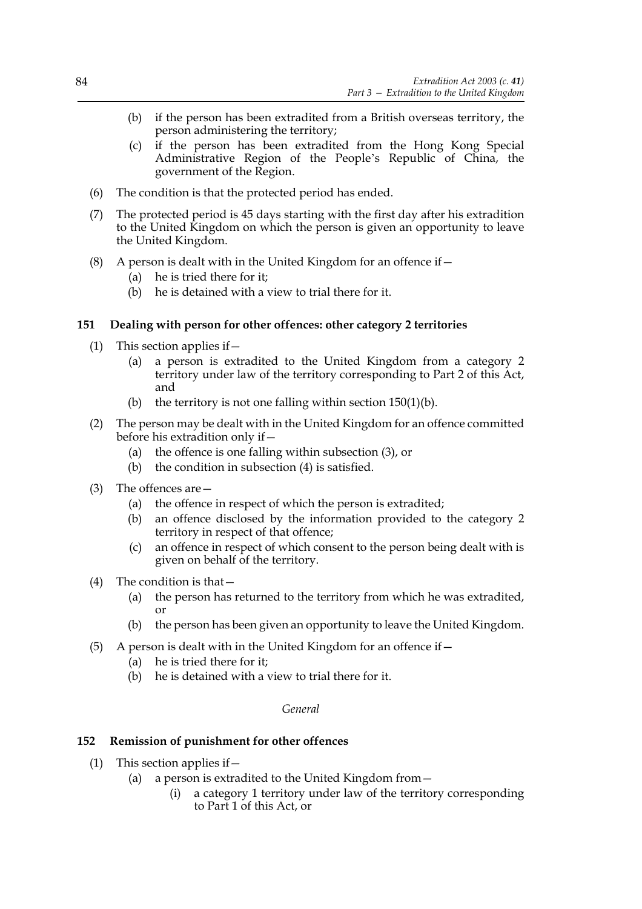(b) if the person has been extradited from a British overseas territory, the person administering the territory;

(c) if the person has been extradited from the Hong Kong Special Administrative Region of the People's Republic of China, the government of the Region.

(6) The condition is that the protected period has ended.

(7) The protected period is 45 days starting with the first day after his extradition to the United Kingdom on which the person is given an opportunity to leave the United Kingdom.

(8) A person is dealt with in the United Kingdom for an offence if—

(a) he is tried there for it;

(b) he is detained with a view to trial there for it.

## 151 Dealing with person for other offences: other category 2 territories

(1) This section applies if—

(a) a person is extradited to the United Kingdom from a category 2 territory under law of the territory corresponding to Part 2 of this Act, and

(b) the territory is not one falling within section 150(1)(b).

(2) The person may be dealt with in the United Kingdom for an offence committed before his extradition only if—

(a) the offence is one falling within subsection (3), or

(b) the condition in subsection (4) is satisfied.

(3) The offences are—

(a) the offence in respect of which the person is extradited;

(b) an offence disclosed by the information provided to the category 2 territory in respect of that offence;

(c) an offence in respect of which consent to the person being dealt with is given on behalf of the territory.

(4) The condition is that—

(a) the person has returned to the territory from which he was extradited, or

(b) the person has been given an opportunity to leave the United Kingdom.

(5) A person is dealt with in the United Kingdom for an offence if—

(a) he is tried there for it;

(b) he is detained with a view to trial there for it.

*General*

## 152 Remission of punishment for other offences

(1) This section applies if—

(a) a person is extradited to the United Kingdom from—

(i) a category 1 territory under law of the territory corresponding to Part 1 of this Act, or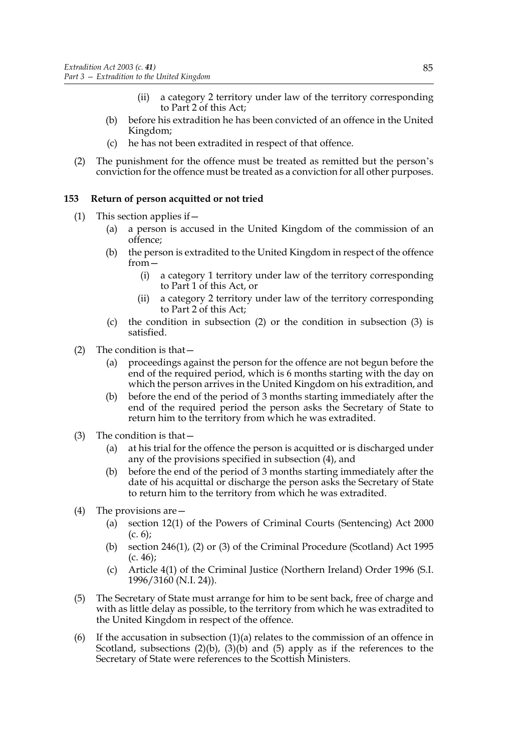(ii) a category 2 territory under law of the territory corresponding to Part 2 of this Act;

(b) before his extradition he has been convicted of an offence in the United Kingdom;

(c) he has not been extradited in respect of that offence.

(2) The punishment for the offence must be treated as remitted but the person's conviction for the offence must be treated as a conviction for all other purposes.

### 153 Return of person acquitted or not tried

(1) This section applies if—

(a) a person is accused in the United Kingdom of the commission of an offence;

(b) the person is extradited to the United Kingdom in respect of the offence from—

(i) a category 1 territory under law of the territory corresponding to Part 1 of this Act, or

(ii) a category 2 territory under law of the territory corresponding to Part 2 of this Act;

(c) the condition in subsection (2) or the condition in subsection (3) is satisfied.

(2) The condition is that—

(a) proceedings against the person for the offence are not begun before the end of the required period, which is 6 months starting with the day on which the person arrives in the United Kingdom on his extradition, and

(b) before the end of the period of 3 months starting immediately after the end of the required period the person asks the Secretary of State to return him to the territory from which he was extradited.

(3) The condition is that—

(a) at his trial for the offence the person is acquitted or is discharged under any of the provisions specified in subsection (4), and

(b) before the end of the period of 3 months starting immediately after the date of his acquittal or discharge the person asks the Secretary of State to return him to the territory from which he was extradited.

(4) The provisions are—

(a) section 12(1) of the Powers of Criminal Courts (Sentencing) Act 2000 (c. 6);

(b) section 246(1), (2) or (3) of the Criminal Procedure (Scotland) Act 1995 (c. 46);

(c) Article 4(1) of the Criminal Justice (Northern Ireland) Order 1996 (S.I. 1996/3160 (N.I. 24)).

(5) The Secretary of State must arrange for him to be sent back, free of charge and with as little delay as possible, to the territory from which he was extradited to the United Kingdom in respect of the offence.

(6) If the accusation in subsection (1)(a) relates to the commission of an offence in Scotland, subsections (2)(b), (3)(b) and (5) apply as if the references to the Secretary of State were references to the Scottish Ministers.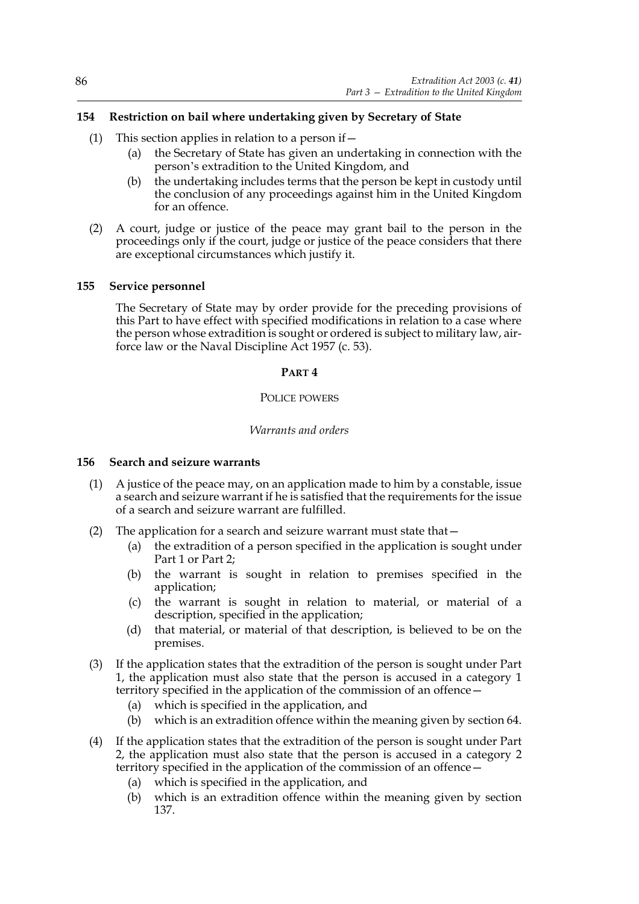### 154 Restriction on bail where undertaking given by Secretary of State

(1) This section applies in relation to a person if—

(a) the Secretary of State has given an undertaking in connection with the person's extradition to the United Kingdom, and

(b) the undertaking includes terms that the person be kept in custody until the conclusion of any proceedings against him in the United Kingdom for an offence.

(2) A court, judge or justice of the peace may grant bail to the person in the proceedings only if the court, judge or justice of the peace considers that there are exceptional circumstances which justify it.

### 155 Service personnel

The Secretary of State may by order provide for the preceding provisions of this Part to have effect with specified modifications in relation to a case where the person whose extradition is sought or ordered is subject to military law, air-force law or the Naval Discipline Act 1957 (c. 53).

## PART 4

## POLICE POWERS

*Warrants and orders*

### 156 Search and seizure warrants

(1) A justice of the peace may, on an application made to him by a constable, issue a search and seizure warrant if he is satisfied that the requirements for the issue of a search and seizure warrant are fulfilled.

(2) The application for a search and seizure warrant must state that—

(a) the extradition of a person specified in the application is sought under Part 1 or Part 2;

(b) the warrant is sought in relation to premises specified in the application;

(c) the warrant is sought in relation to material, or material of a description, specified in the application;

(d) that material, or material of that description, is believed to be on the premises.

(3) If the application states that the extradition of the person is sought under Part 1, the application must also state that the person is accused in a category 1 territory specified in the application of the commission of an offence—

(a) which is specified in the application, and

(b) which is an extradition offence within the meaning given by section 64.

(4) If the application states that the extradition of the person is sought under Part 2, the application must also state that the person is accused in a category 2 territory specified in the application of the commission of an offence—

(a) which is specified in the application, and

(b) which is an extradition offence within the meaning given by section 137.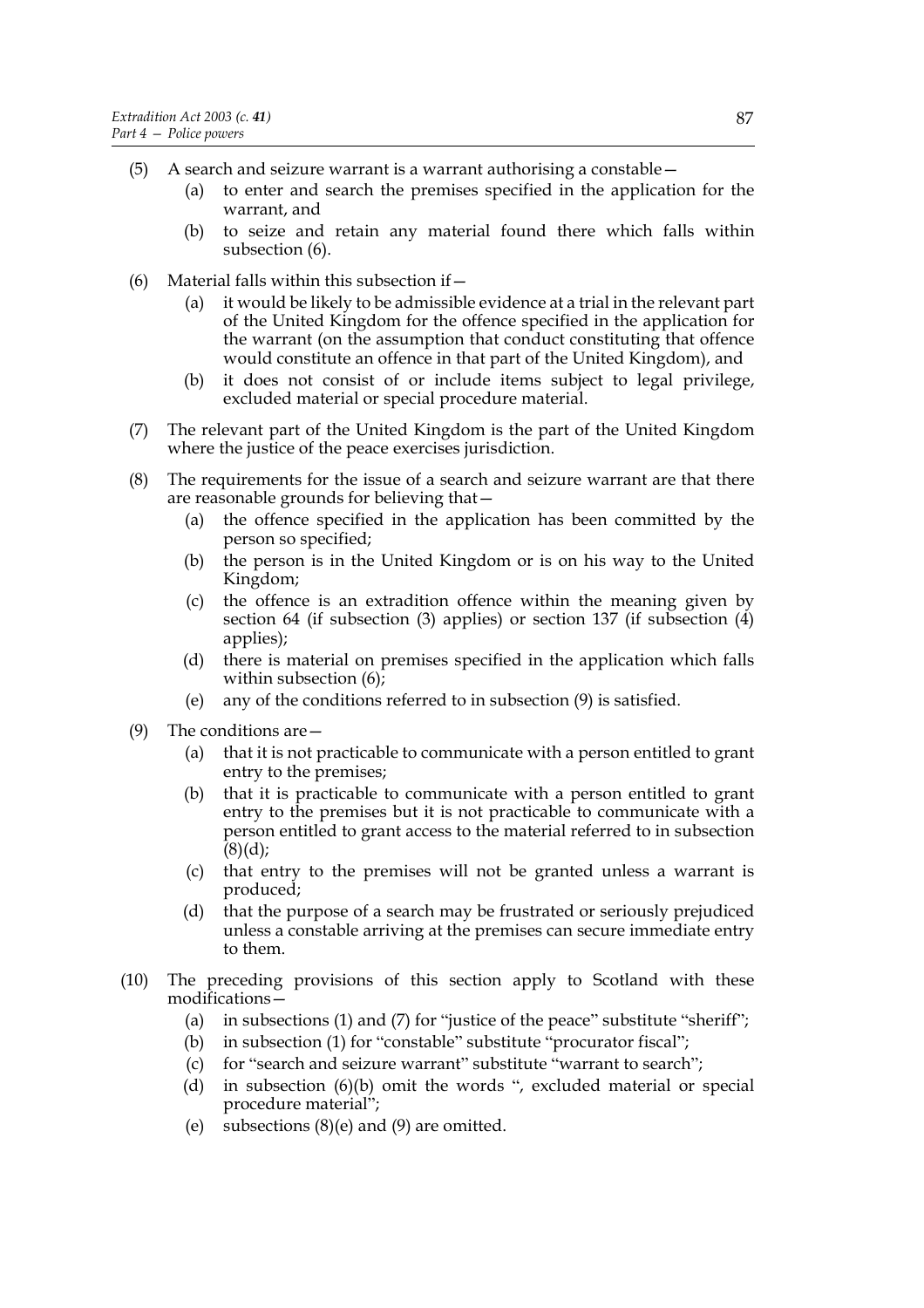(5) A search and seizure warrant is a warrant authorising a constable—
   (a) to enter and search the premises specified in the application for the warrant, and
   (b) to seize and retain any material found there which falls within subsection (6).

(6) Material falls within this subsection if—
   (a) it would be likely to be admissible evidence at a trial in the relevant part of the United Kingdom for the offence specified in the application for the warrant (on the assumption that conduct constituting that offence would constitute an offence in that part of the United Kingdom), and
   (b) it does not consist of or include items subject to legal privilege, excluded material or special procedure material.

(7) The relevant part of the United Kingdom is the part of the United Kingdom where the justice of the peace exercises jurisdiction.

(8) The requirements for the issue of a search and seizure warrant are that there are reasonable grounds for believing that—
   (a) the offence specified in the application has been committed by the person so specified;
   (b) the person is in the United Kingdom or is on his way to the United Kingdom;
   (c) the offence is an extradition offence within the meaning given by section 64 (if subsection (3) applies) or section 137 (if subsection (4) applies);
   (d) there is material on premises specified in the application which falls within subsection (6);
   (e) any of the conditions referred to in subsection (9) is satisfied.

(9) The conditions are—
   (a) that it is not practicable to communicate with a person entitled to grant entry to the premises;
   (b) that it is practicable to communicate with a person entitled to grant entry to the premises but it is not practicable to communicate with a person entitled to grant access to the material referred to in subsection (8)(d);
   (c) that entry to the premises will not be granted unless a warrant is produced;
   (d) that the purpose of a search may be frustrated or seriously prejudiced unless a constable arriving at the premises can secure immediate entry to them.

(10) The preceding provisions of this section apply to Scotland with these modifications—
   (a) in subsections (1) and (7) for "justice of the peace" substitute "sheriff";
   (b) in subsection (1) for "constable" substitute "procurator fiscal";
   (c) for "search and seizure warrant" substitute "warrant to search";
   (d) in subsection (6)(b) omit the words ", excluded material or special procedure material";
   (e) subsections (8)(e) and (9) are omitted.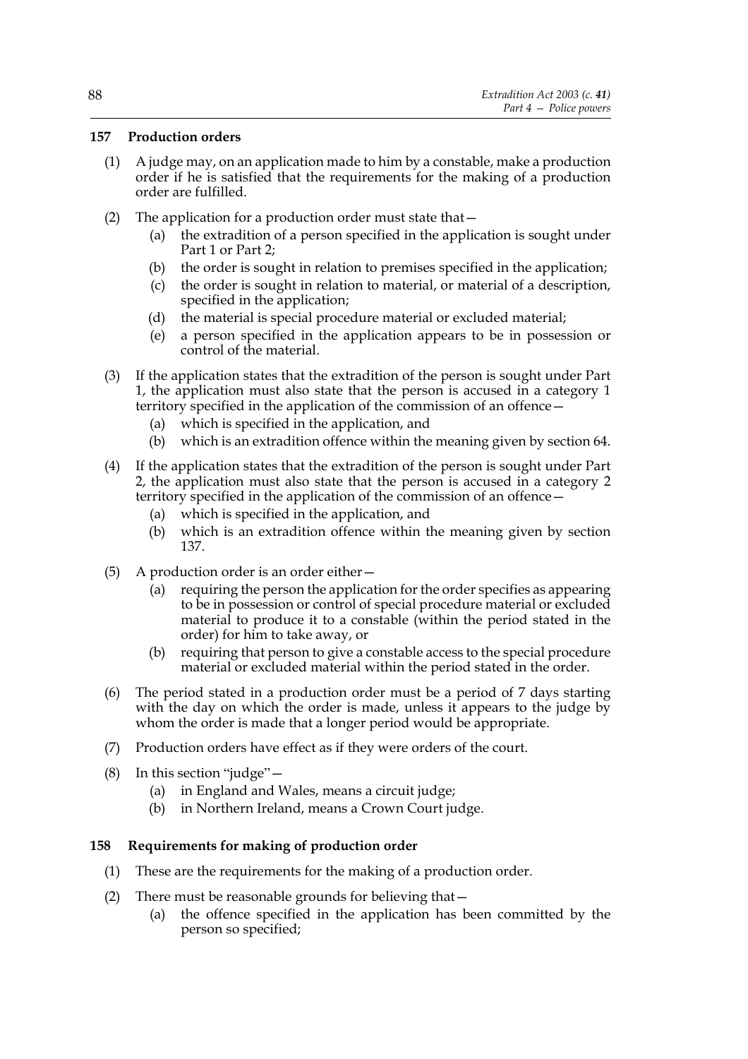## 157 Production orders

(1) A judge may, on an application made to him by a constable, make a production order if he is satisfied that the requirements for the making of a production order are fulfilled.

(2) The application for a production order must state that—

  (a) the extradition of a person specified in the application is sought under Part 1 or Part 2;

  (b) the order is sought in relation to premises specified in the application;

  (c) the order is sought in relation to material, or material of a description, specified in the application;

  (d) the material is special procedure material or excluded material;

  (e) a person specified in the application appears to be in possession or control of the material.

(3) If the application states that the extradition of the person is sought under Part 1, the application must also state that the person is accused in a category 1 territory specified in the application of the commission of an offence—

  (a) which is specified in the application, and

  (b) which is an extradition offence within the meaning given by section 64.

(4) If the application states that the extradition of the person is sought under Part 2, the application must also state that the person is accused in a category 2 territory specified in the application of the commission of an offence—

  (a) which is specified in the application, and

  (b) which is an extradition offence within the meaning given by section 137.

(5) A production order is an order either—

  (a) requiring the person the application for the order specifies as appearing to be in possession or control of special procedure material or excluded material to produce it to a constable (within the period stated in the order) for him to take away, or

  (b) requiring that person to give a constable access to the special procedure material or excluded material within the period stated in the order.

(6) The period stated in a production order must be a period of 7 days starting with the day on which the order is made, unless it appears to the judge by whom the order is made that a longer period would be appropriate.

(7) Production orders have effect as if they were orders of the court.

(8) In this section "judge"—

  (a) in England and Wales, means a circuit judge;

  (b) in Northern Ireland, means a Crown Court judge.

## 158 Requirements for making of production order

(1) These are the requirements for the making of a production order.

(2) There must be reasonable grounds for believing that—

  (a) the offence specified in the application has been committed by the person so specified;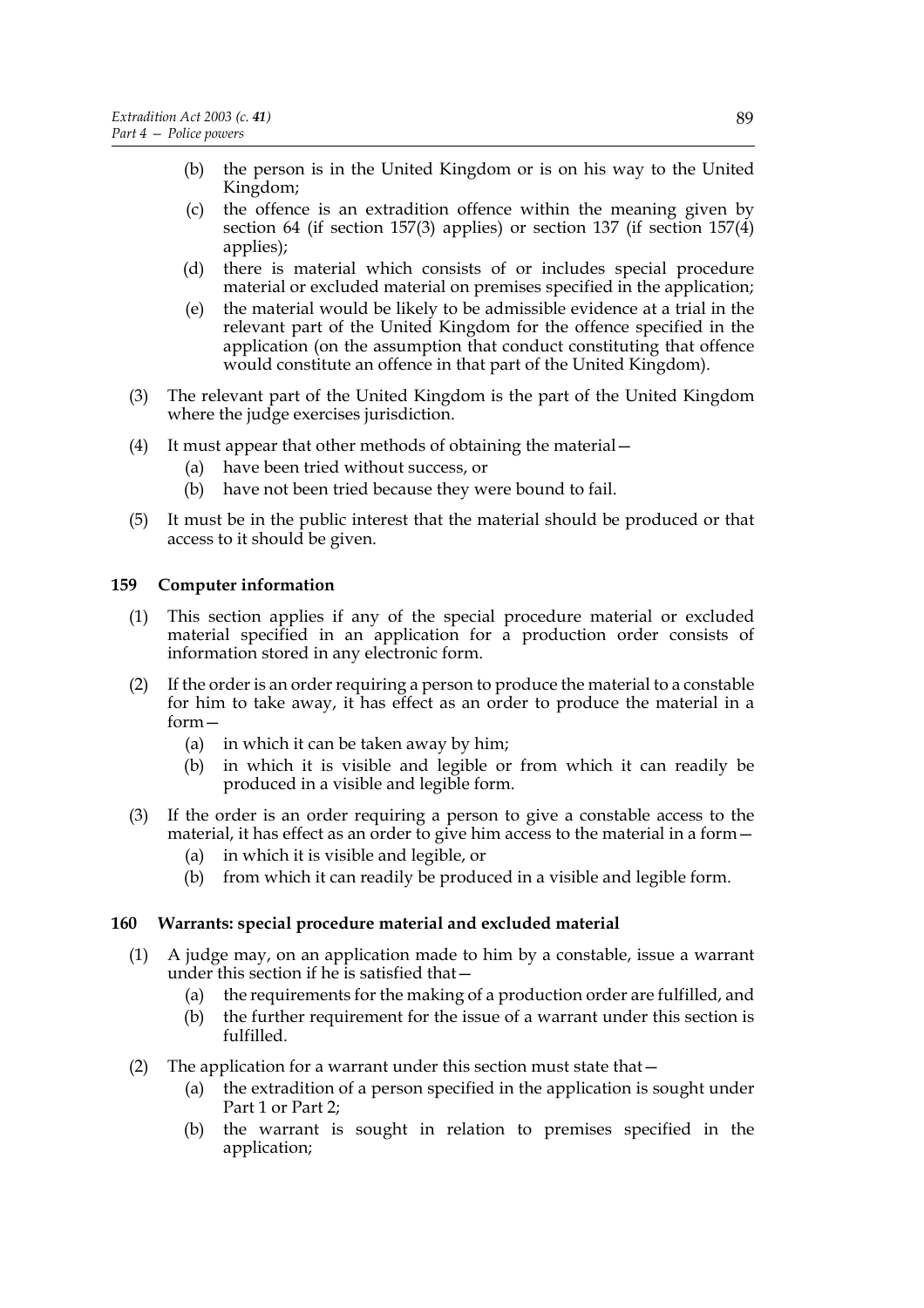(b) the person is in the United Kingdom or is on his way to the United Kingdom;

(c) the offence is an extradition offence within the meaning given by section 64 (if section 157(3) applies) or section 137 (if section 157(4) applies);

(d) there is material which consists of or includes special procedure material or excluded material on premises specified in the application;

(e) the material would be likely to be admissible evidence at a trial in the relevant part of the United Kingdom for the offence specified in the application (on the assumption that conduct constituting that offence would constitute an offence in that part of the United Kingdom).

(3) The relevant part of the United Kingdom is the part of the United Kingdom where the judge exercises jurisdiction.

(4) It must appear that other methods of obtaining the material—

(a) have been tried without success, or

(b) have not been tried because they were bound to fail.

(5) It must be in the public interest that the material should be produced or that access to it should be given.

### 159 Computer information

(1) This section applies if any of the special procedure material or excluded material specified in an application for a production order consists of information stored in any electronic form.

(2) If the order is an order requiring a person to produce the material to a constable for him to take away, it has effect as an order to produce the material in a form—

(a) in which it can be taken away by him;

(b) in which it is visible and legible or from which it can readily be produced in a visible and legible form.

(3) If the order is an order requiring a person to give a constable access to the material, it has effect as an order to give him access to the material in a form—

(a) in which it is visible and legible, or

(b) from which it can readily be produced in a visible and legible form.

### 160 Warrants: special procedure material and excluded material

(1) A judge may, on an application made to him by a constable, issue a warrant under this section if he is satisfied that—

(a) the requirements for the making of a production order are fulfilled, and

(b) the further requirement for the issue of a warrant under this section is fulfilled.

(2) The application for a warrant under this section must state that—

(a) the extradition of a person specified in the application is sought under Part 1 or Part 2;

(b) the warrant is sought in relation to premises specified in the application;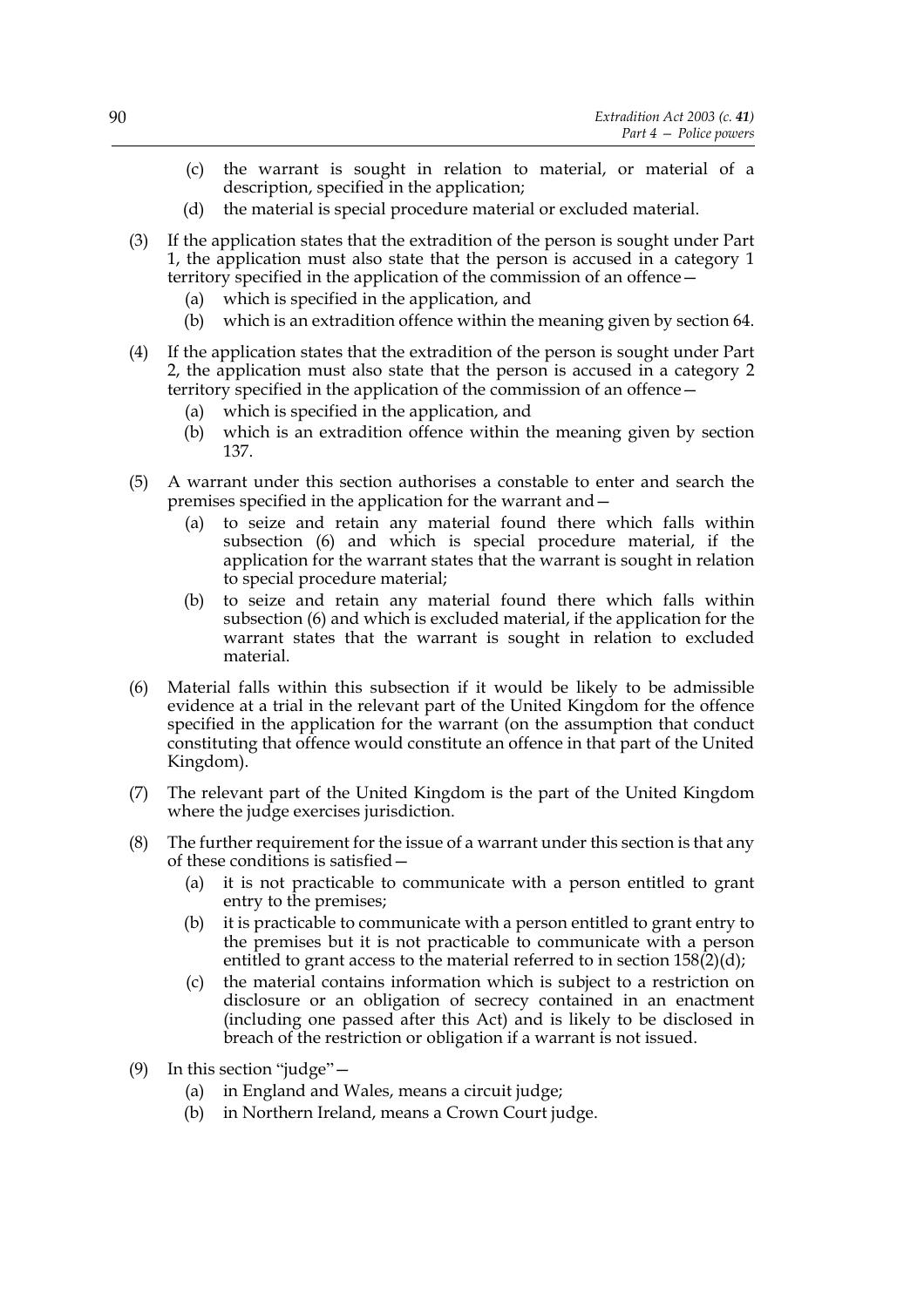(c) the warrant is sought in relation to material, or material of a description, specified in the application;

(d) the material is special procedure material or excluded material.

(3) If the application states that the extradition of the person is sought under Part 1, the application must also state that the person is accused in a category 1 territory specified in the application of the commission of an offence—

(a) which is specified in the application, and

(b) which is an extradition offence within the meaning given by section 64.

(4) If the application states that the extradition of the person is sought under Part 2, the application must also state that the person is accused in a category 2 territory specified in the application of the commission of an offence—

(a) which is specified in the application, and

(b) which is an extradition offence within the meaning given by section 137.

(5) A warrant under this section authorises a constable to enter and search the premises specified in the application for the warrant and—

(a) to seize and retain any material found there which falls within subsection (6) and which is special procedure material, if the application for the warrant states that the warrant is sought in relation to special procedure material;

(b) to seize and retain any material found there which falls within subsection (6) and which is excluded material, if the application for the warrant states that the warrant is sought in relation to excluded material.

(6) Material falls within this subsection if it would be likely to be admissible evidence at a trial in the relevant part of the United Kingdom for the offence specified in the application for the warrant (on the assumption that conduct constituting that offence would constitute an offence in that part of the United Kingdom).

(7) The relevant part of the United Kingdom is the part of the United Kingdom where the judge exercises jurisdiction.

(8) The further requirement for the issue of a warrant under this section is that any of these conditions is satisfied—

(a) it is not practicable to communicate with a person entitled to grant entry to the premises;

(b) it is practicable to communicate with a person entitled to grant entry to the premises but it is not practicable to communicate with a person entitled to grant access to the material referred to in section 158(2)(d);

(c) the material contains information which is subject to a restriction on disclosure or an obligation of secrecy contained in an enactment (including one passed after this Act) and is likely to be disclosed in breach of the restriction or obligation if a warrant is not issued.

(9) In this section "judge"—

(a) in England and Wales, means a circuit judge;

(b) in Northern Ireland, means a Crown Court judge.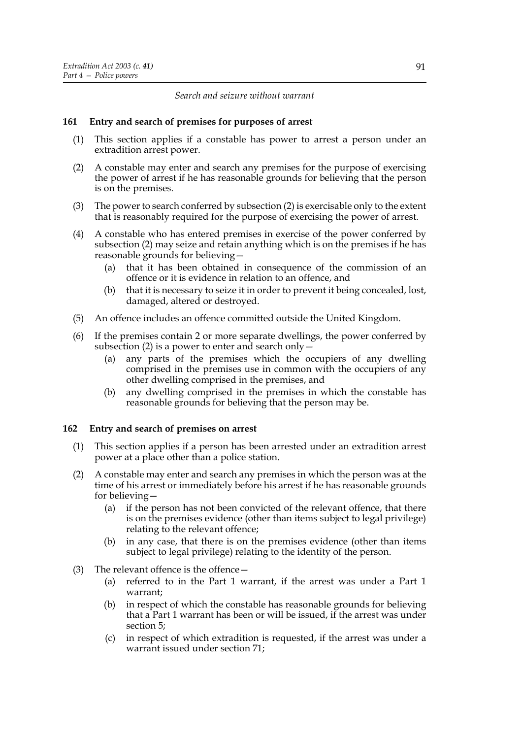*Search and seizure without warrant*

### 161 Entry and search of premises for purposes of arrest

(1) This section applies if a constable has power to arrest a person under an extradition arrest power.

(2) A constable may enter and search any premises for the purpose of exercising the power of arrest if he has reasonable grounds for believing that the person is on the premises.

(3) The power to search conferred by subsection (2) is exercisable only to the extent that is reasonably required for the purpose of exercising the power of arrest.

(4) A constable who has entered premises in exercise of the power conferred by subsection (2) may seize and retain anything which is on the premises if he has reasonable grounds for believing—

- (a) that it has been obtained in consequence of the commission of an offence or it is evidence in relation to an offence, and
- (b) that it is necessary to seize it in order to prevent it being concealed, lost, damaged, altered or destroyed.

(5) An offence includes an offence committed outside the United Kingdom.

(6) If the premises contain 2 or more separate dwellings, the power conferred by subsection (2) is a power to enter and search only—

- (a) any parts of the premises which the occupiers of any dwelling comprised in the premises use in common with the occupiers of any other dwelling comprised in the premises, and
- (b) any dwelling comprised in the premises in which the constable has reasonable grounds for believing that the person may be.

### 162 Entry and search of premises on arrest

(1) This section applies if a person has been arrested under an extradition arrest power at a place other than a police station.

(2) A constable may enter and search any premises in which the person was at the time of his arrest or immediately before his arrest if he has reasonable grounds for believing—

- (a) if the person has not been convicted of the relevant offence, that there is on the premises evidence (other than items subject to legal privilege) relating to the relevant offence;
- (b) in any case, that there is on the premises evidence (other than items subject to legal privilege) relating to the identity of the person.

(3) The relevant offence is the offence—

- (a) referred to in the Part 1 warrant, if the arrest was under a Part 1 warrant;
- (b) in respect of which the constable has reasonable grounds for believing that a Part 1 warrant has been or will be issued, if the arrest was under section 5;
- (c) in respect of which extradition is requested, if the arrest was under a warrant issued under section 71;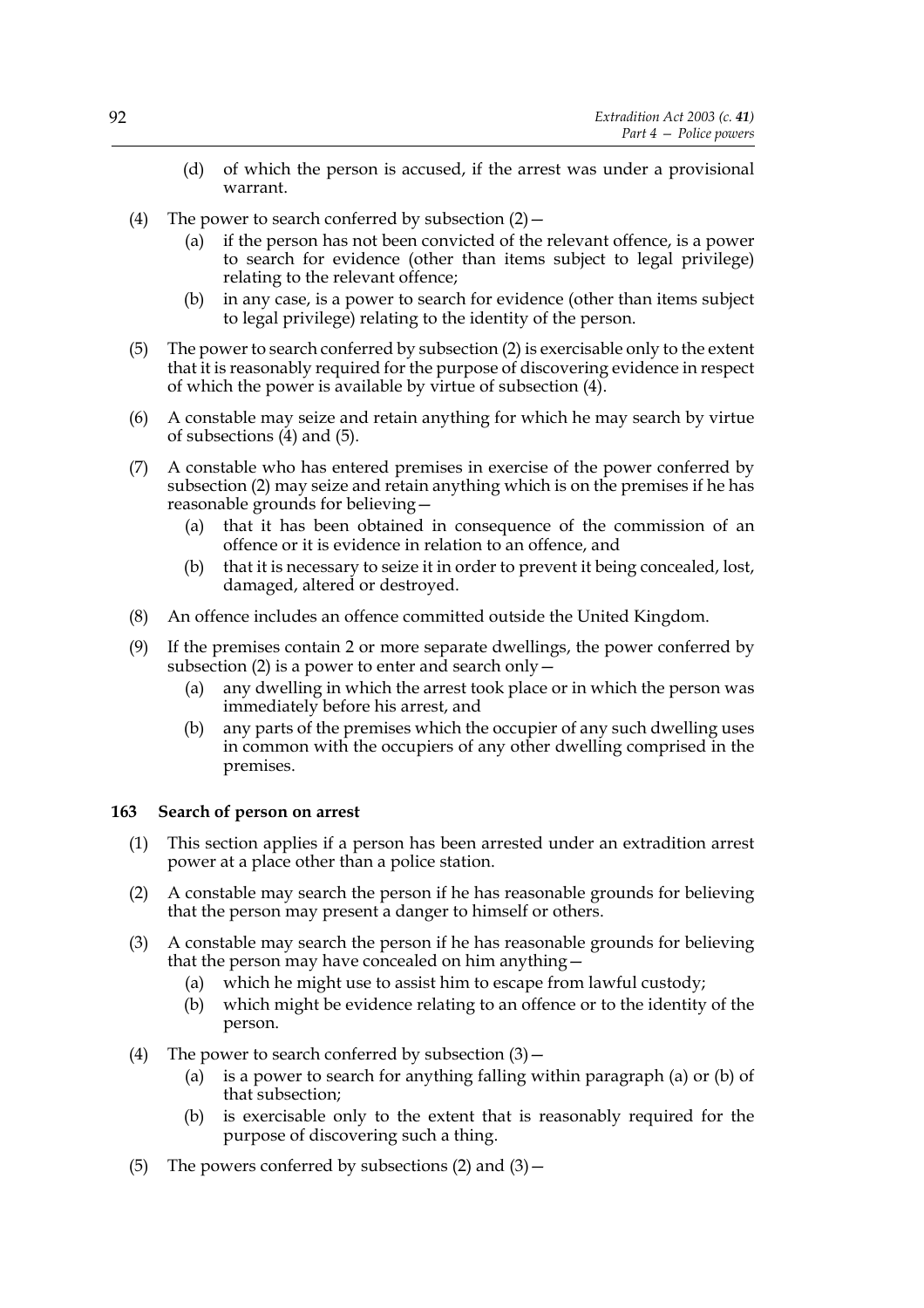(d) of which the person is accused, if the arrest was under a provisional warrant.

(4) The power to search conferred by subsection (2)—

(a) if the person has not been convicted of the relevant offence, is a power to search for evidence (other than items subject to legal privilege) relating to the relevant offence;

(b) in any case, is a power to search for evidence (other than items subject to legal privilege) relating to the identity of the person.

(5) The power to search conferred by subsection (2) is exercisable only to the extent that it is reasonably required for the purpose of discovering evidence in respect of which the power is available by virtue of subsection (4).

(6) A constable may seize and retain anything for which he may search by virtue of subsections (4) and (5).

(7) A constable who has entered premises in exercise of the power conferred by subsection (2) may seize and retain anything which is on the premises if he has reasonable grounds for believing—

(a) that it has been obtained in consequence of the commission of an offence or it is evidence in relation to an offence, and

(b) that it is necessary to seize it in order to prevent it being concealed, lost, damaged, altered or destroyed.

(8) An offence includes an offence committed outside the United Kingdom.

(9) If the premises contain 2 or more separate dwellings, the power conferred by subsection (2) is a power to enter and search only—

(a) any dwelling in which the arrest took place or in which the person was immediately before his arrest, and

(b) any parts of the premises which the occupier of any such dwelling uses in common with the occupiers of any other dwelling comprised in the premises.

### 163 Search of person on arrest

(1) This section applies if a person has been arrested under an extradition arrest power at a place other than a police station.

(2) A constable may search the person if he has reasonable grounds for believing that the person may present a danger to himself or others.

(3) A constable may search the person if he has reasonable grounds for believing that the person may have concealed on him anything—

(a) which he might use to assist him to escape from lawful custody;

(b) which might be evidence relating to an offence or to the identity of the person.

(4) The power to search conferred by subsection (3)—

(a) is a power to search for anything falling within paragraph (a) or (b) of that subsection;

(b) is exercisable only to the extent that is reasonably required for the purpose of discovering such a thing.

(5) The powers conferred by subsections (2) and (3)—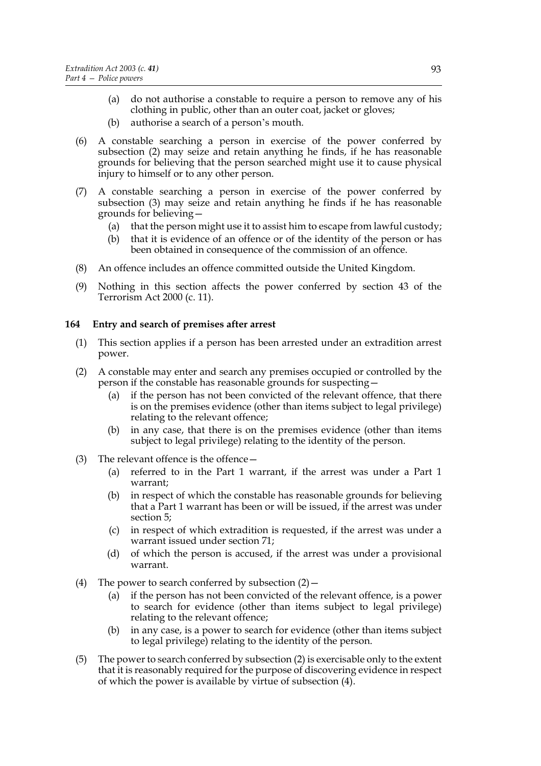(a) do not authorise a constable to require a person to remove any of his clothing in public, other than an outer coat, jacket or gloves;

(b) authorise a search of a person's mouth.

(6) A constable searching a person in exercise of the power conferred by subsection (2) may seize and retain anything he finds, if he has reasonable grounds for believing that the person searched might use it to cause physical injury to himself or to any other person.

(7) A constable searching a person in exercise of the power conferred by subsection (3) may seize and retain anything he finds if he has reasonable grounds for believing—

(a) that the person might use it to assist him to escape from lawful custody;

(b) that it is evidence of an offence or of the identity of the person or has been obtained in consequence of the commission of an offence.

(8) An offence includes an offence committed outside the United Kingdom.

(9) Nothing in this section affects the power conferred by section 43 of the Terrorism Act 2000 (c. 11).

### 164 Entry and search of premises after arrest

(1) This section applies if a person has been arrested under an extradition arrest power.

(2) A constable may enter and search any premises occupied or controlled by the person if the constable has reasonable grounds for suspecting—

(a) if the person has not been convicted of the relevant offence, that there is on the premises evidence (other than items subject to legal privilege) relating to the relevant offence;

(b) in any case, that there is on the premises evidence (other than items subject to legal privilege) relating to the identity of the person.

(3) The relevant offence is the offence—

(a) referred to in the Part 1 warrant, if the arrest was under a Part 1 warrant;

(b) in respect of which the constable has reasonable grounds for believing that a Part 1 warrant has been or will be issued, if the arrest was under section 5;

(c) in respect of which extradition is requested, if the arrest was under a warrant issued under section 71;

(d) of which the person is accused, if the arrest was under a provisional warrant.

(4) The power to search conferred by subsection (2)—

(a) if the person has not been convicted of the relevant offence, is a power to search for evidence (other than items subject to legal privilege) relating to the relevant offence;

(b) in any case, is a power to search for evidence (other than items subject to legal privilege) relating to the identity of the person.

(5) The power to search conferred by subsection (2) is exercisable only to the extent that it is reasonably required for the purpose of discovering evidence in respect of which the power is available by virtue of subsection (4).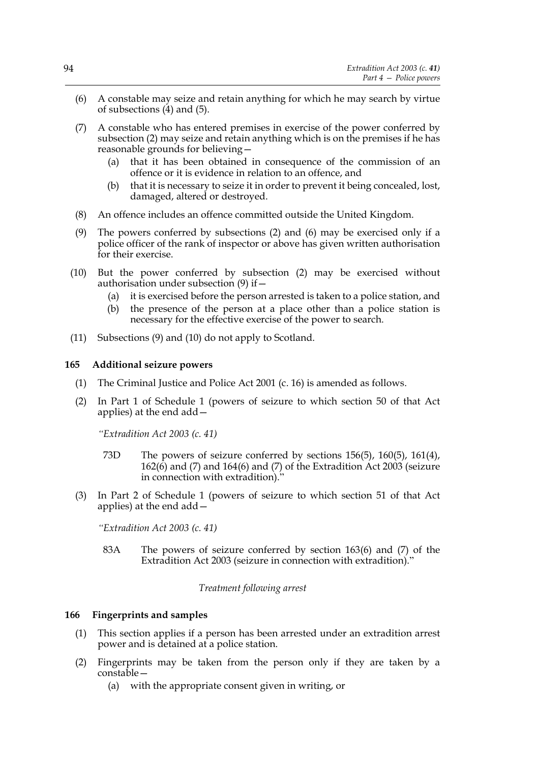(6) A constable may seize and retain anything for which he may search by virtue of subsections (4) and (5).

(7) A constable who has entered premises in exercise of the power conferred by subsection (2) may seize and retain anything which is on the premises if he has reasonable grounds for believing—

  (a) that it has been obtained in consequence of the commission of an offence or it is evidence in relation to an offence, and

  (b) that it is necessary to seize it in order to prevent it being concealed, lost, damaged, altered or destroyed.

(8) An offence includes an offence committed outside the United Kingdom.

(9) The powers conferred by subsections (2) and (6) may be exercised only if a police officer of the rank of inspector or above has given written authorisation for their exercise.

(10) But the power conferred by subsection (2) may be exercised without authorisation under subsection (9) if—

  (a) it is exercised before the person arrested is taken to a police station, and

  (b) the presence of the person at a place other than a police station is necessary for the effective exercise of the power to search.

(11) Subsections (9) and (10) do not apply to Scotland.

### 165 Additional seizure powers

(1) The Criminal Justice and Police Act 2001 (c. 16) is amended as follows.

(2) In Part 1 of Schedule 1 (powers of seizure to which section 50 of that Act applies) at the end add—

*"Extradition Act 2003 (c. 41)*

73D The powers of seizure conferred by sections 156(5), 160(5), 161(4), 162(6) and (7) and 164(6) and (7) of the Extradition Act 2003 (seizure in connection with extradition)."

(3) In Part 2 of Schedule 1 (powers of seizure to which section 51 of that Act applies) at the end add—

*"Extradition Act 2003 (c. 41)*

83A The powers of seizure conferred by section 163(6) and (7) of the Extradition Act 2003 (seizure in connection with extradition)."

*Treatment following arrest*

### 166 Fingerprints and samples

(1) This section applies if a person has been arrested under an extradition arrest power and is detained at a police station.

(2) Fingerprints may be taken from the person only if they are taken by a constable—

  (a) with the appropriate consent given in writing, or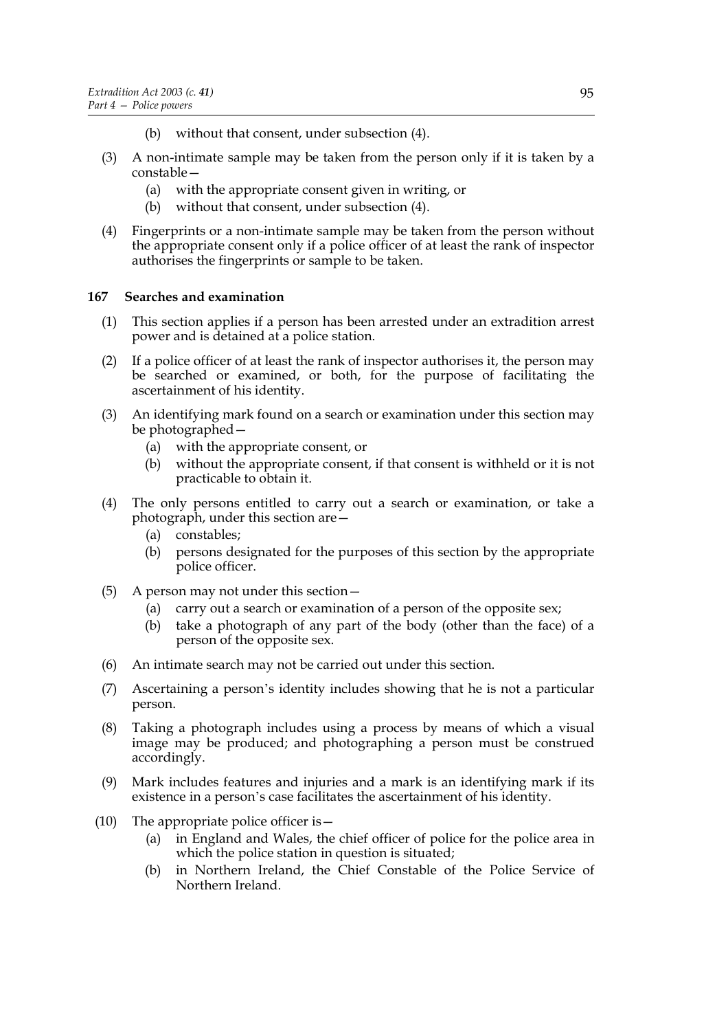(b) without that consent, under subsection (4).

(3) A non-intimate sample may be taken from the person only if it is taken by a constable—

(a) with the appropriate consent given in writing, or

(b) without that consent, under subsection (4).

(4) Fingerprints or a non-intimate sample may be taken from the person without the appropriate consent only if a police officer of at least the rank of inspector authorises the fingerprints or sample to be taken.

### 167 Searches and examination

(1) This section applies if a person has been arrested under an extradition arrest power and is detained at a police station.

(2) If a police officer of at least the rank of inspector authorises it, the person may be searched or examined, or both, for the purpose of facilitating the ascertainment of his identity.

(3) An identifying mark found on a search or examination under this section may be photographed—

(a) with the appropriate consent, or

(b) without the appropriate consent, if that consent is withheld or it is not practicable to obtain it.

(4) The only persons entitled to carry out a search or examination, or take a photograph, under this section are—

(a) constables;

(b) persons designated for the purposes of this section by the appropriate police officer.

(5) A person may not under this section—

(a) carry out a search or examination of a person of the opposite sex;

(b) take a photograph of any part of the body (other than the face) of a person of the opposite sex.

(6) An intimate search may not be carried out under this section.

(7) Ascertaining a person's identity includes showing that he is not a particular person.

(8) Taking a photograph includes using a process by means of which a visual image may be produced; and photographing a person must be construed accordingly.

(9) Mark includes features and injuries and a mark is an identifying mark if its existence in a person's case facilitates the ascertainment of his identity.

(10) The appropriate police officer is—

(a) in England and Wales, the chief officer of police for the police area in which the police station in question is situated;

(b) in Northern Ireland, the Chief Constable of the Police Service of Northern Ireland.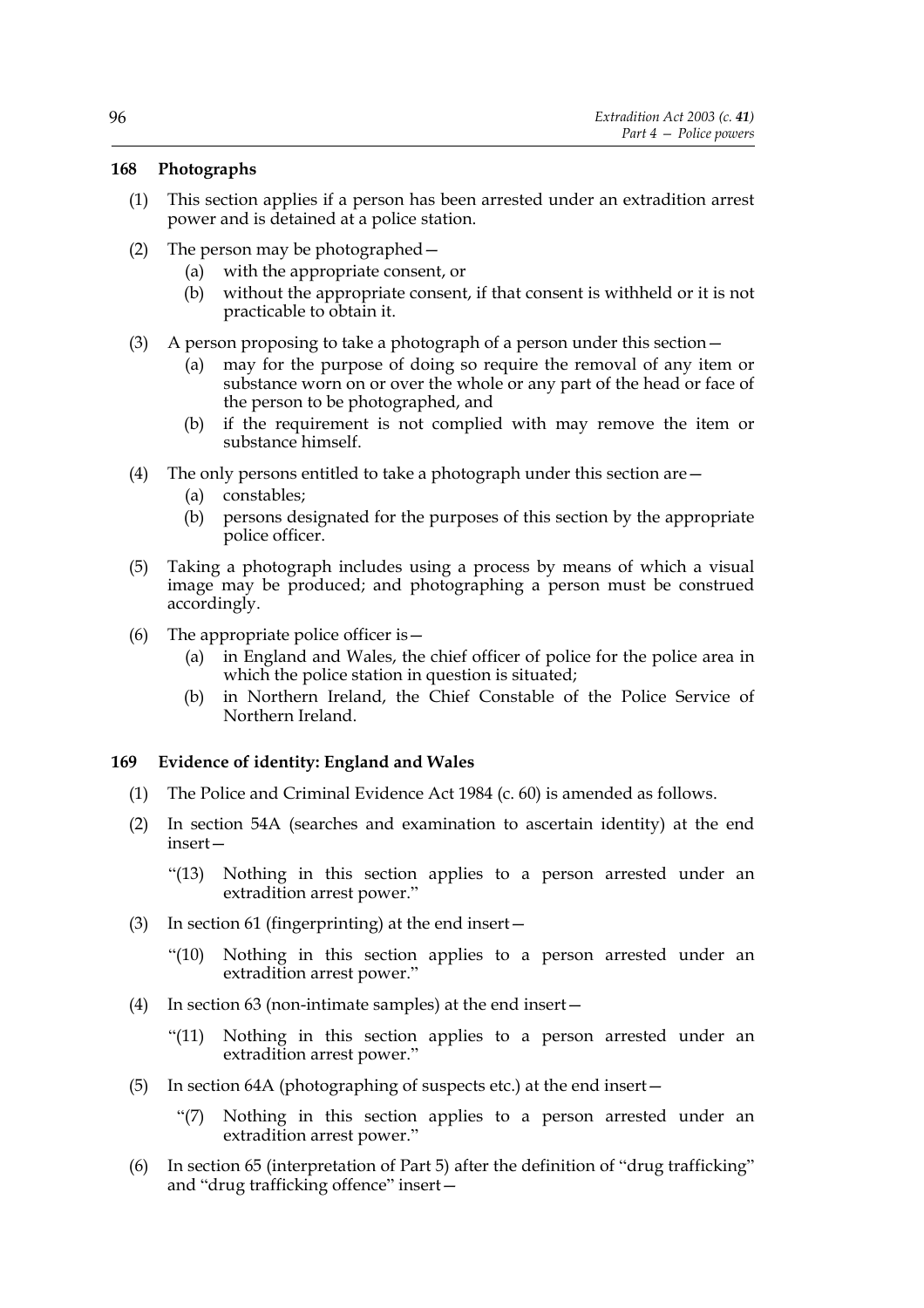## 168 Photographs

(1) This section applies if a person has been arrested under an extradition arrest power and is detained at a police station.

(2) The person may be photographed—

- (a) with the appropriate consent, or
- (b) without the appropriate consent, if that consent is withheld or it is not practicable to obtain it.

(3) A person proposing to take a photograph of a person under this section—

- (a) may for the purpose of doing so require the removal of any item or substance worn on or over the whole or any part of the head or face of the person to be photographed, and
- (b) if the requirement is not complied with may remove the item or substance himself.

(4) The only persons entitled to take a photograph under this section are—

- (a) constables;
- (b) persons designated for the purposes of this section by the appropriate police officer.

(5) Taking a photograph includes using a process by means of which a visual image may be produced; and photographing a person must be construed accordingly.

(6) The appropriate police officer is—

- (a) in England and Wales, the chief officer of police for the police area in which the police station in question is situated;
- (b) in Northern Ireland, the Chief Constable of the Police Service of Northern Ireland.

## 169 Evidence of identity: England and Wales

(1) The Police and Criminal Evidence Act 1984 (c. 60) is amended as follows.

(2) In section 54A (searches and examination to ascertain identity) at the end insert—

> "(13) Nothing in this section applies to a person arrested under an extradition arrest power."

(3) In section 61 (fingerprinting) at the end insert—

> "(10) Nothing in this section applies to a person arrested under an extradition arrest power."

(4) In section 63 (non-intimate samples) at the end insert—

> "(11) Nothing in this section applies to a person arrested under an extradition arrest power."

(5) In section 64A (photographing of suspects etc.) at the end insert—

> "(7) Nothing in this section applies to a person arrested under an extradition arrest power."

(6) In section 65 (interpretation of Part 5) after the definition of "drug trafficking" and "drug trafficking offence" insert—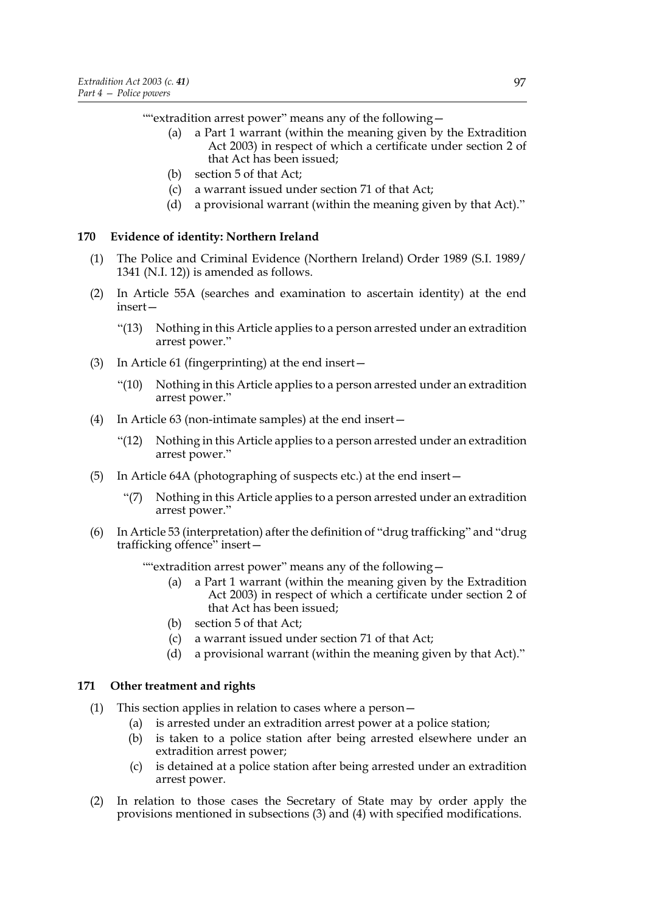""extradition arrest power" means any of the following—

(a) a Part 1 warrant (within the meaning given by the Extradition Act 2003) in respect of which a certificate under section 2 of that Act has been issued;

(b) section 5 of that Act;

(c) a warrant issued under section 71 of that Act;

(d) a provisional warrant (within the meaning given by that Act)."

### 170 Evidence of identity: Northern Ireland

(1) The Police and Criminal Evidence (Northern Ireland) Order 1989 (S.I. 1989/1341 (N.I. 12)) is amended as follows.

(2) In Article 55A (searches and examination to ascertain identity) at the end insert—

"(13) Nothing in this Article applies to a person arrested under an extradition arrest power."

(3) In Article 61 (fingerprinting) at the end insert—

"(10) Nothing in this Article applies to a person arrested under an extradition arrest power."

(4) In Article 63 (non-intimate samples) at the end insert—

"(12) Nothing in this Article applies to a person arrested under an extradition arrest power."

(5) In Article 64A (photographing of suspects etc.) at the end insert—

"(7) Nothing in this Article applies to a person arrested under an extradition arrest power."

(6) In Article 53 (interpretation) after the definition of "drug trafficking" and "drug trafficking offence" insert—

""extradition arrest power" means any of the following—

(a) a Part 1 warrant (within the meaning given by the Extradition Act 2003) in respect of which a certificate under section 2 of that Act has been issued;

(b) section 5 of that Act;

(c) a warrant issued under section 71 of that Act;

(d) a provisional warrant (within the meaning given by that Act)."

### 171 Other treatment and rights

(1) This section applies in relation to cases where a person—

(a) is arrested under an extradition arrest power at a police station;

(b) is taken to a police station after being arrested elsewhere under an extradition arrest power;

(c) is detained at a police station after being arrested under an extradition arrest power.

(2) In relation to those cases the Secretary of State may by order apply the provisions mentioned in subsections (3) and (4) with specified modifications.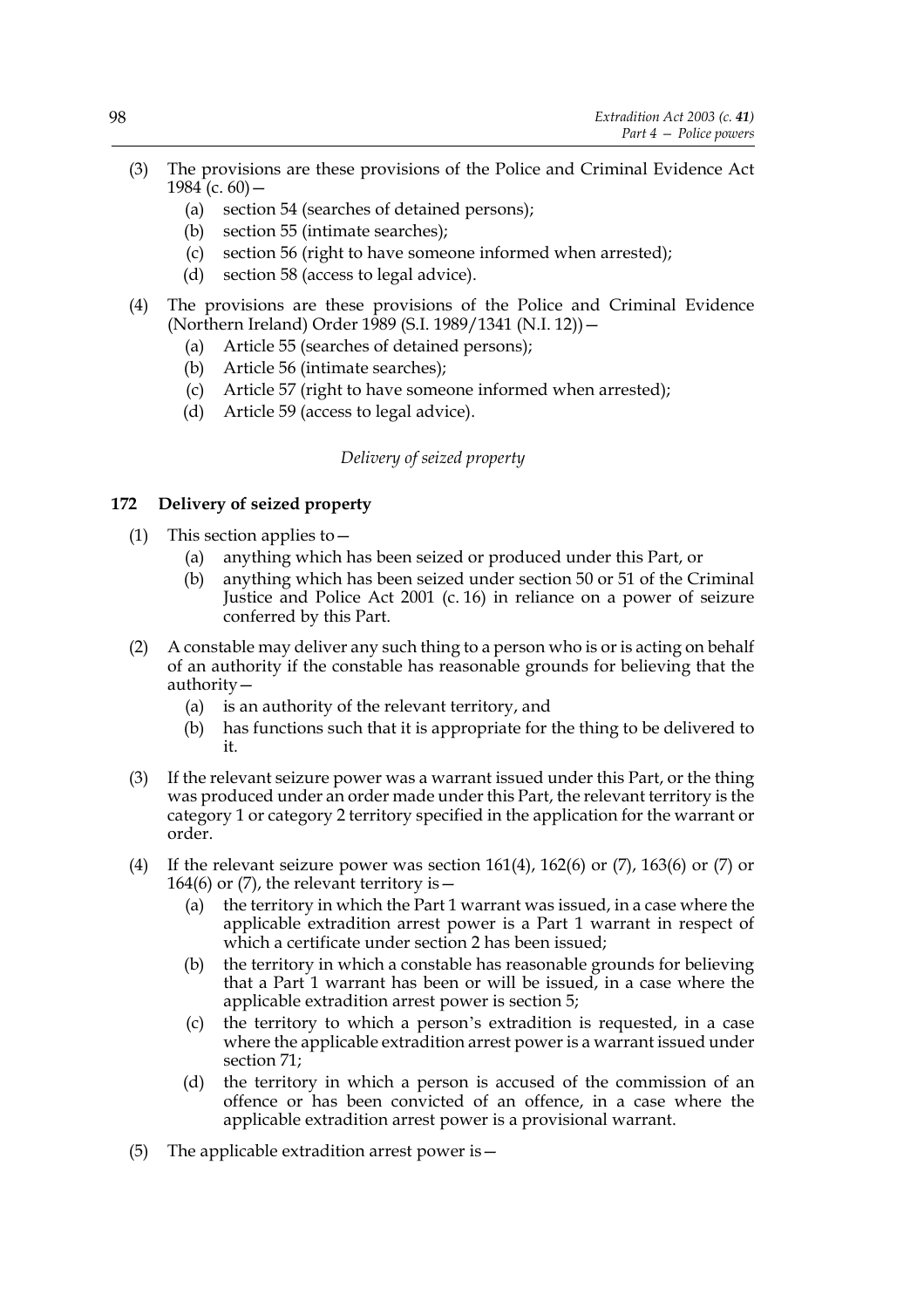(3) The provisions are these provisions of the Police and Criminal Evidence Act 1984 (c. 60)—
  (a) section 54 (searches of detained persons);
  (b) section 55 (intimate searches);
  (c) section 56 (right to have someone informed when arrested);
  (d) section 58 (access to legal advice).

(4) The provisions are these provisions of the Police and Criminal Evidence (Northern Ireland) Order 1989 (S.I. 1989/1341 (N.I. 12))—
  (a) Article 55 (searches of detained persons);
  (b) Article 56 (intimate searches);
  (c) Article 57 (right to have someone informed when arrested);
  (d) Article 59 (access to legal advice).

*Delivery of seized property*

### 172 Delivery of seized property

(1) This section applies to—
  (a) anything which has been seized or produced under this Part, or
  (b) anything which has been seized under section 50 or 51 of the Criminal Justice and Police Act 2001 (c. 16) in reliance on a power of seizure conferred by this Part.

(2) A constable may deliver any such thing to a person who is or is acting on behalf of an authority if the constable has reasonable grounds for believing that the authority—
  (a) is an authority of the relevant territory, and
  (b) has functions such that it is appropriate for the thing to be delivered to it.

(3) If the relevant seizure power was a warrant issued under this Part, or the thing was produced under an order made under this Part, the relevant territory is the category 1 or category 2 territory specified in the application for the warrant or order.

(4) If the relevant seizure power was section 161(4), 162(6) or (7), 163(6) or (7) or 164(6) or (7), the relevant territory is—
  (a) the territory in which the Part 1 warrant was issued, in a case where the applicable extradition arrest power is a Part 1 warrant in respect of which a certificate under section 2 has been issued;
  (b) the territory in which a constable has reasonable grounds for believing that a Part 1 warrant has been or will be issued, in a case where the applicable extradition arrest power is section 5;
  (c) the territory to which a person's extradition is requested, in a case where the applicable extradition arrest power is a warrant issued under section 71;
  (d) the territory in which a person is accused of the commission of an offence or has been convicted of an offence, in a case where the applicable extradition arrest power is a provisional warrant.

(5) The applicable extradition arrest power is—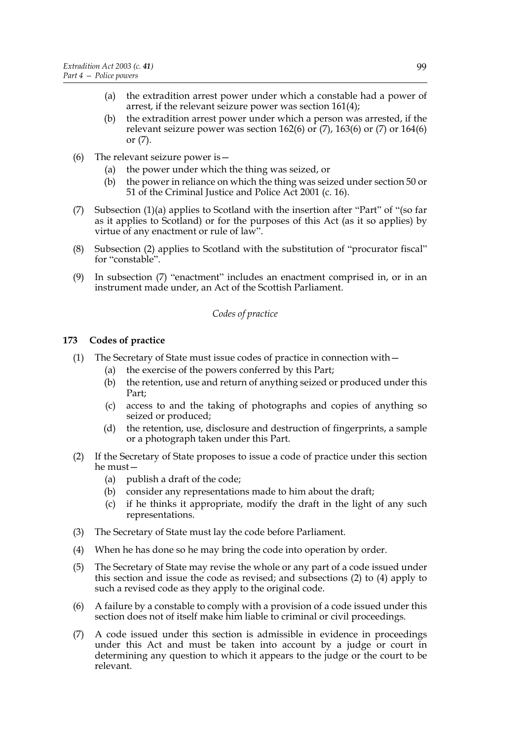(a) the extradition arrest power under which a constable had a power of arrest, if the relevant seizure power was section 161(4);

(b) the extradition arrest power under which a person was arrested, if the relevant seizure power was section 162(6) or (7), 163(6) or (7) or 164(6) or (7).

(6) The relevant seizure power is—

(a) the power under which the thing was seized, or

(b) the power in reliance on which the thing was seized under section 50 or 51 of the Criminal Justice and Police Act 2001 (c. 16).

(7) Subsection (1)(a) applies to Scotland with the insertion after "Part" of "(so far as it applies to Scotland) or for the purposes of this Act (as it so applies) by virtue of any enactment or rule of law".

(8) Subsection (2) applies to Scotland with the substitution of "procurator fiscal" for "constable".

(9) In subsection (7) "enactment" includes an enactment comprised in, or in an instrument made under, an Act of the Scottish Parliament.

*Codes of practice*

### 173 Codes of practice

(1) The Secretary of State must issue codes of practice in connection with—

(a) the exercise of the powers conferred by this Part;

(b) the retention, use and return of anything seized or produced under this Part;

(c) access to and the taking of photographs and copies of anything so seized or produced;

(d) the retention, use, disclosure and destruction of fingerprints, a sample or a photograph taken under this Part.

(2) If the Secretary of State proposes to issue a code of practice under this section he must—

(a) publish a draft of the code;

(b) consider any representations made to him about the draft;

(c) if he thinks it appropriate, modify the draft in the light of any such representations.

(3) The Secretary of State must lay the code before Parliament.

(4) When he has done so he may bring the code into operation by order.

(5) The Secretary of State may revise the whole or any part of a code issued under this section and issue the code as revised; and subsections (2) to (4) apply to such a revised code as they apply to the original code.

(6) A failure by a constable to comply with a provision of a code issued under this section does not of itself make him liable to criminal or civil proceedings.

(7) A code issued under this section is admissible in evidence in proceedings under this Act and must be taken into account by a judge or court in determining any question to which it appears to the judge or the court to be relevant.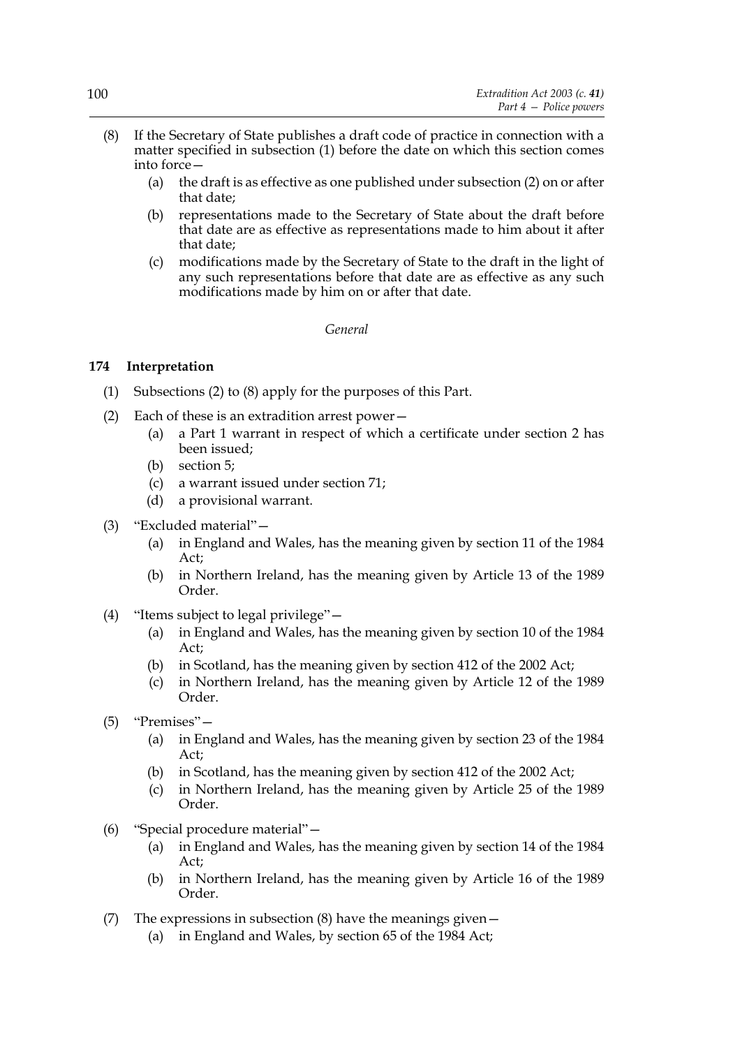(8) If the Secretary of State publishes a draft code of practice in connection with a matter specified in subsection (1) before the date on which this section comes into force—

   (a) the draft is as effective as one published under subsection (2) on or after that date;

   (b) representations made to the Secretary of State about the draft before that date are as effective as representations made to him about it after that date;

   (c) modifications made by the Secretary of State to the draft in the light of any such representations before that date are as effective as any such modifications made by him on or after that date.

*General*

**174 Interpretation**

(1) Subsections (2) to (8) apply for the purposes of this Part.

(2) Each of these is an extradition arrest power—

   (a) a Part 1 warrant in respect of which a certificate under section 2 has been issued;

   (b) section 5;

   (c) a warrant issued under section 71;

   (d) a provisional warrant.

(3) "Excluded material"—

   (a) in England and Wales, has the meaning given by section 11 of the 1984 Act;

   (b) in Northern Ireland, has the meaning given by Article 13 of the 1989 Order.

(4) "Items subject to legal privilege"—

   (a) in England and Wales, has the meaning given by section 10 of the 1984 Act;

   (b) in Scotland, has the meaning given by section 412 of the 2002 Act;

   (c) in Northern Ireland, has the meaning given by Article 12 of the 1989 Order.

(5) "Premises"—

   (a) in England and Wales, has the meaning given by section 23 of the 1984 Act;

   (b) in Scotland, has the meaning given by section 412 of the 2002 Act;

   (c) in Northern Ireland, has the meaning given by Article 25 of the 1989 Order.

(6) "Special procedure material"—

   (a) in England and Wales, has the meaning given by section 14 of the 1984 Act;

   (b) in Northern Ireland, has the meaning given by Article 16 of the 1989 Order.

(7) The expressions in subsection (8) have the meanings given—

   (a) in England and Wales, by section 65 of the 1984 Act;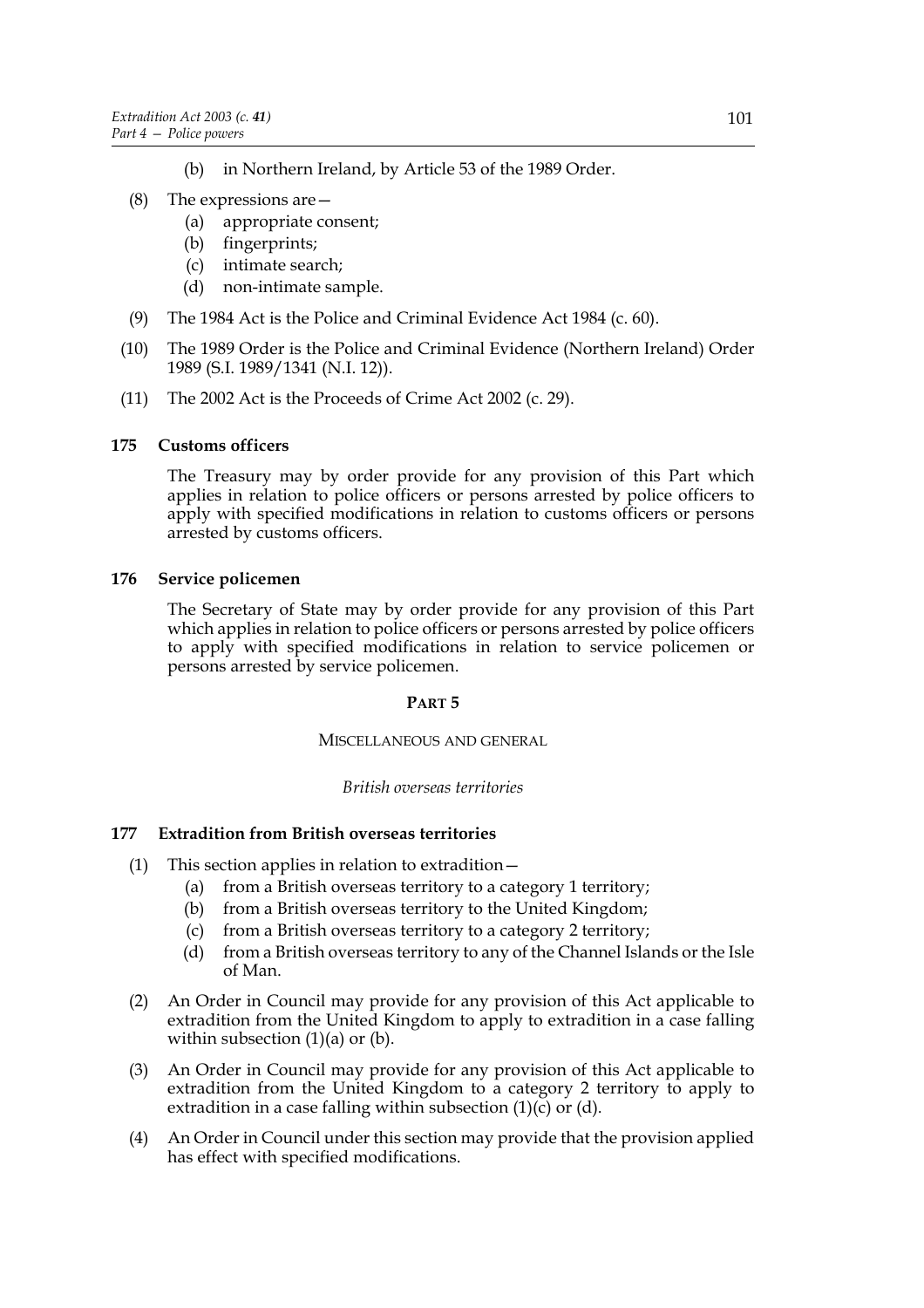(b) in Northern Ireland, by Article 53 of the 1989 Order.

(8) The expressions are—
   (a) appropriate consent;
   (b) fingerprints;
   (c) intimate search;
   (d) non-intimate sample.

(9) The 1984 Act is the Police and Criminal Evidence Act 1984 (c. 60).

(10) The 1989 Order is the Police and Criminal Evidence (Northern Ireland) Order 1989 (S.I. 1989/1341 (N.I. 12)).

(11) The 2002 Act is the Proceeds of Crime Act 2002 (c. 29).

### 175 Customs officers

The Treasury may by order provide for any provision of this Part which applies in relation to police officers or persons arrested by police officers to apply with specified modifications in relation to customs officers or persons arrested by customs officers.

### 176 Service policemen

The Secretary of State may by order provide for any provision of this Part which applies in relation to police officers or persons arrested by police officers to apply with specified modifications in relation to service policemen or persons arrested by service policemen.

## PART 5

## MISCELLANEOUS AND GENERAL

*British overseas territories*

### 177 Extradition from British overseas territories

(1) This section applies in relation to extradition—
   (a) from a British overseas territory to a category 1 territory;
   (b) from a British overseas territory to the United Kingdom;
   (c) from a British overseas territory to a category 2 territory;
   (d) from a British overseas territory to any of the Channel Islands or the Isle of Man.

(2) An Order in Council may provide for any provision of this Act applicable to extradition from the United Kingdom to apply to extradition in a case falling within subsection (1)(a) or (b).

(3) An Order in Council may provide for any provision of this Act applicable to extradition from the United Kingdom to a category 2 territory to apply to extradition in a case falling within subsection (1)(c) or (d).

(4) An Order in Council under this section may provide that the provision applied has effect with specified modifications.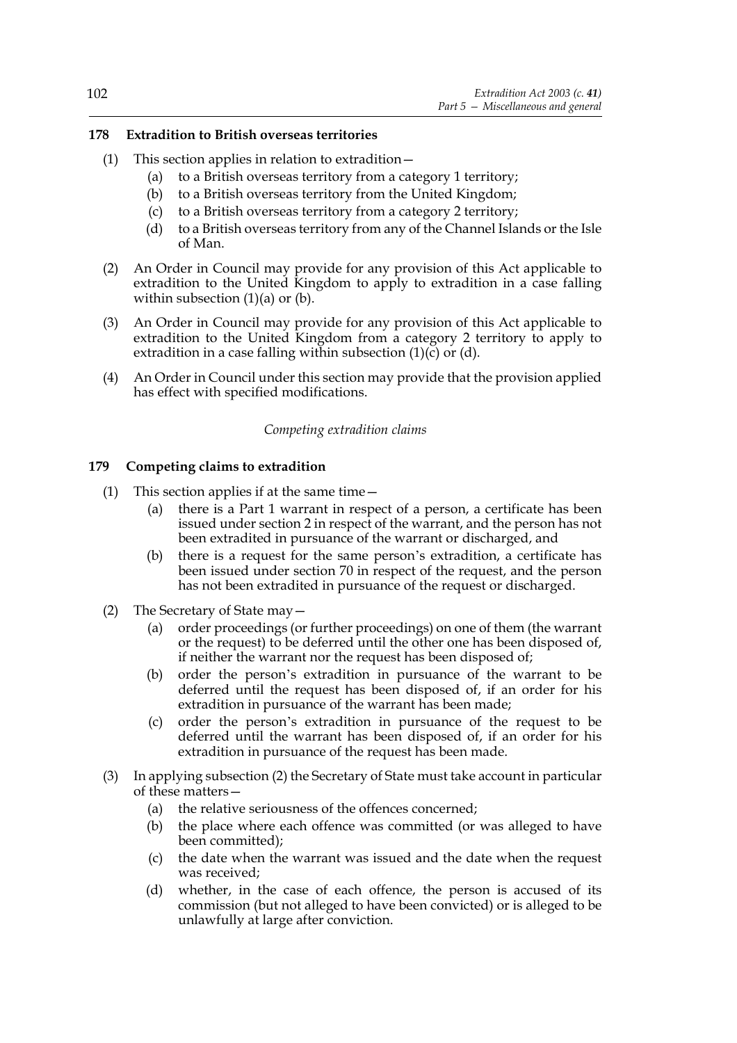**178 Extradition to British overseas territories**

(1) This section applies in relation to extradition—

(a) to a British overseas territory from a category 1 territory;

(b) to a British overseas territory from the United Kingdom;

(c) to a British overseas territory from a category 2 territory;

(d) to a British overseas territory from any of the Channel Islands or the Isle of Man.

(2) An Order in Council may provide for any provision of this Act applicable to extradition to the United Kingdom to apply to extradition in a case falling within subsection (1)(a) or (b).

(3) An Order in Council may provide for any provision of this Act applicable to extradition to the United Kingdom from a category 2 territory to apply to extradition in a case falling within subsection (1)(c) or (d).

(4) An Order in Council under this section may provide that the provision applied has effect with specified modifications.

*Competing extradition claims*

**179 Competing claims to extradition**

(1) This section applies if at the same time—

(a) there is a Part 1 warrant in respect of a person, a certificate has been issued under section 2 in respect of the warrant, and the person has not been extradited in pursuance of the warrant or discharged, and

(b) there is a request for the same person's extradition, a certificate has been issued under section 70 in respect of the request, and the person has not been extradited in pursuance of the request or discharged.

(2) The Secretary of State may—

(a) order proceedings (or further proceedings) on one of them (the warrant or the request) to be deferred until the other one has been disposed of, if neither the warrant nor the request has been disposed of;

(b) order the person's extradition in pursuance of the warrant to be deferred until the request has been disposed of, if an order for his extradition in pursuance of the warrant has been made;

(c) order the person's extradition in pursuance of the request to be deferred until the warrant has been disposed of, if an order for his extradition in pursuance of the request has been made.

(3) In applying subsection (2) the Secretary of State must take account in particular of these matters—

(a) the relative seriousness of the offences concerned;

(b) the place where each offence was committed (or was alleged to have been committed);

(c) the date when the warrant was issued and the date when the request was received;

(d) whether, in the case of each offence, the person is accused of its commission (but not alleged to have been convicted) or is alleged to be unlawfully at large after conviction.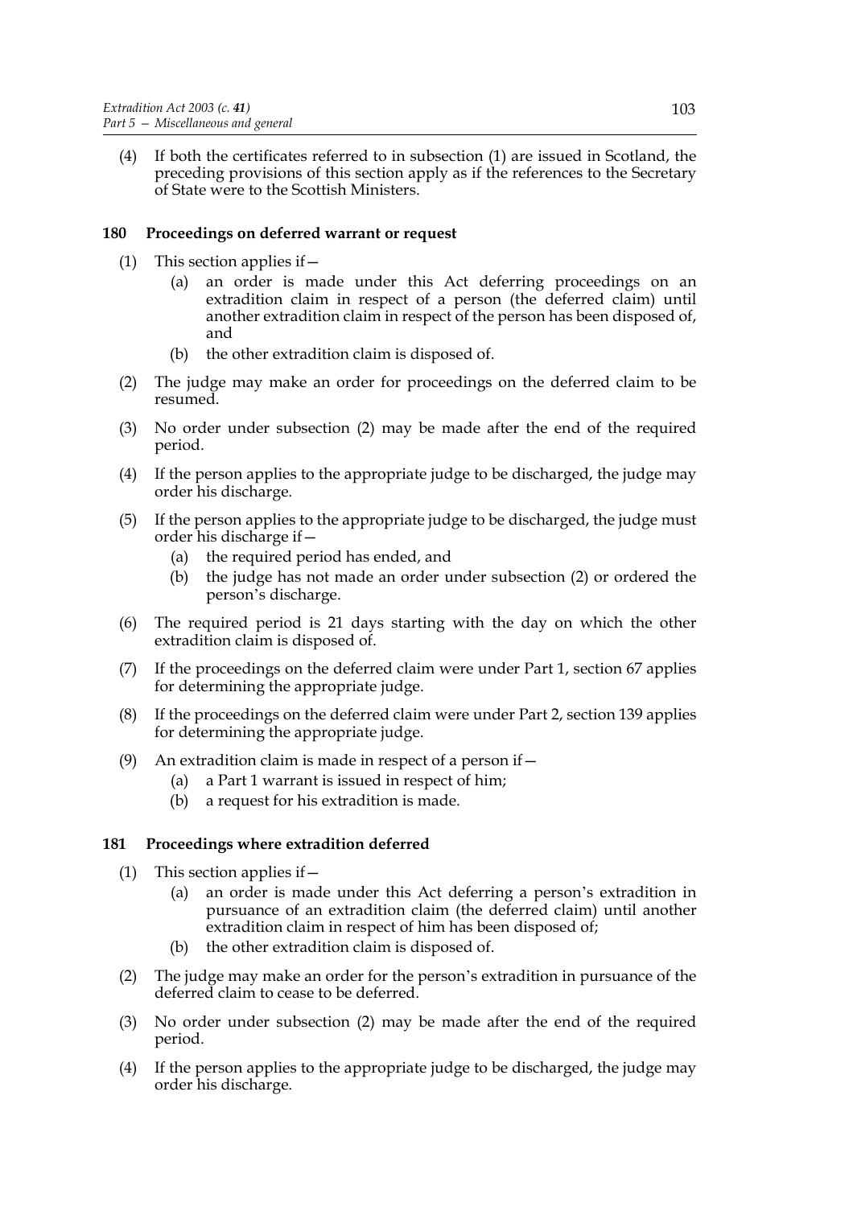(4) If both the certificates referred to in subsection (1) are issued in Scotland, the preceding provisions of this section apply as if the references to the Secretary of State were to the Scottish Ministers.

### 180 Proceedings on deferred warrant or request

(1) This section applies if—

   (a) an order is made under this Act deferring proceedings on an extradition claim in respect of a person (the deferred claim) until another extradition claim in respect of the person has been disposed of, and

   (b) the other extradition claim is disposed of.

(2) The judge may make an order for proceedings on the deferred claim to be resumed.

(3) No order under subsection (2) may be made after the end of the required period.

(4) If the person applies to the appropriate judge to be discharged, the judge may order his discharge.

(5) If the person applies to the appropriate judge to be discharged, the judge must order his discharge if—

   (a) the required period has ended, and

   (b) the judge has not made an order under subsection (2) or ordered the person's discharge.

(6) The required period is 21 days starting with the day on which the other extradition claim is disposed of.

(7) If the proceedings on the deferred claim were under Part 1, section 67 applies for determining the appropriate judge.

(8) If the proceedings on the deferred claim were under Part 2, section 139 applies for determining the appropriate judge.

(9) An extradition claim is made in respect of a person if—

   (a) a Part 1 warrant is issued in respect of him;

   (b) a request for his extradition is made.

### 181 Proceedings where extradition deferred

(1) This section applies if—

   (a) an order is made under this Act deferring a person's extradition in pursuance of an extradition claim (the deferred claim) until another extradition claim in respect of him has been disposed of;

   (b) the other extradition claim is disposed of.

(2) The judge may make an order for the person's extradition in pursuance of the deferred claim to cease to be deferred.

(3) No order under subsection (2) may be made after the end of the required period.

(4) If the person applies to the appropriate judge to be discharged, the judge may order his discharge.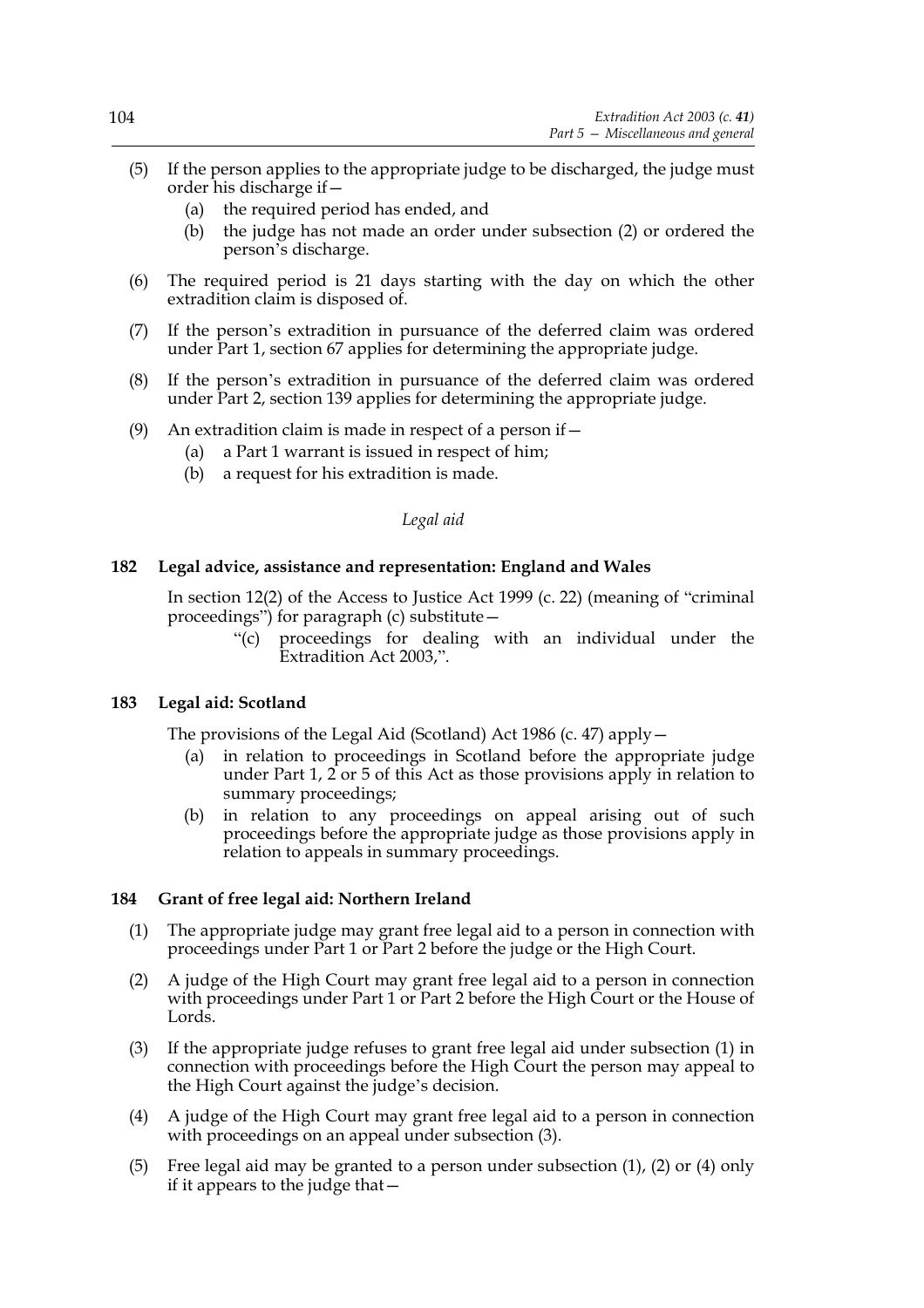(5) If the person applies to the appropriate judge to be discharged, the judge must order his discharge if—

  (a) the required period has ended, and

  (b) the judge has not made an order under subsection (2) or ordered the person's discharge.

(6) The required period is 21 days starting with the day on which the other extradition claim is disposed of.

(7) If the person's extradition in pursuance of the deferred claim was ordered under Part 1, section 67 applies for determining the appropriate judge.

(8) If the person's extradition in pursuance of the deferred claim was ordered under Part 2, section 139 applies for determining the appropriate judge.

(9) An extradition claim is made in respect of a person if—

  (a) a Part 1 warrant is issued in respect of him;

  (b) a request for his extradition is made.

*Legal aid*

### 182 Legal advice, assistance and representation: England and Wales

In section 12(2) of the Access to Justice Act 1999 (c. 22) (meaning of "criminal proceedings") for paragraph (c) substitute—

> "(c) proceedings for dealing with an individual under the Extradition Act 2003,".

### 183 Legal aid: Scotland

The provisions of the Legal Aid (Scotland) Act 1986 (c. 47) apply—

  (a) in relation to proceedings in Scotland before the appropriate judge under Part 1, 2 or 5 of this Act as those provisions apply in relation to summary proceedings;

  (b) in relation to any proceedings on appeal arising out of such proceedings before the appropriate judge as those provisions apply in relation to appeals in summary proceedings.

### 184 Grant of free legal aid: Northern Ireland

(1) The appropriate judge may grant free legal aid to a person in connection with proceedings under Part 1 or Part 2 before the judge or the High Court.

(2) A judge of the High Court may grant free legal aid to a person in connection with proceedings under Part 1 or Part 2 before the High Court or the House of Lords.

(3) If the appropriate judge refuses to grant free legal aid under subsection (1) in connection with proceedings before the High Court the person may appeal to the High Court against the judge's decision.

(4) A judge of the High Court may grant free legal aid to a person in connection with proceedings on an appeal under subsection (3).

(5) Free legal aid may be granted to a person under subsection (1), (2) or (4) only if it appears to the judge that—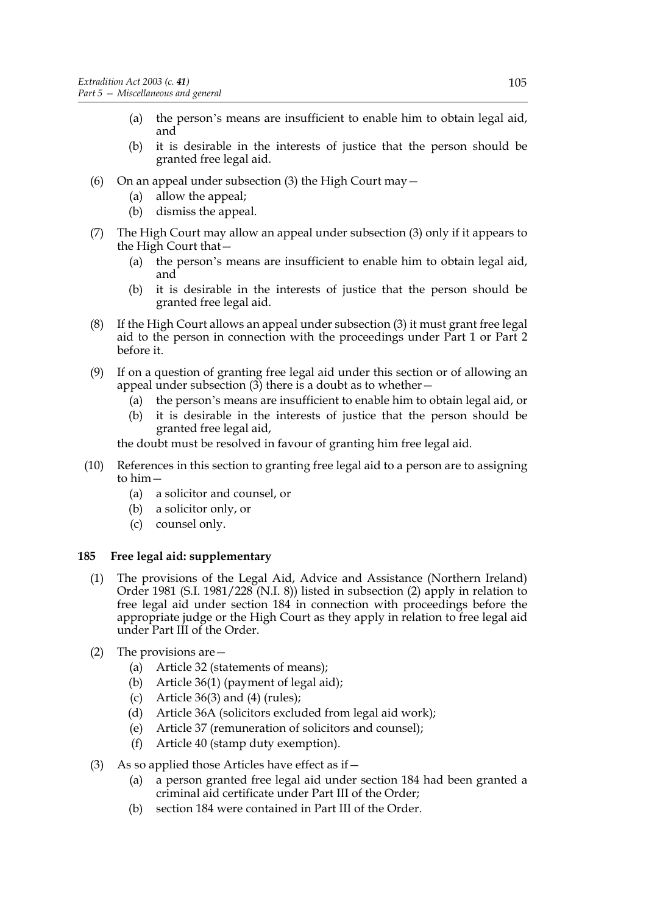(a) the person's means are insufficient to enable him to obtain legal aid, and

(b) it is desirable in the interests of justice that the person should be granted free legal aid.

(6) On an appeal under subsection (3) the High Court may—

(a) allow the appeal;

(b) dismiss the appeal.

(7) The High Court may allow an appeal under subsection (3) only if it appears to the High Court that—

(a) the person's means are insufficient to enable him to obtain legal aid, and

(b) it is desirable in the interests of justice that the person should be granted free legal aid.

(8) If the High Court allows an appeal under subsection (3) it must grant free legal aid to the person in connection with the proceedings under Part 1 or Part 2 before it.

(9) If on a question of granting free legal aid under this section or of allowing an appeal under subsection (3) there is a doubt as to whether—

(a) the person's means are insufficient to enable him to obtain legal aid, or

(b) it is desirable in the interests of justice that the person should be granted free legal aid,

the doubt must be resolved in favour of granting him free legal aid.

(10) References in this section to granting free legal aid to a person are to assigning to him—

(a) a solicitor and counsel, or

(b) a solicitor only, or

(c) counsel only.

**185 Free legal aid: supplementary**

(1) The provisions of the Legal Aid, Advice and Assistance (Northern Ireland) Order 1981 (S.I. 1981/228 (N.I. 8)) listed in subsection (2) apply in relation to free legal aid under section 184 in connection with proceedings before the appropriate judge or the High Court as they apply in relation to free legal aid under Part III of the Order.

(2) The provisions are—

(a) Article 32 (statements of means);

(b) Article 36(1) (payment of legal aid);

(c) Article 36(3) and (4) (rules);

(d) Article 36A (solicitors excluded from legal aid work);

(e) Article 37 (remuneration of solicitors and counsel);

(f) Article 40 (stamp duty exemption).

(3) As so applied those Articles have effect as if—

(a) a person granted free legal aid under section 184 had been granted a criminal aid certificate under Part III of the Order;

(b) section 184 were contained in Part III of the Order.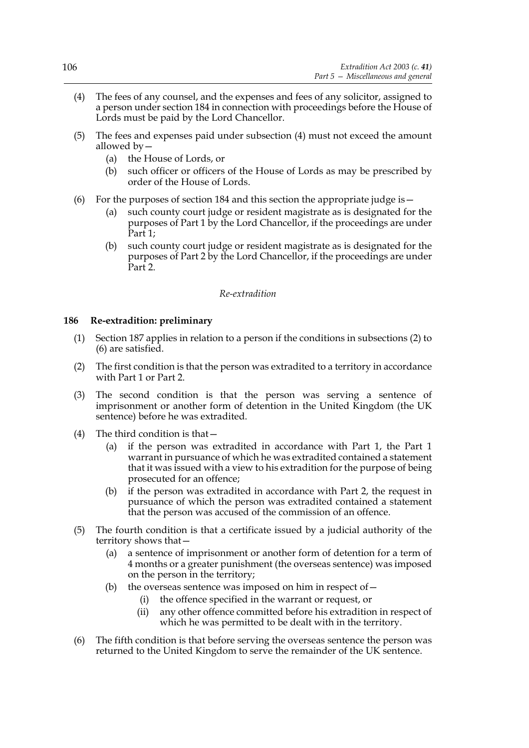(4) The fees of any counsel, and the expenses and fees of any solicitor, assigned to a person under section 184 in connection with proceedings before the House of Lords must be paid by the Lord Chancellor.

(5) The fees and expenses paid under subsection (4) must not exceed the amount allowed by—

(a) the House of Lords, or

(b) such officer or officers of the House of Lords as may be prescribed by order of the House of Lords.

(6) For the purposes of section 184 and this section the appropriate judge is—

(a) such county court judge or resident magistrate as is designated for the purposes of Part 1 by the Lord Chancellor, if the proceedings are under Part 1;

(b) such county court judge or resident magistrate as is designated for the purposes of Part 2 by the Lord Chancellor, if the proceedings are under Part 2.

*Re-extradition*

### 186 Re-extradition: preliminary

(1) Section 187 applies in relation to a person if the conditions in subsections (2) to (6) are satisfied.

(2) The first condition is that the person was extradited to a territory in accordance with Part 1 or Part 2.

(3) The second condition is that the person was serving a sentence of imprisonment or another form of detention in the United Kingdom (the UK sentence) before he was extradited.

(4) The third condition is that—

(a) if the person was extradited in accordance with Part 1, the Part 1 warrant in pursuance of which he was extradited contained a statement that it was issued with a view to his extradition for the purpose of being prosecuted for an offence;

(b) if the person was extradited in accordance with Part 2, the request in pursuance of which the person was extradited contained a statement that the person was accused of the commission of an offence.

(5) The fourth condition is that a certificate issued by a judicial authority of the territory shows that—

(a) a sentence of imprisonment or another form of detention for a term of 4 months or a greater punishment (the overseas sentence) was imposed on the person in the territory;

(b) the overseas sentence was imposed on him in respect of—

(i) the offence specified in the warrant or request, or

(ii) any other offence committed before his extradition in respect of which he was permitted to be dealt with in the territory.

(6) The fifth condition is that before serving the overseas sentence the person was returned to the United Kingdom to serve the remainder of the UK sentence.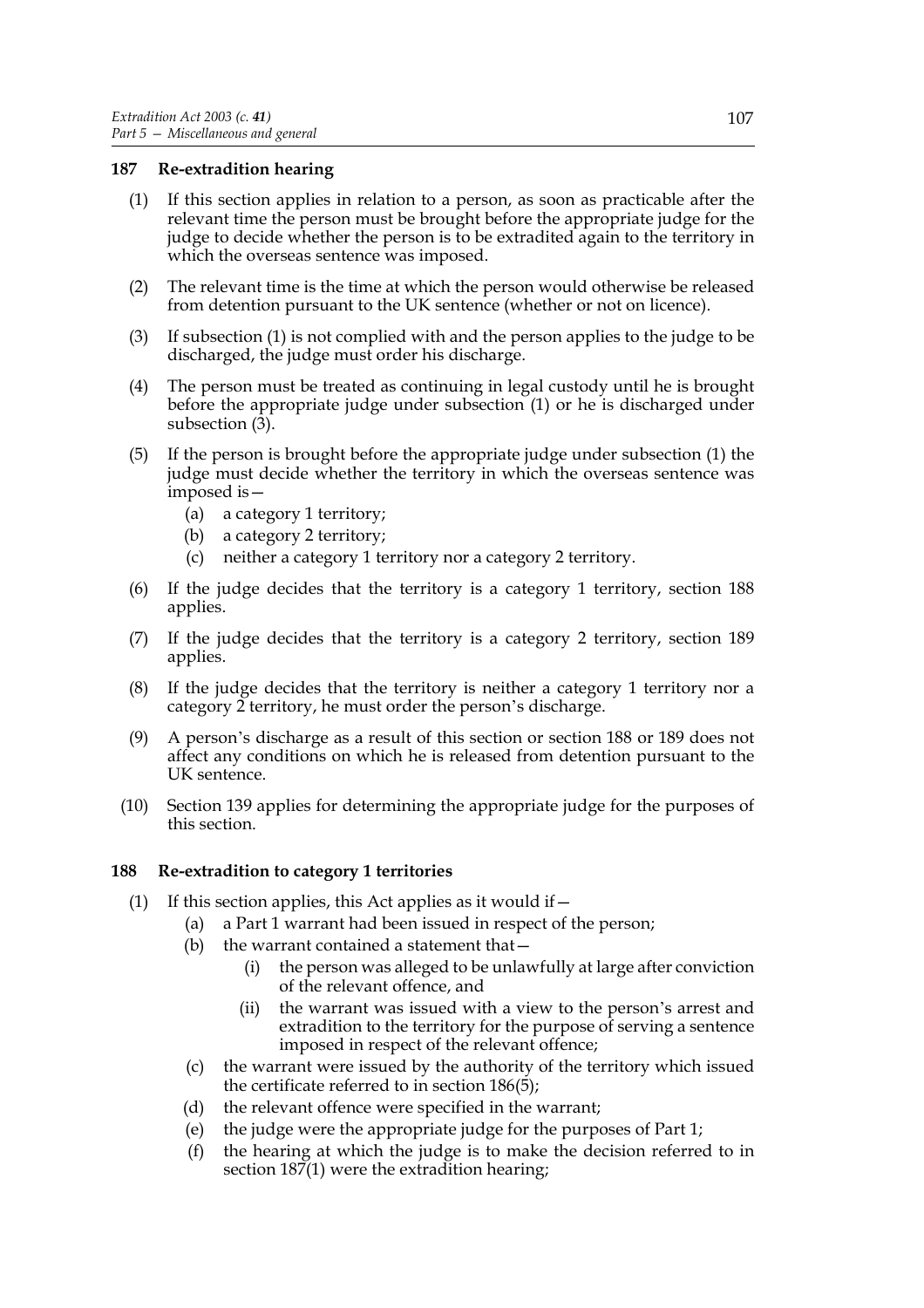## 187 Re-extradition hearing

(1) If this section applies in relation to a person, as soon as practicable after the relevant time the person must be brought before the appropriate judge for the judge to decide whether the person is to be extradited again to the territory in which the overseas sentence was imposed.

(2) The relevant time is the time at which the person would otherwise be released from detention pursuant to the UK sentence (whether or not on licence).

(3) If subsection (1) is not complied with and the person applies to the judge to be discharged, the judge must order his discharge.

(4) The person must be treated as continuing in legal custody until he is brought before the appropriate judge under subsection (1) or he is discharged under subsection (3).

(5) If the person is brought before the appropriate judge under subsection (1) the judge must decide whether the territory in which the overseas sentence was imposed is—

- (a) a category 1 territory;
- (b) a category 2 territory;
- (c) neither a category 1 territory nor a category 2 territory.

(6) If the judge decides that the territory is a category 1 territory, section 188 applies.

(7) If the judge decides that the territory is a category 2 territory, section 189 applies.

(8) If the judge decides that the territory is neither a category 1 territory nor a category 2 territory, he must order the person's discharge.

(9) A person's discharge as a result of this section or section 188 or 189 does not affect any conditions on which he is released from detention pursuant to the UK sentence.

(10) Section 139 applies for determining the appropriate judge for the purposes of this section.

## 188 Re-extradition to category 1 territories

(1) If this section applies, this Act applies as it would if—

- (a) a Part 1 warrant had been issued in respect of the person;
- (b) the warrant contained a statement that—
  - (i) the person was alleged to be unlawfully at large after conviction of the relevant offence, and
  - (ii) the warrant was issued with a view to the person's arrest and extradition to the territory for the purpose of serving a sentence imposed in respect of the relevant offence;
- (c) the warrant were issued by the authority of the territory which issued the certificate referred to in section 186(5);
- (d) the relevant offence were specified in the warrant;
- (e) the judge were the appropriate judge for the purposes of Part 1;
- (f) the hearing at which the judge is to make the decision referred to in section 187(1) were the extradition hearing;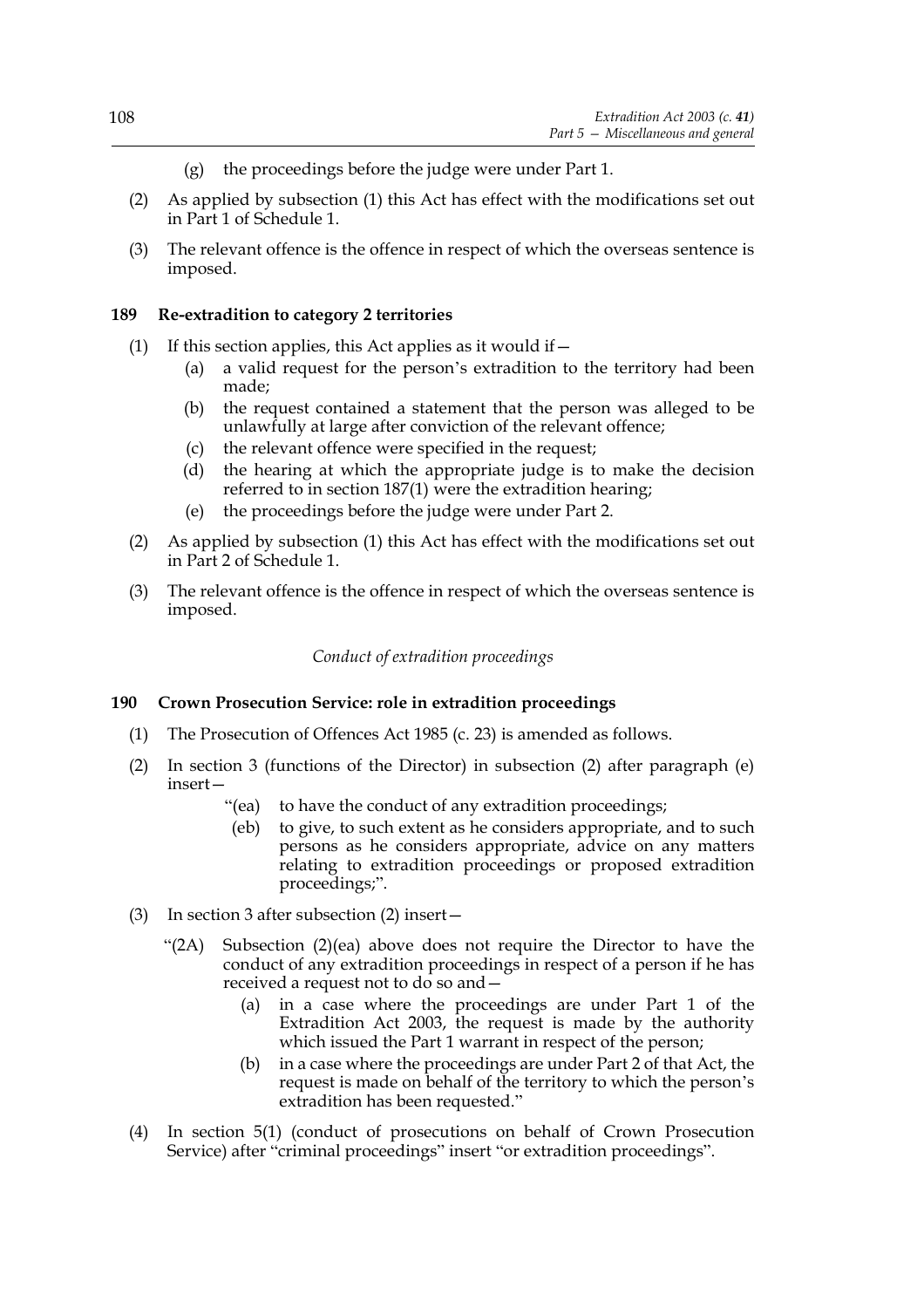(g) the proceedings before the judge were under Part 1.

(2) As applied by subsection (1) this Act has effect with the modifications set out in Part 1 of Schedule 1.

(3) The relevant offence is the offence in respect of which the overseas sentence is imposed.

### 189 Re-extradition to category 2 territories

(1) If this section applies, this Act applies as it would if—

(a) a valid request for the person's extradition to the territory had been made;

(b) the request contained a statement that the person was alleged to be unlawfully at large after conviction of the relevant offence;

(c) the relevant offence were specified in the request;

(d) the hearing at which the appropriate judge is to make the decision referred to in section 187(1) were the extradition hearing;

(e) the proceedings before the judge were under Part 2.

(2) As applied by subsection (1) this Act has effect with the modifications set out in Part 2 of Schedule 1.

(3) The relevant offence is the offence in respect of which the overseas sentence is imposed.

*Conduct of extradition proceedings*

### 190 Crown Prosecution Service: role in extradition proceedings

(1) The Prosecution of Offences Act 1985 (c. 23) is amended as follows.

(2) In section 3 (functions of the Director) in subsection (2) after paragraph (e) insert—

"(ea) to have the conduct of any extradition proceedings;

(eb) to give, to such extent as he considers appropriate, and to such persons as he considers appropriate, advice on any matters relating to extradition proceedings or proposed extradition proceedings;".

(3) In section 3 after subsection (2) insert—

"(2A) Subsection (2)(ea) above does not require the Director to have the conduct of any extradition proceedings in respect of a person if he has received a request not to do so and—

(a) in a case where the proceedings are under Part 1 of the Extradition Act 2003, the request is made by the authority which issued the Part 1 warrant in respect of the person;

(b) in a case where the proceedings are under Part 2 of that Act, the request is made on behalf of the territory to which the person's extradition has been requested."

(4) In section 5(1) (conduct of prosecutions on behalf of Crown Prosecution Service) after "criminal proceedings" insert "or extradition proceedings".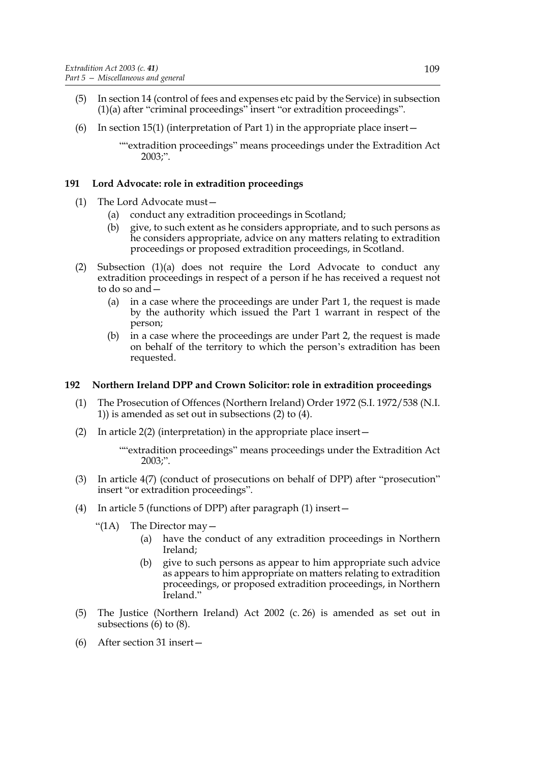(5) In section 14 (control of fees and expenses etc paid by the Service) in subsection (1)(a) after "criminal proceedings" insert "or extradition proceedings".

(6) In section 15(1) (interpretation of Part 1) in the appropriate place insert—

> ""extradition proceedings" means proceedings under the Extradition Act 2003;".

### 191 Lord Advocate: role in extradition proceedings

(1) The Lord Advocate must—

(a) conduct any extradition proceedings in Scotland;

(b) give, to such extent as he considers appropriate, and to such persons as he considers appropriate, advice on any matters relating to extradition proceedings or proposed extradition proceedings, in Scotland.

(2) Subsection (1)(a) does not require the Lord Advocate to conduct any extradition proceedings in respect of a person if he has received a request not to do so and—

(a) in a case where the proceedings are under Part 1, the request is made by the authority which issued the Part 1 warrant in respect of the person;

(b) in a case where the proceedings are under Part 2, the request is made on behalf of the territory to which the person's extradition has been requested.

### 192 Northern Ireland DPP and Crown Solicitor: role in extradition proceedings

(1) The Prosecution of Offences (Northern Ireland) Order 1972 (S.I. 1972/538 (N.I. 1)) is amended as set out in subsections (2) to (4).

(2) In article 2(2) (interpretation) in the appropriate place insert—

> ""extradition proceedings" means proceedings under the Extradition Act 2003;".

(3) In article 4(7) (conduct of prosecutions on behalf of DPP) after "prosecution" insert "or extradition proceedings".

(4) In article 5 (functions of DPP) after paragraph (1) insert—

> "(1A) The Director may—
>
> (a) have the conduct of any extradition proceedings in Northern Ireland;
>
> (b) give to such persons as appear to him appropriate such advice as appears to him appropriate on matters relating to extradition proceedings, or proposed extradition proceedings, in Northern Ireland."

(5) The Justice (Northern Ireland) Act 2002 (c. 26) is amended as set out in subsections (6) to (8).

(6) After section 31 insert—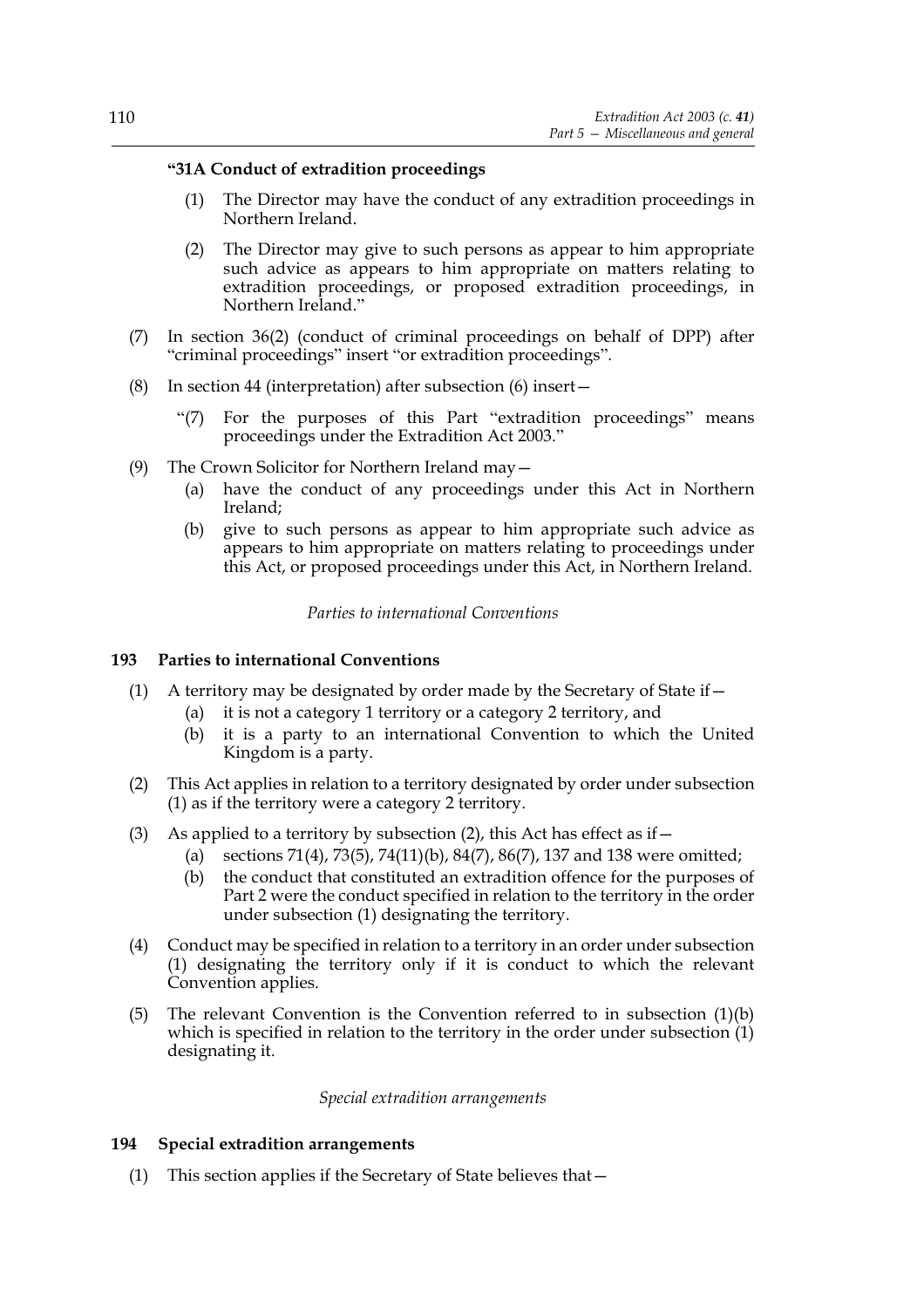**"31A Conduct of extradition proceedings**

(1) The Director may have the conduct of any extradition proceedings in Northern Ireland.

(2) The Director may give to such persons as appear to him appropriate such advice as appears to him appropriate on matters relating to extradition proceedings, or proposed extradition proceedings, in Northern Ireland."

(7) In section 36(2) (conduct of criminal proceedings on behalf of DPP) after "criminal proceedings" insert "or extradition proceedings".

(8) In section 44 (interpretation) after subsection (6) insert—

"(7) For the purposes of this Part "extradition proceedings" means proceedings under the Extradition Act 2003."

(9) The Crown Solicitor for Northern Ireland may—
- (a) have the conduct of any proceedings under this Act in Northern Ireland;
- (b) give to such persons as appear to him appropriate such advice as appears to him appropriate on matters relating to proceedings under this Act, or proposed proceedings under this Act, in Northern Ireland.

*Parties to international Conventions*

### 193 Parties to international Conventions

(1) A territory may be designated by order made by the Secretary of State if—
- (a) it is not a category 1 territory or a category 2 territory, and
- (b) it is a party to an international Convention to which the United Kingdom is a party.

(2) This Act applies in relation to a territory designated by order under subsection (1) as if the territory were a category 2 territory.

(3) As applied to a territory by subsection (2), this Act has effect as if—
- (a) sections 71(4), 73(5), 74(11)(b), 84(7), 86(7), 137 and 138 were omitted;
- (b) the conduct that constituted an extradition offence for the purposes of Part 2 were the conduct specified in relation to the territory in the order under subsection (1) designating the territory.

(4) Conduct may be specified in relation to a territory in an order under subsection (1) designating the territory only if it is conduct to which the relevant Convention applies.

(5) The relevant Convention is the Convention referred to in subsection (1)(b) which is specified in relation to the territory in the order under subsection (1) designating it.

*Special extradition arrangements*

### 194 Special extradition arrangements

(1) This section applies if the Secretary of State believes that—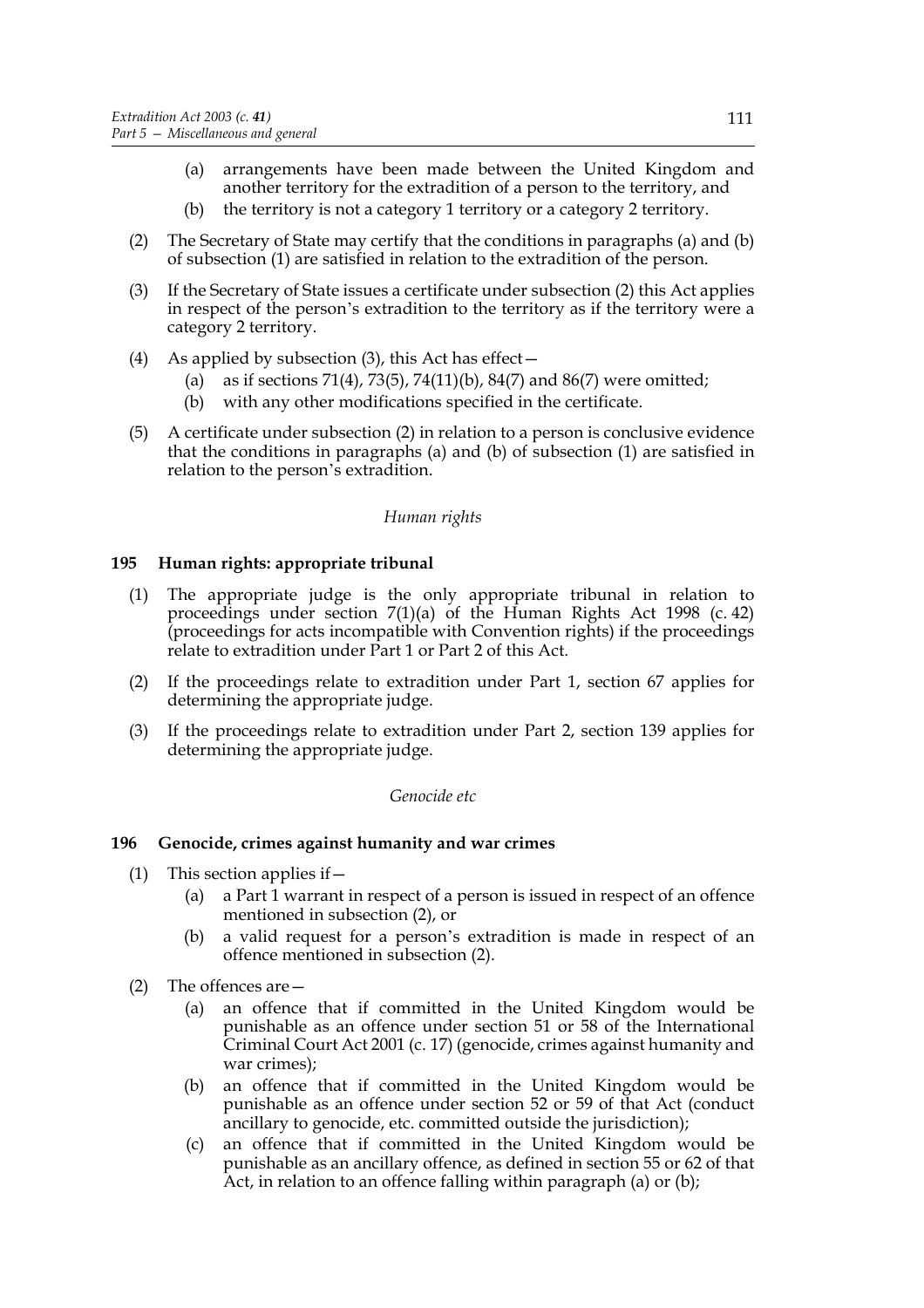(a) arrangements have been made between the United Kingdom and another territory for the extradition of a person to the territory, and

(b) the territory is not a category 1 territory or a category 2 territory.

(2) The Secretary of State may certify that the conditions in paragraphs (a) and (b) of subsection (1) are satisfied in relation to the extradition of the person.

(3) If the Secretary of State issues a certificate under subsection (2) this Act applies in respect of the person's extradition to the territory as if the territory were a category 2 territory.

(4) As applied by subsection (3), this Act has effect—

(a) as if sections 71(4), 73(5), 74(11)(b), 84(7) and 86(7) were omitted;

(b) with any other modifications specified in the certificate.

(5) A certificate under subsection (2) in relation to a person is conclusive evidence that the conditions in paragraphs (a) and (b) of subsection (1) are satisfied in relation to the person's extradition.

*Human rights*

### 195 Human rights: appropriate tribunal

(1) The appropriate judge is the only appropriate tribunal in relation to proceedings under section 7(1)(a) of the Human Rights Act 1998 (c. 42) (proceedings for acts incompatible with Convention rights) if the proceedings relate to extradition under Part 1 or Part 2 of this Act.

(2) If the proceedings relate to extradition under Part 1, section 67 applies for determining the appropriate judge.

(3) If the proceedings relate to extradition under Part 2, section 139 applies for determining the appropriate judge.

*Genocide etc*

### 196 Genocide, crimes against humanity and war crimes

(1) This section applies if—

(a) a Part 1 warrant in respect of a person is issued in respect of an offence mentioned in subsection (2), or

(b) a valid request for a person's extradition is made in respect of an offence mentioned in subsection (2).

(2) The offences are—

(a) an offence that if committed in the United Kingdom would be punishable as an offence under section 51 or 58 of the International Criminal Court Act 2001 (c. 17) (genocide, crimes against humanity and war crimes);

(b) an offence that if committed in the United Kingdom would be punishable as an offence under section 52 or 59 of that Act (conduct ancillary to genocide, etc. committed outside the jurisdiction);

(c) an offence that if committed in the United Kingdom would be punishable as an ancillary offence, as defined in section 55 or 62 of that Act, in relation to an offence falling within paragraph (a) or (b);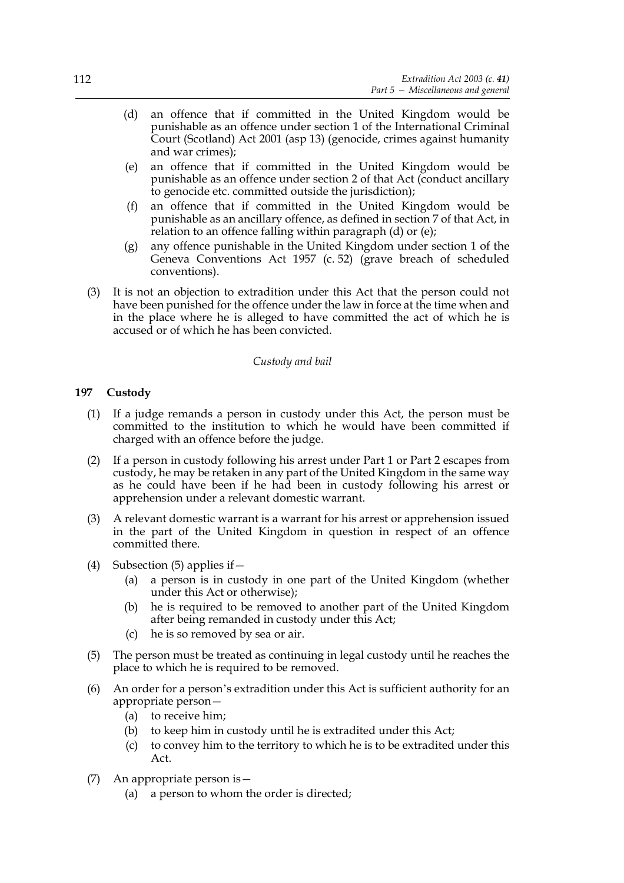(d) an offence that if committed in the United Kingdom would be punishable as an offence under section 1 of the International Criminal Court (Scotland) Act 2001 (asp 13) (genocide, crimes against humanity and war crimes);

(e) an offence that if committed in the United Kingdom would be punishable as an offence under section 2 of that Act (conduct ancillary to genocide etc. committed outside the jurisdiction);

(f) an offence that if committed in the United Kingdom would be punishable as an ancillary offence, as defined in section 7 of that Act, in relation to an offence falling within paragraph (d) or (e);

(g) any offence punishable in the United Kingdom under section 1 of the Geneva Conventions Act 1957 (c. 52) (grave breach of scheduled conventions).

(3) It is not an objection to extradition under this Act that the person could not have been punished for the offence under the law in force at the time when and in the place where he is alleged to have committed the act of which he is accused or of which he has been convicted.

*Custody and bail*

**197 Custody**

(1) If a judge remands a person in custody under this Act, the person must be committed to the institution to which he would have been committed if charged with an offence before the judge.

(2) If a person in custody following his arrest under Part 1 or Part 2 escapes from custody, he may be retaken in any part of the United Kingdom in the same way as he could have been if he had been in custody following his arrest or apprehension under a relevant domestic warrant.

(3) A relevant domestic warrant is a warrant for his arrest or apprehension issued in the part of the United Kingdom in question in respect of an offence committed there.

(4) Subsection (5) applies if—

(a) a person is in custody in one part of the United Kingdom (whether under this Act or otherwise);

(b) he is required to be removed to another part of the United Kingdom after being remanded in custody under this Act;

(c) he is so removed by sea or air.

(5) The person must be treated as continuing in legal custody until he reaches the place to which he is required to be removed.

(6) An order for a person's extradition under this Act is sufficient authority for an appropriate person—

(a) to receive him;

(b) to keep him in custody until he is extradited under this Act;

(c) to convey him to the territory to which he is to be extradited under this Act.

(7) An appropriate person is—

(a) a person to whom the order is directed;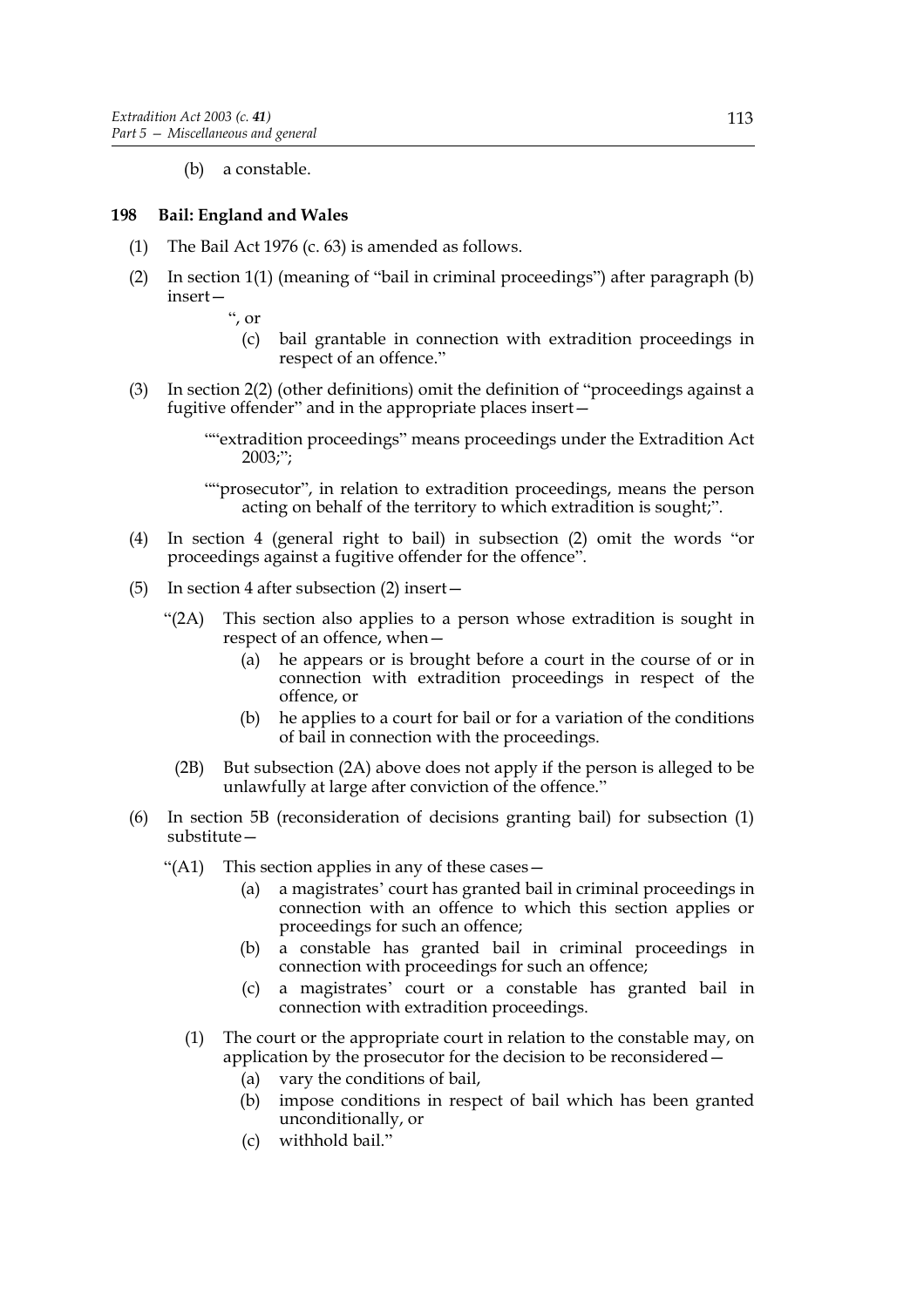(b) a constable.

### 198 Bail: England and Wales

(1) The Bail Act 1976 (c. 63) is amended as follows.

(2) In section 1(1) (meaning of "bail in criminal proceedings") after paragraph (b) insert—

", or

(c) bail grantable in connection with extradition proceedings in respect of an offence."

(3) In section 2(2) (other definitions) omit the definition of "proceedings against a fugitive offender" and in the appropriate places insert—

""extradition proceedings" means proceedings under the Extradition Act 2003;";

""prosecutor", in relation to extradition proceedings, means the person acting on behalf of the territory to which extradition is sought;".

(4) In section 4 (general right to bail) in subsection (2) omit the words "or proceedings against a fugitive offender for the offence".

(5) In section 4 after subsection (2) insert—

"(2A) This section also applies to a person whose extradition is sought in respect of an offence, when—

(a) he appears or is brought before a court in the course of or in connection with extradition proceedings in respect of the offence, or

(b) he applies to a court for bail or for a variation of the conditions of bail in connection with the proceedings.

(2B) But subsection (2A) above does not apply if the person is alleged to be unlawfully at large after conviction of the offence."

(6) In section 5B (reconsideration of decisions granting bail) for subsection (1) substitute—

"(A1) This section applies in any of these cases—

(a) a magistrates' court has granted bail in criminal proceedings in connection with an offence to which this section applies or proceedings for such an offence;

(b) a constable has granted bail in criminal proceedings in connection with proceedings for such an offence;

(c) a magistrates' court or a constable has granted bail in connection with extradition proceedings.

(1) The court or the appropriate court in relation to the constable may, on application by the prosecutor for the decision to be reconsidered—

(a) vary the conditions of bail,

(b) impose conditions in respect of bail which has been granted unconditionally, or

(c) withhold bail."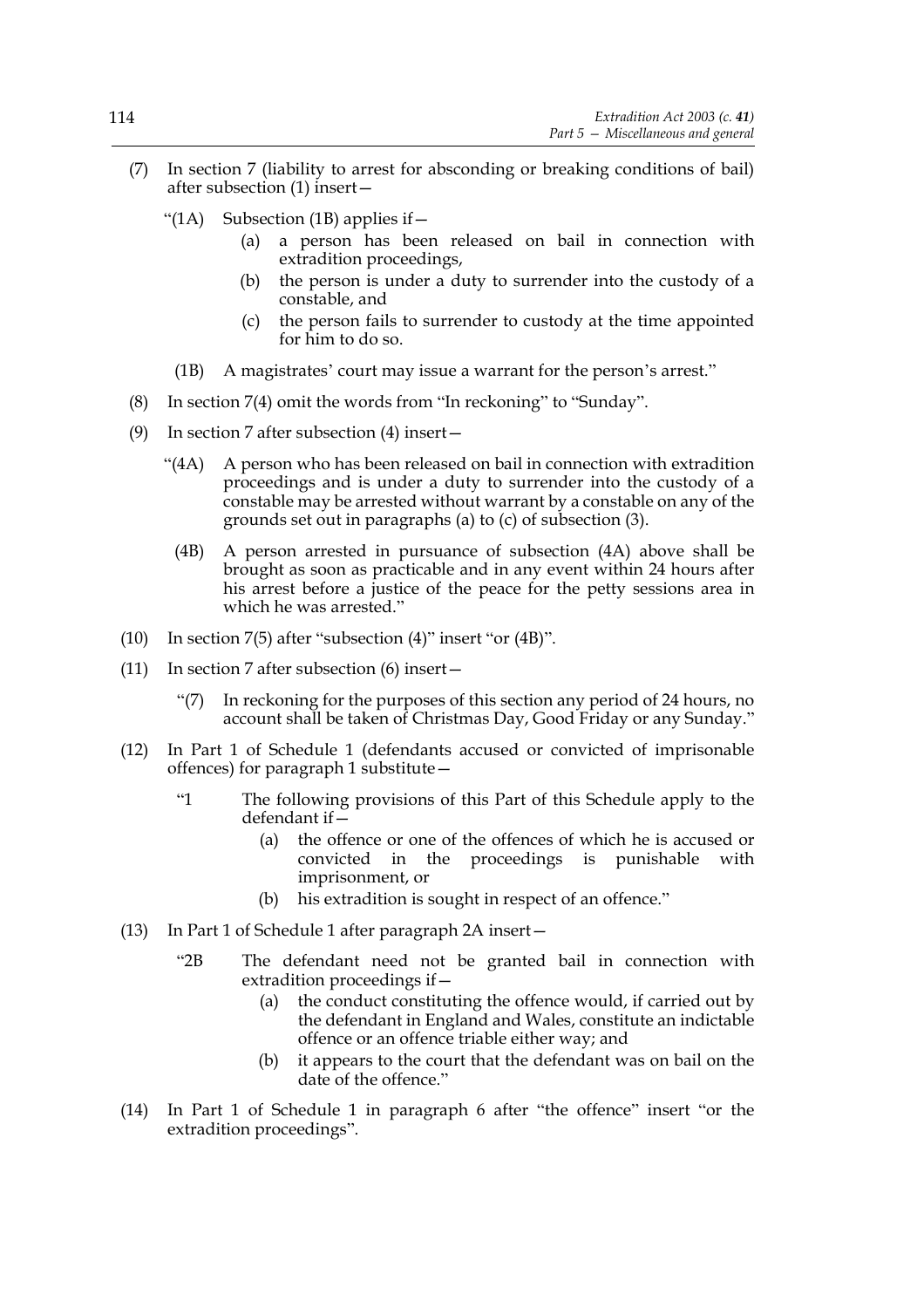(7) In section 7 (liability to arrest for absconding or breaking conditions of bail) after subsection (1) insert—

“(1A) Subsection (1B) applies if—

(a) a person has been released on bail in connection with extradition proceedings,

(b) the person is under a duty to surrender into the custody of a constable, and

(c) the person fails to surrender to custody at the time appointed for him to do so.

(1B) A magistrates’ court may issue a warrant for the person’s arrest.”

(8) In section 7(4) omit the words from “In reckoning” to “Sunday”.

(9) In section 7 after subsection (4) insert—

“(4A) A person who has been released on bail in connection with extradition proceedings and is under a duty to surrender into the custody of a constable may be arrested without warrant by a constable on any of the grounds set out in paragraphs (a) to (c) of subsection (3).

(4B) A person arrested in pursuance of subsection (4A) above shall be brought as soon as practicable and in any event within 24 hours after his arrest before a justice of the peace for the petty sessions area in which he was arrested.”

(10) In section 7(5) after “subsection (4)” insert “or (4B)”.

(11) In section 7 after subsection (6) insert—

“(7) In reckoning for the purposes of this section any period of 24 hours, no account shall be taken of Christmas Day, Good Friday or any Sunday.”

(12) In Part 1 of Schedule 1 (defendants accused or convicted of imprisonable offences) for paragraph 1 substitute—

“1 The following provisions of this Part of this Schedule apply to the defendant if—

(a) the offence or one of the offences of which he is accused or convicted in the proceedings is punishable with imprisonment, or

(b) his extradition is sought in respect of an offence.”

(13) In Part 1 of Schedule 1 after paragraph 2A insert—

“2B The defendant need not be granted bail in connection with extradition proceedings if—

(a) the conduct constituting the offence would, if carried out by the defendant in England and Wales, constitute an indictable offence or an offence triable either way; and

(b) it appears to the court that the defendant was on bail on the date of the offence.”

(14) In Part 1 of Schedule 1 in paragraph 6 after “the offence” insert “or the extradition proceedings”.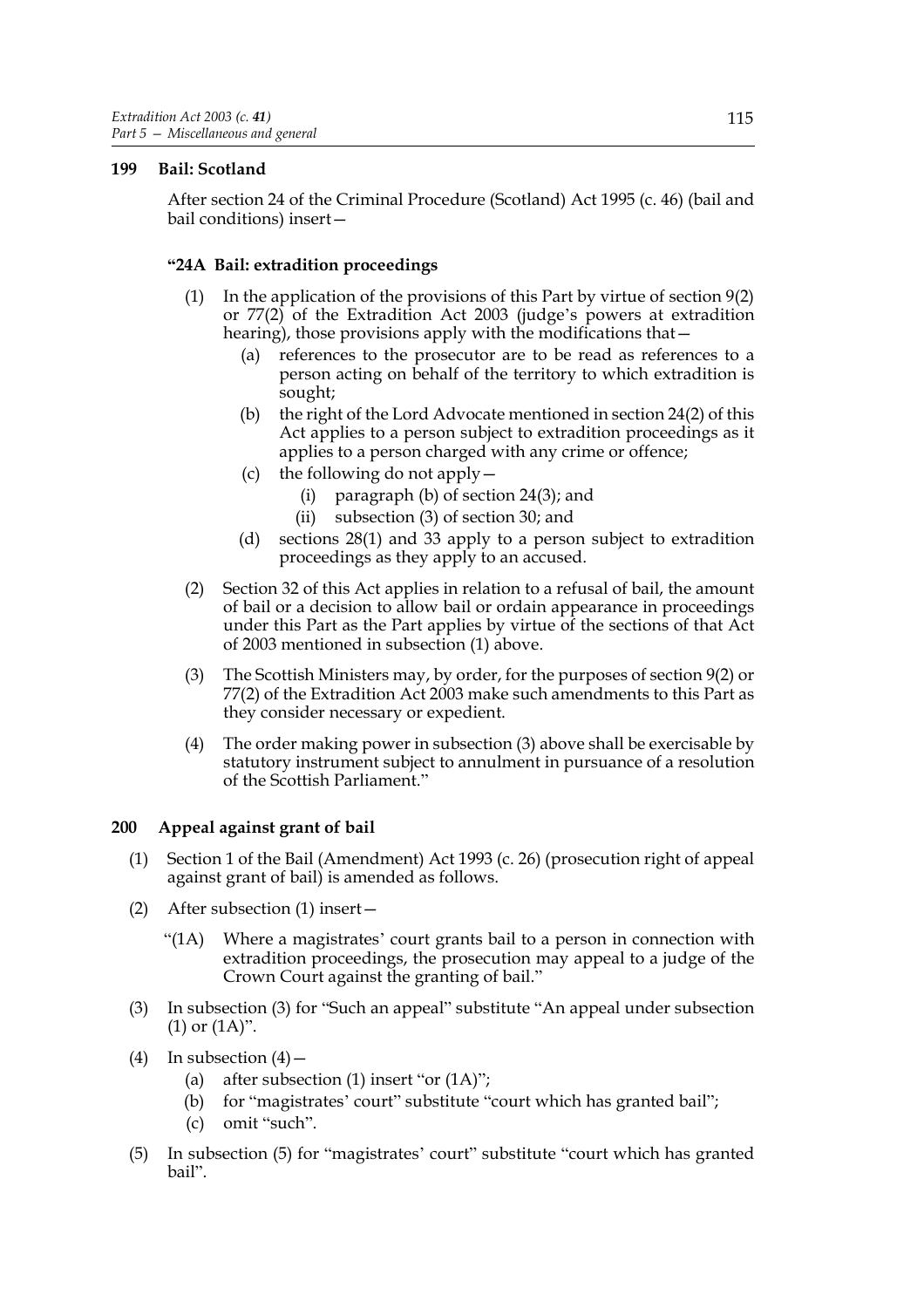### 199 Bail: Scotland

After section 24 of the Criminal Procedure (Scotland) Act 1995 (c. 46) (bail and bail conditions) insert—

**"24A Bail: extradition proceedings**

(1) In the application of the provisions of this Part by virtue of section 9(2) or 77(2) of the Extradition Act 2003 (judge's powers at extradition hearing), those provisions apply with the modifications that—

(a) references to the prosecutor are to be read as references to a person acting on behalf of the territory to which extradition is sought;

(b) the right of the Lord Advocate mentioned in section 24(2) of this Act applies to a person subject to extradition proceedings as it applies to a person charged with any crime or offence;

(c) the following do not apply—

(i) paragraph (b) of section 24(3); and

(ii) subsection (3) of section 30; and

(d) sections 28(1) and 33 apply to a person subject to extradition proceedings as they apply to an accused.

(2) Section 32 of this Act applies in relation to a refusal of bail, the amount of bail or a decision to allow bail or ordain appearance in proceedings under this Part as the Part applies by virtue of the sections of that Act of 2003 mentioned in subsection (1) above.

(3) The Scottish Ministers may, by order, for the purposes of section 9(2) or 77(2) of the Extradition Act 2003 make such amendments to this Part as they consider necessary or expedient.

(4) The order making power in subsection (3) above shall be exercisable by statutory instrument subject to annulment in pursuance of a resolution of the Scottish Parliament."

### 200 Appeal against grant of bail

(1) Section 1 of the Bail (Amendment) Act 1993 (c. 26) (prosecution right of appeal against grant of bail) is amended as follows.

(2) After subsection (1) insert—

"(1A) Where a magistrates' court grants bail to a person in connection with extradition proceedings, the prosecution may appeal to a judge of the Crown Court against the granting of bail."

(3) In subsection (3) for "Such an appeal" substitute "An appeal under subsection (1) or (1A)".

(4) In subsection (4)—

(a) after subsection (1) insert "or (1A)";

(b) for "magistrates' court" substitute "court which has granted bail";

(c) omit "such".

(5) In subsection (5) for "magistrates' court" substitute "court which has granted bail".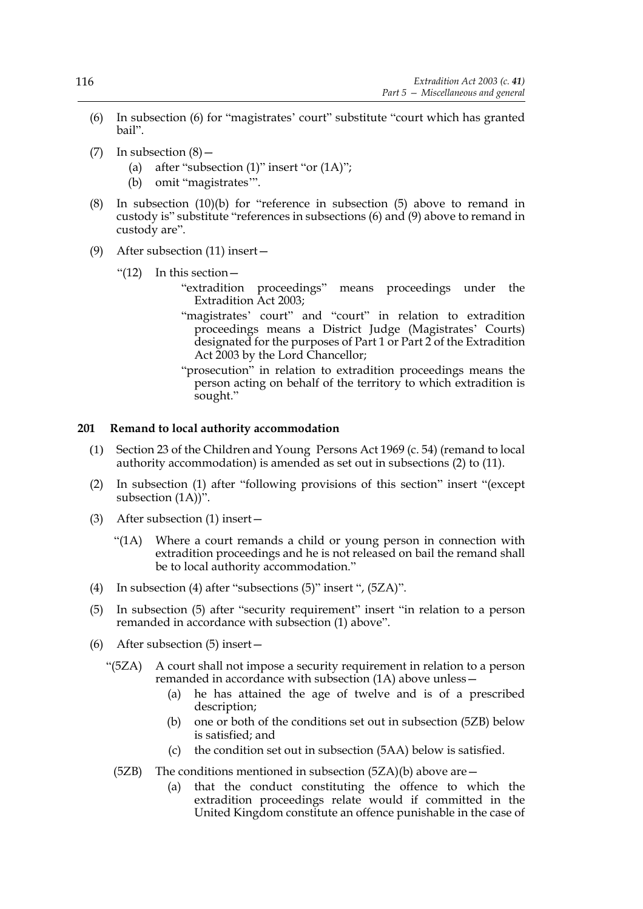(6) In subsection (6) for "magistrates' court" substitute "court which has granted bail".

(7) In subsection (8)—

   (a) after "subsection (1)" insert "or (1A)";

   (b) omit "magistrates'".

(8) In subsection (10)(b) for "reference in subsection (5) above to remand in custody is" substitute "references in subsections (6) and (9) above to remand in custody are".

(9) After subsection (11) insert—

> "(12) In this section—
>
> "extradition proceedings" means proceedings under the Extradition Act 2003;
>
> "magistrates' court" and "court" in relation to extradition proceedings means a District Judge (Magistrates' Courts) designated for the purposes of Part 1 or Part 2 of the Extradition Act 2003 by the Lord Chancellor;
>
> "prosecution" in relation to extradition proceedings means the person acting on behalf of the territory to which extradition is sought."

### 201 Remand to local authority accommodation

(1) Section 23 of the Children and Young Persons Act 1969 (c. 54) (remand to local authority accommodation) is amended as set out in subsections (2) to (11).

(2) In subsection (1) after "following provisions of this section" insert "(except subsection (1A))".

(3) After subsection (1) insert—

> "(1A) Where a court remands a child or young person in connection with extradition proceedings and he is not released on bail the remand shall be to local authority accommodation."

(4) In subsection (4) after "subsections (5)" insert ", (5ZA)".

(5) In subsection (5) after "security requirement" insert "in relation to a person remanded in accordance with subsection (1) above".

(6) After subsection (5) insert—

> "(5ZA) A court shall not impose a security requirement in relation to a person remanded in accordance with subsection (1A) above unless—
>
> (a) he has attained the age of twelve and is of a prescribed description;
>
> (b) one or both of the conditions set out in subsection (5ZB) below is satisfied; and
>
> (c) the condition set out in subsection (5AA) below is satisfied.
>
> (5ZB) The conditions mentioned in subsection (5ZA)(b) above are—
>
> (a) that the conduct constituting the offence to which the extradition proceedings relate would if committed in the United Kingdom constitute an offence punishable in the case of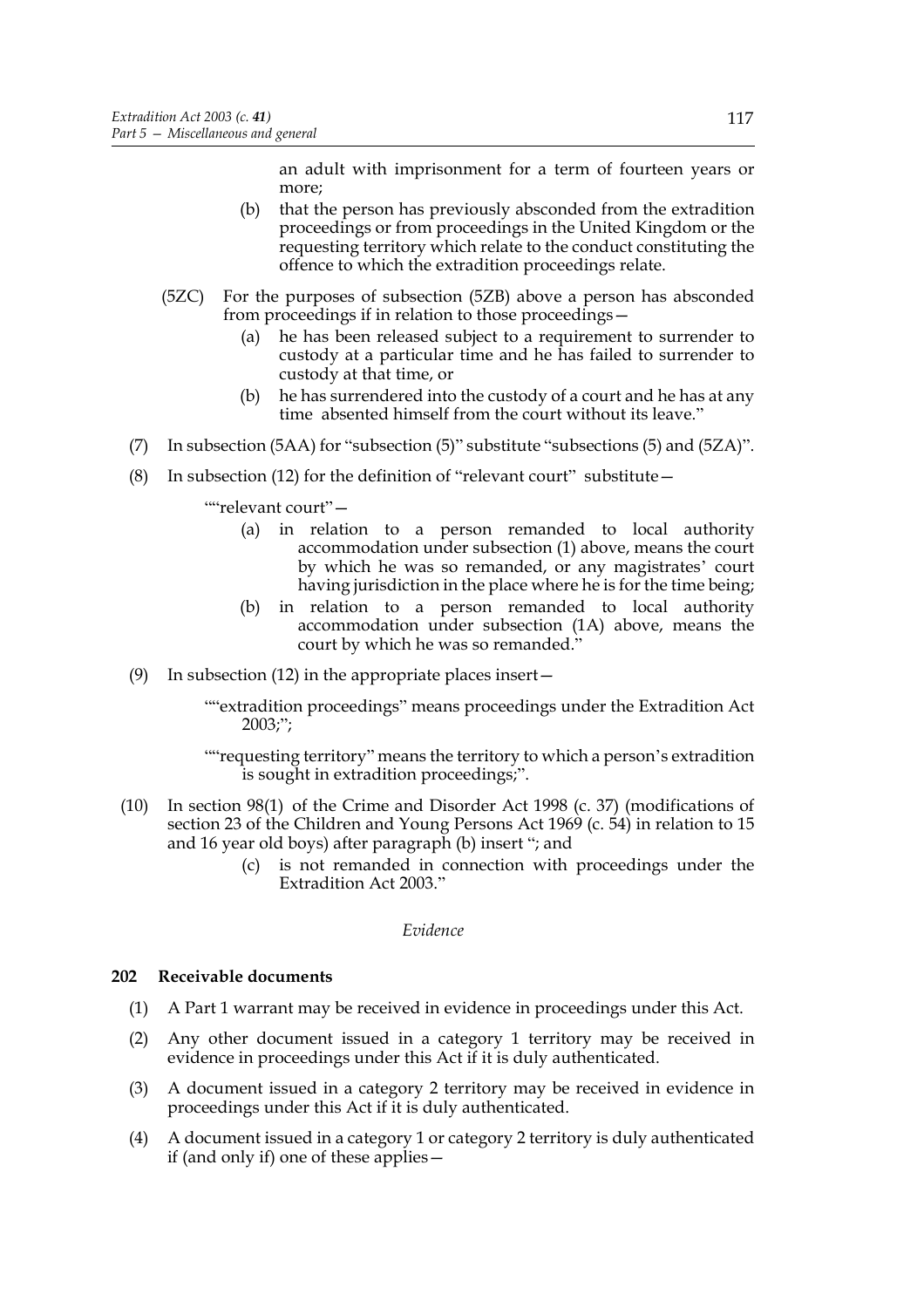an adult with imprisonment for a term of fourteen years or more;

(b) that the person has previously absconded from the extradition proceedings or from proceedings in the United Kingdom or the requesting territory which relate to the conduct constituting the offence to which the extradition proceedings relate.

(5ZC) For the purposes of subsection (5ZB) above a person has absconded from proceedings if in relation to those proceedings—

(a) he has been released subject to a requirement to surrender to custody at a particular time and he has failed to surrender to custody at that time, or

(b) he has surrendered into the custody of a court and he has at any time absented himself from the court without its leave."

(7) In subsection (5AA) for "subsection (5)" substitute "subsections (5) and (5ZA)".

(8) In subsection (12) for the definition of "relevant court" substitute—

""relevant court"—

(a) in relation to a person remanded to local authority accommodation under subsection (1) above, means the court by which he was so remanded, or any magistrates' court having jurisdiction in the place where he is for the time being;

(b) in relation to a person remanded to local authority accommodation under subsection (1A) above, means the court by which he was so remanded."

(9) In subsection (12) in the appropriate places insert—

""extradition proceedings" means proceedings under the Extradition Act 2003;";

""requesting territory" means the territory to which a person's extradition is sought in extradition proceedings;".

(10) In section 98(1) of the Crime and Disorder Act 1998 (c. 37) (modifications of section 23 of the Children and Young Persons Act 1969 (c. 54) in relation to 15 and 16 year old boys) after paragraph (b) insert "; and

(c) is not remanded in connection with proceedings under the Extradition Act 2003."

*Evidence*

### 202 Receivable documents

(1) A Part 1 warrant may be received in evidence in proceedings under this Act.

(2) Any other document issued in a category 1 territory may be received in evidence in proceedings under this Act if it is duly authenticated.

(3) A document issued in a category 2 territory may be received in evidence in proceedings under this Act if it is duly authenticated.

(4) A document issued in a category 1 or category 2 territory is duly authenticated if (and only if) one of these applies—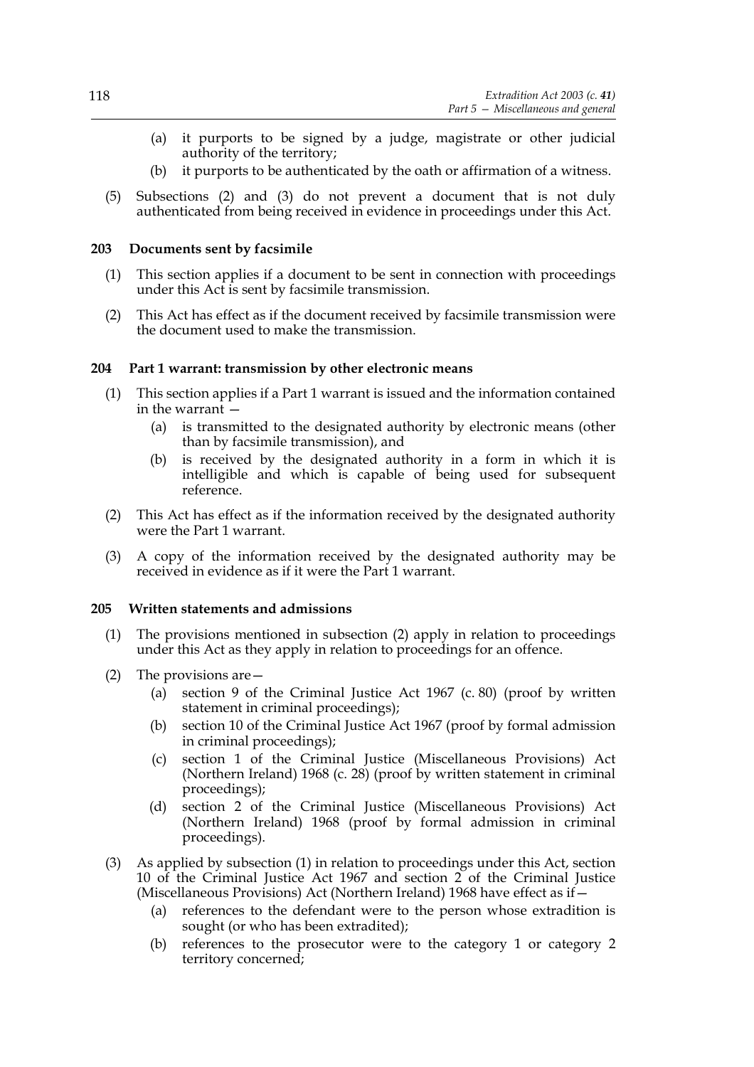(a) it purports to be signed by a judge, magistrate or other judicial authority of the territory;

(b) it purports to be authenticated by the oath or affirmation of a witness.

(5) Subsections (2) and (3) do not prevent a document that is not duly authenticated from being received in evidence in proceedings under this Act.

### 203 Documents sent by facsimile

(1) This section applies if a document to be sent in connection with proceedings under this Act is sent by facsimile transmission.

(2) This Act has effect as if the document received by facsimile transmission were the document used to make the transmission.

### 204 Part 1 warrant: transmission by other electronic means

(1) This section applies if a Part 1 warrant is issued and the information contained in the warrant —

(a) is transmitted to the designated authority by electronic means (other than by facsimile transmission), and

(b) is received by the designated authority in a form in which it is intelligible and which is capable of being used for subsequent reference.

(2) This Act has effect as if the information received by the designated authority were the Part 1 warrant.

(3) A copy of the information received by the designated authority may be received in evidence as if it were the Part 1 warrant.

### 205 Written statements and admissions

(1) The provisions mentioned in subsection (2) apply in relation to proceedings under this Act as they apply in relation to proceedings for an offence.

(2) The provisions are—

(a) section 9 of the Criminal Justice Act 1967 (c. 80) (proof by written statement in criminal proceedings);

(b) section 10 of the Criminal Justice Act 1967 (proof by formal admission in criminal proceedings);

(c) section 1 of the Criminal Justice (Miscellaneous Provisions) Act (Northern Ireland) 1968 (c. 28) (proof by written statement in criminal proceedings);

(d) section 2 of the Criminal Justice (Miscellaneous Provisions) Act (Northern Ireland) 1968 (proof by formal admission in criminal proceedings).

(3) As applied by subsection (1) in relation to proceedings under this Act, section 10 of the Criminal Justice Act 1967 and section 2 of the Criminal Justice (Miscellaneous Provisions) Act (Northern Ireland) 1968 have effect as if—

(a) references to the defendant were to the person whose extradition is sought (or who has been extradited);

(b) references to the prosecutor were to the category 1 or category 2 territory concerned;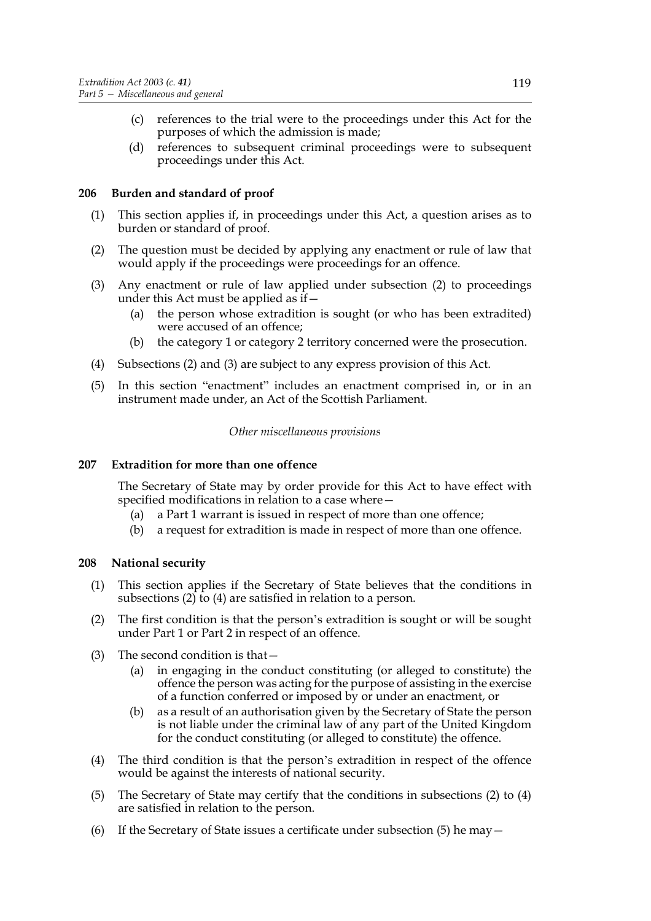(c) references to the trial were to the proceedings under this Act for the purposes of which the admission is made;

(d) references to subsequent criminal proceedings were to subsequent proceedings under this Act.

### 206 Burden and standard of proof

(1) This section applies if, in proceedings under this Act, a question arises as to burden or standard of proof.

(2) The question must be decided by applying any enactment or rule of law that would apply if the proceedings were proceedings for an offence.

(3) Any enactment or rule of law applied under subsection (2) to proceedings under this Act must be applied as if—

(a) the person whose extradition is sought (or who has been extradited) were accused of an offence;

(b) the category 1 or category 2 territory concerned were the prosecution.

(4) Subsections (2) and (3) are subject to any express provision of this Act.

(5) In this section "enactment" includes an enactment comprised in, or in an instrument made under, an Act of the Scottish Parliament.

*Other miscellaneous provisions*

### 207 Extradition for more than one offence

The Secretary of State may by order provide for this Act to have effect with specified modifications in relation to a case where—

(a) a Part 1 warrant is issued in respect of more than one offence;

(b) a request for extradition is made in respect of more than one offence.

### 208 National security

(1) This section applies if the Secretary of State believes that the conditions in subsections (2) to (4) are satisfied in relation to a person.

(2) The first condition is that the person's extradition is sought or will be sought under Part 1 or Part 2 in respect of an offence.

(3) The second condition is that—

(a) in engaging in the conduct constituting (or alleged to constitute) the offence the person was acting for the purpose of assisting in the exercise of a function conferred or imposed by or under an enactment, or

(b) as a result of an authorisation given by the Secretary of State the person is not liable under the criminal law of any part of the United Kingdom for the conduct constituting (or alleged to constitute) the offence.

(4) The third condition is that the person's extradition in respect of the offence would be against the interests of national security.

(5) The Secretary of State may certify that the conditions in subsections (2) to (4) are satisfied in relation to the person.

(6) If the Secretary of State issues a certificate under subsection (5) he may—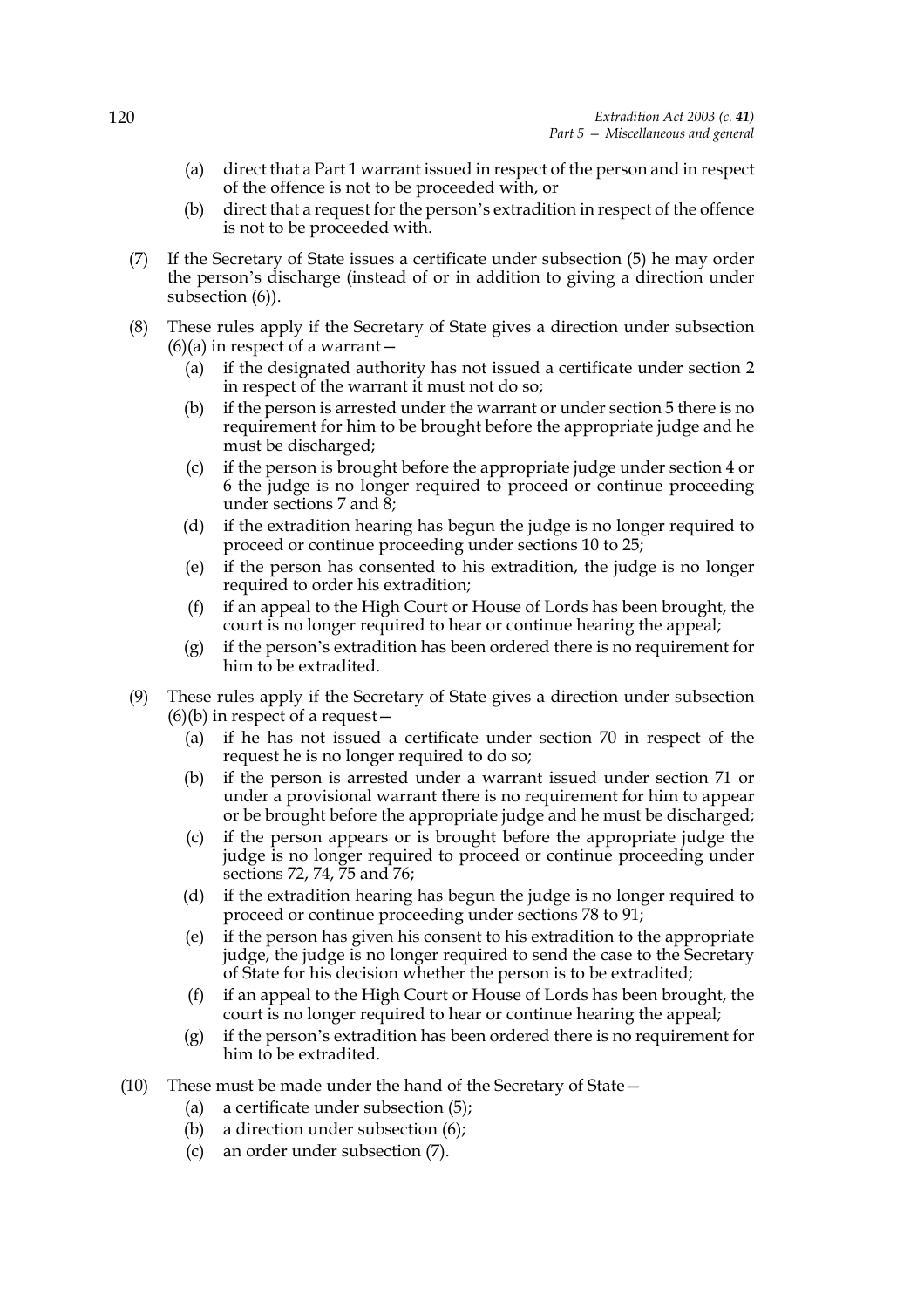(a) direct that a Part 1 warrant issued in respect of the person and in respect of the offence is not to be proceeded with, or

(b) direct that a request for the person's extradition in respect of the offence is not to be proceeded with.

(7) If the Secretary of State issues a certificate under subsection (5) he may order the person's discharge (instead of or in addition to giving a direction under subsection (6)).

(8) These rules apply if the Secretary of State gives a direction under subsection (6)(a) in respect of a warrant—

(a) if the designated authority has not issued a certificate under section 2 in respect of the warrant it must not do so;

(b) if the person is arrested under the warrant or under section 5 there is no requirement for him to be brought before the appropriate judge and he must be discharged;

(c) if the person is brought before the appropriate judge under section 4 or 6 the judge is no longer required to proceed or continue proceeding under sections 7 and 8;

(d) if the extradition hearing has begun the judge is no longer required to proceed or continue proceeding under sections 10 to 25;

(e) if the person has consented to his extradition, the judge is no longer required to order his extradition;

(f) if an appeal to the High Court or House of Lords has been brought, the court is no longer required to hear or continue hearing the appeal;

(g) if the person's extradition has been ordered there is no requirement for him to be extradited.

(9) These rules apply if the Secretary of State gives a direction under subsection (6)(b) in respect of a request—

(a) if he has not issued a certificate under section 70 in respect of the request he is no longer required to do so;

(b) if the person is arrested under a warrant issued under section 71 or under a provisional warrant there is no requirement for him to appear or be brought before the appropriate judge and he must be discharged;

(c) if the person appears or is brought before the appropriate judge the judge is no longer required to proceed or continue proceeding under sections 72, 74, 75 and 76;

(d) if the extradition hearing has begun the judge is no longer required to proceed or continue proceeding under sections 78 to 91;

(e) if the person has given his consent to his extradition to the appropriate judge, the judge is no longer required to send the case to the Secretary of State for his decision whether the person is to be extradited;

(f) if an appeal to the High Court or House of Lords has been brought, the court is no longer required to hear or continue hearing the appeal;

(g) if the person's extradition has been ordered there is no requirement for him to be extradited.

(10) These must be made under the hand of the Secretary of State—

(a) a certificate under subsection (5);

(b) a direction under subsection (6);

(c) an order under subsection (7).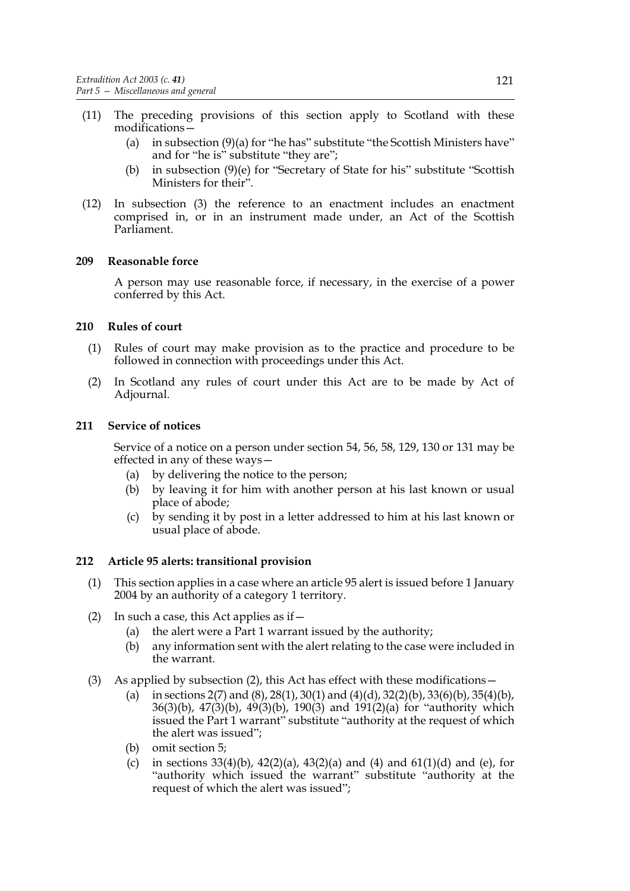(11) The preceding provisions of this section apply to Scotland with these modifications—

(a) in subsection (9)(a) for "he has" substitute "the Scottish Ministers have" and for "he is" substitute "they are";

(b) in subsection (9)(e) for "Secretary of State for his" substitute "Scottish Ministers for their".

(12) In subsection (3) the reference to an enactment includes an enactment comprised in, or in an instrument made under, an Act of the Scottish Parliament.

## 209 Reasonable force

A person may use reasonable force, if necessary, in the exercise of a power conferred by this Act.

## 210 Rules of court

(1) Rules of court may make provision as to the practice and procedure to be followed in connection with proceedings under this Act.

(2) In Scotland any rules of court under this Act are to be made by Act of Adjournal.

## 211 Service of notices

Service of a notice on a person under section 54, 56, 58, 129, 130 or 131 may be effected in any of these ways—

(a) by delivering the notice to the person;

(b) by leaving it for him with another person at his last known or usual place of abode;

(c) by sending it by post in a letter addressed to him at his last known or usual place of abode.

## 212 Article 95 alerts: transitional provision

(1) This section applies in a case where an article 95 alert is issued before 1 January 2004 by an authority of a category 1 territory.

(2) In such a case, this Act applies as if—

(a) the alert were a Part 1 warrant issued by the authority;

(b) any information sent with the alert relating to the case were included in the warrant.

(3) As applied by subsection (2), this Act has effect with these modifications—

(a) in sections 2(7) and (8), 28(1), 30(1) and (4)(d), 32(2)(b), 33(6)(b), 35(4)(b), 36(3)(b), 47(3)(b), 49(3)(b), 190(3) and 191(2)(a) for "authority which issued the Part 1 warrant" substitute "authority at the request of which the alert was issued";

(b) omit section 5;

(c) in sections 33(4)(b), 42(2)(a), 43(2)(a) and (4) and 61(1)(d) and (e), for "authority which issued the warrant" substitute "authority at the request of which the alert was issued";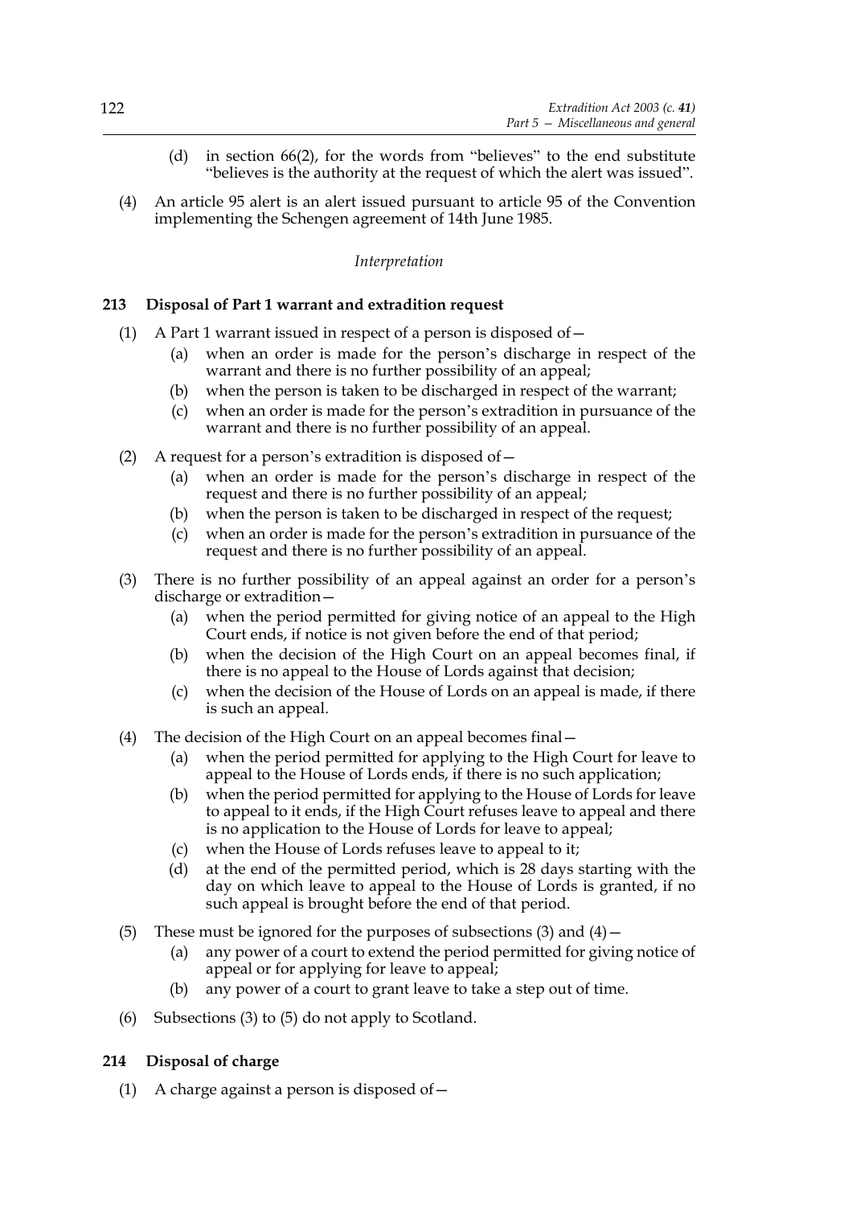(d) in section 66(2), for the words from "believes" to the end substitute "believes is the authority at the request of which the alert was issued".

(4) An article 95 alert is an alert issued pursuant to article 95 of the Convention implementing the Schengen agreement of 14th June 1985.

*Interpretation*

### 213 Disposal of Part 1 warrant and extradition request

(1) A Part 1 warrant issued in respect of a person is disposed of—

(a) when an order is made for the person's discharge in respect of the warrant and there is no further possibility of an appeal;

(b) when the person is taken to be discharged in respect of the warrant;

(c) when an order is made for the person's extradition in pursuance of the warrant and there is no further possibility of an appeal.

(2) A request for a person's extradition is disposed of—

(a) when an order is made for the person's discharge in respect of the request and there is no further possibility of an appeal;

(b) when the person is taken to be discharged in respect of the request;

(c) when an order is made for the person's extradition in pursuance of the request and there is no further possibility of an appeal.

(3) There is no further possibility of an appeal against an order for a person's discharge or extradition—

(a) when the period permitted for giving notice of an appeal to the High Court ends, if notice is not given before the end of that period;

(b) when the decision of the High Court on an appeal becomes final, if there is no appeal to the House of Lords against that decision;

(c) when the decision of the House of Lords on an appeal is made, if there is such an appeal.

(4) The decision of the High Court on an appeal becomes final—

(a) when the period permitted for applying to the High Court for leave to appeal to the House of Lords ends, if there is no such application;

(b) when the period permitted for applying to the House of Lords for leave to appeal to it ends, if the High Court refuses leave to appeal and there is no application to the House of Lords for leave to appeal;

(c) when the House of Lords refuses leave to appeal to it;

(d) at the end of the permitted period, which is 28 days starting with the day on which leave to appeal to the House of Lords is granted, if no such appeal is brought before the end of that period.

(5) These must be ignored for the purposes of subsections (3) and (4)—

(a) any power of a court to extend the period permitted for giving notice of appeal or for applying for leave to appeal;

(b) any power of a court to grant leave to take a step out of time.

(6) Subsections (3) to (5) do not apply to Scotland.

### 214 Disposal of charge

(1) A charge against a person is disposed of—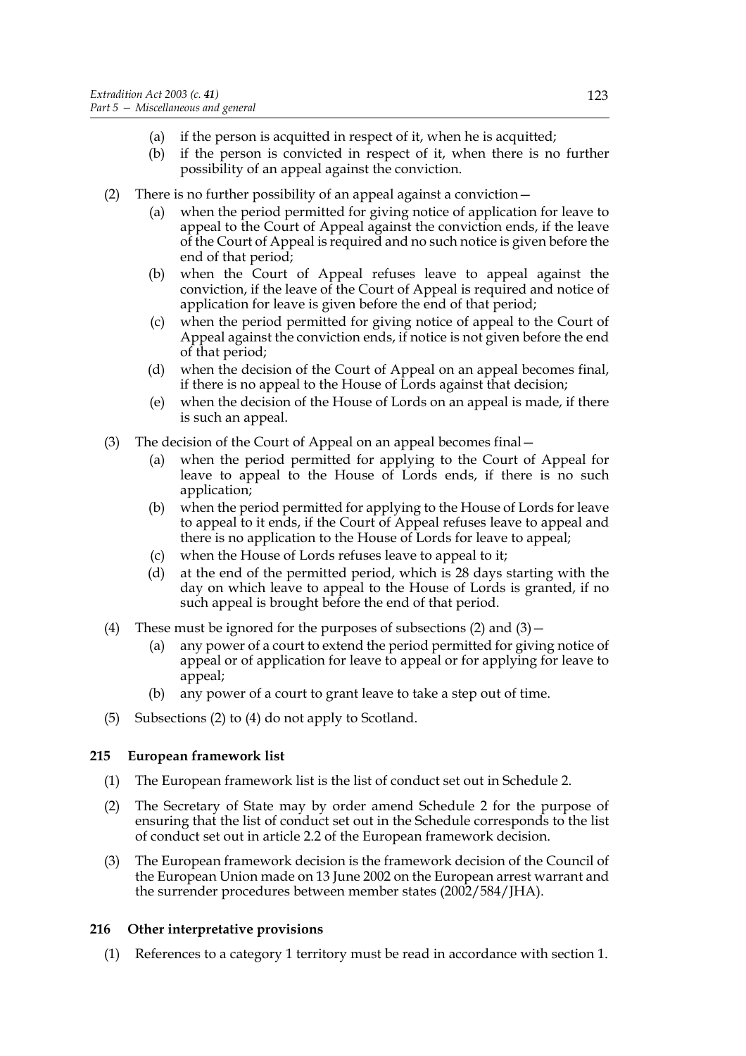(a) if the person is acquitted in respect of it, when he is acquitted;

(b) if the person is convicted in respect of it, when there is no further possibility of an appeal against the conviction.

(2) There is no further possibility of an appeal against a conviction—

(a) when the period permitted for giving notice of application for leave to appeal to the Court of Appeal against the conviction ends, if the leave of the Court of Appeal is required and no such notice is given before the end of that period;

(b) when the Court of Appeal refuses leave to appeal against the conviction, if the leave of the Court of Appeal is required and notice of application for leave is given before the end of that period;

(c) when the period permitted for giving notice of appeal to the Court of Appeal against the conviction ends, if notice is not given before the end of that period;

(d) when the decision of the Court of Appeal on an appeal becomes final, if there is no appeal to the House of Lords against that decision;

(e) when the decision of the House of Lords on an appeal is made, if there is such an appeal.

(3) The decision of the Court of Appeal on an appeal becomes final—

(a) when the period permitted for applying to the Court of Appeal for leave to appeal to the House of Lords ends, if there is no such application;

(b) when the period permitted for applying to the House of Lords for leave to appeal to it ends, if the Court of Appeal refuses leave to appeal and there is no application to the House of Lords for leave to appeal;

(c) when the House of Lords refuses leave to appeal to it;

(d) at the end of the permitted period, which is 28 days starting with the day on which leave to appeal to the House of Lords is granted, if no such appeal is brought before the end of that period.

(4) These must be ignored for the purposes of subsections (2) and (3)—

(a) any power of a court to extend the period permitted for giving notice of appeal or of application for leave to appeal or for applying for leave to appeal;

(b) any power of a court to grant leave to take a step out of time.

(5) Subsections (2) to (4) do not apply to Scotland.

### 215 European framework list

(1) The European framework list is the list of conduct set out in Schedule 2.

(2) The Secretary of State may by order amend Schedule 2 for the purpose of ensuring that the list of conduct set out in the Schedule corresponds to the list of conduct set out in article 2.2 of the European framework decision.

(3) The European framework decision is the framework decision of the Council of the European Union made on 13 June 2002 on the European arrest warrant and the surrender procedures between member states (2002/584/JHA).

### 216 Other interpretative provisions

(1) References to a category 1 territory must be read in accordance with section 1.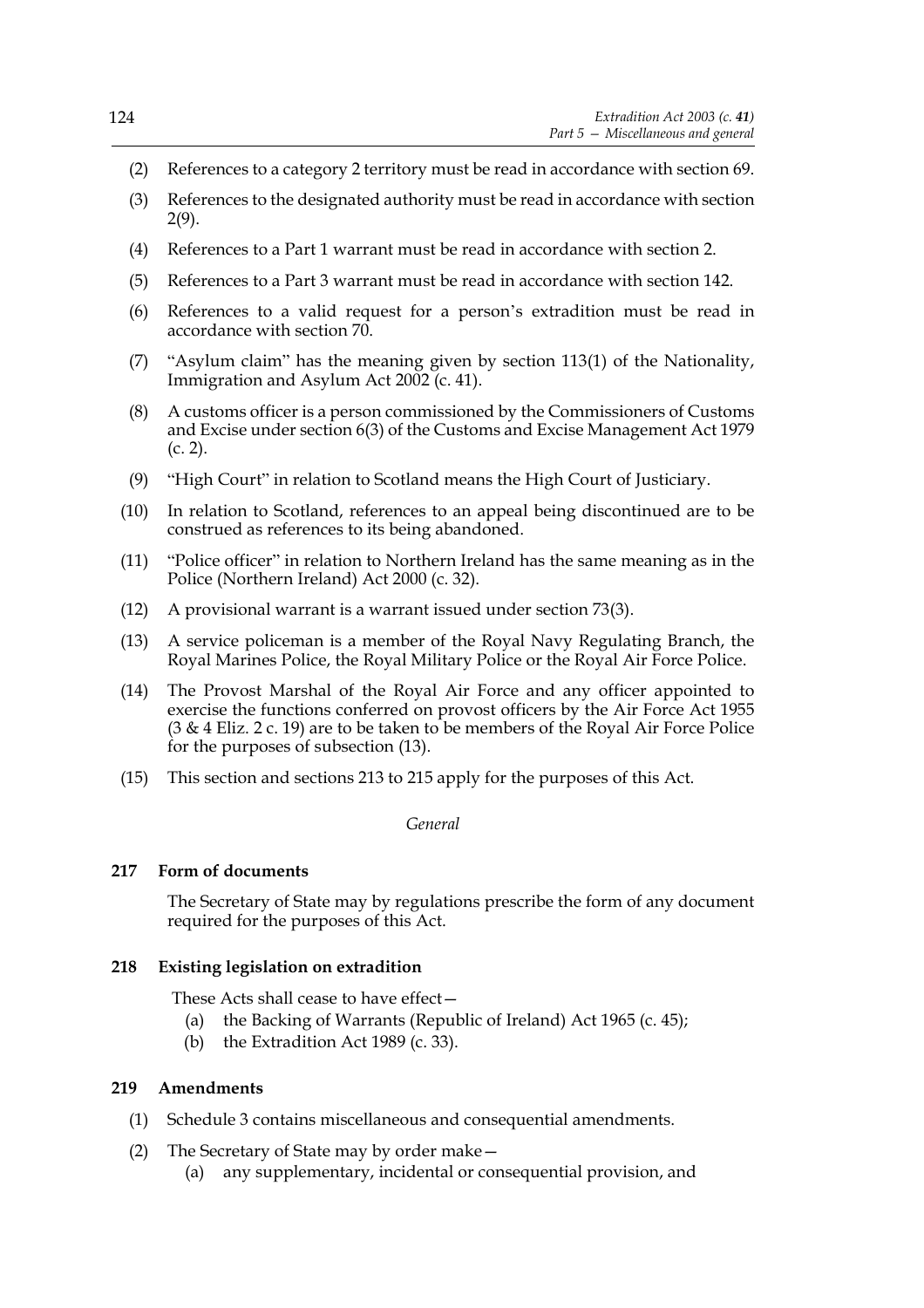(2) References to a category 2 territory must be read in accordance with section 69.

(3) References to the designated authority must be read in accordance with section 2(9).

(4) References to a Part 1 warrant must be read in accordance with section 2.

(5) References to a Part 3 warrant must be read in accordance with section 142.

(6) References to a valid request for a person's extradition must be read in accordance with section 70.

(7) "Asylum claim" has the meaning given by section 113(1) of the Nationality, Immigration and Asylum Act 2002 (c. 41).

(8) A customs officer is a person commissioned by the Commissioners of Customs and Excise under section 6(3) of the Customs and Excise Management Act 1979 (c. 2).

(9) "High Court" in relation to Scotland means the High Court of Justiciary.

(10) In relation to Scotland, references to an appeal being discontinued are to be construed as references to its being abandoned.

(11) "Police officer" in relation to Northern Ireland has the same meaning as in the Police (Northern Ireland) Act 2000 (c. 32).

(12) A provisional warrant is a warrant issued under section 73(3).

(13) A service policeman is a member of the Royal Navy Regulating Branch, the Royal Marines Police, the Royal Military Police or the Royal Air Force Police.

(14) The Provost Marshal of the Royal Air Force and any officer appointed to exercise the functions conferred on provost officers by the Air Force Act 1955 (3 & 4 Eliz. 2 c. 19) are to be taken to be members of the Royal Air Force Police for the purposes of subsection (13).

(15) This section and sections 213 to 215 apply for the purposes of this Act.

*General*

### 217 Form of documents

The Secretary of State may by regulations prescribe the form of any document required for the purposes of this Act.

### 218 Existing legislation on extradition

These Acts shall cease to have effect—

(a) the Backing of Warrants (Republic of Ireland) Act 1965 (c. 45);

(b) the Extradition Act 1989 (c. 33).

### 219 Amendments

(1) Schedule 3 contains miscellaneous and consequential amendments.

(2) The Secretary of State may by order make—

(a) any supplementary, incidental or consequential provision, and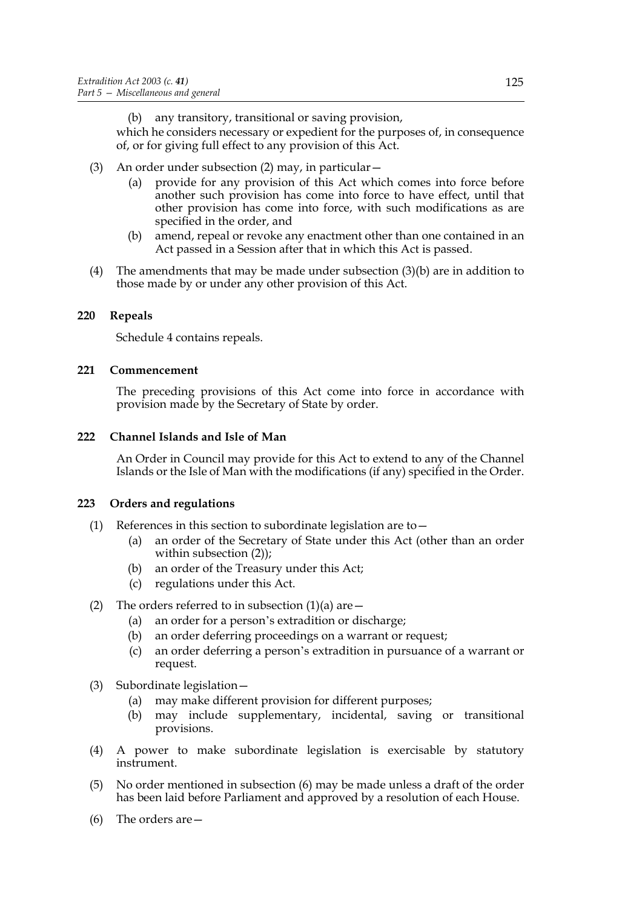(b) any transitory, transitional or saving provision,

which he considers necessary or expedient for the purposes of, in consequence of, or for giving full effect to any provision of this Act.

(3) An order under subsection (2) may, in particular—

(a) provide for any provision of this Act which comes into force before another such provision has come into force to have effect, until that other provision has come into force, with such modifications as are specified in the order, and

(b) amend, repeal or revoke any enactment other than one contained in an Act passed in a Session after that in which this Act is passed.

(4) The amendments that may be made under subsection (3)(b) are in addition to those made by or under any other provision of this Act.

### 220 Repeals

Schedule 4 contains repeals.

### 221 Commencement

The preceding provisions of this Act come into force in accordance with provision made by the Secretary of State by order.

### 222 Channel Islands and Isle of Man

An Order in Council may provide for this Act to extend to any of the Channel Islands or the Isle of Man with the modifications (if any) specified in the Order.

### 223 Orders and regulations

(1) References in this section to subordinate legislation are to—

(a) an order of the Secretary of State under this Act (other than an order within subsection (2));

(b) an order of the Treasury under this Act;

(c) regulations under this Act.

(2) The orders referred to in subsection (1)(a) are—

(a) an order for a person's extradition or discharge;

(b) an order deferring proceedings on a warrant or request;

(c) an order deferring a person's extradition in pursuance of a warrant or request.

(3) Subordinate legislation—

(a) may make different provision for different purposes;

(b) may include supplementary, incidental, saving or transitional provisions.

(4) A power to make subordinate legislation is exercisable by statutory instrument.

(5) No order mentioned in subsection (6) may be made unless a draft of the order has been laid before Parliament and approved by a resolution of each House.

(6) The orders are—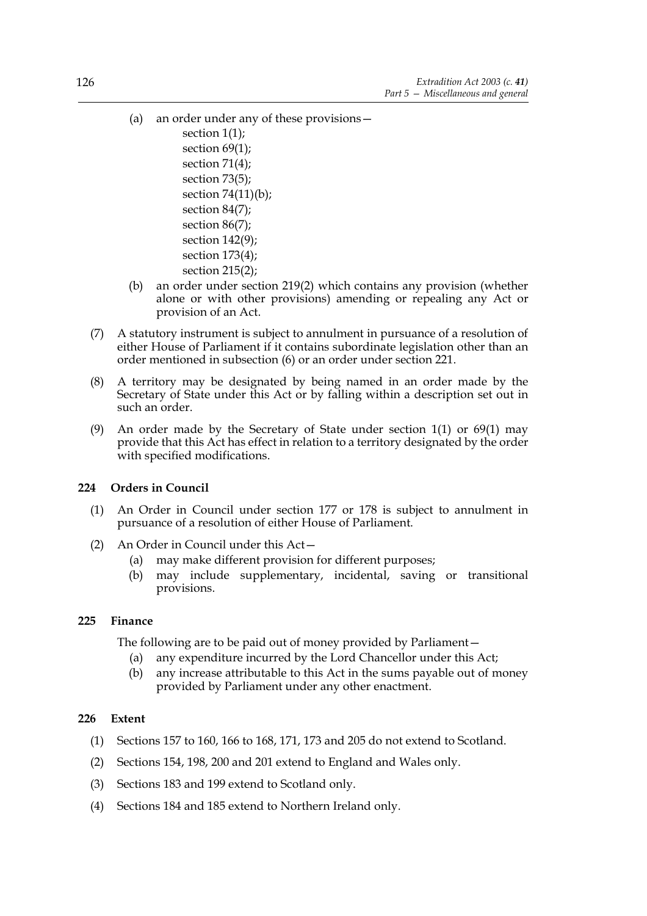(a) an order under any of these provisions—

section 1(1);
section 69(1);
section 71(4);
section 73(5);
section 74(11)(b);
section 84(7);
section 86(7);
section 142(9);
section 173(4);
section 215(2);

(b) an order under section 219(2) which contains any provision (whether alone or with other provisions) amending or repealing any Act or provision of an Act.

(7) A statutory instrument is subject to annulment in pursuance of a resolution of either House of Parliament if it contains subordinate legislation other than an order mentioned in subsection (6) or an order under section 221.

(8) A territory may be designated by being named in an order made by the Secretary of State under this Act or by falling within a description set out in such an order.

(9) An order made by the Secretary of State under section 1(1) or 69(1) may provide that this Act has effect in relation to a territory designated by the order with specified modifications.

### 224 Orders in Council

(1) An Order in Council under section 177 or 178 is subject to annulment in pursuance of a resolution of either House of Parliament.

(2) An Order in Council under this Act—

(a) may make different provision for different purposes;

(b) may include supplementary, incidental, saving or transitional provisions.

### 225 Finance

The following are to be paid out of money provided by Parliament—

(a) any expenditure incurred by the Lord Chancellor under this Act;

(b) any increase attributable to this Act in the sums payable out of money provided by Parliament under any other enactment.

### 226 Extent

(1) Sections 157 to 160, 166 to 168, 171, 173 and 205 do not extend to Scotland.

(2) Sections 154, 198, 200 and 201 extend to England and Wales only.

(3) Sections 183 and 199 extend to Scotland only.

(4) Sections 184 and 185 extend to Northern Ireland only.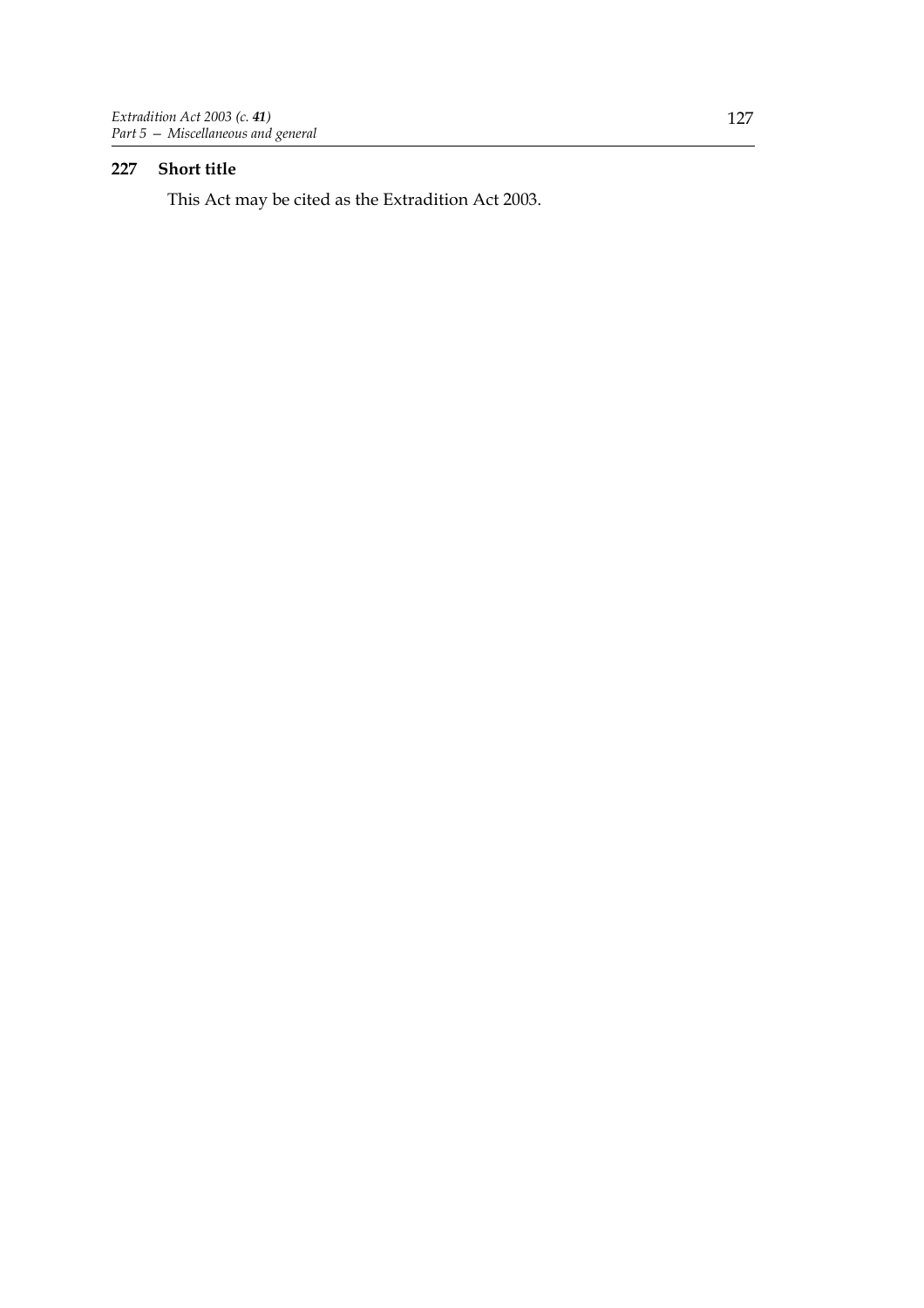**227 Short title**

This Act may be cited as the Extradition Act 2003.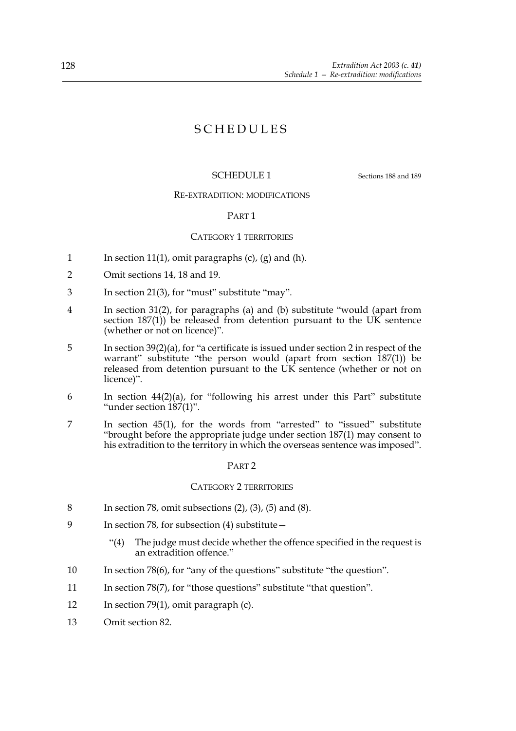# SCHEDULES

## SCHEDULE 1

Sections 188 and 189

### RE-EXTRADITION: MODIFICATIONS

#### PART 1

#### CATEGORY 1 TERRITORIES

1 In section 11(1), omit paragraphs (c), (g) and (h).

2 Omit sections 14, 18 and 19.

3 In section 21(3), for "must" substitute "may".

4 In section 31(2), for paragraphs (a) and (b) substitute "would (apart from section 187(1)) be released from detention pursuant to the UK sentence (whether or not on licence)".

5 In section 39(2)(a), for "a certificate is issued under section 2 in respect of the warrant" substitute "the person would (apart from section 187(1)) be released from detention pursuant to the UK sentence (whether or not on licence)".

6 In section 44(2)(a), for "following his arrest under this Part" substitute "under section 187(1)".

7 In section 45(1), for the words from "arrested" to "issued" substitute "brought before the appropriate judge under section 187(1) may consent to his extradition to the territory in which the overseas sentence was imposed".

#### PART 2

#### CATEGORY 2 TERRITORIES

8 In section 78, omit subsections (2), (3), (5) and (8).

9 In section 78, for subsection (4) substitute—

> "(4) The judge must decide whether the offence specified in the request is an extradition offence."

10 In section 78(6), for "any of the questions" substitute "the question".

11 In section 78(7), for "those questions" substitute "that question".

12 In section 79(1), omit paragraph (c).

13 Omit section 82.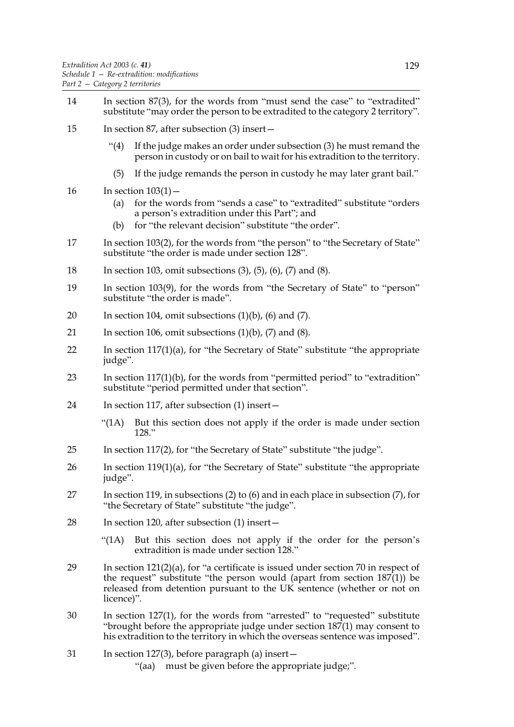14 In section 87(3), for the words from "must send the case" to "extradited" substitute "may order the person to be extradited to the category 2 territory".

15 In section 87, after subsection (3) insert—

> "(4) If the judge makes an order under subsection (3) he must remand the person in custody or on bail to wait for his extradition to the territory.
>
> (5) If the judge remands the person in custody he may later grant bail."

16 In section 103(1)—

(a) for the words from "sends a case" to "extradited" substitute "orders a person's extradition under this Part"; and

(b) for "the relevant decision" substitute "the order".

17 In section 103(2), for the words from "the person" to "the Secretary of State" substitute "the order is made under section 128".

18 In section 103, omit subsections (3), (5), (6), (7) and (8).

19 In section 103(9), for the words from "the Secretary of State" to "person" substitute "the order is made".

20 In section 104, omit subsections (1)(b), (6) and (7).

21 In section 106, omit subsections (1)(b), (7) and (8).

22 In section 117(1)(a), for "the Secretary of State" substitute "the appropriate judge".

23 In section 117(1)(b), for the words from "permitted period" to "extradition" substitute "period permitted under that section".

24 In section 117, after subsection (1) insert—

> "(1A) But this section does not apply if the order is made under section 128."

25 In section 117(2), for "the Secretary of State" substitute "the judge".

26 In section 119(1)(a), for "the Secretary of State" substitute "the appropriate judge".

27 In section 119, in subsections (2) to (6) and in each place in subsection (7), for "the Secretary of State" substitute "the judge".

28 In section 120, after subsection (1) insert—

> "(1A) But this section does not apply if the order for the person's extradition is made under section 128."

29 In section 121(2)(a), for "a certificate is issued under section 70 in respect of the request" substitute "the person would (apart from section 187(1)) be released from detention pursuant to the UK sentence (whether or not on licence)".

30 In section 127(1), for the words from "arrested" to "requested" substitute "brought before the appropriate judge under section 187(1) may consent to his extradition to the territory in which the overseas sentence was imposed".

31 In section 127(3), before paragraph (a) insert—

> "(aa) must be given before the appropriate judge;".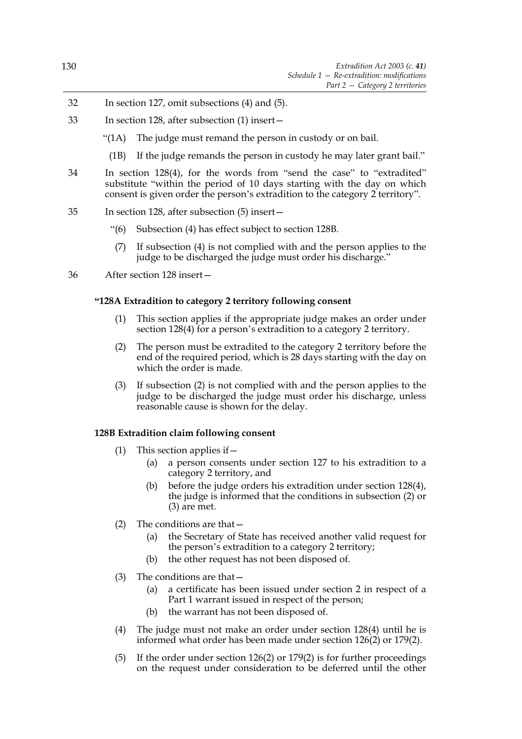32 In section 127, omit subsections (4) and (5).

33 In section 128, after subsection (1) insert—

"(1A) The judge must remand the person in custody or on bail.

(1B) If the judge remands the person in custody he may later grant bail."

34 In section 128(4), for the words from "send the case" to "extradited" substitute "within the period of 10 days starting with the day on which consent is given order the person's extradition to the category 2 territory".

35 In section 128, after subsection (5) insert—

"(6) Subsection (4) has effect subject to section 128B.

(7) If subsection (4) is not complied with and the person applies to the judge to be discharged the judge must order his discharge."

36 After section 128 insert—

**"128A Extradition to category 2 territory following consent**

(1) This section applies if the appropriate judge makes an order under section 128(4) for a person's extradition to a category 2 territory.

(2) The person must be extradited to the category 2 territory before the end of the required period, which is 28 days starting with the day on which the order is made.

(3) If subsection (2) is not complied with and the person applies to the judge to be discharged the judge must order his discharge, unless reasonable cause is shown for the delay.

**128B Extradition claim following consent**

(1) This section applies if—

(a) a person consents under section 127 to his extradition to a category 2 territory, and

(b) before the judge orders his extradition under section 128(4), the judge is informed that the conditions in subsection (2) or (3) are met.

(2) The conditions are that—

(a) the Secretary of State has received another valid request for the person's extradition to a category 2 territory;

(b) the other request has not been disposed of.

(3) The conditions are that—

(a) a certificate has been issued under section 2 in respect of a Part 1 warrant issued in respect of the person;

(b) the warrant has not been disposed of.

(4) The judge must not make an order under section 128(4) until he is informed what order has been made under section 126(2) or 179(2).

(5) If the order under section 126(2) or 179(2) is for further proceedings on the request under consideration to be deferred until the other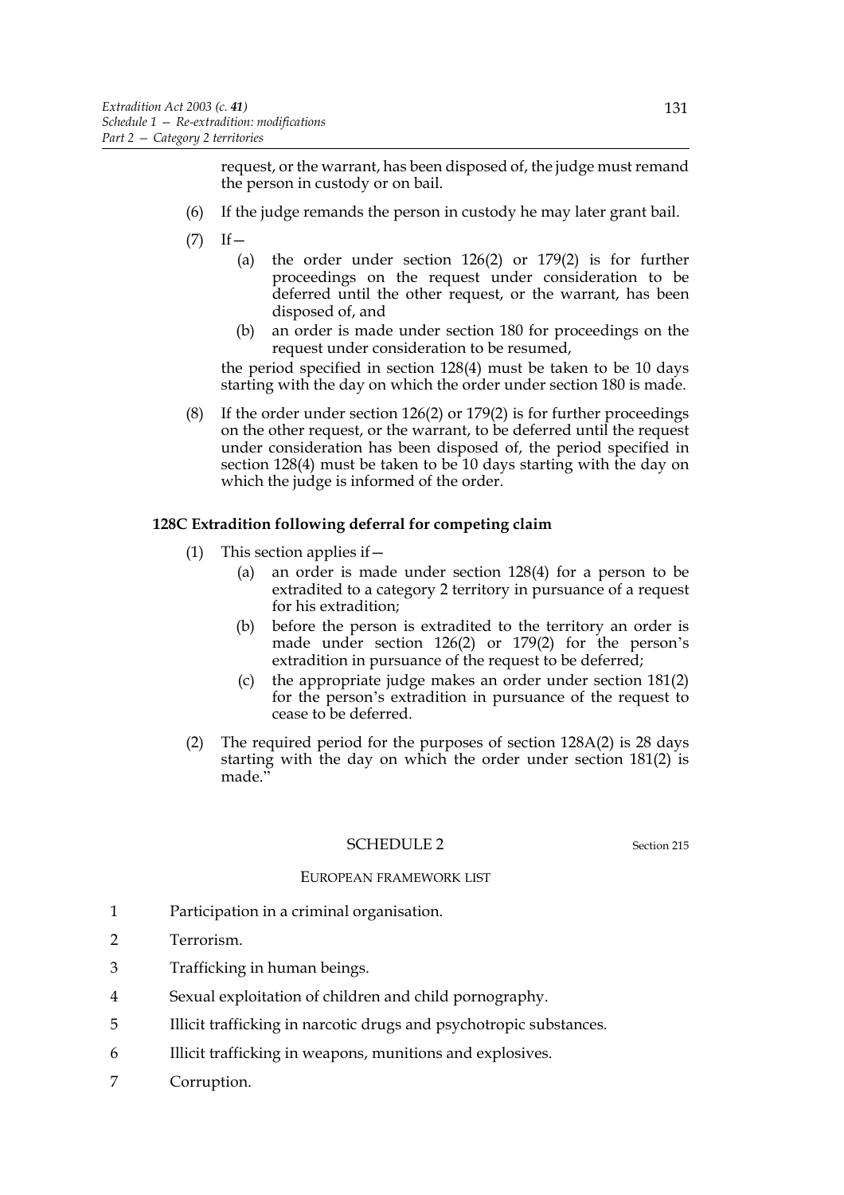request, or the warrant, has been disposed of, the judge must remand the person in custody or on bail.

(6) If the judge remands the person in custody he may later grant bail.

(7) If—

  (a) the order under section 126(2) or 179(2) is for further proceedings on the request under consideration to be deferred until the other request, or the warrant, has been disposed of, and

  (b) an order is made under section 180 for proceedings on the request under consideration to be resumed,

the period specified in section 128(4) must be taken to be 10 days starting with the day on which the order under section 180 is made.

(8) If the order under section 126(2) or 179(2) is for further proceedings on the other request, or the warrant, to be deferred until the request under consideration has been disposed of, the period specified in section 128(4) must be taken to be 10 days starting with the day on which the judge is informed of the order.

**128C Extradition following deferral for competing claim**

(1) This section applies if—

  (a) an order is made under section 128(4) for a person to be extradited to a category 2 territory in pursuance of a request for his extradition;

  (b) before the person is extradited to the territory an order is made under section 126(2) or 179(2) for the person's extradition in pursuance of the request to be deferred;

  (c) the appropriate judge makes an order under section 181(2) for the person's extradition in pursuance of the request to cease to be deferred.

(2) The required period for the purposes of section 128A(2) is 28 days starting with the day on which the order under section 181(2) is made."

## SCHEDULE 2

Section 215

EUROPEAN FRAMEWORK LIST

1 Participation in a criminal organisation.

2 Terrorism.

3 Trafficking in human beings.

4 Sexual exploitation of children and child pornography.

5 Illicit trafficking in narcotic drugs and psychotropic substances.

6 Illicit trafficking in weapons, munitions and explosives.

7 Corruption.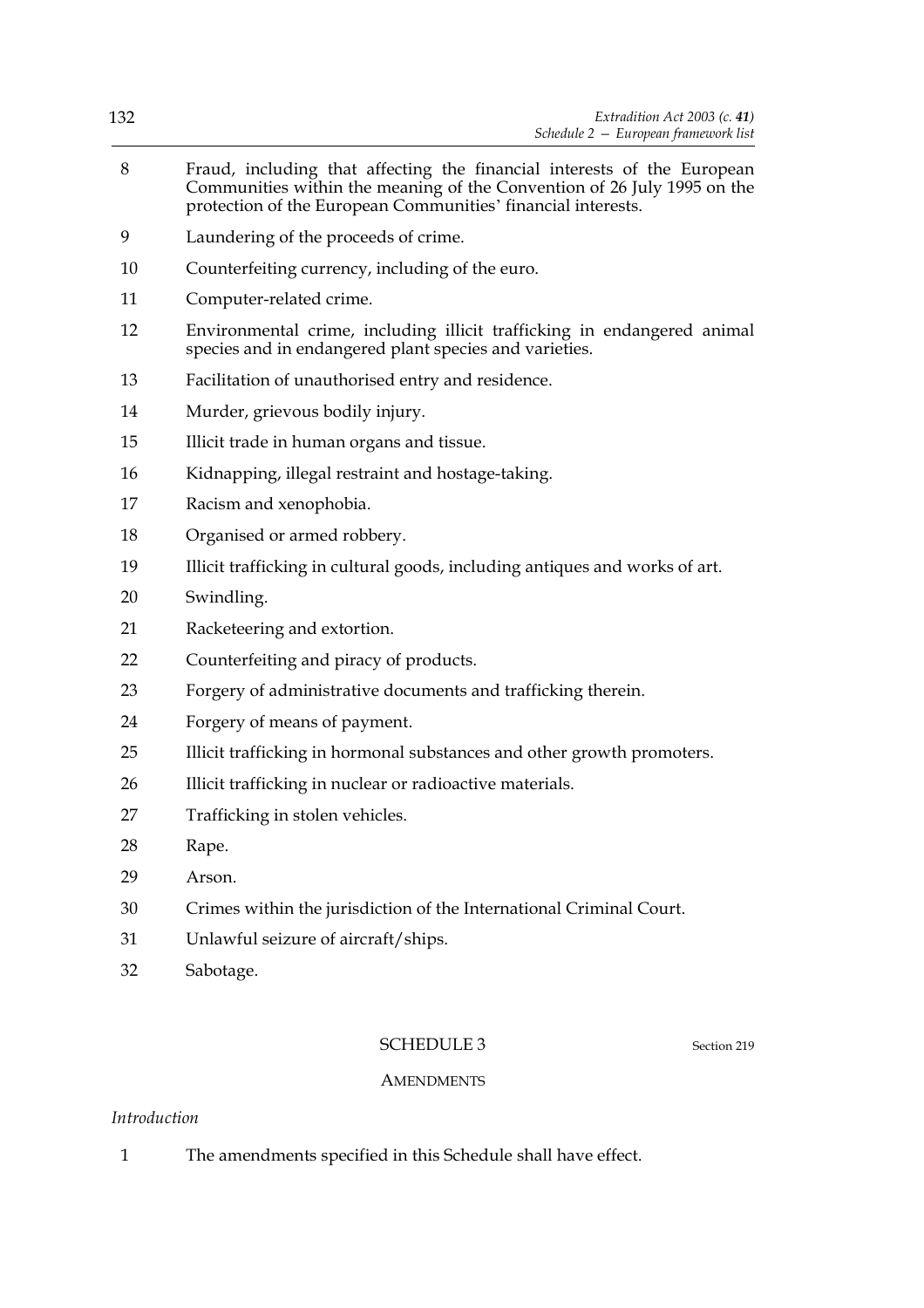8 Fraud, including that affecting the financial interests of the European Communities within the meaning of the Convention of 26 July 1995 on the protection of the European Communities' financial interests.

9 Laundering of the proceeds of crime.

10 Counterfeiting currency, including of the euro.

11 Computer-related crime.

12 Environmental crime, including illicit trafficking in endangered animal species and in endangered plant species and varieties.

13 Facilitation of unauthorised entry and residence.

14 Murder, grievous bodily injury.

15 Illicit trade in human organs and tissue.

16 Kidnapping, illegal restraint and hostage-taking.

17 Racism and xenophobia.

18 Organised or armed robbery.

19 Illicit trafficking in cultural goods, including antiques and works of art.

20 Swindling.

21 Racketeering and extortion.

22 Counterfeiting and piracy of products.

23 Forgery of administrative documents and trafficking therein.

24 Forgery of means of payment.

25 Illicit trafficking in hormonal substances and other growth promoters.

26 Illicit trafficking in nuclear or radioactive materials.

27 Trafficking in stolen vehicles.

28 Rape.

29 Arson.

30 Crimes within the jurisdiction of the International Criminal Court.

31 Unlawful seizure of aircraft/ships.

32 Sabotage.

## SCHEDULE 3

Section 219

### AMENDMENTS

*Introduction*

1 The amendments specified in this Schedule shall have effect.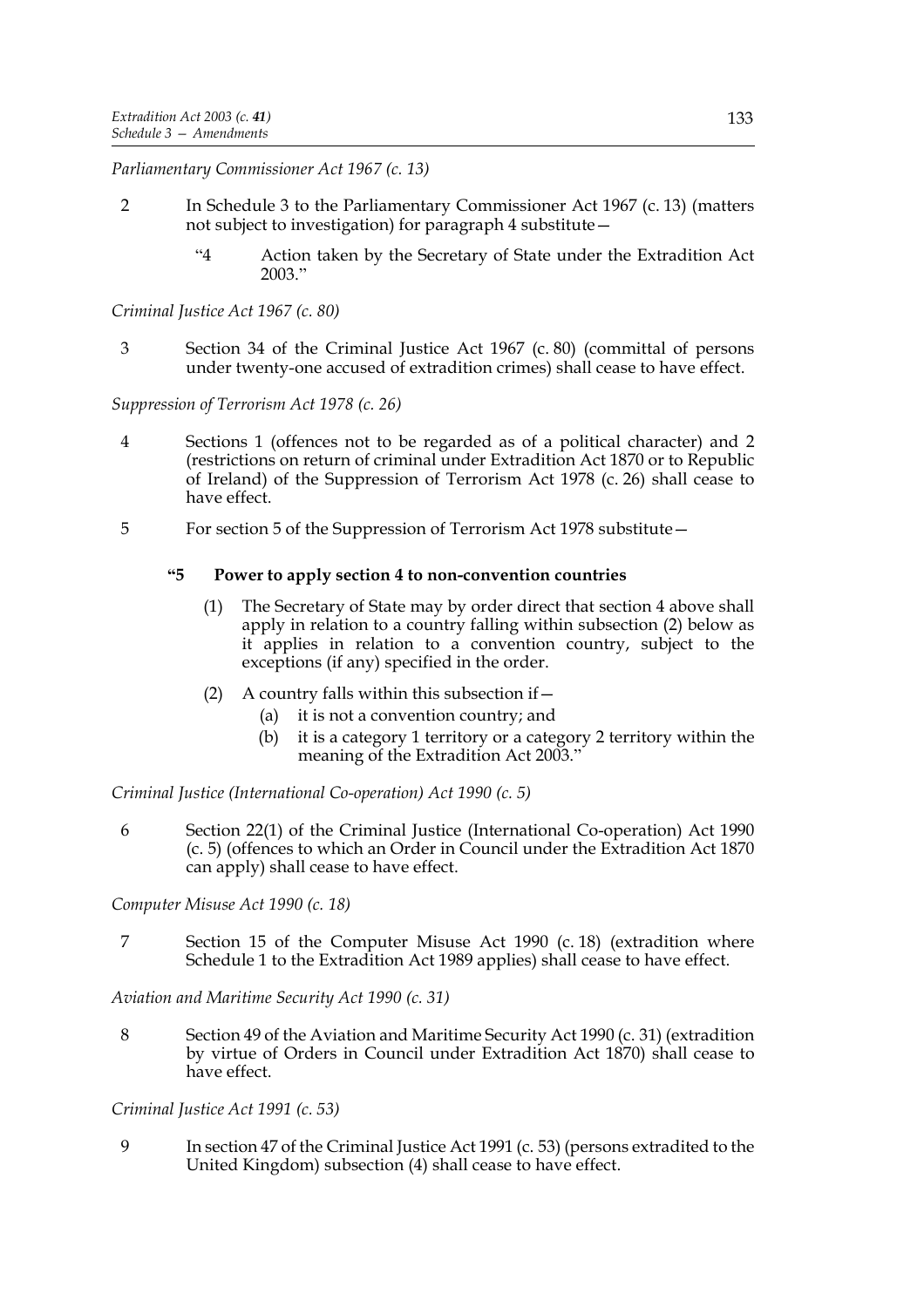*Parliamentary Commissioner Act 1967 (c. 13)*

2 In Schedule 3 to the Parliamentary Commissioner Act 1967 (c. 13) (matters not subject to investigation) for paragraph 4 substitute—

> "4 Action taken by the Secretary of State under the Extradition Act 2003."

*Criminal Justice Act 1967 (c. 80)*

3 Section 34 of the Criminal Justice Act 1967 (c. 80) (committal of persons under twenty-one accused of extradition crimes) shall cease to have effect.

*Suppression of Terrorism Act 1978 (c. 26)*

4 Sections 1 (offences not to be regarded as of a political character) and 2 (restrictions on return of criminal under Extradition Act 1870 or to Republic of Ireland) of the Suppression of Terrorism Act 1978 (c. 26) shall cease to have effect.

5 For section 5 of the Suppression of Terrorism Act 1978 substitute—

> **"5 Power to apply section 4 to non-convention countries**
>
> (1) The Secretary of State may by order direct that section 4 above shall apply in relation to a country falling within subsection (2) below as it applies in relation to a convention country, subject to the exceptions (if any) specified in the order.
>
> (2) A country falls within this subsection if—
>
> (a) it is not a convention country; and
>
> (b) it is a category 1 territory or a category 2 territory within the meaning of the Extradition Act 2003."

*Criminal Justice (International Co-operation) Act 1990 (c. 5)*

6 Section 22(1) of the Criminal Justice (International Co-operation) Act 1990 (c. 5) (offences to which an Order in Council under the Extradition Act 1870 can apply) shall cease to have effect.

*Computer Misuse Act 1990 (c. 18)*

7 Section 15 of the Computer Misuse Act 1990 (c. 18) (extradition where Schedule 1 to the Extradition Act 1989 applies) shall cease to have effect.

*Aviation and Maritime Security Act 1990 (c. 31)*

8 Section 49 of the Aviation and Maritime Security Act 1990 (c. 31) (extradition by virtue of Orders in Council under Extradition Act 1870) shall cease to have effect.

*Criminal Justice Act 1991 (c. 53)*

9 In section 47 of the Criminal Justice Act 1991 (c. 53) (persons extradited to the United Kingdom) subsection (4) shall cease to have effect.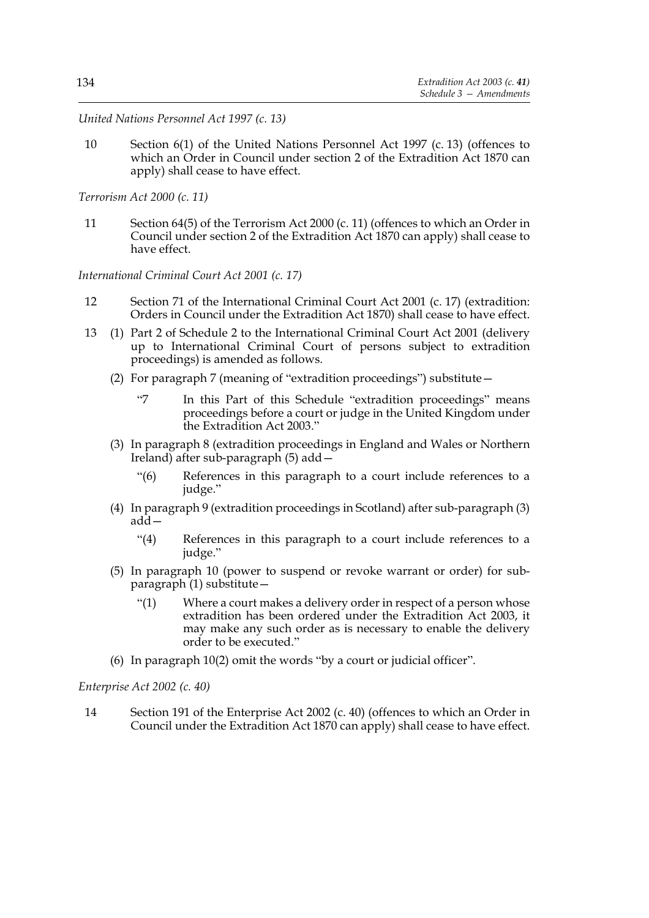*United Nations Personnel Act 1997 (c. 13)*

10 Section 6(1) of the United Nations Personnel Act 1997 (c. 13) (offences to which an Order in Council under section 2 of the Extradition Act 1870 can apply) shall cease to have effect.

*Terrorism Act 2000 (c. 11)*

11 Section 64(5) of the Terrorism Act 2000 (c. 11) (offences to which an Order in Council under section 2 of the Extradition Act 1870 can apply) shall cease to have effect.

*International Criminal Court Act 2001 (c. 17)*

12 Section 71 of the International Criminal Court Act 2001 (c. 17) (extradition: Orders in Council under the Extradition Act 1870) shall cease to have effect.

13 (1) Part 2 of Schedule 2 to the International Criminal Court Act 2001 (delivery up to International Criminal Court of persons subject to extradition proceedings) is amended as follows.

(2) For paragraph 7 (meaning of "extradition proceedings") substitute—

"7 In this Part of this Schedule "extradition proceedings" means proceedings before a court or judge in the United Kingdom under the Extradition Act 2003."

(3) In paragraph 8 (extradition proceedings in England and Wales or Northern Ireland) after sub-paragraph (5) add—

"(6) References in this paragraph to a court include references to a judge."

(4) In paragraph 9 (extradition proceedings in Scotland) after sub-paragraph (3) add—

"(4) References in this paragraph to a court include references to a judge."

(5) In paragraph 10 (power to suspend or revoke warrant or order) for sub-paragraph (1) substitute—

"(1) Where a court makes a delivery order in respect of a person whose extradition has been ordered under the Extradition Act 2003, it may make any such order as is necessary to enable the delivery order to be executed."

(6) In paragraph 10(2) omit the words "by a court or judicial officer".

*Enterprise Act 2002 (c. 40)*

14 Section 191 of the Enterprise Act 2002 (c. 40) (offences to which an Order in Council under the Extradition Act 1870 can apply) shall cease to have effect.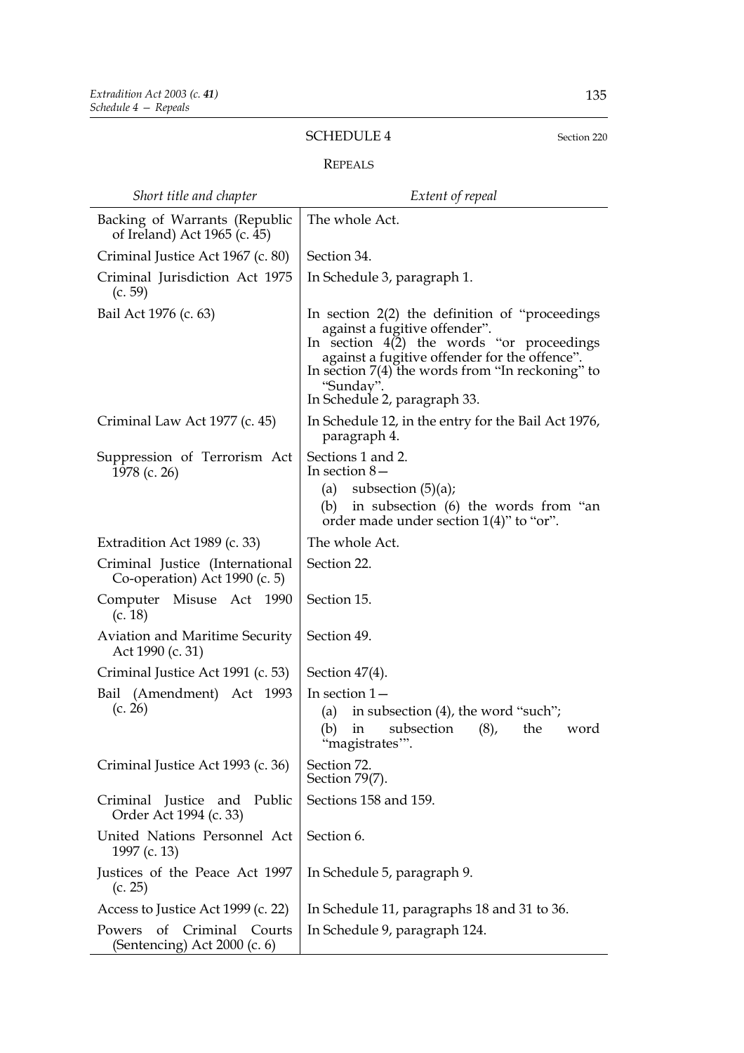## SCHEDULE 4

Section 220

### REPEALS

| *Short title and chapter* | *Extent of repeal* |
|---|---|
| Backing of Warrants (Republic of Ireland) Act 1965 (c. 45) | The whole Act. |
| Criminal Justice Act 1967 (c. 80) | Section 34. |
| Criminal Jurisdiction Act 1975 (c. 59) | In Schedule 3, paragraph 1. |
| Bail Act 1976 (c. 63) | In section 2(2) the definition of "proceedings against a fugitive offender". In section 4(2) the words "or proceedings against a fugitive offender for the offence". In section 7(4) the words from "In reckoning" to "Sunday". In Schedule 2, paragraph 33. |
| Criminal Law Act 1977 (c. 45) | In Schedule 12, in the entry for the Bail Act 1976, paragraph 4. |
| Suppression of Terrorism Act 1978 (c. 26) | Sections 1 and 2. In section 8— (a) subsection (5)(a); (b) in subsection (6) the words from "an order made under section 1(4)" to "or". |
| Extradition Act 1989 (c. 33) | The whole Act. |
| Criminal Justice (International Co-operation) Act 1990 (c. 5) | Section 22. |
| Computer Misuse Act 1990 (c. 18) | Section 15. |
| Aviation and Maritime Security Act 1990 (c. 31) | Section 49. |
| Criminal Justice Act 1991 (c. 53) | Section 47(4). |
| Bail (Amendment) Act 1993 (c. 26) | In section 1— (a) in subsection (4), the word "such"; (b) in subsection (8), the word "magistrates'". |
| Criminal Justice Act 1993 (c. 36) | Section 72. Section 79(7). |
| Criminal Justice and Public Order Act 1994 (c. 33) | Sections 158 and 159. |
| United Nations Personnel Act 1997 (c. 13) | Section 6. |
| Justices of the Peace Act 1997 (c. 25) | In Schedule 5, paragraph 9. |
| Access to Justice Act 1999 (c. 22) | In Schedule 11, paragraphs 18 and 31 to 36. |
| Powers of Criminal Courts (Sentencing) Act 2000 (c. 6) | In Schedule 9, paragraph 124. |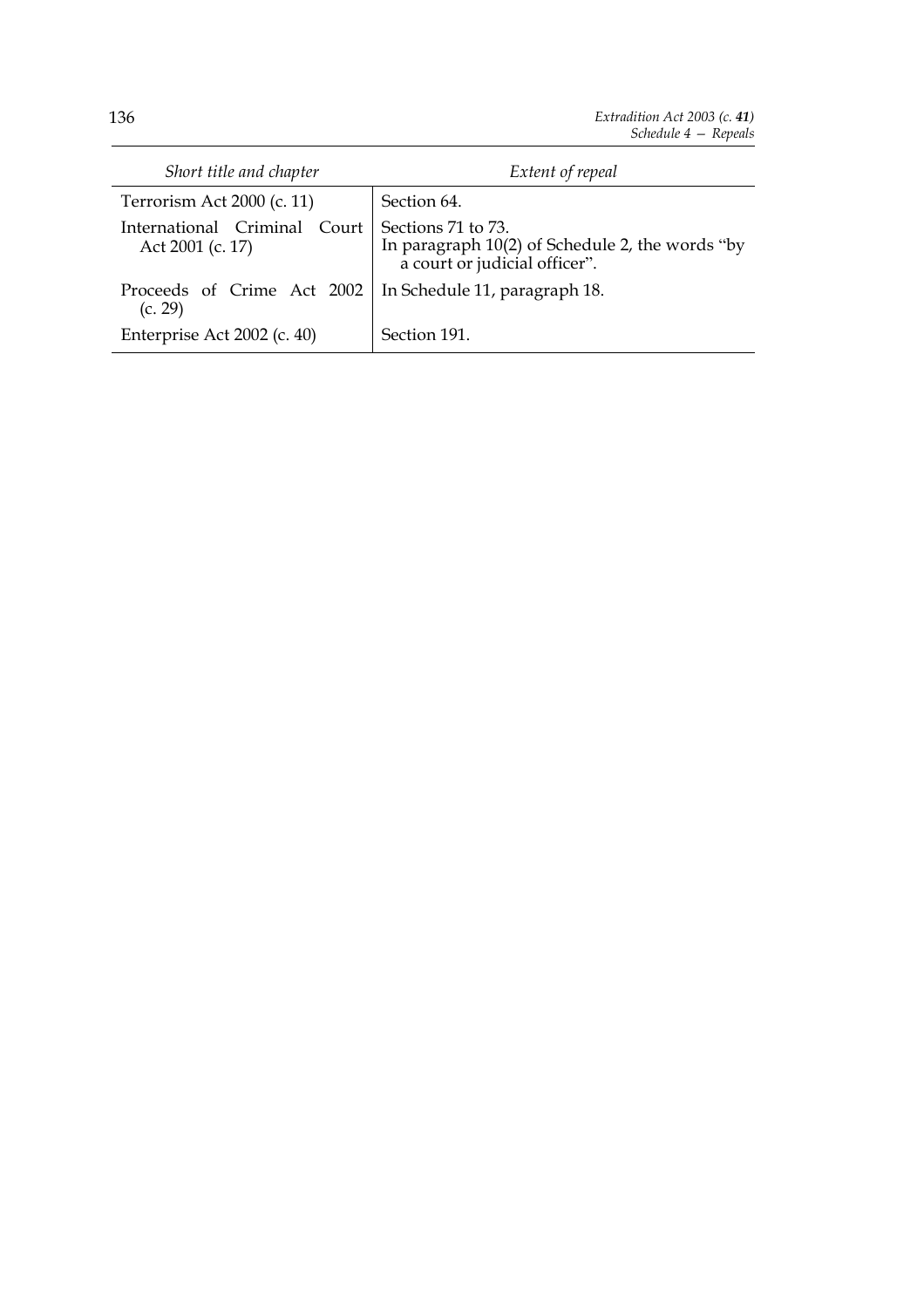| *Short title and chapter* | *Extent of repeal* |
|---|---|
| Terrorism Act 2000 (c. 11) | Section 64. |
| International Criminal Court Act 2001 (c. 17) | Sections 71 to 73.<br>In paragraph 10(2) of Schedule 2, the words "by a court or judicial officer". |
| Proceeds of Crime Act 2002 (c. 29) | In Schedule 11, paragraph 18. |
| Enterprise Act 2002 (c. 40) | Section 191. |